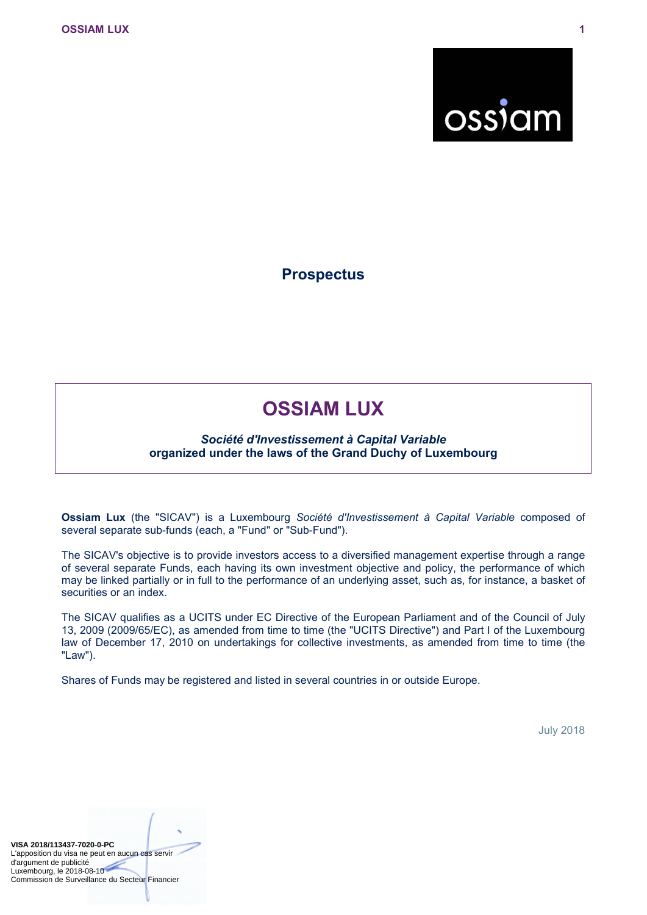# Prospectus

## OSSIAM LUX

***Société d'Investissement à Capital Variable***
**organized under the laws of the Grand Duchy of Luxembourg**

**Ossiam Lux** (the "SICAV") is a Luxembourg *Société d'Investissement à Capital Variable* composed of several separate sub-funds (each, a "Fund" or "Sub-Fund").

The SICAV's objective is to provide investors access to a diversified management expertise through a range of several separate Funds, each having its own investment objective and policy, the performance of which may be linked partially or in full to the performance of an underlying asset, such as, for instance, a basket of securities or an index.

The SICAV qualifies as a UCITS under EC Directive of the European Parliament and of the Council of July 13, 2009 (2009/65/EC), as amended from time to time (the "UCITS Directive") and Part I of the Luxembourg law of December 17, 2010 on undertakings for collective investments, as amended from time to time (the "Law").

Shares of Funds may be registered and listed in several countries in or outside Europe.

July 2018

**VISA 2018/113437-7020-0-PC**
L'apposition du visa ne peut en aucun cas servir d'argument de publicité
Luxembourg, le 2018-08-10
Commission de Surveillance du Secteur Financier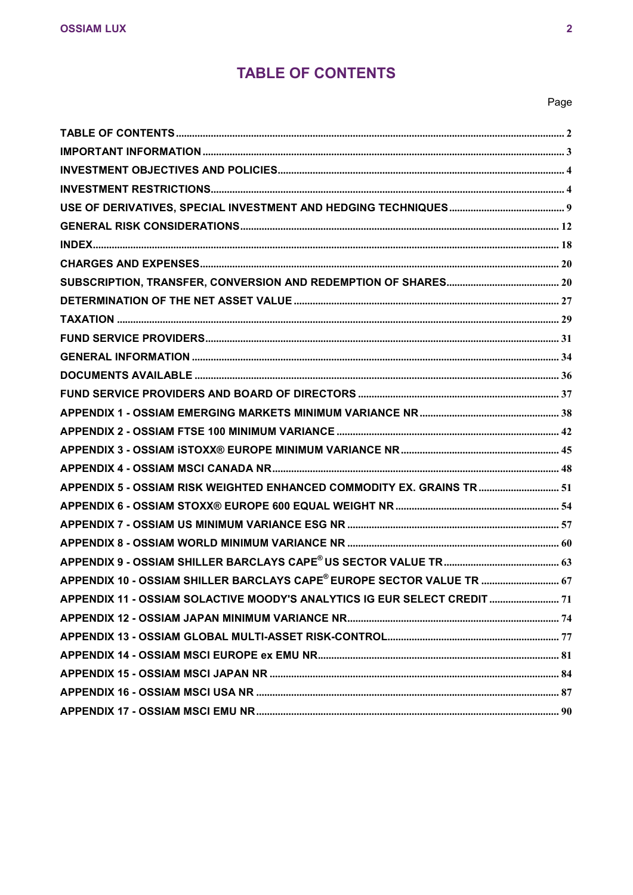# TABLE OF CONTENTS

| | Page |
|---|---|
| TABLE OF CONTENTS | 2 |
| IMPORTANT INFORMATION | 3 |
| INVESTMENT OBJECTIVES AND POLICIES | 4 |
| INVESTMENT RESTRICTIONS | 4 |
| USE OF DERIVATIVES, SPECIAL INVESTMENT AND HEDGING TECHNIQUES | 9 |
| GENERAL RISK CONSIDERATIONS | 12 |
| INDEX | 18 |
| CHARGES AND EXPENSES | 20 |
| SUBSCRIPTION, TRANSFER, CONVERSION AND REDEMPTION OF SHARES | 20 |
| DETERMINATION OF THE NET ASSET VALUE | 27 |
| TAXATION | 29 |
| FUND SERVICE PROVIDERS | 31 |
| GENERAL INFORMATION | 34 |
| DOCUMENTS AVAILABLE | 36 |
| FUND SERVICE PROVIDERS AND BOARD OF DIRECTORS | 37 |
| APPENDIX 1 - OSSIAM EMERGING MARKETS MINIMUM VARIANCE NR | 38 |
| APPENDIX 2 - OSSIAM FTSE 100 MINIMUM VARIANCE | 42 |
| APPENDIX 3 - OSSIAM iSTOXX® EUROPE MINIMUM VARIANCE NR | 45 |
| APPENDIX 4 - OSSIAM MSCI CANADA NR | 48 |
| APPENDIX 5 - OSSIAM RISK WEIGHTED ENHANCED COMMODITY EX. GRAINS TR | 51 |
| APPENDIX 6 - OSSIAM STOXX® EUROPE 600 EQUAL WEIGHT NR | 54 |
| APPENDIX 7 - OSSIAM US MINIMUM VARIANCE ESG NR | 57 |
| APPENDIX 8 - OSSIAM WORLD MINIMUM VARIANCE NR | 60 |
| APPENDIX 9 - OSSIAM SHILLER BARCLAYS CAPE® US SECTOR VALUE TR | 63 |
| APPENDIX 10 - OSSIAM SHILLER BARCLAYS CAPE® EUROPE SECTOR VALUE TR | 67 |
| APPENDIX 11 - OSSIAM SOLACTIVE MOODY'S ANALYTICS IG EUR SELECT CREDIT | 71 |
| APPENDIX 12 - OSSIAM JAPAN MINIMUM VARIANCE NR | 74 |
| APPENDIX 13 - OSSIAM GLOBAL MULTI-ASSET RISK-CONTROL | 77 |
| APPENDIX 14 - OSSIAM MSCI EUROPE ex EMU NR | 81 |
| APPENDIX 15 - OSSIAM MSCI JAPAN NR | 84 |
| APPENDIX 16 - OSSIAM MSCI USA NR | 87 |
| APPENDIX 17 - OSSIAM MSCI EMU NR | 90 |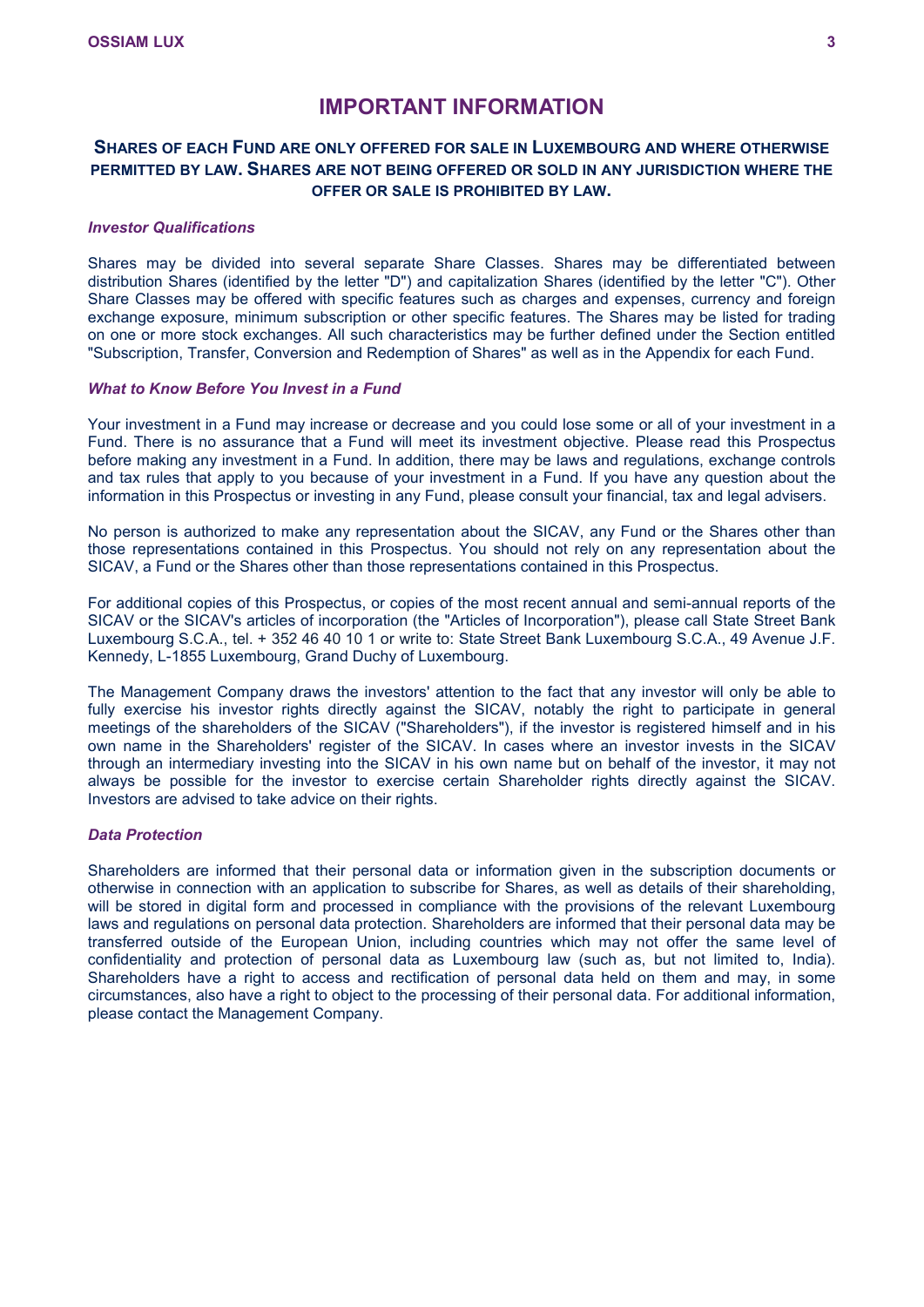# IMPORTANT INFORMATION

## SHARES OF EACH FUND ARE ONLY OFFERED FOR SALE IN LUXEMBOURG AND WHERE OTHERWISE PERMITTED BY LAW. SHARES ARE NOT BEING OFFERED OR SOLD IN ANY JURISDICTION WHERE THE OFFER OR SALE IS PROHIBITED BY LAW.

### *Investor Qualifications*

Shares may be divided into several separate Share Classes. Shares may be differentiated between distribution Shares (identified by the letter "D") and capitalization Shares (identified by the letter "C"). Other Share Classes may be offered with specific features such as charges and expenses, currency and foreign exchange exposure, minimum subscription or other specific features. The Shares may be listed for trading on one or more stock exchanges. All such characteristics may be further defined under the Section entitled "Subscription, Transfer, Conversion and Redemption of Shares" as well as in the Appendix for each Fund.

### *What to Know Before You Invest in a Fund*

Your investment in a Fund may increase or decrease and you could lose some or all of your investment in a Fund. There is no assurance that a Fund will meet its investment objective. Please read this Prospectus before making any investment in a Fund. In addition, there may be laws and regulations, exchange controls and tax rules that apply to you because of your investment in a Fund. If you have any question about the information in this Prospectus or investing in any Fund, please consult your financial, tax and legal advisers.

No person is authorized to make any representation about the SICAV, any Fund or the Shares other than those representations contained in this Prospectus. You should not rely on any representation about the SICAV, a Fund or the Shares other than those representations contained in this Prospectus.

For additional copies of this Prospectus, or copies of the most recent annual and semi-annual reports of the SICAV or the SICAV's articles of incorporation (the "Articles of Incorporation"), please call State Street Bank Luxembourg S.C.A., tel. + 352 46 40 10 1 or write to: State Street Bank Luxembourg S.C.A., 49 Avenue J.F. Kennedy, L-1855 Luxembourg, Grand Duchy of Luxembourg.

The Management Company draws the investors' attention to the fact that any investor will only be able to fully exercise his investor rights directly against the SICAV, notably the right to participate in general meetings of the shareholders of the SICAV ("Shareholders"), if the investor is registered himself and in his own name in the Shareholders' register of the SICAV. In cases where an investor invests in the SICAV through an intermediary investing into the SICAV in his own name but on behalf of the investor, it may not always be possible for the investor to exercise certain Shareholder rights directly against the SICAV. Investors are advised to take advice on their rights.

### *Data Protection*

Shareholders are informed that their personal data or information given in the subscription documents or otherwise in connection with an application to subscribe for Shares, as well as details of their shareholding, will be stored in digital form and processed in compliance with the provisions of the relevant Luxembourg laws and regulations on personal data protection. Shareholders are informed that their personal data may be transferred outside of the European Union, including countries which may not offer the same level of confidentiality and protection of personal data as Luxembourg law (such as, but not limited to, India). Shareholders have a right to access and rectification of personal data held on them and may, in some circumstances, also have a right to object to the processing of their personal data. For additional information, please contact the Management Company.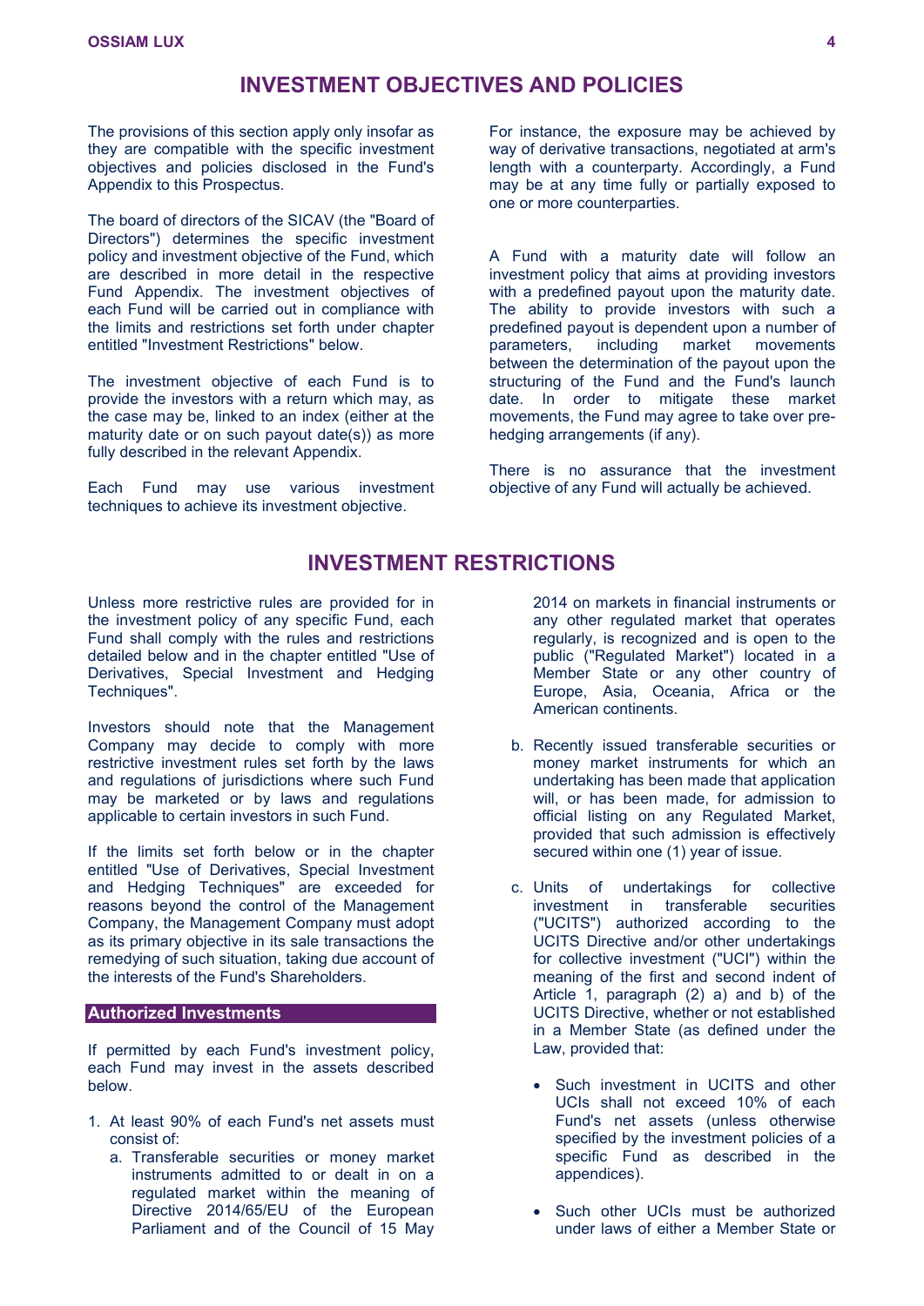# INVESTMENT OBJECTIVES AND POLICIES

The provisions of this section apply only insofar as they are compatible with the specific investment objectives and policies disclosed in the Fund's Appendix to this Prospectus.

The board of directors of the SICAV (the "Board of Directors") determines the specific investment policy and investment objective of the Fund, which are described in more detail in the respective Fund Appendix. The investment objectives of each Fund will be carried out in compliance with the limits and restrictions set forth under chapter entitled "Investment Restrictions" below.

The investment objective of each Fund is to provide the investors with a return which may, as the case may be, linked to an index (either at the maturity date or on such payout date(s)) as more fully described in the relevant Appendix.

Each Fund may use various investment techniques to achieve its investment objective.

For instance, the exposure may be achieved by way of derivative transactions, negotiated at arm's length with a counterparty. Accordingly, a Fund may be at any time fully or partially exposed to one or more counterparties.

A Fund with a maturity date will follow an investment policy that aims at providing investors with a predefined payout upon the maturity date. The ability to provide investors with such a predefined payout is dependent upon a number of parameters, including market movements between the determination of the payout upon the structuring of the Fund and the Fund's launch date. In order to mitigate these market movements, the Fund may agree to take over pre-hedging arrangements (if any).

There is no assurance that the investment objective of any Fund will actually be achieved.

# INVESTMENT RESTRICTIONS

Unless more restrictive rules are provided for in the investment policy of any specific Fund, each Fund shall comply with the rules and restrictions detailed below and in the chapter entitled "Use of Derivatives, Special Investment and Hedging Techniques".

Investors should note that the Management Company may decide to comply with more restrictive investment rules set forth by the laws and regulations of jurisdictions where such Fund may be marketed or by laws and regulations applicable to certain investors in such Fund.

If the limits set forth below or in the chapter entitled "Use of Derivatives, Special Investment and Hedging Techniques" are exceeded for reasons beyond the control of the Management Company, the Management Company must adopt as its primary objective in its sale transactions the remedying of such situation, taking due account of the interests of the Fund's Shareholders.

## Authorized Investments

If permitted by each Fund's investment policy, each Fund may invest in the assets described below.

1. At least 90% of each Fund's net assets must consist of:
   a. Transferable securities or money market instruments admitted to or dealt in on a regulated market within the meaning of Directive 2014/65/EU of the European Parliament and of the Council of 15 May 2014 on markets in financial instruments or any other regulated market that operates regularly, is recognized and is open to the public ("Regulated Market") located in a Member State or any other country of Europe, Asia, Oceania, Africa or the American continents.
   b. Recently issued transferable securities or money market instruments for which an undertaking has been made that application will, or has been made, for admission to official listing on any Regulated Market, provided that such admission is effectively secured within one (1) year of issue.
   c. Units of undertakings for collective investment in transferable securities ("UCITS") authorized according to the UCITS Directive and/or other undertakings for collective investment ("UCI") within the meaning of the first and second indent of Article 1, paragraph (2) a) and b) of the UCITS Directive, whether or not established in a Member State (as defined under the Law, provided that:
      - Such investment in UCITS and other UCIs shall not exceed 10% of each Fund's net assets (unless otherwise specified by the investment policies of a specific Fund as described in the appendices).
      - Such other UCIs must be authorized under laws of either a Member State or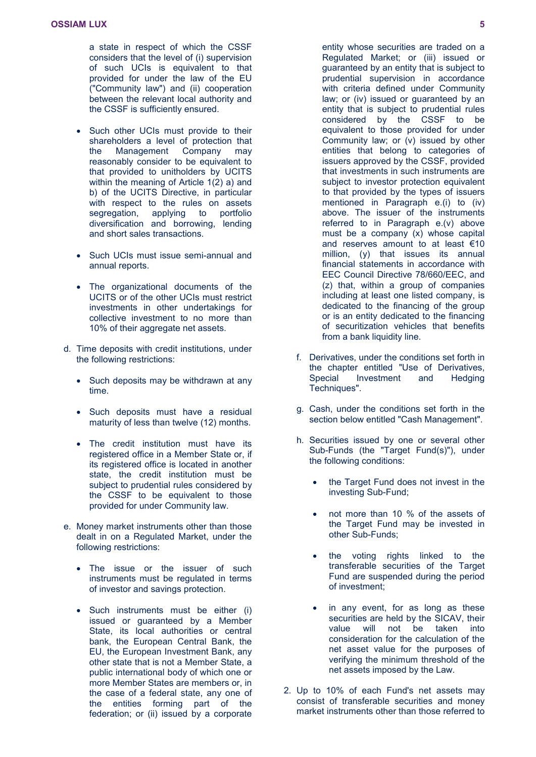a state in respect of which the CSSF considers that the level of (i) supervision of such UCIs is equivalent to that provided for under the law of the EU ("Community law") and (ii) cooperation between the relevant local authority and the CSSF is sufficiently ensured.

- Such other UCIs must provide to their shareholders a level of protection that the Management Company may reasonably consider to be equivalent to that provided to unitholders by UCITS within the meaning of Article 1(2) a) and b) of the UCITS Directive, in particular with respect to the rules on assets segregation, applying to portfolio diversification and borrowing, lending and short sales transactions.

- Such UCIs must issue semi-annual and annual reports.

- The organizational documents of the UCITS or of the other UCIs must restrict investments in other undertakings for collective investment to no more than 10% of their aggregate net assets.

d. Time deposits with credit institutions, under the following restrictions:

- Such deposits may be withdrawn at any time.

- Such deposits must have a residual maturity of less than twelve (12) months.

- The credit institution must have its registered office in a Member State or, if its registered office is located in another state, the credit institution must be subject to prudential rules considered by the CSSF to be equivalent to those provided for under Community law.

e. Money market instruments other than those dealt in on a Regulated Market, under the following restrictions:

- The issue or the issuer of such instruments must be regulated in terms of investor and savings protection.

- Such instruments must be either (i) issued or guaranteed by a Member State, its local authorities or central bank, the European Central Bank, the EU, the European Investment Bank, any other state that is not a Member State, a public international body of which one or more Member States are members or, in the case of a federal state, any one of the entities forming part of the federation; or (ii) issued by a corporate entity whose securities are traded on a Regulated Market; or (iii) issued or guaranteed by an entity that is subject to prudential supervision in accordance with criteria defined under Community law; or (iv) issued or guaranteed by an entity that is subject to prudential rules considered by the CSSF to be equivalent to those provided for under Community law; or (v) issued by other entities that belong to categories of issuers approved by the CSSF, provided that investments in such instruments are subject to investor protection equivalent to that provided by the types of issuers mentioned in Paragraph e.(i) to (iv) above. The issuer of the instruments referred to in Paragraph e.(v) above must be a company (x) whose capital and reserves amount to at least €10 million, (y) that issues its annual financial statements in accordance with EEC Council Directive 78/660/EEC, and (z) that, within a group of companies including at least one listed company, is dedicated to the financing of the group or is an entity dedicated to the financing of securitization vehicles that benefits from a bank liquidity line.

f. Derivatives, under the conditions set forth in the chapter entitled "Use of Derivatives, Special Investment and Hedging Techniques".

g. Cash, under the conditions set forth in the section below entitled "Cash Management".

h. Securities issued by one or several other Sub-Funds (the "Target Fund(s)"), under the following conditions:

- the Target Fund does not invest in the investing Sub-Fund;

- not more than 10 % of the assets of the Target Fund may be invested in other Sub-Funds;

- the voting rights linked to the transferable securities of the Target Fund are suspended during the period of investment;

- in any event, for as long as these securities are held by the SICAV, their value will not be taken into consideration for the calculation of the net asset value for the purposes of verifying the minimum threshold of the net assets imposed by the Law.

2. Up to 10% of each Fund's net assets may consist of transferable securities and money market instruments other than those referred to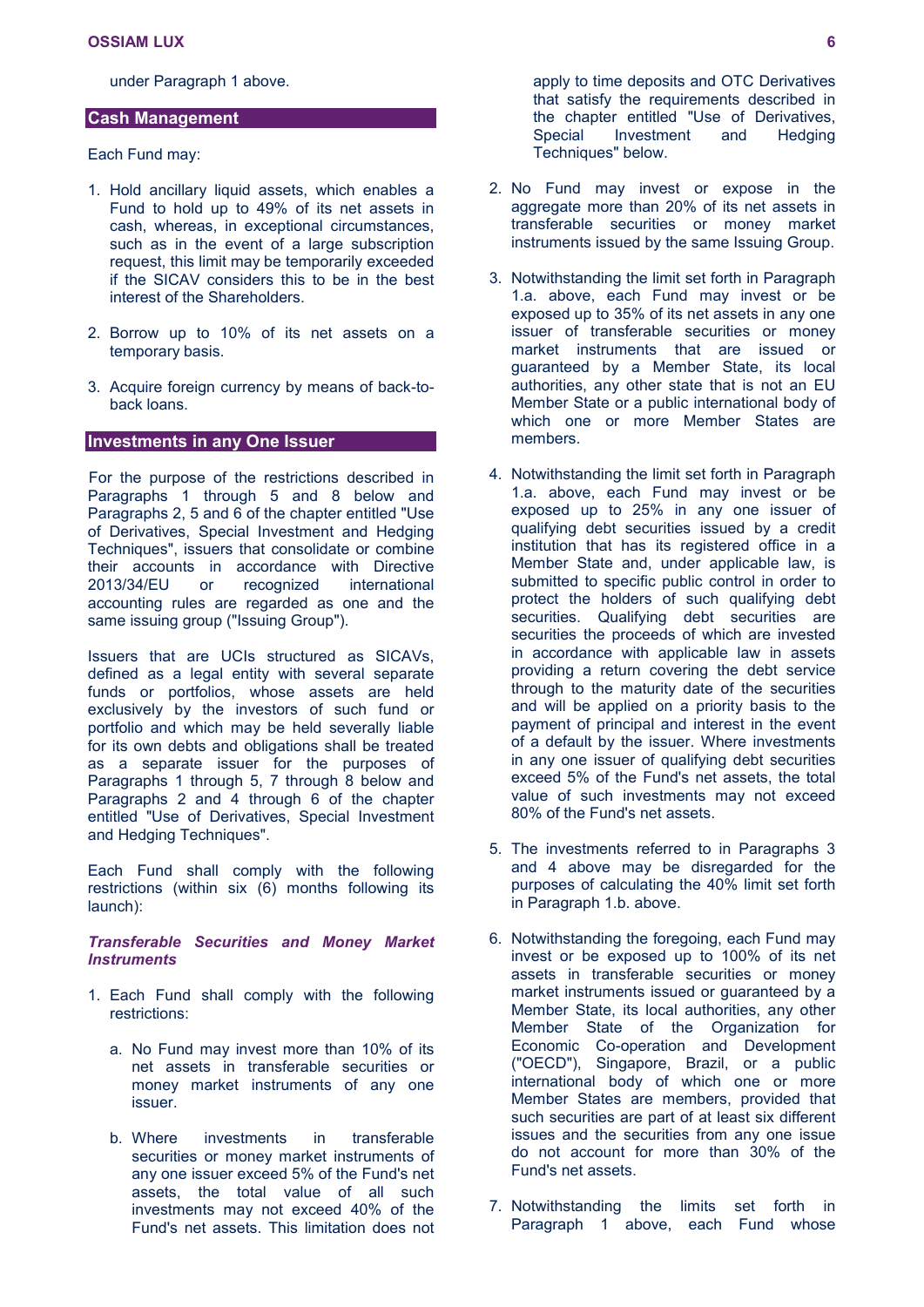under Paragraph 1 above.

## Cash Management

Each Fund may:

1. Hold ancillary liquid assets, which enables a Fund to hold up to 49% of its net assets in cash, whereas, in exceptional circumstances, such as in the event of a large subscription request, this limit may be temporarily exceeded if the SICAV considers this to be in the best interest of the Shareholders.

2. Borrow up to 10% of its net assets on a temporary basis.

3. Acquire foreign currency by means of back-to-back loans.

## Investments in any One Issuer

For the purpose of the restrictions described in Paragraphs 1 through 5 and 8 below and Paragraphs 2, 5 and 6 of the chapter entitled "Use of Derivatives, Special Investment and Hedging Techniques", issuers that consolidate or combine their accounts in accordance with Directive 2013/34/EU or recognized international accounting rules are regarded as one and the same issuing group ("Issuing Group").

Issuers that are UCIs structured as SICAVs, defined as a legal entity with several separate funds or portfolios, whose assets are held exclusively by the investors of such fund or portfolio and which may be held severally liable for its own debts and obligations shall be treated as a separate issuer for the purposes of Paragraphs 1 through 5, 7 through 8 below and Paragraphs 2 and 4 through 6 of the chapter entitled "Use of Derivatives, Special Investment and Hedging Techniques".

Each Fund shall comply with the following restrictions (within six (6) months following its launch):

***Transferable Securities and Money Market Instruments***

1. Each Fund shall comply with the following restrictions:

   a. No Fund may invest more than 10% of its net assets in transferable securities or money market instruments of any one issuer.

   b. Where investments in transferable securities or money market instruments of any one issuer exceed 5% of the Fund's net assets, the total value of all such investments may not exceed 40% of the Fund's net assets. This limitation does not apply to time deposits and OTC Derivatives that satisfy the requirements described in the chapter entitled "Use of Derivatives, Special Investment and Hedging Techniques" below.

2. No Fund may invest or expose in the aggregate more than 20% of its net assets in transferable securities or money market instruments issued by the same Issuing Group.

3. Notwithstanding the limit set forth in Paragraph 1.a. above, each Fund may invest or be exposed up to 35% of its net assets in any one issuer of transferable securities or money market instruments that are issued or guaranteed by a Member State, its local authorities, any other state that is not an EU Member State or a public international body of which one or more Member States are members.

4. Notwithstanding the limit set forth in Paragraph 1.a. above, each Fund may invest or be exposed up to 25% in any one issuer of qualifying debt securities issued by a credit institution that has its registered office in a Member State and, under applicable law, is submitted to specific public control in order to protect the holders of such qualifying debt securities. Qualifying debt securities are securities the proceeds of which are invested in accordance with applicable law in assets providing a return covering the debt service through to the maturity date of the securities and will be applied on a priority basis to the payment of principal and interest in the event of a default by the issuer. Where investments in any one issuer of qualifying debt securities exceed 5% of the Fund's net assets, the total value of such investments may not exceed 80% of the Fund's net assets.

5. The investments referred to in Paragraphs 3 and 4 above may be disregarded for the purposes of calculating the 40% limit set forth in Paragraph 1.b. above.

6. Notwithstanding the foregoing, each Fund may invest or be exposed up to 100% of its net assets in transferable securities or money market instruments issued or guaranteed by a Member State, its local authorities, any other Member State of the Organization for Economic Co-operation and Development ("OECD"), Singapore, Brazil, or a public international body of which one or more Member States are members, provided that such securities are part of at least six different issues and the securities from any one issue do not account for more than 30% of the Fund's net assets.

7. Notwithstanding the limits set forth in Paragraph 1 above, each Fund whose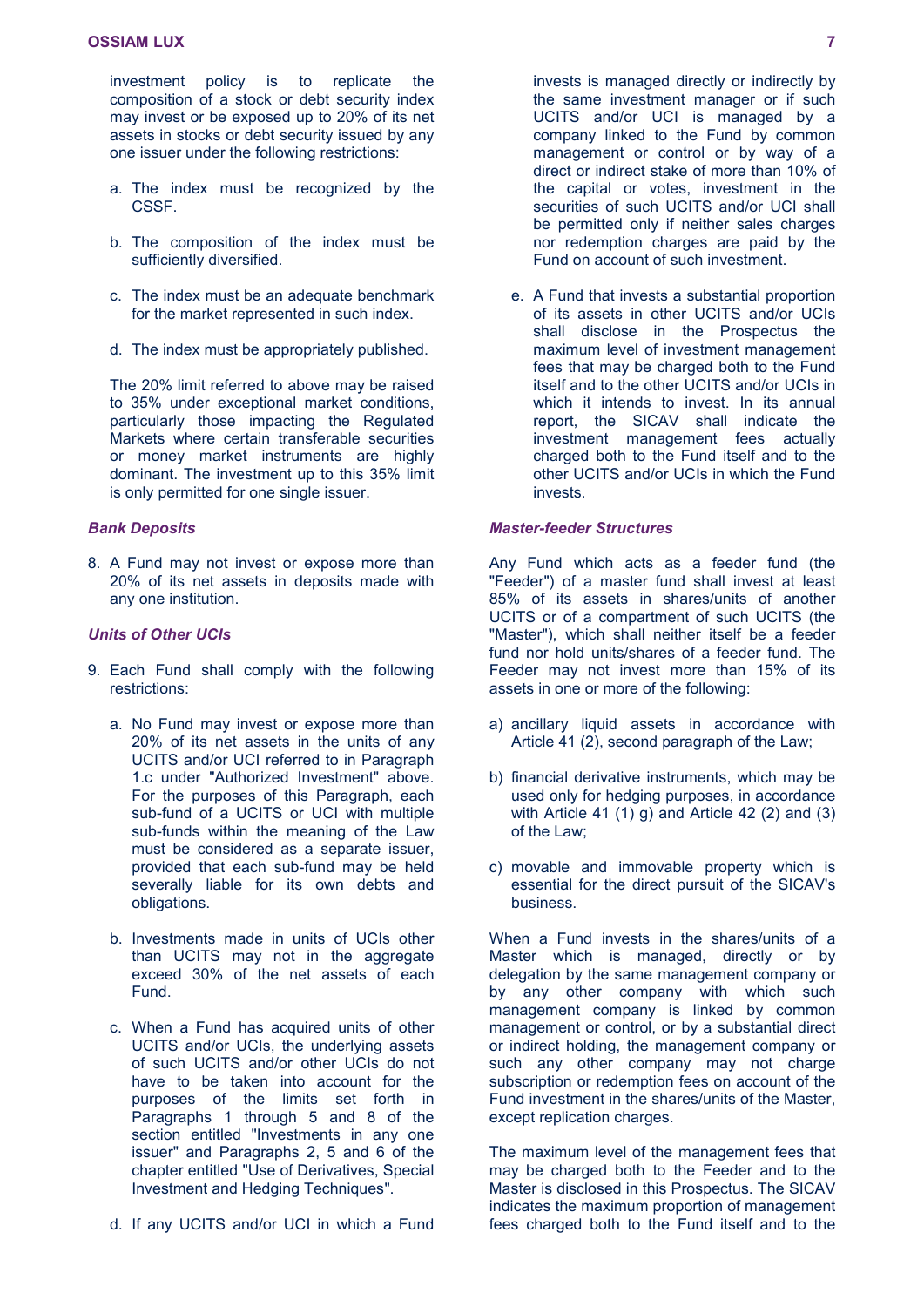investment policy is to replicate the composition of a stock or debt security index may invest or be exposed up to 20% of its net assets in stocks or debt security issued by any one issuer under the following restrictions:

a. The index must be recognized by the CSSF.

b. The composition of the index must be sufficiently diversified.

c. The index must be an adequate benchmark for the market represented in such index.

d. The index must be appropriately published.

The 20% limit referred to above may be raised to 35% under exceptional market conditions, particularly those impacting the Regulated Markets where certain transferable securities or money market instruments are highly dominant. The investment up to this 35% limit is only permitted for one single issuer.

### *Bank Deposits*

8. A Fund may not invest or expose more than 20% of its net assets in deposits made with any one institution.

### *Units of Other UCIs*

9. Each Fund shall comply with the following restrictions:

   a. No Fund may invest or expose more than 20% of its net assets in the units of any UCITS and/or UCI referred to in Paragraph 1.c under "Authorized Investment" above. For the purposes of this Paragraph, each sub-fund of a UCITS or UCI with multiple sub-funds within the meaning of the Law must be considered as a separate issuer, provided that each sub-fund may be held severally liable for its own debts and obligations.

   b. Investments made in units of UCIs other than UCITS may not in the aggregate exceed 30% of the net assets of each Fund.

   c. When a Fund has acquired units of other UCITS and/or UCIs, the underlying assets of such UCITS and/or other UCIs do not have to be taken into account for the purposes of the limits set forth in Paragraphs 1 through 5 and 8 of the section entitled "Investments in any one issuer" and Paragraphs 2, 5 and 6 of the chapter entitled "Use of Derivatives, Special Investment and Hedging Techniques".

   d. If any UCITS and/or UCI in which a Fund invests is managed directly or indirectly by the same investment manager or if such UCITS and/or UCI is managed by a company linked to the Fund by common management or control or by way of a direct or indirect stake of more than 10% of the capital or votes, investment in the securities of such UCITS and/or UCI shall be permitted only if neither sales charges nor redemption charges are paid by the Fund on account of such investment.

   e. A Fund that invests a substantial proportion of its assets in other UCITS and/or UCIs shall disclose in the Prospectus the maximum level of investment management fees that may be charged both to the Fund itself and to the other UCITS and/or UCIs in which it intends to invest. In its annual report, the SICAV shall indicate the investment management fees actually charged both to the Fund itself and to the other UCITS and/or UCIs in which the Fund invests.

### *Master-feeder Structures*

Any Fund which acts as a feeder fund (the "Feeder") of a master fund shall invest at least 85% of its assets in shares/units of another UCITS or of a compartment of such UCITS (the "Master"), which shall neither itself be a feeder fund nor hold units/shares of a feeder fund. The Feeder may not invest more than 15% of its assets in one or more of the following:

a) ancillary liquid assets in accordance with Article 41 (2), second paragraph of the Law;

b) financial derivative instruments, which may be used only for hedging purposes, in accordance with Article 41 (1) g) and Article 42 (2) and (3) of the Law;

c) movable and immovable property which is essential for the direct pursuit of the SICAV's business.

When a Fund invests in the shares/units of a Master which is managed, directly or by delegation by the same management company or by any other company with which such management company is linked by common management or control, or by a substantial direct or indirect holding, the management company or such any other company may not charge subscription or redemption fees on account of the Fund investment in the shares/units of the Master, except replication charges.

The maximum level of the management fees that may be charged both to the Feeder and to the Master is disclosed in this Prospectus. The SICAV indicates the maximum proportion of management fees charged both to the Fund itself and to the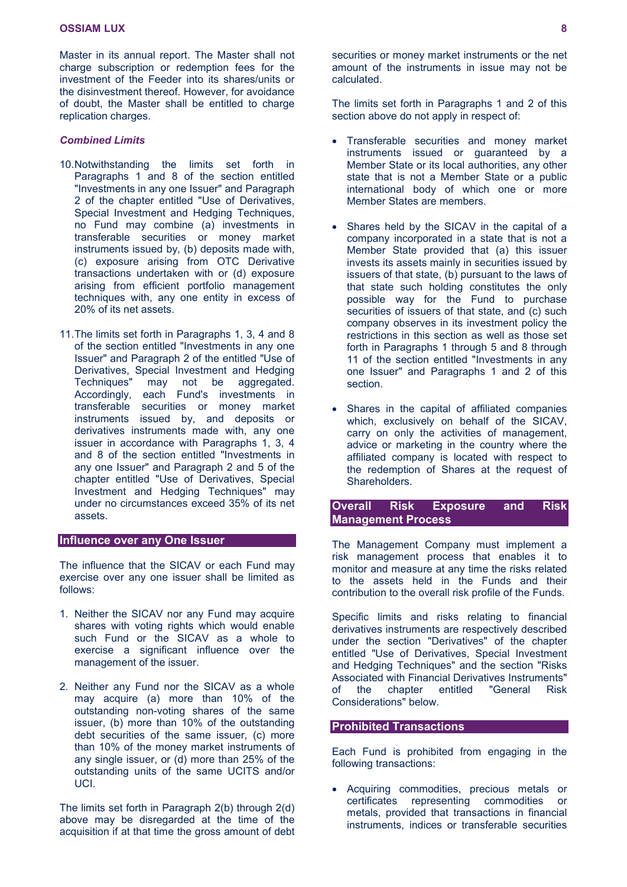Master in its annual report. The Master shall not charge subscription or redemption fees for the investment of the Feeder into its shares/units or the disinvestment thereof. However, for avoidance of doubt, the Master shall be entitled to charge replication charges.

### *Combined Limits*

10. Notwithstanding the limits set forth in Paragraphs 1 and 8 of the section entitled "Investments in any one Issuer" and Paragraph 2 of the chapter entitled "Use of Derivatives, Special Investment and Hedging Techniques, no Fund may combine (a) investments in transferable securities or money market instruments issued by, (b) deposits made with, (c) exposure arising from OTC Derivative transactions undertaken with or (d) exposure arising from efficient portfolio management techniques with, any one entity in excess of 20% of its net assets.

11. The limits set forth in Paragraphs 1, 3, 4 and 8 of the section entitled "Investments in any one Issuer" and Paragraph 2 of the entitled "Use of Derivatives, Special Investment and Hedging Techniques" may not be aggregated. Accordingly, each Fund's investments in transferable securities or money market instruments issued by, and deposits or derivatives instruments made with, any one issuer in accordance with Paragraphs 1, 3, 4 and 8 of the section entitled "Investments in any one Issuer" and Paragraph 2 and 5 of the chapter entitled "Use of Derivatives, Special Investment and Hedging Techniques" may under no circumstances exceed 35% of its net assets.

## Influence over any One Issuer

The influence that the SICAV or each Fund may exercise over any one issuer shall be limited as follows:

1. Neither the SICAV nor any Fund may acquire shares with voting rights which would enable such Fund or the SICAV as a whole to exercise a significant influence over the management of the issuer.

2. Neither any Fund nor the SICAV as a whole may acquire (a) more than 10% of the outstanding non-voting shares of the same issuer, (b) more than 10% of the outstanding debt securities of the same issuer, (c) more than 10% of the money market instruments of any single issuer, or (d) more than 25% of the outstanding units of the same UCITS and/or UCI.

The limits set forth in Paragraph 2(b) through 2(d) above may be disregarded at the time of the acquisition if at that time the gross amount of debt securities or money market instruments or the net amount of the instruments in issue may not be calculated.

The limits set forth in Paragraphs 1 and 2 of this section above do not apply in respect of:

- Transferable securities and money market instruments issued or guaranteed by a Member State or its local authorities, any other state that is not a Member State or a public international body of which one or more Member States are members.

- Shares held by the SICAV in the capital of a company incorporated in a state that is not a Member State provided that (a) this issuer invests its assets mainly in securities issued by issuers of that state, (b) pursuant to the laws of that state such holding constitutes the only possible way for the Fund to purchase securities of issuers of that state, and (c) such company observes in its investment policy the restrictions in this section as well as those set forth in Paragraphs 1 through 5 and 8 through 11 of the section entitled "Investments in any one Issuer" and Paragraphs 1 and 2 of this section.

- Shares in the capital of affiliated companies which, exclusively on behalf of the SICAV, carry on only the activities of management, advice or marketing in the country where the affiliated company is located with respect to the redemption of Shares at the request of Shareholders.

## Overall Risk Exposure and Risk Management Process

The Management Company must implement a risk management process that enables it to monitor and measure at any time the risks related to the assets held in the Funds and their contribution to the overall risk profile of the Funds.

Specific limits and risks relating to financial derivatives instruments are respectively described under the section "Derivatives" of the chapter entitled "Use of Derivatives, Special Investment and Hedging Techniques" and the section "Risks Associated with Financial Derivatives Instruments" of the chapter entitled "General Risk Considerations" below.

## Prohibited Transactions

Each Fund is prohibited from engaging in the following transactions:

- Acquiring commodities, precious metals or certificates representing commodities or metals, provided that transactions in financial instruments, indices or transferable securities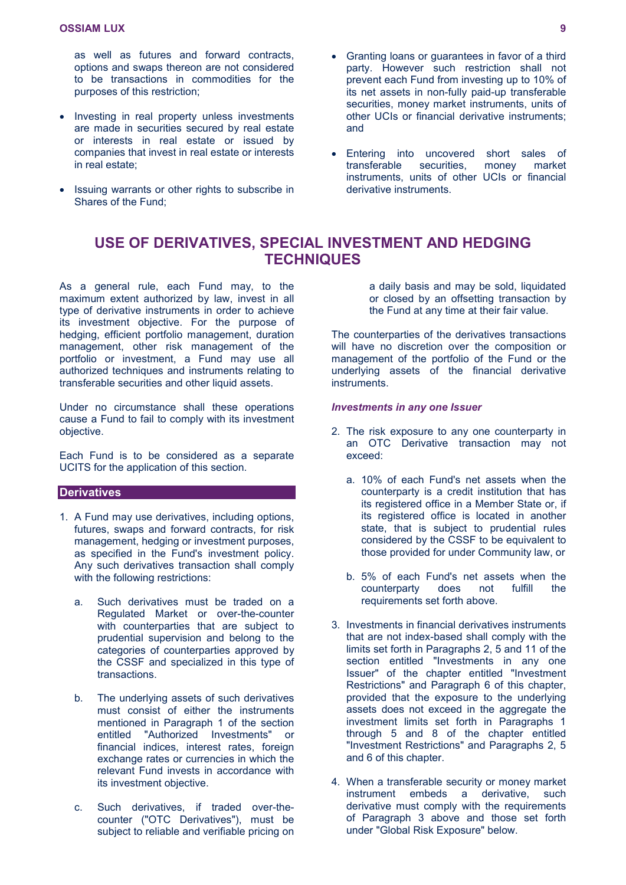as well as futures and forward contracts, options and swaps thereon are not considered to be transactions in commodities for the purposes of this restriction;

- Investing in real property unless investments are made in securities secured by real estate or interests in real estate or issued by companies that invest in real estate or interests in real estate;
- Issuing warrants or other rights to subscribe in Shares of the Fund;
- Granting loans or guarantees in favor of a third party. However such restriction shall not prevent each Fund from investing up to 10% of its net assets in non-fully paid-up transferable securities, money market instruments, units of other UCIs or financial derivative instruments; and
- Entering into uncovered short sales of transferable securities, money market instruments, units of other UCIs or financial derivative instruments.

# USE OF DERIVATIVES, SPECIAL INVESTMENT AND HEDGING TECHNIQUES

As a general rule, each Fund may, to the maximum extent authorized by law, invest in all type of derivative instruments in order to achieve its investment objective. For the purpose of hedging, efficient portfolio management, duration management, other risk management of the portfolio or investment, a Fund may use all authorized techniques and instruments relating to transferable securities and other liquid assets.

Under no circumstance shall these operations cause a Fund to fail to comply with its investment objective.

Each Fund is to be considered as a separate UCITS for the application of this section.

## Derivatives

1. A Fund may use derivatives, including options, futures, swaps and forward contracts, for risk management, hedging or investment purposes, as specified in the Fund's investment policy. Any such derivatives transaction shall comply with the following restrictions:

   a. Such derivatives must be traded on a Regulated Market or over-the-counter with counterparties that are subject to prudential supervision and belong to the categories of counterparties approved by the CSSF and specialized in this type of transactions.

   b. The underlying assets of such derivatives must consist of either the instruments mentioned in Paragraph 1 of the section entitled "Authorized Investments" or financial indices, interest rates, foreign exchange rates or currencies in which the relevant Fund invests in accordance with its investment objective.

   c. Such derivatives, if traded over-the-counter ("OTC Derivatives"), must be subject to reliable and verifiable pricing on a daily basis and may be sold, liquidated or closed by an offsetting transaction by the Fund at any time at their fair value.

The counterparties of the derivatives transactions will have no discretion over the composition or management of the portfolio of the Fund or the underlying assets of the financial derivative instruments.

***Investments in any one Issuer***

2. The risk exposure to any one counterparty in an OTC Derivative transaction may not exceed:

   a. 10% of each Fund's net assets when the counterparty is a credit institution that has its registered office in a Member State or, if its registered office is located in another state, that is subject to prudential rules considered by the CSSF to be equivalent to those provided for under Community law, or

   b. 5% of each Fund's net assets when the counterparty does not fulfill the requirements set forth above.

3. Investments in financial derivatives instruments that are not index-based shall comply with the limits set forth in Paragraphs 2, 5 and 11 of the section entitled "Investments in any one Issuer" of the chapter entitled "Investment Restrictions" and Paragraph 6 of this chapter, provided that the exposure to the underlying assets does not exceed in the aggregate the investment limits set forth in Paragraphs 1 through 5 and 8 of the chapter entitled "Investment Restrictions" and Paragraphs 2, 5 and 6 of this chapter.

4. When a transferable security or money market instrument embeds a derivative, such derivative must comply with the requirements of Paragraph 3 above and those set forth under "Global Risk Exposure" below.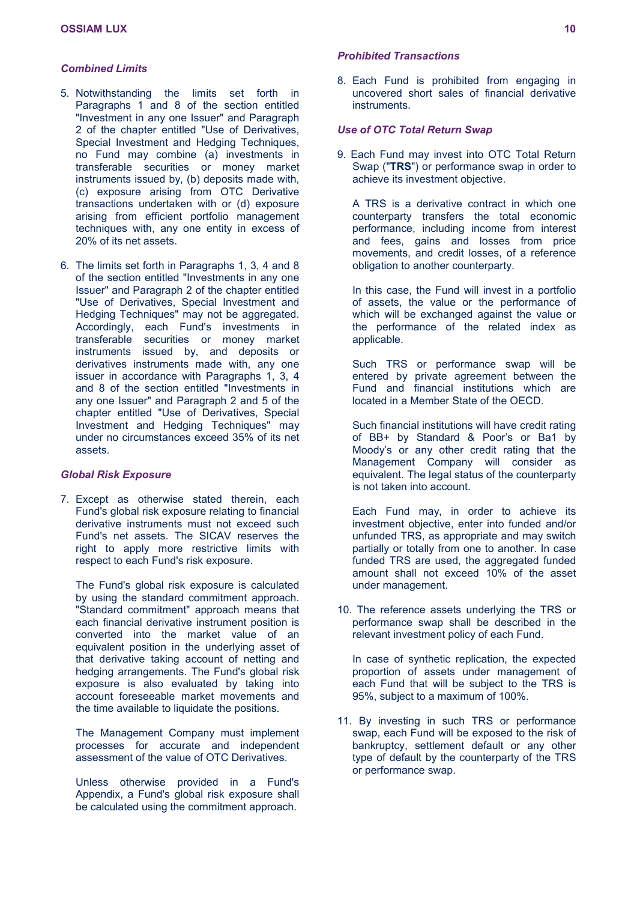### *Combined Limits*

5. Notwithstanding the limits set forth in Paragraphs 1 and 8 of the section entitled "Investment in any one Issuer" and Paragraph 2 of the chapter entitled "Use of Derivatives, Special Investment and Hedging Techniques, no Fund may combine (a) investments in transferable securities or money market instruments issued by, (b) deposits made with, (c) exposure arising from OTC Derivative transactions undertaken with or (d) exposure arising from efficient portfolio management techniques with, any one entity in excess of 20% of its net assets.

6. The limits set forth in Paragraphs 1, 3, 4 and 8 of the section entitled "Investments in any one Issuer" and Paragraph 2 of the chapter entitled "Use of Derivatives, Special Investment and Hedging Techniques" may not be aggregated. Accordingly, each Fund's investments in transferable securities or money market instruments issued by, and deposits or derivatives instruments made with, any one issuer in accordance with Paragraphs 1, 3, 4 and 8 of the section entitled "Investments in any one Issuer" and Paragraph 2 and 5 of the chapter entitled "Use of Derivatives, Special Investment and Hedging Techniques" may under no circumstances exceed 35% of its net assets.

### *Global Risk Exposure*

7. Except as otherwise stated therein, each Fund's global risk exposure relating to financial derivative instruments must not exceed such Fund's net assets. The SICAV reserves the right to apply more restrictive limits with respect to each Fund's risk exposure.

   The Fund's global risk exposure is calculated by using the standard commitment approach. "Standard commitment" approach means that each financial derivative instrument position is converted into the market value of an equivalent position in the underlying asset of that derivative taking account of netting and hedging arrangements. The Fund's global risk exposure is also evaluated by taking into account foreseeable market movements and the time available to liquidate the positions.

   The Management Company must implement processes for accurate and independent assessment of the value of OTC Derivatives.

   Unless otherwise provided in a Fund's Appendix, a Fund's global risk exposure shall be calculated using the commitment approach.

### *Prohibited Transactions*

8. Each Fund is prohibited from engaging in uncovered short sales of financial derivative instruments.

### *Use of OTC Total Return Swap*

9. Each Fund may invest into OTC Total Return Swap ("**TRS**") or performance swap in order to achieve its investment objective.

   A TRS is a derivative contract in which one counterparty transfers the total economic performance, including income from interest and fees, gains and losses from price movements, and credit losses, of a reference obligation to another counterparty.

   In this case, the Fund will invest in a portfolio of assets, the value or the performance of which will be exchanged against the value or the performance of the related index as applicable.

   Such TRS or performance swap will be entered by private agreement between the Fund and financial institutions which are located in a Member State of the OECD.

   Such financial institutions will have credit rating of BB+ by Standard & Poor's or Ba1 by Moody's or any other credit rating that the Management Company will consider as equivalent. The legal status of the counterparty is not taken into account.

   Each Fund may, in order to achieve its investment objective, enter into funded and/or unfunded TRS, as appropriate and may switch partially or totally from one to another. In case funded TRS are used, the aggregated funded amount shall not exceed 10% of the asset under management.

10. The reference assets underlying the TRS or performance swap shall be described in the relevant investment policy of each Fund.

    In case of synthetic replication, the expected proportion of assets under management of each Fund that will be subject to the TRS is 95%, subject to a maximum of 100%.

11. By investing in such TRS or performance swap, each Fund will be exposed to the risk of bankruptcy, settlement default or any other type of default by the counterparty of the TRS or performance swap.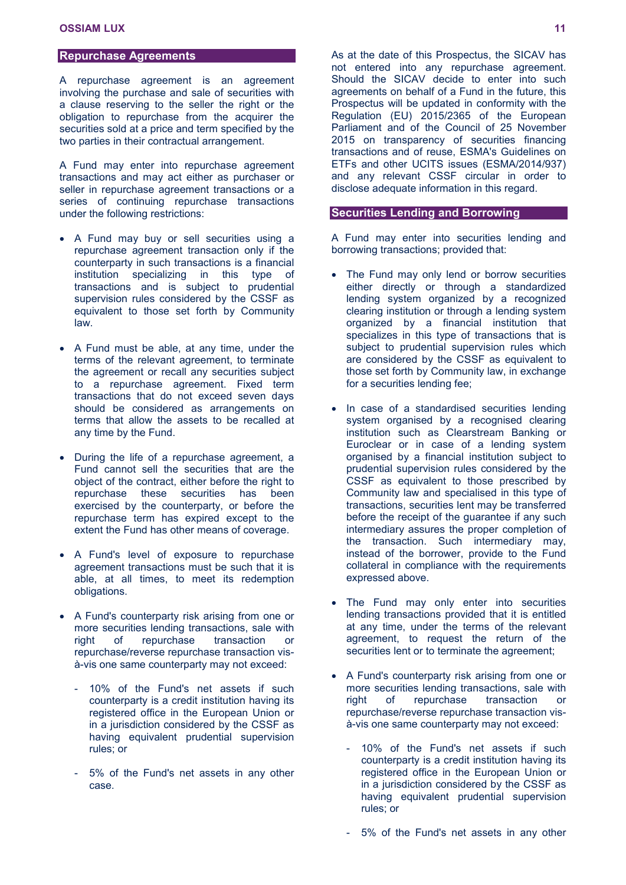## Repurchase Agreements

A repurchase agreement is an agreement involving the purchase and sale of securities with a clause reserving to the seller the right or the obligation to repurchase from the acquirer the securities sold at a price and term specified by the two parties in their contractual arrangement.

A Fund may enter into repurchase agreement transactions and may act either as purchaser or seller in repurchase agreement transactions or a series of continuing repurchase transactions under the following restrictions:

- A Fund may buy or sell securities using a repurchase agreement transaction only if the counterparty in such transactions is a financial institution specializing in this type of transactions and is subject to prudential supervision rules considered by the CSSF as equivalent to those set forth by Community law.
- A Fund must be able, at any time, under the terms of the relevant agreement, to terminate the agreement or recall any securities subject to a repurchase agreement. Fixed term transactions that do not exceed seven days should be considered as arrangements on terms that allow the assets to be recalled at any time by the Fund.
- During the life of a repurchase agreement, a Fund cannot sell the securities that are the object of the contract, either before the right to repurchase these securities has been exercised by the counterparty, or before the repurchase term has expired except to the extent the Fund has other means of coverage.
- A Fund's level of exposure to repurchase agreement transactions must be such that it is able, at all times, to meet its redemption obligations.
- A Fund's counterparty risk arising from one or more securities lending transactions, sale with right of repurchase transaction or repurchase/reverse repurchase transaction vis-à-vis one same counterparty may not exceed:
  - 10% of the Fund's net assets if such counterparty is a credit institution having its registered office in the European Union or in a jurisdiction considered by the CSSF as having equivalent prudential supervision rules; or
  - 5% of the Fund's net assets in any other case.

As at the date of this Prospectus, the SICAV has not entered into any repurchase agreement. Should the SICAV decide to enter into such agreements on behalf of a Fund in the future, this Prospectus will be updated in conformity with the Regulation (EU) 2015/2365 of the European Parliament and of the Council of 25 November 2015 on transparency of securities financing transactions and of reuse, ESMA's Guidelines on ETFs and other UCITS issues (ESMA/2014/937) and any relevant CSSF circular in order to disclose adequate information in this regard.

## Securities Lending and Borrowing

A Fund may enter into securities lending and borrowing transactions; provided that:

- The Fund may only lend or borrow securities either directly or through a standardized lending system organized by a recognized clearing institution or through a lending system organized by a financial institution that specializes in this type of transactions that is subject to prudential supervision rules which are considered by the CSSF as equivalent to those set forth by Community law, in exchange for a securities lending fee;
- In case of a standardised securities lending system organised by a recognised clearing institution such as Clearstream Banking or Euroclear or in case of a lending system organised by a financial institution subject to prudential supervision rules considered by the CSSF as equivalent to those prescribed by Community law and specialised in this type of transactions, securities lent may be transferred before the receipt of the guarantee if any such intermediary assures the proper completion of the transaction. Such intermediary may, instead of the borrower, provide to the Fund collateral in compliance with the requirements expressed above.
- The Fund may only enter into securities lending transactions provided that it is entitled at any time, under the terms of the relevant agreement, to request the return of the securities lent or to terminate the agreement;
- A Fund's counterparty risk arising from one or more securities lending transactions, sale with right of repurchase transaction or repurchase/reverse repurchase transaction vis-à-vis one same counterparty may not exceed:
  - 10% of the Fund's net assets if such counterparty is a credit institution having its registered office in the European Union or in a jurisdiction considered by the CSSF as having equivalent prudential supervision rules; or
  - 5% of the Fund's net assets in any other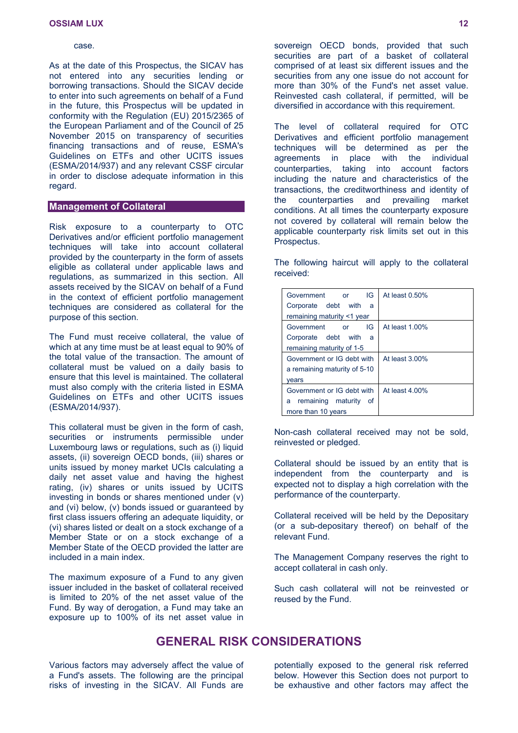case.

As at the date of this Prospectus, the SICAV has not entered into any securities lending or borrowing transactions. Should the SICAV decide to enter into such agreements on behalf of a Fund in the future, this Prospectus will be updated in conformity with the Regulation (EU) 2015/2365 of the European Parliament and of the Council of 25 November 2015 on transparency of securities financing transactions and of reuse, ESMA's Guidelines on ETFs and other UCITS issues (ESMA/2014/937) and any relevant CSSF circular in order to disclose adequate information in this regard.

## Management of Collateral

Risk exposure to a counterparty to OTC Derivatives and/or efficient portfolio management techniques will take into account collateral provided by the counterparty in the form of assets eligible as collateral under applicable laws and regulations, as summarized in this section. All assets received by the SICAV on behalf of a Fund in the context of efficient portfolio management techniques are considered as collateral for the purpose of this section.

The Fund must receive collateral, the value of which at any time must be at least equal to 90% of the total value of the transaction. The amount of collateral must be valued on a daily basis to ensure that this level is maintained. The collateral must also comply with the criteria listed in ESMA Guidelines on ETFs and other UCITS issues (ESMA/2014/937).

This collateral must be given in the form of cash, securities or instruments permissible under Luxembourg laws or regulations, such as (i) liquid assets, (ii) sovereign OECD bonds, (iii) shares or units issued by money market UCIs calculating a daily net asset value and having the highest rating, (iv) shares or units issued by UCITS investing in bonds or shares mentioned under (v) and (vi) below, (v) bonds issued or guaranteed by first class issuers offering an adequate liquidity, or (vi) shares listed or dealt on a stock exchange of a Member State or on a stock exchange of a Member State of the OECD provided the latter are included in a main index.

The maximum exposure of a Fund to any given issuer included in the basket of collateral received is limited to 20% of the net asset value of the Fund. By way of derogation, a Fund may take an exposure up to 100% of its net asset value in sovereign OECD bonds, provided that such securities are part of a basket of collateral comprised of at least six different issues and the securities from any one issue do not account for more than 30% of the Fund's net asset value. Reinvested cash collateral, if permitted, will be diversified in accordance with this requirement.

The level of collateral required for OTC Derivatives and efficient portfolio management techniques will be determined as per the agreements in place with the individual counterparties, taking into account factors including the nature and characteristics of the transactions, the creditworthiness and identity of the counterparties and prevailing market conditions. At all times the counterparty exposure not covered by collateral will remain below the applicable counterparty risk limits set out in this Prospectus.

The following haircut will apply to the collateral received:

| | |
|---|---|
| Government or IG Corporate debt with a remaining maturity <1 year | At least 0.50% |
| Government or IG Corporate debt with a remaining maturity of 1-5 | At least 1.00% |
| Government or IG debt with a remaining maturity of 5-10 years | At least 3.00% |
| Government or IG debt with a remaining maturity of more than 10 years | At least 4.00% |

Non-cash collateral received may not be sold, reinvested or pledged.

Collateral should be issued by an entity that is independent from the counterparty and is expected not to display a high correlation with the performance of the counterparty.

Collateral received will be held by the Depositary (or a sub-depositary thereof) on behalf of the relevant Fund.

The Management Company reserves the right to accept collateral in cash only.

Such cash collateral will not be reinvested or reused by the Fund.

# GENERAL RISK CONSIDERATIONS

Various factors may adversely affect the value of a Fund's assets. The following are the principal risks of investing in the SICAV. All Funds are potentially exposed to the general risk referred below. However this Section does not purport to be exhaustive and other factors may affect the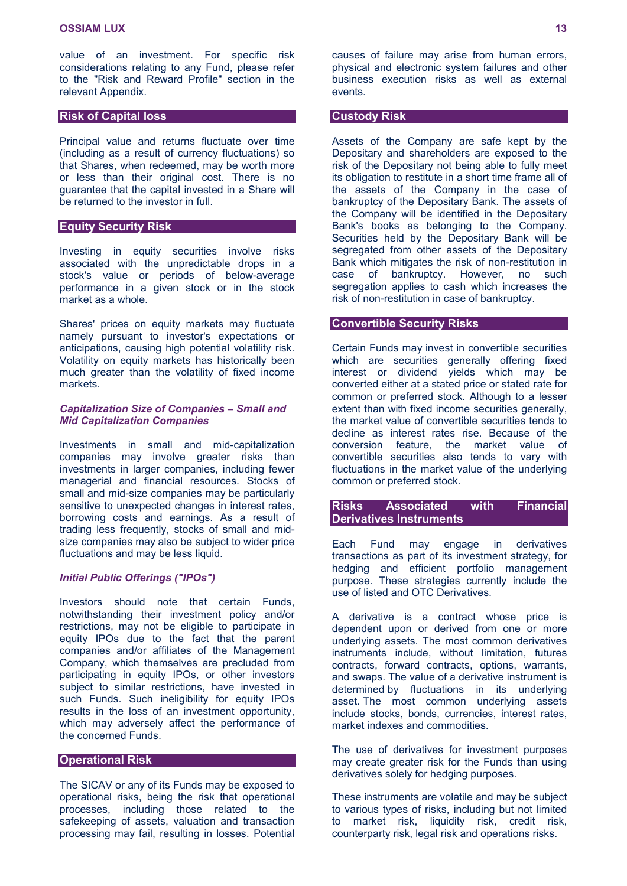value of an investment. For specific risk considerations relating to any Fund, please refer to the "Risk and Reward Profile" section in the relevant Appendix.

## Risk of Capital loss

Principal value and returns fluctuate over time (including as a result of currency fluctuations) so that Shares, when redeemed, may be worth more or less than their original cost. There is no guarantee that the capital invested in a Share will be returned to the investor in full.

## Equity Security Risk

Investing in equity securities involve risks associated with the unpredictable drops in a stock's value or periods of below-average performance in a given stock or in the stock market as a whole.

Shares' prices on equity markets may fluctuate namely pursuant to investor's expectations or anticipations, causing high potential volatility risk. Volatility on equity markets has historically been much greater than the volatility of fixed income markets.

### *Capitalization Size of Companies – Small and Mid Capitalization Companies*

Investments in small and mid-capitalization companies may involve greater risks than investments in larger companies, including fewer managerial and financial resources. Stocks of small and mid-size companies may be particularly sensitive to unexpected changes in interest rates, borrowing costs and earnings. As a result of trading less frequently, stocks of small and mid-size companies may also be subject to wider price fluctuations and may be less liquid.

### *Initial Public Offerings ("IPOs")*

Investors should note that certain Funds, notwithstanding their investment policy and/or restrictions, may not be eligible to participate in equity IPOs due to the fact that the parent companies and/or affiliates of the Management Company, which themselves are precluded from participating in equity IPOs, or other investors subject to similar restrictions, have invested in such Funds. Such ineligibility for equity IPOs results in the loss of an investment opportunity, which may adversely affect the performance of the concerned Funds.

## Operational Risk

The SICAV or any of its Funds may be exposed to operational risks, being the risk that operational processes, including those related to the safekeeping of assets, valuation and transaction processing may fail, resulting in losses. Potential causes of failure may arise from human errors, physical and electronic system failures and other business execution risks as well as external events.

## Custody Risk

Assets of the Company are safe kept by the Depositary and shareholders are exposed to the risk of the Depositary not being able to fully meet its obligation to restitute in a short time frame all of the assets of the Company in the case of bankruptcy of the Depositary Bank. The assets of the Company will be identified in the Depositary Bank's books as belonging to the Company. Securities held by the Depositary Bank will be segregated from other assets of the Depositary Bank which mitigates the risk of non-restitution in case of bankruptcy. However, no such segregation applies to cash which increases the risk of non-restitution in case of bankruptcy.

## Convertible Security Risks

Certain Funds may invest in convertible securities which are securities generally offering fixed interest or dividend yields which may be converted either at a stated price or stated rate for common or preferred stock. Although to a lesser extent than with fixed income securities generally, the market value of convertible securities tends to decline as interest rates rise. Because of the conversion feature, the market value of convertible securities also tends to vary with fluctuations in the market value of the underlying common or preferred stock.

## Risks Associated with Financial Derivatives Instruments

Each Fund may engage in derivatives transactions as part of its investment strategy, for hedging and efficient portfolio management purpose. These strategies currently include the use of listed and OTC Derivatives.

A derivative is a contract whose price is dependent upon or derived from one or more underlying assets. The most common derivatives instruments include, without limitation, futures contracts, forward contracts, options, warrants, and swaps. The value of a derivative instrument is determined by fluctuations in its underlying asset. The most common underlying assets include stocks, bonds, currencies, interest rates, market indexes and commodities.

The use of derivatives for investment purposes may create greater risk for the Funds than using derivatives solely for hedging purposes.

These instruments are volatile and may be subject to various types of risks, including but not limited to market risk, liquidity risk, credit risk, counterparty risk, legal risk and operations risks.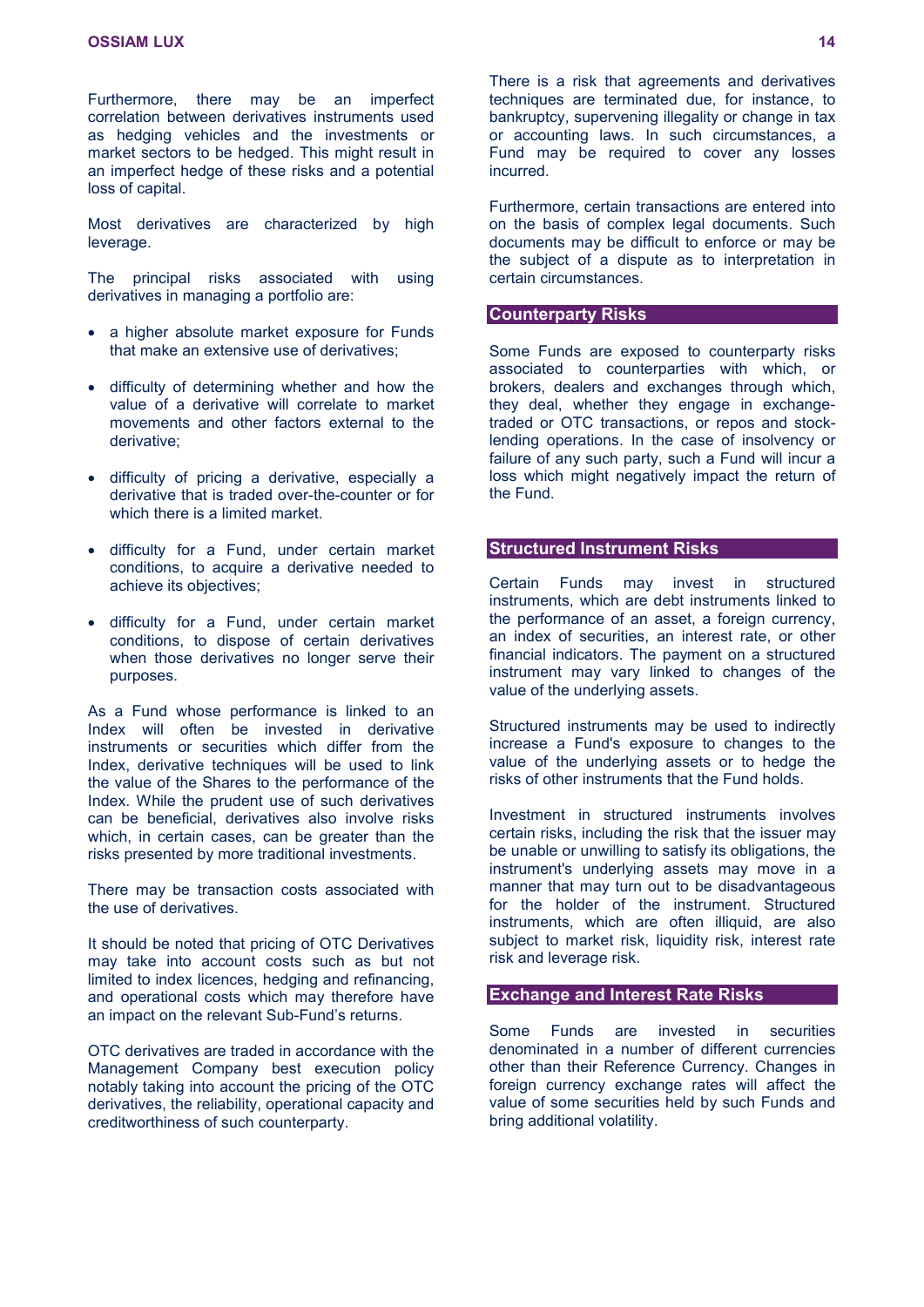Furthermore, there may be an imperfect correlation between derivatives instruments used as hedging vehicles and the investments or market sectors to be hedged. This might result in an imperfect hedge of these risks and a potential loss of capital.

Most derivatives are characterized by high leverage.

The principal risks associated with using derivatives in managing a portfolio are:

- a higher absolute market exposure for Funds that make an extensive use of derivatives;
- difficulty of determining whether and how the value of a derivative will correlate to market movements and other factors external to the derivative;
- difficulty of pricing a derivative, especially a derivative that is traded over-the-counter or for which there is a limited market.
- difficulty for a Fund, under certain market conditions, to acquire a derivative needed to achieve its objectives;
- difficulty for a Fund, under certain market conditions, to dispose of certain derivatives when those derivatives no longer serve their purposes.

As a Fund whose performance is linked to an Index will often be invested in derivative instruments or securities which differ from the Index, derivative techniques will be used to link the value of the Shares to the performance of the Index. While the prudent use of such derivatives can be beneficial, derivatives also involve risks which, in certain cases, can be greater than the risks presented by more traditional investments.

There may be transaction costs associated with the use of derivatives.

It should be noted that pricing of OTC Derivatives may take into account costs such as but not limited to index licences, hedging and refinancing, and operational costs which may therefore have an impact on the relevant Sub-Fund's returns.

OTC derivatives are traded in accordance with the Management Company best execution policy notably taking into account the pricing of the OTC derivatives, the reliability, operational capacity and creditworthiness of such counterparty.

There is a risk that agreements and derivatives techniques are terminated due, for instance, to bankruptcy, supervening illegality or change in tax or accounting laws. In such circumstances, a Fund may be required to cover any losses incurred.

Furthermore, certain transactions are entered into on the basis of complex legal documents. Such documents may be difficult to enforce or may be the subject of a dispute as to interpretation in certain circumstances.

## Counterparty Risks

Some Funds are exposed to counterparty risks associated to counterparties with which, or brokers, dealers and exchanges through which, they deal, whether they engage in exchange-traded or OTC transactions, or repos and stock-lending operations. In the case of insolvency or failure of any such party, such a Fund will incur a loss which might negatively impact the return of the Fund.

## Structured Instrument Risks

Certain Funds may invest in structured instruments, which are debt instruments linked to the performance of an asset, a foreign currency, an index of securities, an interest rate, or other financial indicators. The payment on a structured instrument may vary linked to changes of the value of the underlying assets.

Structured instruments may be used to indirectly increase a Fund's exposure to changes to the value of the underlying assets or to hedge the risks of other instruments that the Fund holds.

Investment in structured instruments involves certain risks, including the risk that the issuer may be unable or unwilling to satisfy its obligations, the instrument's underlying assets may move in a manner that may turn out to be disadvantageous for the holder of the instrument. Structured instruments, which are often illiquid, are also subject to market risk, liquidity risk, interest rate risk and leverage risk.

## Exchange and Interest Rate Risks

Some Funds are invested in securities denominated in a number of different currencies other than their Reference Currency. Changes in foreign currency exchange rates will affect the value of some securities held by such Funds and bring additional volatility.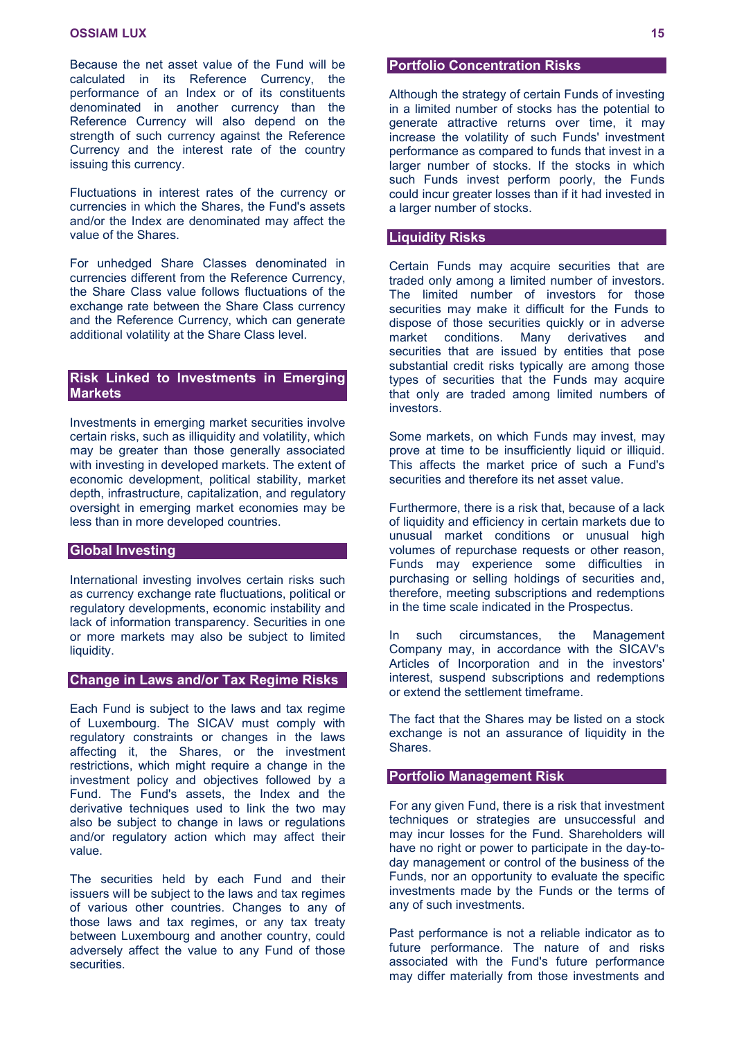Because the net asset value of the Fund will be calculated in its Reference Currency, the performance of an Index or of its constituents denominated in another currency than the Reference Currency will also depend on the strength of such currency against the Reference Currency and the interest rate of the country issuing this currency.

Fluctuations in interest rates of the currency or currencies in which the Shares, the Fund's assets and/or the Index are denominated may affect the value of the Shares.

For unhedged Share Classes denominated in currencies different from the Reference Currency, the Share Class value follows fluctuations of the exchange rate between the Share Class currency and the Reference Currency, which can generate additional volatility at the Share Class level.

## Risk Linked to Investments in Emerging Markets

Investments in emerging market securities involve certain risks, such as illiquidity and volatility, which may be greater than those generally associated with investing in developed markets. The extent of economic development, political stability, market depth, infrastructure, capitalization, and regulatory oversight in emerging market economies may be less than in more developed countries.

## Global Investing

International investing involves certain risks such as currency exchange rate fluctuations, political or regulatory developments, economic instability and lack of information transparency. Securities in one or more markets may also be subject to limited liquidity.

## Change in Laws and/or Tax Regime Risks

Each Fund is subject to the laws and tax regime of Luxembourg. The SICAV must comply with regulatory constraints or changes in the laws affecting it, the Shares, or the investment restrictions, which might require a change in the investment policy and objectives followed by a Fund. The Fund's assets, the Index and the derivative techniques used to link the two may also be subject to change in laws or regulations and/or regulatory action which may affect their value.

The securities held by each Fund and their issuers will be subject to the laws and tax regimes of various other countries. Changes to any of those laws and tax regimes, or any tax treaty between Luxembourg and another country, could adversely affect the value to any Fund of those securities.

## Portfolio Concentration Risks

Although the strategy of certain Funds of investing in a limited number of stocks has the potential to generate attractive returns over time, it may increase the volatility of such Funds' investment performance as compared to funds that invest in a larger number of stocks. If the stocks in which such Funds invest perform poorly, the Funds could incur greater losses than if it had invested in a larger number of stocks.

## Liquidity Risks

Certain Funds may acquire securities that are traded only among a limited number of investors. The limited number of investors for those securities may make it difficult for the Funds to dispose of those securities quickly or in adverse market conditions. Many derivatives and securities that are issued by entities that pose substantial credit risks typically are among those types of securities that the Funds may acquire that only are traded among limited numbers of investors.

Some markets, on which Funds may invest, may prove at time to be insufficiently liquid or illiquid. This affects the market price of such a Fund's securities and therefore its net asset value.

Furthermore, there is a risk that, because of a lack of liquidity and efficiency in certain markets due to unusual market conditions or unusual high volumes of repurchase requests or other reason, Funds may experience some difficulties in purchasing or selling holdings of securities and, therefore, meeting subscriptions and redemptions in the time scale indicated in the Prospectus.

In such circumstances, the Management Company may, in accordance with the SICAV's Articles of Incorporation and in the investors' interest, suspend subscriptions and redemptions or extend the settlement timeframe.

The fact that the Shares may be listed on a stock exchange is not an assurance of liquidity in the Shares.

## Portfolio Management Risk

For any given Fund, there is a risk that investment techniques or strategies are unsuccessful and may incur losses for the Fund. Shareholders will have no right or power to participate in the day-to-day management or control of the business of the Funds, nor an opportunity to evaluate the specific investments made by the Funds or the terms of any of such investments.

Past performance is not a reliable indicator as to future performance. The nature of and risks associated with the Fund's future performance may differ materially from those investments and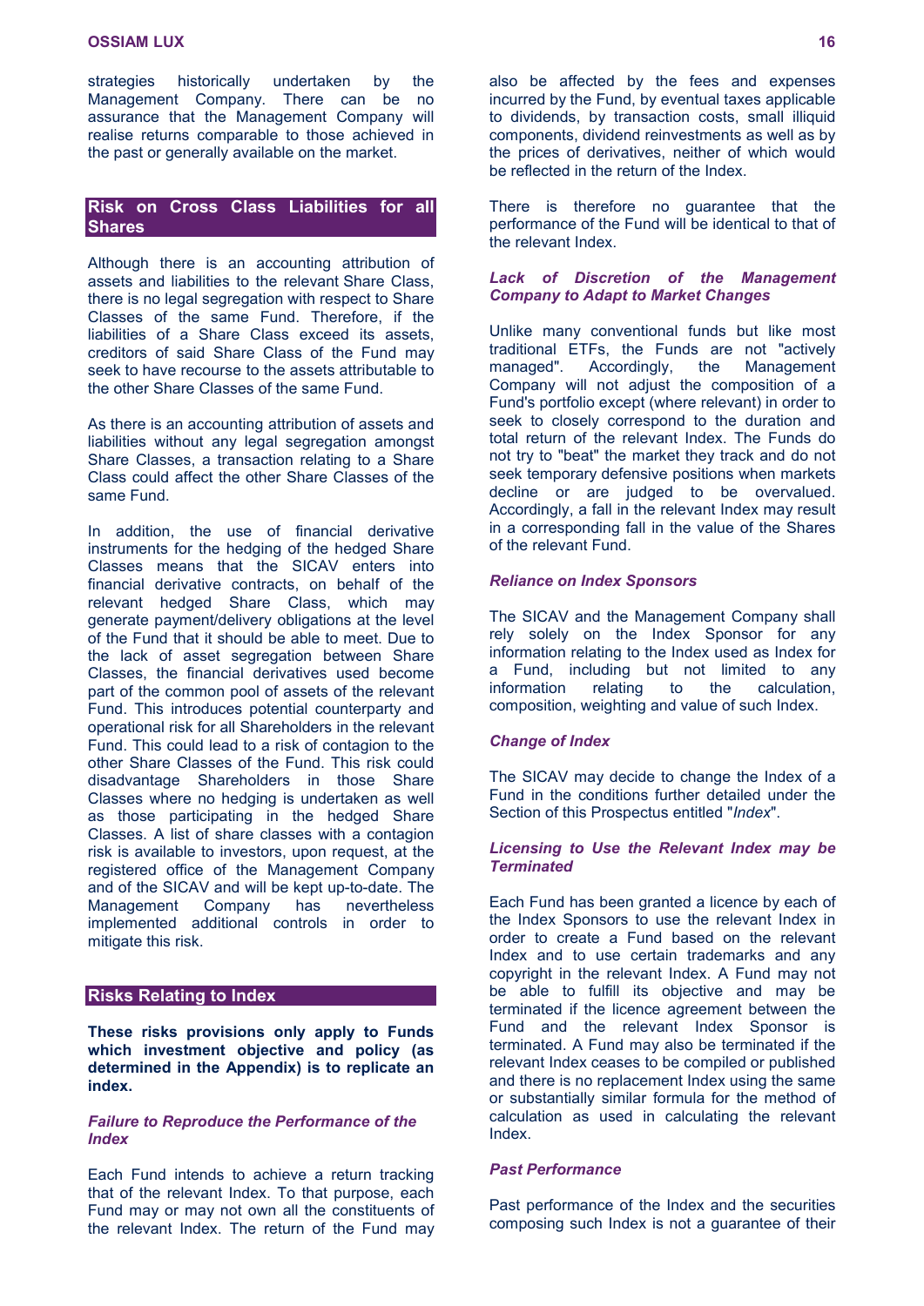strategies historically undertaken by the Management Company. There can be no assurance that the Management Company will realise returns comparable to those achieved in the past or generally available on the market.

## Risk on Cross Class Liabilities for all Shares

Although there is an accounting attribution of assets and liabilities to the relevant Share Class, there is no legal segregation with respect to Share Classes of the same Fund. Therefore, if the liabilities of a Share Class exceed its assets, creditors of said Share Class of the Fund may seek to have recourse to the assets attributable to the other Share Classes of the same Fund.

As there is an accounting attribution of assets and liabilities without any legal segregation amongst Share Classes, a transaction relating to a Share Class could affect the other Share Classes of the same Fund.

In addition, the use of financial derivative instruments for the hedging of the hedged Share Classes means that the SICAV enters into financial derivative contracts, on behalf of the relevant hedged Share Class, which may generate payment/delivery obligations at the level of the Fund that it should be able to meet. Due to the lack of asset segregation between Share Classes, the financial derivatives used become part of the common pool of assets of the relevant Fund. This introduces potential counterparty and operational risk for all Shareholders in the relevant Fund. This could lead to a risk of contagion to the other Share Classes of the Fund. This risk could disadvantage Shareholders in those Share Classes where no hedging is undertaken as well as those participating in the hedged Share Classes. A list of share classes with a contagion risk is available to investors, upon request, at the registered office of the Management Company and of the SICAV and will be kept up-to-date. The Management Company has nevertheless implemented additional controls in order to mitigate this risk.

## Risks Relating to Index

**These risks provisions only apply to Funds which investment objective and policy (as determined in the Appendix) is to replicate an index.**

### *Failure to Reproduce the Performance of the Index*

Each Fund intends to achieve a return tracking that of the relevant Index. To that purpose, each Fund may or may not own all the constituents of the relevant Index. The return of the Fund may also be affected by the fees and expenses incurred by the Fund, by eventual taxes applicable to dividends, by transaction costs, small illiquid components, dividend reinvestments as well as by the prices of derivatives, neither of which would be reflected in the return of the Index.

There is therefore no guarantee that the performance of the Fund will be identical to that of the relevant Index.

### *Lack of Discretion of the Management Company to Adapt to Market Changes*

Unlike many conventional funds but like most traditional ETFs, the Funds are not "actively managed". Accordingly, the Management Company will not adjust the composition of a Fund's portfolio except (where relevant) in order to seek to closely correspond to the duration and total return of the relevant Index. The Funds do not try to "beat" the market they track and do not seek temporary defensive positions when markets decline or are judged to be overvalued. Accordingly, a fall in the relevant Index may result in a corresponding fall in the value of the Shares of the relevant Fund.

### *Reliance on Index Sponsors*

The SICAV and the Management Company shall rely solely on the Index Sponsor for any information relating to the Index used as Index for a Fund, including but not limited to any information relating to the calculation, composition, weighting and value of such Index.

### *Change of Index*

The SICAV may decide to change the Index of a Fund in the conditions further detailed under the Section of this Prospectus entitled "*Index*".

### *Licensing to Use the Relevant Index may be Terminated*

Each Fund has been granted a licence by each of the Index Sponsors to use the relevant Index in order to create a Fund based on the relevant Index and to use certain trademarks and any copyright in the relevant Index. A Fund may not be able to fulfill its objective and may be terminated if the licence agreement between the Fund and the relevant Index Sponsor is terminated. A Fund may also be terminated if the relevant Index ceases to be compiled or published and there is no replacement Index using the same or substantially similar formula for the method of calculation as used in calculating the relevant Index.

### *Past Performance*

Past performance of the Index and the securities composing such Index is not a guarantee of their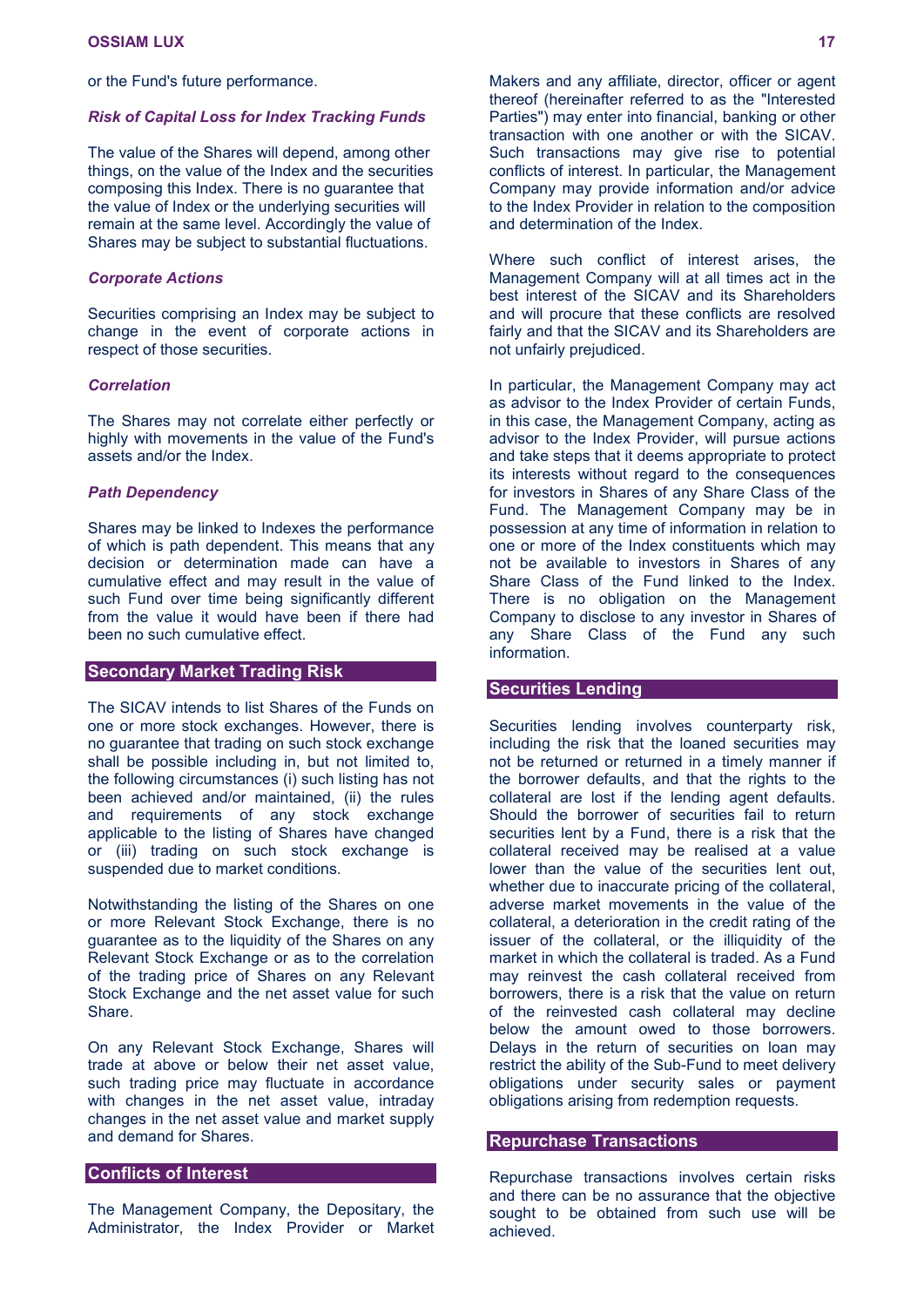or the Fund's future performance.

### *Risk of Capital Loss for Index Tracking Funds*

The value of the Shares will depend, among other things, on the value of the Index and the securities composing this Index. There is no guarantee that the value of Index or the underlying securities will remain at the same level. Accordingly the value of Shares may be subject to substantial fluctuations.

### *Corporate Actions*

Securities comprising an Index may be subject to change in the event of corporate actions in respect of those securities.

### *Correlation*

The Shares may not correlate either perfectly or highly with movements in the value of the Fund's assets and/or the Index.

### *Path Dependency*

Shares may be linked to Indexes the performance of which is path dependent. This means that any decision or determination made can have a cumulative effect and may result in the value of such Fund over time being significantly different from the value it would have been if there had been no such cumulative effect.

## Secondary Market Trading Risk

The SICAV intends to list Shares of the Funds on one or more stock exchanges. However, there is no guarantee that trading on such stock exchange shall be possible including in, but not limited to, the following circumstances (i) such listing has not been achieved and/or maintained, (ii) the rules and requirements of any stock exchange applicable to the listing of Shares have changed or (iii) trading on such stock exchange is suspended due to market conditions.

Notwithstanding the listing of the Shares on one or more Relevant Stock Exchange, there is no guarantee as to the liquidity of the Shares on any Relevant Stock Exchange or as to the correlation of the trading price of Shares on any Relevant Stock Exchange and the net asset value for such Share.

On any Relevant Stock Exchange, Shares will trade at above or below their net asset value, such trading price may fluctuate in accordance with changes in the net asset value, intraday changes in the net asset value and market supply and demand for Shares.

## Conflicts of Interest

The Management Company, the Depositary, the Administrator, the Index Provider or Market Makers and any affiliate, director, officer or agent thereof (hereinafter referred to as the "Interested Parties") may enter into financial, banking or other transaction with one another or with the SICAV. Such transactions may give rise to potential conflicts of interest. In particular, the Management Company may provide information and/or advice to the Index Provider in relation to the composition and determination of the Index.

Where such conflict of interest arises, the Management Company will at all times act in the best interest of the SICAV and its Shareholders and will procure that these conflicts are resolved fairly and that the SICAV and its Shareholders are not unfairly prejudiced.

In particular, the Management Company may act as advisor to the Index Provider of certain Funds, in this case, the Management Company, acting as advisor to the Index Provider, will pursue actions and take steps that it deems appropriate to protect its interests without regard to the consequences for investors in Shares of any Share Class of the Fund. The Management Company may be in possession at any time of information in relation to one or more of the Index constituents which may not be available to investors in Shares of any Share Class of the Fund linked to the Index. There is no obligation on the Management Company to disclose to any investor in Shares of any Share Class of the Fund any such information.

## Securities Lending

Securities lending involves counterparty risk, including the risk that the loaned securities may not be returned or returned in a timely manner if the borrower defaults, and that the rights to the collateral are lost if the lending agent defaults. Should the borrower of securities fail to return securities lent by a Fund, there is a risk that the collateral received may be realised at a value lower than the value of the securities lent out, whether due to inaccurate pricing of the collateral, adverse market movements in the value of the collateral, a deterioration in the credit rating of the issuer of the collateral, or the illiquidity of the market in which the collateral is traded. As a Fund may reinvest the cash collateral received from borrowers, there is a risk that the value on return of the reinvested cash collateral may decline below the amount owed to those borrowers. Delays in the return of securities on loan may restrict the ability of the Sub-Fund to meet delivery obligations under security sales or payment obligations arising from redemption requests.

## Repurchase Transactions

Repurchase transactions involves certain risks and there can be no assurance that the objective sought to be obtained from such use will be achieved.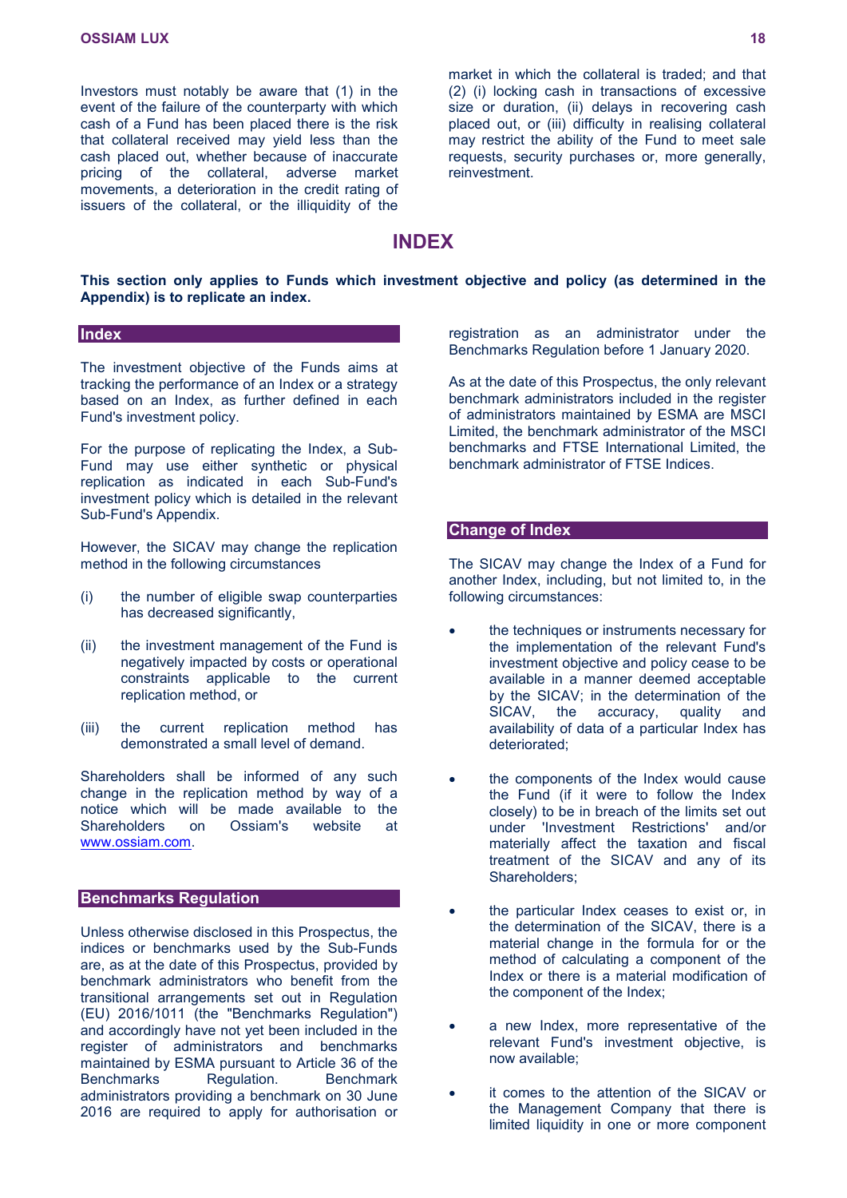Investors must notably be aware that (1) in the event of the failure of the counterparty with which cash of a Fund has been placed there is the risk that collateral received may yield less than the cash placed out, whether because of inaccurate pricing of the collateral, adverse market movements, a deterioration in the credit rating of issuers of the collateral, or the illiquidity of the market in which the collateral is traded; and that (2) (i) locking cash in transactions of excessive size or duration, (ii) delays in recovering cash placed out, or (iii) difficulty in realising collateral may restrict the ability of the Fund to meet sale requests, security purchases or, more generally, reinvestment.

# INDEX

**This section only applies to Funds which investment objective and policy (as determined in the Appendix) is to replicate an index.**

## Index

The investment objective of the Funds aims at tracking the performance of an Index or a strategy based on an Index, as further defined in each Fund's investment policy.

For the purpose of replicating the Index, a Sub-Fund may use either synthetic or physical replication as indicated in each Sub-Fund's investment policy which is detailed in the relevant Sub-Fund's Appendix.

However, the SICAV may change the replication method in the following circumstances

(i) the number of eligible swap counterparties has decreased significantly,

(ii) the investment management of the Fund is negatively impacted by costs or operational constraints applicable to the current replication method, or

(iii) the current replication method has demonstrated a small level of demand.

Shareholders shall be informed of any such change in the replication method by way of a notice which will be made available to the Shareholders on Ossiam's website at www.ossiam.com.

## Benchmarks Regulation

Unless otherwise disclosed in this Prospectus, the indices or benchmarks used by the Sub-Funds are, as at the date of this Prospectus, provided by benchmark administrators who benefit from the transitional arrangements set out in Regulation (EU) 2016/1011 (the "Benchmarks Regulation") and accordingly have not yet been included in the register of administrators and benchmarks maintained by ESMA pursuant to Article 36 of the Benchmarks Regulation. Benchmark administrators providing a benchmark on 30 June 2016 are required to apply for authorisation or registration as an administrator under the Benchmarks Regulation before 1 January 2020.

As at the date of this Prospectus, the only relevant benchmark administrators included in the register of administrators maintained by ESMA are MSCI Limited, the benchmark administrator of the MSCI benchmarks and FTSE International Limited, the benchmark administrator of FTSE Indices.

## Change of Index

The SICAV may change the Index of a Fund for another Index, including, but not limited to, in the following circumstances:

- the techniques or instruments necessary for the implementation of the relevant Fund's investment objective and policy cease to be available in a manner deemed acceptable by the SICAV; in the determination of the SICAV, the accuracy, quality and availability of data of a particular Index has deteriorated;
- the components of the Index would cause the Fund (if it were to follow the Index closely) to be in breach of the limits set out under 'Investment Restrictions' and/or materially affect the taxation and fiscal treatment of the SICAV and any of its Shareholders;
- the particular Index ceases to exist or, in the determination of the SICAV, there is a material change in the formula for or the method of calculating a component of the Index or there is a material modification of the component of the Index;
- a new Index, more representative of the relevant Fund's investment objective, is now available;
- it comes to the attention of the SICAV or the Management Company that there is limited liquidity in one or more component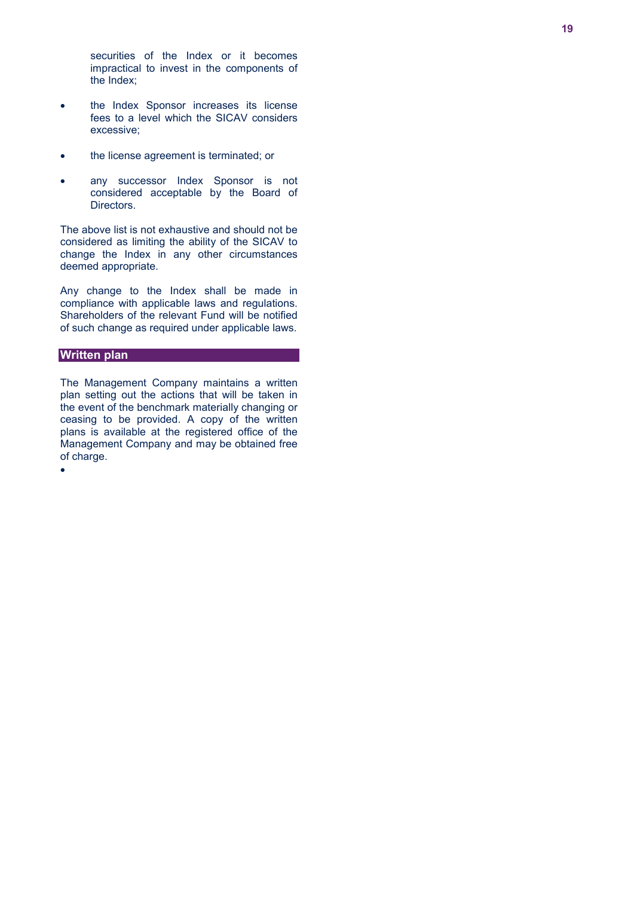securities of the Index or it becomes impractical to invest in the components of the Index;

- the Index Sponsor increases its license fees to a level which the SICAV considers excessive;

- the license agreement is terminated; or

- any successor Index Sponsor is not considered acceptable by the Board of Directors.

The above list is not exhaustive and should not be considered as limiting the ability of the SICAV to change the Index in any other circumstances deemed appropriate.

Any change to the Index shall be made in compliance with applicable laws and regulations. Shareholders of the relevant Fund will be notified of such change as required under applicable laws.

## Written plan

The Management Company maintains a written plan setting out the actions that will be taken in the event of the benchmark materially changing or ceasing to be provided. A copy of the written plans is available at the registered office of the Management Company and may be obtained free of charge.

-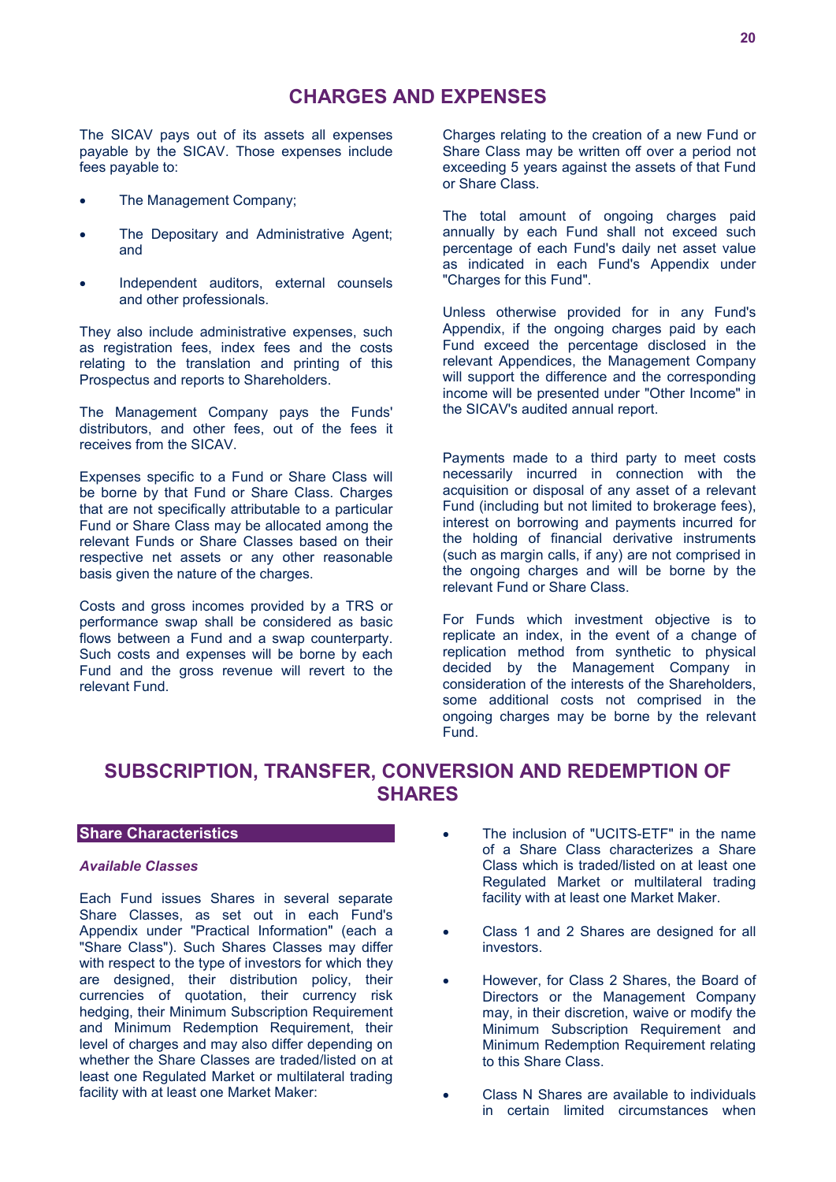# CHARGES AND EXPENSES

The SICAV pays out of its assets all expenses payable by the SICAV. Those expenses include fees payable to:

- The Management Company;
- The Depositary and Administrative Agent; and
- Independent auditors, external counsels and other professionals.

They also include administrative expenses, such as registration fees, index fees and the costs relating to the translation and printing of this Prospectus and reports to Shareholders.

The Management Company pays the Funds' distributors, and other fees, out of the fees it receives from the SICAV.

Expenses specific to a Fund or Share Class will be borne by that Fund or Share Class. Charges that are not specifically attributable to a particular Fund or Share Class may be allocated among the relevant Funds or Share Classes based on their respective net assets or any other reasonable basis given the nature of the charges.

Costs and gross incomes provided by a TRS or performance swap shall be considered as basic flows between a Fund and a swap counterparty. Such costs and expenses will be borne by each Fund and the gross revenue will revert to the relevant Fund.

Charges relating to the creation of a new Fund or Share Class may be written off over a period not exceeding 5 years against the assets of that Fund or Share Class.

The total amount of ongoing charges paid annually by each Fund shall not exceed such percentage of each Fund's daily net asset value as indicated in each Fund's Appendix under "Charges for this Fund".

Unless otherwise provided for in any Fund's Appendix, if the ongoing charges paid by each Fund exceed the percentage disclosed in the relevant Appendices, the Management Company will support the difference and the corresponding income will be presented under "Other Income" in the SICAV's audited annual report.

Payments made to a third party to meet costs necessarily incurred in connection with the acquisition or disposal of any asset of a relevant Fund (including but not limited to brokerage fees), interest on borrowing and payments incurred for the holding of financial derivative instruments (such as margin calls, if any) are not comprised in the ongoing charges and will be borne by the relevant Fund or Share Class.

For Funds which investment objective is to replicate an index, in the event of a change of replication method from synthetic to physical decided by the Management Company in consideration of the interests of the Shareholders, some additional costs not comprised in the ongoing charges may be borne by the relevant Fund.

# SUBSCRIPTION, TRANSFER, CONVERSION AND REDEMPTION OF SHARES

## Share Characteristics

### *Available Classes*

Each Fund issues Shares in several separate Share Classes, as set out in each Fund's Appendix under "Practical Information" (each a "Share Class"). Such Shares Classes may differ with respect to the type of investors for which they are designed, their distribution policy, their currencies of quotation, their currency risk hedging, their Minimum Subscription Requirement and Minimum Redemption Requirement, their level of charges and may also differ depending on whether the Share Classes are traded/listed on at least one Regulated Market or multilateral trading facility with at least one Market Maker:

- The inclusion of "UCITS-ETF" in the name of a Share Class characterizes a Share Class which is traded/listed on at least one Regulated Market or multilateral trading facility with at least one Market Maker.
- Class 1 and 2 Shares are designed for all investors.
- However, for Class 2 Shares, the Board of Directors or the Management Company may, in their discretion, waive or modify the Minimum Subscription Requirement and Minimum Redemption Requirement relating to this Share Class.
- Class N Shares are available to individuals in certain limited circumstances when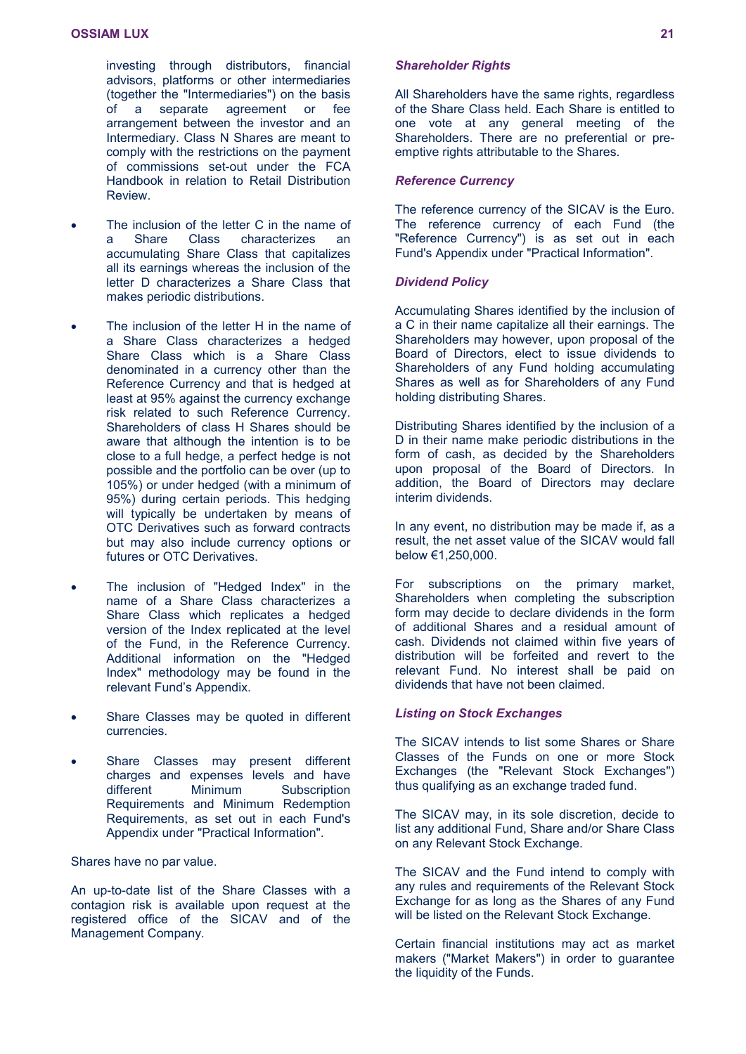investing through distributors, financial advisors, platforms or other intermediaries (together the "Intermediaries") on the basis of a separate agreement or fee arrangement between the investor and an Intermediary. Class N Shares are meant to comply with the restrictions on the payment of commissions set-out under the FCA Handbook in relation to Retail Distribution Review.

- The inclusion of the letter C in the name of a Share Class characterizes an accumulating Share Class that capitalizes all its earnings whereas the inclusion of the letter D characterizes a Share Class that makes periodic distributions.
- The inclusion of the letter H in the name of a Share Class characterizes a hedged Share Class which is a Share Class denominated in a currency other than the Reference Currency and that is hedged at least at 95% against the currency exchange risk related to such Reference Currency. Shareholders of class H Shares should be aware that although the intention is to be close to a full hedge, a perfect hedge is not possible and the portfolio can be over (up to 105%) or under hedged (with a minimum of 95%) during certain periods. This hedging will typically be undertaken by means of OTC Derivatives such as forward contracts but may also include currency options or futures or OTC Derivatives.
- The inclusion of "Hedged Index" in the name of a Share Class characterizes a Share Class which replicates a hedged version of the Index replicated at the level of the Fund, in the Reference Currency. Additional information on the "Hedged Index" methodology may be found in the relevant Fund's Appendix.
- Share Classes may be quoted in different currencies.
- Share Classes may present different charges and expenses levels and have different Minimum Subscription Requirements and Minimum Redemption Requirements, as set out in each Fund's Appendix under "Practical Information".

Shares have no par value.

An up-to-date list of the Share Classes with a contagion risk is available upon request at the registered office of the SICAV and of the Management Company.

### *Shareholder Rights*

All Shareholders have the same rights, regardless of the Share Class held. Each Share is entitled to one vote at any general meeting of the Shareholders. There are no preferential or pre-emptive rights attributable to the Shares.

### *Reference Currency*

The reference currency of the SICAV is the Euro. The reference currency of each Fund (the "Reference Currency") is as set out in each Fund's Appendix under "Practical Information".

### *Dividend Policy*

Accumulating Shares identified by the inclusion of a C in their name capitalize all their earnings. The Shareholders may however, upon proposal of the Board of Directors, elect to issue dividends to Shareholders of any Fund holding accumulating Shares as well as for Shareholders of any Fund holding distributing Shares.

Distributing Shares identified by the inclusion of a D in their name make periodic distributions in the form of cash, as decided by the Shareholders upon proposal of the Board of Directors. In addition, the Board of Directors may declare interim dividends.

In any event, no distribution may be made if, as a result, the net asset value of the SICAV would fall below €1,250,000.

For subscriptions on the primary market, Shareholders when completing the subscription form may decide to declare dividends in the form of additional Shares and a residual amount of cash. Dividends not claimed within five years of distribution will be forfeited and revert to the relevant Fund. No interest shall be paid on dividends that have not been claimed.

### *Listing on Stock Exchanges*

The SICAV intends to list some Shares or Share Classes of the Funds on one or more Stock Exchanges (the "Relevant Stock Exchanges") thus qualifying as an exchange traded fund.

The SICAV may, in its sole discretion, decide to list any additional Fund, Share and/or Share Class on any Relevant Stock Exchange.

The SICAV and the Fund intend to comply with any rules and requirements of the Relevant Stock Exchange for as long as the Shares of any Fund will be listed on the Relevant Stock Exchange.

Certain financial institutions may act as market makers ("Market Makers") in order to guarantee the liquidity of the Funds.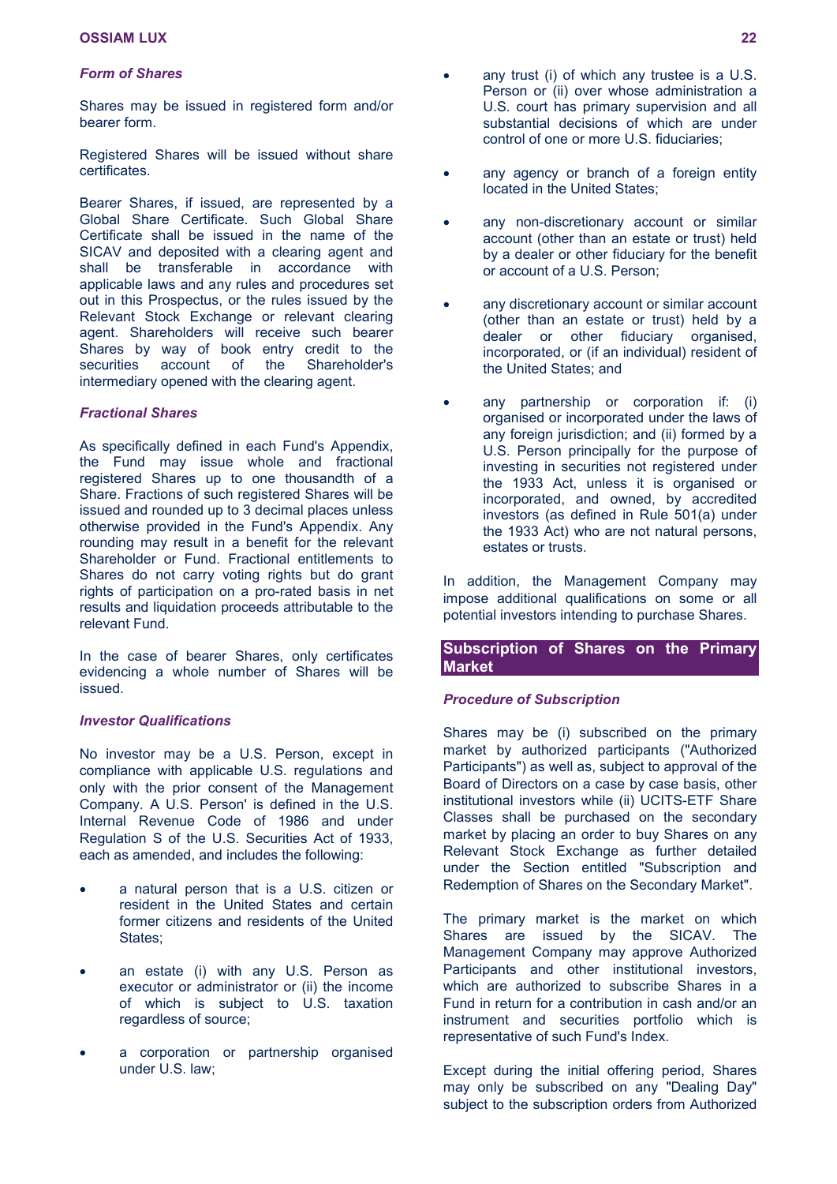### *Form of Shares*

Shares may be issued in registered form and/or bearer form.

Registered Shares will be issued without share certificates.

Bearer Shares, if issued, are represented by a Global Share Certificate. Such Global Share Certificate shall be issued in the name of the SICAV and deposited with a clearing agent and shall be transferable in accordance with applicable laws and any rules and procedures set out in this Prospectus, or the rules issued by the Relevant Stock Exchange or relevant clearing agent. Shareholders will receive such bearer Shares by way of book entry credit to the securities account of the Shareholder's intermediary opened with the clearing agent.

### *Fractional Shares*

As specifically defined in each Fund's Appendix, the Fund may issue whole and fractional registered Shares up to one thousandth of a Share. Fractions of such registered Shares will be issued and rounded up to 3 decimal places unless otherwise provided in the Fund's Appendix. Any rounding may result in a benefit for the relevant Shareholder or Fund. Fractional entitlements to Shares do not carry voting rights but do grant rights of participation on a pro-rated basis in net results and liquidation proceeds attributable to the relevant Fund.

In the case of bearer Shares, only certificates evidencing a whole number of Shares will be issued.

### *Investor Qualifications*

No investor may be a U.S. Person, except in compliance with applicable U.S. regulations and only with the prior consent of the Management Company. A U.S. Person' is defined in the U.S. Internal Revenue Code of 1986 and under Regulation S of the U.S. Securities Act of 1933, each as amended, and includes the following:

- a natural person that is a U.S. citizen or resident in the United States and certain former citizens and residents of the United States;
- an estate (i) with any U.S. Person as executor or administrator or (ii) the income of which is subject to U.S. taxation regardless of source;
- a corporation or partnership organised under U.S. law;
- any trust (i) of which any trustee is a U.S. Person or (ii) over whose administration a U.S. court has primary supervision and all substantial decisions of which are under control of one or more U.S. fiduciaries;
- any agency or branch of a foreign entity located in the United States;
- any non-discretionary account or similar account (other than an estate or trust) held by a dealer or other fiduciary for the benefit or account of a U.S. Person;
- any discretionary account or similar account (other than an estate or trust) held by a dealer or other fiduciary organised, incorporated, or (if an individual) resident of the United States; and
- any partnership or corporation if: (i) organised or incorporated under the laws of any foreign jurisdiction; and (ii) formed by a U.S. Person principally for the purpose of investing in securities not registered under the 1933 Act, unless it is organised or incorporated, and owned, by accredited investors (as defined in Rule 501(a) under the 1933 Act) who are not natural persons, estates or trusts.

In addition, the Management Company may impose additional qualifications on some or all potential investors intending to purchase Shares.

## Subscription of Shares on the Primary Market

### *Procedure of Subscription*

Shares may be (i) subscribed on the primary market by authorized participants ("Authorized Participants") as well as, subject to approval of the Board of Directors on a case by case basis, other institutional investors while (ii) UCITS-ETF Share Classes shall be purchased on the secondary market by placing an order to buy Shares on any Relevant Stock Exchange as further detailed under the Section entitled "Subscription and Redemption of Shares on the Secondary Market".

The primary market is the market on which Shares are issued by the SICAV. The Management Company may approve Authorized Participants and other institutional investors, which are authorized to subscribe Shares in a Fund in return for a contribution in cash and/or an instrument and securities portfolio which is representative of such Fund's Index.

Except during the initial offering period, Shares may only be subscribed on any "Dealing Day" subject to the subscription orders from Authorized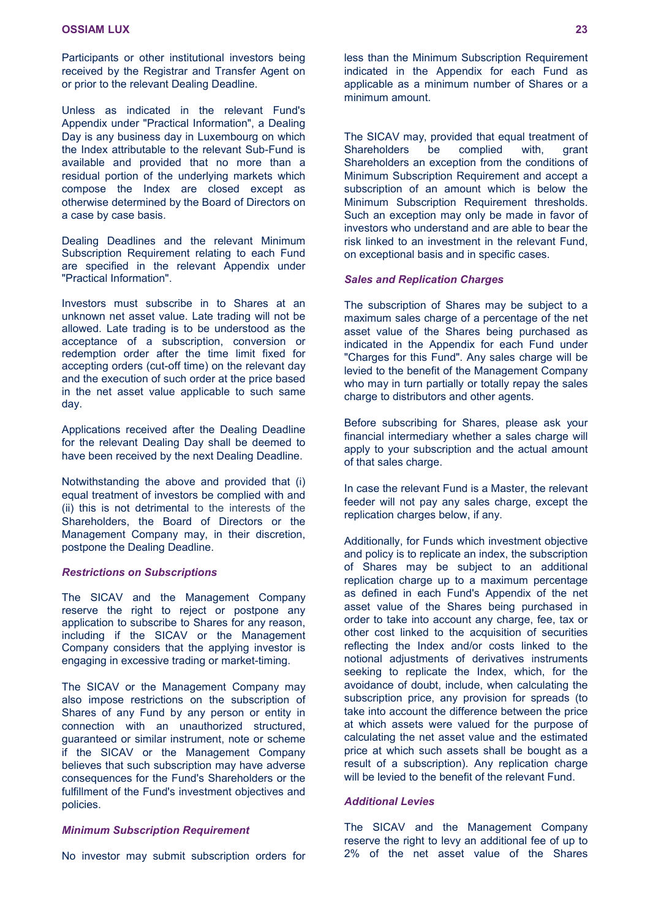Participants or other institutional investors being received by the Registrar and Transfer Agent on or prior to the relevant Dealing Deadline.

Unless as indicated in the relevant Fund's Appendix under "Practical Information", a Dealing Day is any business day in Luxembourg on which the Index attributable to the relevant Sub-Fund is available and provided that no more than a residual portion of the underlying markets which compose the Index are closed except as otherwise determined by the Board of Directors on a case by case basis.

Dealing Deadlines and the relevant Minimum Subscription Requirement relating to each Fund are specified in the relevant Appendix under "Practical Information".

Investors must subscribe in to Shares at an unknown net asset value. Late trading will not be allowed. Late trading is to be understood as the acceptance of a subscription, conversion or redemption order after the time limit fixed for accepting orders (cut-off time) on the relevant day and the execution of such order at the price based in the net asset value applicable to such same day.

Applications received after the Dealing Deadline for the relevant Dealing Day shall be deemed to have been received by the next Dealing Deadline.

Notwithstanding the above and provided that (i) equal treatment of investors be complied with and (ii) this is not detrimental to the interests of the Shareholders, the Board of Directors or the Management Company may, in their discretion, postpone the Dealing Deadline.

### *Restrictions on Subscriptions*

The SICAV and the Management Company reserve the right to reject or postpone any application to subscribe to Shares for any reason, including if the SICAV or the Management Company considers that the applying investor is engaging in excessive trading or market-timing.

The SICAV or the Management Company may also impose restrictions on the subscription of Shares of any Fund by any person or entity in connection with an unauthorized structured, guaranteed or similar instrument, note or scheme if the SICAV or the Management Company believes that such subscription may have adverse consequences for the Fund's Shareholders or the fulfillment of the Fund's investment objectives and policies.

### *Minimum Subscription Requirement*

No investor may submit subscription orders for less than the Minimum Subscription Requirement indicated in the Appendix for each Fund as applicable as a minimum number of Shares or a minimum amount.

The SICAV may, provided that equal treatment of Shareholders be complied with, grant Shareholders an exception from the conditions of Minimum Subscription Requirement and accept a subscription of an amount which is below the Minimum Subscription Requirement thresholds. Such an exception may only be made in favor of investors who understand and are able to bear the risk linked to an investment in the relevant Fund, on exceptional basis and in specific cases.

### *Sales and Replication Charges*

The subscription of Shares may be subject to a maximum sales charge of a percentage of the net asset value of the Shares being purchased as indicated in the Appendix for each Fund under "Charges for this Fund". Any sales charge will be levied to the benefit of the Management Company who may in turn partially or totally repay the sales charge to distributors and other agents.

Before subscribing for Shares, please ask your financial intermediary whether a sales charge will apply to your subscription and the actual amount of that sales charge.

In case the relevant Fund is a Master, the relevant feeder will not pay any sales charge, except the replication charges below, if any.

Additionally, for Funds which investment objective and policy is to replicate an index, the subscription of Shares may be subject to an additional replication charge up to a maximum percentage as defined in each Fund's Appendix of the net asset value of the Shares being purchased in order to take into account any charge, fee, tax or other cost linked to the acquisition of securities reflecting the Index and/or costs linked to the notional adjustments of derivatives instruments seeking to replicate the Index, which, for the avoidance of doubt, include, when calculating the subscription price, any provision for spreads (to take into account the difference between the price at which assets were valued for the purpose of calculating the net asset value and the estimated price at which such assets shall be bought as a result of a subscription). Any replication charge will be levied to the benefit of the relevant Fund.

### *Additional Levies*

The SICAV and the Management Company reserve the right to levy an additional fee of up to 2% of the net asset value of the Shares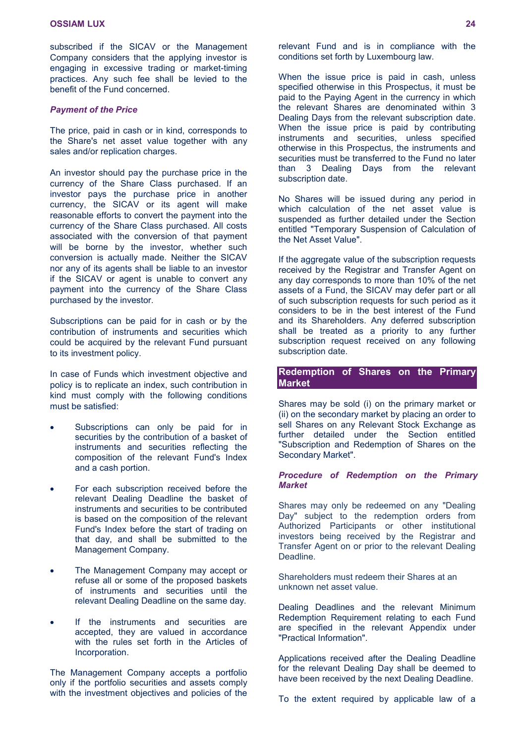subscribed if the SICAV or the Management Company considers that the applying investor is engaging in excessive trading or market-timing practices. Any such fee shall be levied to the benefit of the Fund concerned.

***Payment of the Price***

The price, paid in cash or in kind, corresponds to the Share's net asset value together with any sales and/or replication charges.

An investor should pay the purchase price in the currency of the Share Class purchased. If an investor pays the purchase price in another currency, the SICAV or its agent will make reasonable efforts to convert the payment into the currency of the Share Class purchased. All costs associated with the conversion of that payment will be borne by the investor, whether such conversion is actually made. Neither the SICAV nor any of its agents shall be liable to an investor if the SICAV or agent is unable to convert any payment into the currency of the Share Class purchased by the investor.

Subscriptions can be paid for in cash or by the contribution of instruments and securities which could be acquired by the relevant Fund pursuant to its investment policy.

In case of Funds which investment objective and policy is to replicate an index, such contribution in kind must comply with the following conditions must be satisfied:

- Subscriptions can only be paid for in securities by the contribution of a basket of instruments and securities reflecting the composition of the relevant Fund's Index and a cash portion.
- For each subscription received before the relevant Dealing Deadline the basket of instruments and securities to be contributed is based on the composition of the relevant Fund's Index before the start of trading on that day, and shall be submitted to the Management Company.
- The Management Company may accept or refuse all or some of the proposed baskets of instruments and securities until the relevant Dealing Deadline on the same day.
- If the instruments and securities are accepted, they are valued in accordance with the rules set forth in the Articles of Incorporation.

The Management Company accepts a portfolio only if the portfolio securities and assets comply with the investment objectives and policies of the relevant Fund and is in compliance with the conditions set forth by Luxembourg law.

When the issue price is paid in cash, unless specified otherwise in this Prospectus, it must be paid to the Paying Agent in the currency in which the relevant Shares are denominated within 3 Dealing Days from the relevant subscription date. When the issue price is paid by contributing instruments and securities, unless specified otherwise in this Prospectus, the instruments and securities must be transferred to the Fund no later than 3 Dealing Days from the relevant subscription date.

No Shares will be issued during any period in which calculation of the net asset value is suspended as further detailed under the Section entitled "Temporary Suspension of Calculation of the Net Asset Value".

If the aggregate value of the subscription requests received by the Registrar and Transfer Agent on any day corresponds to more than 10% of the net assets of a Fund, the SICAV may defer part or all of such subscription requests for such period as it considers to be in the best interest of the Fund and its Shareholders. Any deferred subscription shall be treated as a priority to any further subscription request received on any following subscription date.

## Redemption of Shares on the Primary Market

Shares may be sold (i) on the primary market or (ii) on the secondary market by placing an order to sell Shares on any Relevant Stock Exchange as further detailed under the Section entitled "Subscription and Redemption of Shares on the Secondary Market".

***Procedure of Redemption on the Primary Market***

Shares may only be redeemed on any "Dealing Day" subject to the redemption orders from Authorized Participants or other institutional investors being received by the Registrar and Transfer Agent on or prior to the relevant Dealing Deadline.

Shareholders must redeem their Shares at an unknown net asset value.

Dealing Deadlines and the relevant Minimum Redemption Requirement relating to each Fund are specified in the relevant Appendix under "Practical Information".

Applications received after the Dealing Deadline for the relevant Dealing Day shall be deemed to have been received by the next Dealing Deadline.

To the extent required by applicable law of a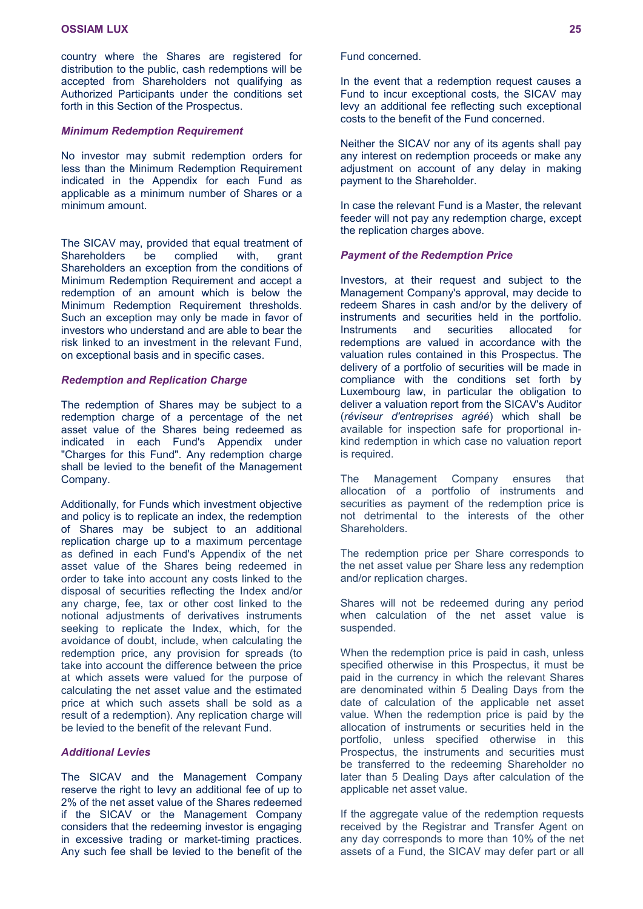country where the Shares are registered for distribution to the public, cash redemptions will be accepted from Shareholders not qualifying as Authorized Participants under the conditions set forth in this Section of the Prospectus.

### *Minimum Redemption Requirement*

No investor may submit redemption orders for less than the Minimum Redemption Requirement indicated in the Appendix for each Fund as applicable as a minimum number of Shares or a minimum amount.

The SICAV may, provided that equal treatment of Shareholders be complied with, grant Shareholders an exception from the conditions of Minimum Redemption Requirement and accept a redemption of an amount which is below the Minimum Redemption Requirement thresholds. Such an exception may only be made in favor of investors who understand and are able to bear the risk linked to an investment in the relevant Fund, on exceptional basis and in specific cases.

### *Redemption and Replication Charge*

The redemption of Shares may be subject to a redemption charge of a percentage of the net asset value of the Shares being redeemed as indicated in each Fund's Appendix under "Charges for this Fund". Any redemption charge shall be levied to the benefit of the Management Company.

Additionally, for Funds which investment objective and policy is to replicate an index, the redemption of Shares may be subject to an additional replication charge up to a maximum percentage as defined in each Fund's Appendix of the net asset value of the Shares being redeemed in order to take into account any costs linked to the disposal of securities reflecting the Index and/or any charge, fee, tax or other cost linked to the notional adjustments of derivatives instruments seeking to replicate the Index, which, for the avoidance of doubt, include, when calculating the redemption price, any provision for spreads (to take into account the difference between the price at which assets were valued for the purpose of calculating the net asset value and the estimated price at which such assets shall be sold as a result of a redemption). Any replication charge will be levied to the benefit of the relevant Fund.

### *Additional Levies*

The SICAV and the Management Company reserve the right to levy an additional fee of up to 2% of the net asset value of the Shares redeemed if the SICAV or the Management Company considers that the redeeming investor is engaging in excessive trading or market-timing practices. Any such fee shall be levied to the benefit of the Fund concerned.

In the event that a redemption request causes a Fund to incur exceptional costs, the SICAV may levy an additional fee reflecting such exceptional costs to the benefit of the Fund concerned.

Neither the SICAV nor any of its agents shall pay any interest on redemption proceeds or make any adjustment on account of any delay in making payment to the Shareholder.

In case the relevant Fund is a Master, the relevant feeder will not pay any redemption charge, except the replication charges above.

### *Payment of the Redemption Price*

Investors, at their request and subject to the Management Company's approval, may decide to redeem Shares in cash and/or by the delivery of instruments and securities held in the portfolio. Instruments and securities allocated for redemptions are valued in accordance with the valuation rules contained in this Prospectus. The delivery of a portfolio of securities will be made in compliance with the conditions set forth by Luxembourg law, in particular the obligation to deliver a valuation report from the SICAV's Auditor (*réviseur d'entreprises agréé*) which shall be available for inspection safe for proportional in-kind redemption in which case no valuation report is required.

The Management Company ensures that allocation of a portfolio of instruments and securities as payment of the redemption price is not detrimental to the interests of the other Shareholders.

The redemption price per Share corresponds to the net asset value per Share less any redemption and/or replication charges.

Shares will not be redeemed during any period when calculation of the net asset value is suspended.

When the redemption price is paid in cash, unless specified otherwise in this Prospectus, it must be paid in the currency in which the relevant Shares are denominated within 5 Dealing Days from the date of calculation of the applicable net asset value. When the redemption price is paid by the allocation of instruments or securities held in the portfolio, unless specified otherwise in this Prospectus, the instruments and securities must be transferred to the redeeming Shareholder no later than 5 Dealing Days after calculation of the applicable net asset value.

If the aggregate value of the redemption requests received by the Registrar and Transfer Agent on any day corresponds to more than 10% of the net assets of a Fund, the SICAV may defer part or all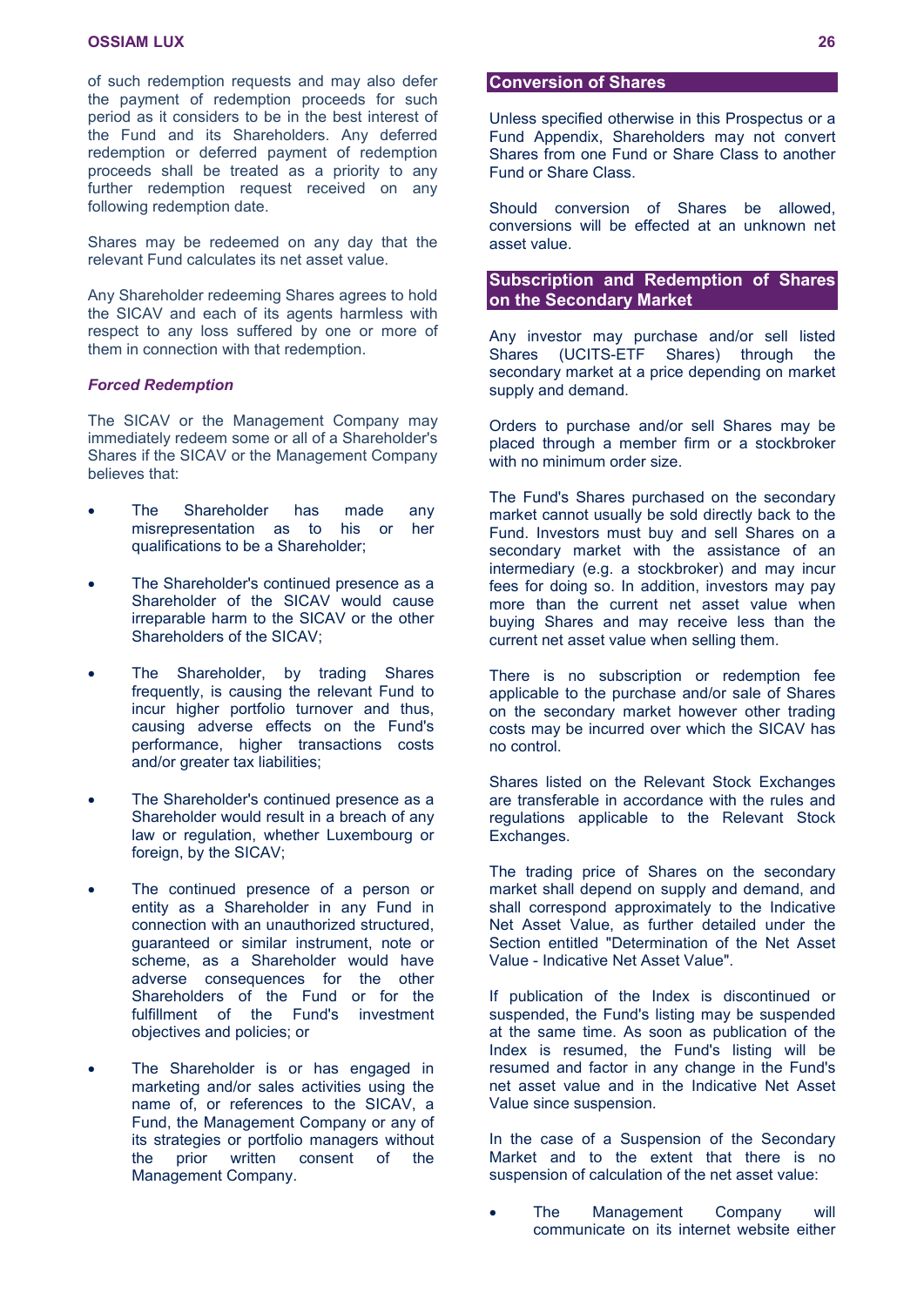of such redemption requests and may also defer the payment of redemption proceeds for such period as it considers to be in the best interest of the Fund and its Shareholders. Any deferred redemption or deferred payment of redemption proceeds shall be treated as a priority to any further redemption request received on any following redemption date.

Shares may be redeemed on any day that the relevant Fund calculates its net asset value.

Any Shareholder redeeming Shares agrees to hold the SICAV and each of its agents harmless with respect to any loss suffered by one or more of them in connection with that redemption.

### *Forced Redemption*

The SICAV or the Management Company may immediately redeem some or all of a Shareholder's Shares if the SICAV or the Management Company believes that:

- The Shareholder has made any misrepresentation as to his or her qualifications to be a Shareholder;
- The Shareholder's continued presence as a Shareholder of the SICAV would cause irreparable harm to the SICAV or the other Shareholders of the SICAV;
- The Shareholder, by trading Shares frequently, is causing the relevant Fund to incur higher portfolio turnover and thus, causing adverse effects on the Fund's performance, higher transactions costs and/or greater tax liabilities;
- The Shareholder's continued presence as a Shareholder would result in a breach of any law or regulation, whether Luxembourg or foreign, by the SICAV;
- The continued presence of a person or entity as a Shareholder in any Fund in connection with an unauthorized structured, guaranteed or similar instrument, note or scheme, as a Shareholder would have adverse consequences for the other Shareholders of the Fund or for the fulfillment of the Fund's investment objectives and policies; or
- The Shareholder is or has engaged in marketing and/or sales activities using the name of, or references to the SICAV, a Fund, the Management Company or any of its strategies or portfolio managers without the prior written consent of the Management Company.

## Conversion of Shares

Unless specified otherwise in this Prospectus or a Fund Appendix, Shareholders may not convert Shares from one Fund or Share Class to another Fund or Share Class.

Should conversion of Shares be allowed, conversions will be effected at an unknown net asset value.

## Subscription and Redemption of Shares on the Secondary Market

Any investor may purchase and/or sell listed Shares (UCITS-ETF Shares) through the secondary market at a price depending on market supply and demand.

Orders to purchase and/or sell Shares may be placed through a member firm or a stockbroker with no minimum order size.

The Fund's Shares purchased on the secondary market cannot usually be sold directly back to the Fund. Investors must buy and sell Shares on a secondary market with the assistance of an intermediary (e.g. a stockbroker) and may incur fees for doing so. In addition, investors may pay more than the current net asset value when buying Shares and may receive less than the current net asset value when selling them.

There is no subscription or redemption fee applicable to the purchase and/or sale of Shares on the secondary market however other trading costs may be incurred over which the SICAV has no control.

Shares listed on the Relevant Stock Exchanges are transferable in accordance with the rules and regulations applicable to the Relevant Stock Exchanges.

The trading price of Shares on the secondary market shall depend on supply and demand, and shall correspond approximately to the Indicative Net Asset Value, as further detailed under the Section entitled "Determination of the Net Asset Value - Indicative Net Asset Value".

If publication of the Index is discontinued or suspended, the Fund's listing may be suspended at the same time. As soon as publication of the Index is resumed, the Fund's listing will be resumed and factor in any change in the Fund's net asset value and in the Indicative Net Asset Value since suspension.

In the case of a Suspension of the Secondary Market and to the extent that there is no suspension of calculation of the net asset value:

- The Management Company will communicate on its internet website either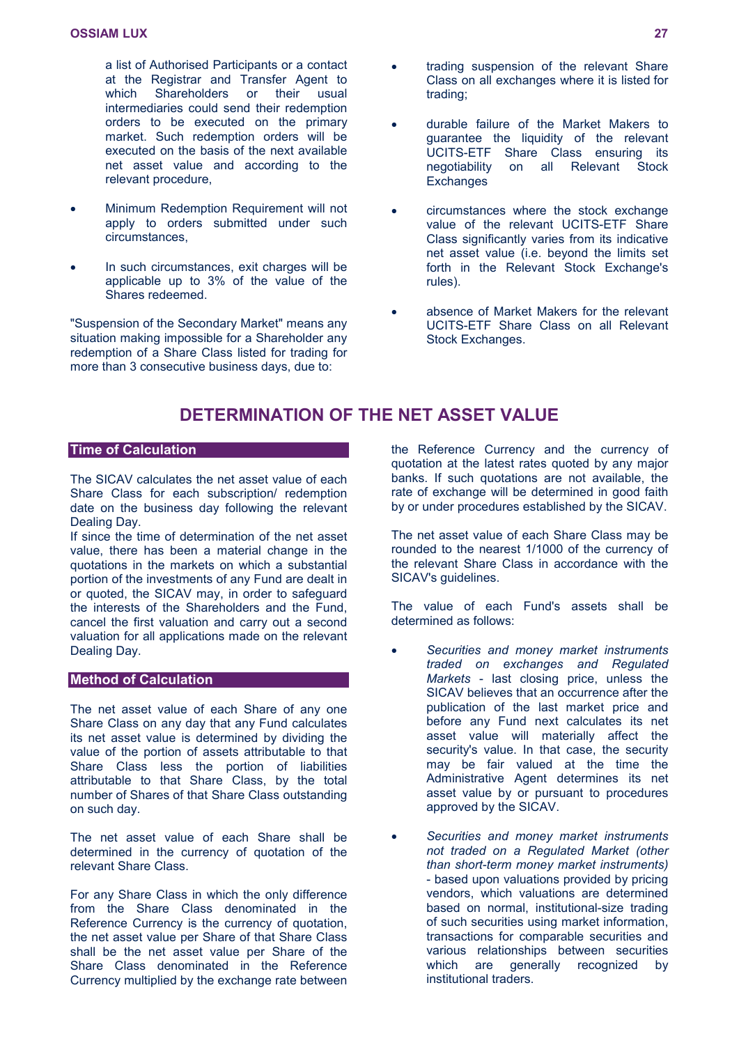a list of Authorised Participants or a contact at the Registrar and Transfer Agent to which Shareholders or their usual intermediaries could send their redemption orders to be executed on the primary market. Such redemption orders will be executed on the basis of the next available net asset value and according to the relevant procedure,

- Minimum Redemption Requirement will not apply to orders submitted under such circumstances,
- In such circumstances, exit charges will be applicable up to 3% of the value of the Shares redeemed.

"Suspension of the Secondary Market" means any situation making impossible for a Shareholder any redemption of a Share Class listed for trading for more than 3 consecutive business days, due to:

- trading suspension of the relevant Share Class on all exchanges where it is listed for trading;
- durable failure of the Market Makers to guarantee the liquidity of the relevant UCITS-ETF Share Class ensuring its negotiability on all Relevant Stock Exchanges
- circumstances where the stock exchange value of the relevant UCITS-ETF Share Class significantly varies from its indicative net asset value (i.e. beyond the limits set forth in the Relevant Stock Exchange's rules).
- absence of Market Makers for the relevant UCITS-ETF Share Class on all Relevant Stock Exchanges.

# DETERMINATION OF THE NET ASSET VALUE

## Time of Calculation

The SICAV calculates the net asset value of each Share Class for each subscription/ redemption date on the business day following the relevant Dealing Day.

If since the time of determination of the net asset value, there has been a material change in the quotations in the markets on which a substantial portion of the investments of any Fund are dealt in or quoted, the SICAV may, in order to safeguard the interests of the Shareholders and the Fund, cancel the first valuation and carry out a second valuation for all applications made on the relevant Dealing Day.

## Method of Calculation

The net asset value of each Share of any one Share Class on any day that any Fund calculates its net asset value is determined by dividing the value of the portion of assets attributable to that Share Class less the portion of liabilities attributable to that Share Class, by the total number of Shares of that Share Class outstanding on such day.

The net asset value of each Share shall be determined in the currency of quotation of the relevant Share Class.

For any Share Class in which the only difference from the Share Class denominated in the Reference Currency is the currency of quotation, the net asset value per Share of that Share Class shall be the net asset value per Share of the Share Class denominated in the Reference Currency multiplied by the exchange rate between the Reference Currency and the currency of quotation at the latest rates quoted by any major banks. If such quotations are not available, the rate of exchange will be determined in good faith by or under procedures established by the SICAV.

The net asset value of each Share Class may be rounded to the nearest 1/1000 of the currency of the relevant Share Class in accordance with the SICAV's guidelines.

The value of each Fund's assets shall be determined as follows:

- *Securities and money market instruments traded on exchanges and Regulated Markets* - last closing price, unless the SICAV believes that an occurrence after the publication of the last market price and before any Fund next calculates its net asset value will materially affect the security's value. In that case, the security may be fair valued at the time the Administrative Agent determines its net asset value by or pursuant to procedures approved by the SICAV.
- *Securities and money market instruments not traded on a Regulated Market (other than short-term money market instruments)* - based upon valuations provided by pricing vendors, which valuations are determined based on normal, institutional-size trading of such securities using market information, transactions for comparable securities and various relationships between securities which are generally recognized by institutional traders.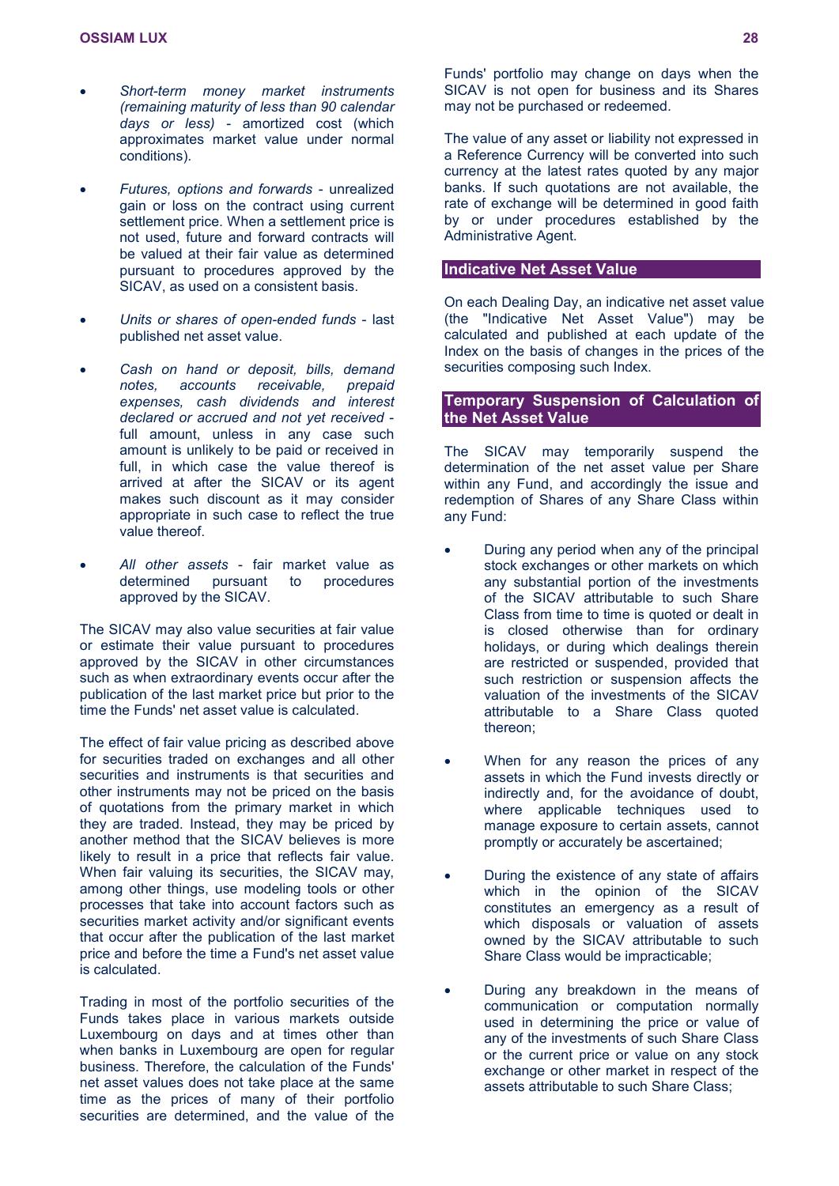- *Short-term money market instruments (remaining maturity of less than 90 calendar days or less)* - amortized cost (which approximates market value under normal conditions).

- *Futures, options and forwards* - unrealized gain or loss on the contract using current settlement price. When a settlement price is not used, future and forward contracts will be valued at their fair value as determined pursuant to procedures approved by the SICAV, as used on a consistent basis.

- *Units or shares of open-ended funds* - last published net asset value.

- *Cash on hand or deposit, bills, demand notes, accounts receivable, prepaid expenses, cash dividends and interest declared or accrued and not yet received* - full amount, unless in any case such amount is unlikely to be paid or received in full, in which case the value thereof is arrived at after the SICAV or its agent makes such discount as it may consider appropriate in such case to reflect the true value thereof.

- *All other assets* - fair market value as determined pursuant to procedures approved by the SICAV.

The SICAV may also value securities at fair value or estimate their value pursuant to procedures approved by the SICAV in other circumstances such as when extraordinary events occur after the publication of the last market price but prior to the time the Funds' net asset value is calculated.

The effect of fair value pricing as described above for securities traded on exchanges and all other securities and instruments is that securities and other instruments may not be priced on the basis of quotations from the primary market in which they are traded. Instead, they may be priced by another method that the SICAV believes is more likely to result in a price that reflects fair value. When fair valuing its securities, the SICAV may, among other things, use modeling tools or other processes that take into account factors such as securities market activity and/or significant events that occur after the publication of the last market price and before the time a Fund's net asset value is calculated.

Trading in most of the portfolio securities of the Funds takes place in various markets outside Luxembourg on days and at times other than when banks in Luxembourg are open for regular business. Therefore, the calculation of the Funds' net asset values does not take place at the same time as the prices of many of their portfolio securities are determined, and the value of the Funds' portfolio may change on days when the SICAV is not open for business and its Shares may not be purchased or redeemed.

The value of any asset or liability not expressed in a Reference Currency will be converted into such currency at the latest rates quoted by any major banks. If such quotations are not available, the rate of exchange will be determined in good faith by or under procedures established by the Administrative Agent.

## Indicative Net Asset Value

On each Dealing Day, an indicative net asset value (the "Indicative Net Asset Value") may be calculated and published at each update of the Index on the basis of changes in the prices of the securities composing such Index.

## Temporary Suspension of Calculation of the Net Asset Value

The SICAV may temporarily suspend the determination of the net asset value per Share within any Fund, and accordingly the issue and redemption of Shares of any Share Class within any Fund:

- During any period when any of the principal stock exchanges or other markets on which any substantial portion of the investments of the SICAV attributable to such Share Class from time to time is quoted or dealt in is closed otherwise than for ordinary holidays, or during which dealings therein are restricted or suspended, provided that such restriction or suspension affects the valuation of the investments of the SICAV attributable to a Share Class quoted thereon;

- When for any reason the prices of any assets in which the Fund invests directly or indirectly and, for the avoidance of doubt, where applicable techniques used to manage exposure to certain assets, cannot promptly or accurately be ascertained;

- During the existence of any state of affairs which in the opinion of the SICAV constitutes an emergency as a result of which disposals or valuation of assets owned by the SICAV attributable to such Share Class would be impracticable;

- During any breakdown in the means of communication or computation normally used in determining the price or value of any of the investments of such Share Class or the current price or value on any stock exchange or other market in respect of the assets attributable to such Share Class;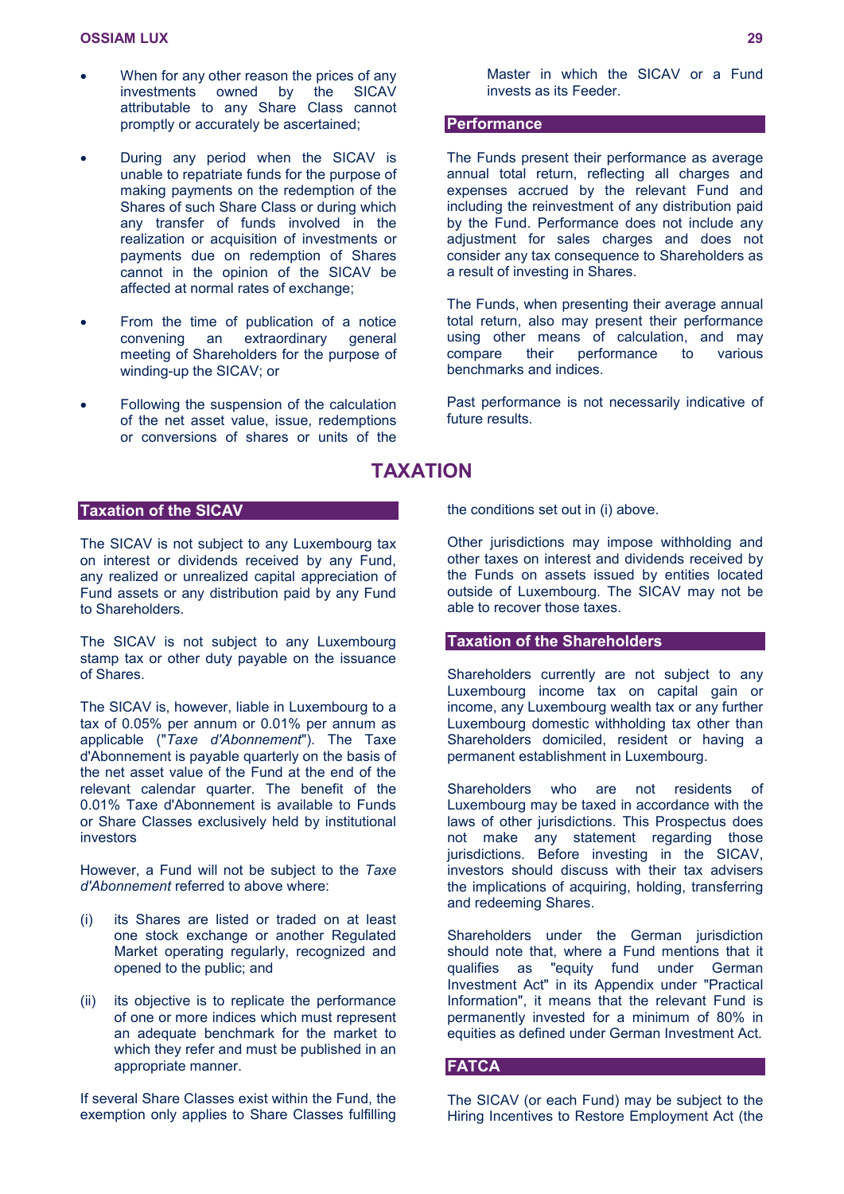- When for any other reason the prices of any investments owned by the SICAV attributable to any Share Class cannot promptly or accurately be ascertained;

- During any period when the SICAV is unable to repatriate funds for the purpose of making payments on the redemption of the Shares of such Share Class or during which any transfer of funds involved in the realization or acquisition of investments or payments due on redemption of Shares cannot in the opinion of the SICAV be affected at normal rates of exchange;

- From the time of publication of a notice convening an extraordinary general meeting of Shareholders for the purpose of winding-up the SICAV; or

- Following the suspension of the calculation of the net asset value, issue, redemptions or conversions of shares or units of the Master in which the SICAV or a Fund invests as its Feeder.

## Performance

The Funds present their performance as average annual total return, reflecting all charges and expenses accrued by the relevant Fund and including the reinvestment of any distribution paid by the Fund. Performance does not include any adjustment for sales charges and does not consider any tax consequence to Shareholders as a result of investing in Shares.

The Funds, when presenting their average annual total return, also may present their performance using other means of calculation, and may compare their performance to various benchmarks and indices.

Past performance is not necessarily indicative of future results.

# TAXATION

## Taxation of the SICAV

The SICAV is not subject to any Luxembourg tax on interest or dividends received by any Fund, any realized or unrealized capital appreciation of Fund assets or any distribution paid by any Fund to Shareholders.

The SICAV is not subject to any Luxembourg stamp tax or other duty payable on the issuance of Shares.

The SICAV is, however, liable in Luxembourg to a tax of 0.05% per annum or 0.01% per annum as applicable ("*Taxe d'Abonnement*"). The Taxe d'Abonnement is payable quarterly on the basis of the net asset value of the Fund at the end of the relevant calendar quarter. The benefit of the 0.01% Taxe d'Abonnement is available to Funds or Share Classes exclusively held by institutional investors

However, a Fund will not be subject to the *Taxe d'Abonnement* referred to above where:

(i) its Shares are listed or traded on at least one stock exchange or another Regulated Market operating regularly, recognized and opened to the public; and

(ii) its objective is to replicate the performance of one or more indices which must represent an adequate benchmark for the market to which they refer and must be published in an appropriate manner.

If several Share Classes exist within the Fund, the exemption only applies to Share Classes fulfilling the conditions set out in (i) above.

Other jurisdictions may impose withholding and other taxes on interest and dividends received by the Funds on assets issued by entities located outside of Luxembourg. The SICAV may not be able to recover those taxes.

## Taxation of the Shareholders

Shareholders currently are not subject to any Luxembourg income tax on capital gain or income, any Luxembourg wealth tax or any further Luxembourg domestic withholding tax other than Shareholders domiciled, resident or having a permanent establishment in Luxembourg.

Shareholders who are not residents of Luxembourg may be taxed in accordance with the laws of other jurisdictions. This Prospectus does not make any statement regarding those jurisdictions. Before investing in the SICAV, investors should discuss with their tax advisers the implications of acquiring, holding, transferring and redeeming Shares.

Shareholders under the German jurisdiction should note that, where a Fund mentions that it qualifies as "equity fund under German Investment Act" in its Appendix under "Practical Information", it means that the relevant Fund is permanently invested for a minimum of 80% in equities as defined under German Investment Act.

## FATCA

The SICAV (or each Fund) may be subject to the Hiring Incentives to Restore Employment Act (the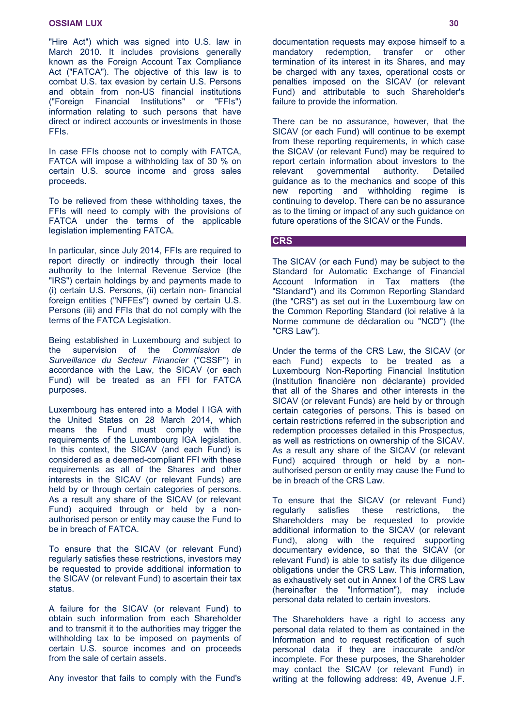"Hire Act") which was signed into U.S. law in March 2010. It includes provisions generally known as the Foreign Account Tax Compliance Act ("FATCA"). The objective of this law is to combat U.S. tax evasion by certain U.S. Persons and obtain from non-US financial institutions ("Foreign Financial Institutions" or "FFIs") information relating to such persons that have direct or indirect accounts or investments in those FFIs.

In case FFIs choose not to comply with FATCA, FATCA will impose a withholding tax of 30 % on certain U.S. source income and gross sales proceeds.

To be relieved from these withholding taxes, the FFIs will need to comply with the provisions of FATCA under the terms of the applicable legislation implementing FATCA.

In particular, since July 2014, FFIs are required to report directly or indirectly through their local authority to the Internal Revenue Service (the "IRS") certain holdings by and payments made to (i) certain U.S. Persons, (ii) certain non- financial foreign entities ("NFFEs") owned by certain U.S. Persons (iii) and FFIs that do not comply with the terms of the FATCA Legislation.

Being established in Luxembourg and subject to the supervision of the *Commission de Surveillance du Secteur Financier* ("CSSF") in accordance with the Law, the SICAV (or each Fund) will be treated as an FFI for FATCA purposes.

Luxembourg has entered into a Model I IGA with the United States on 28 March 2014, which means the Fund must comply with the requirements of the Luxembourg IGA legislation. In this context, the SICAV (and each Fund) is considered as a deemed-compliant FFI with these requirements as all of the Shares and other interests in the SICAV (or relevant Funds) are held by or through certain categories of persons. As a result any share of the SICAV (or relevant Fund) acquired through or held by a non-authorised person or entity may cause the Fund to be in breach of FATCA.

To ensure that the SICAV (or relevant Fund) regularly satisfies these restrictions, investors may be requested to provide additional information to the SICAV (or relevant Fund) to ascertain their tax status.

A failure for the SICAV (or relevant Fund) to obtain such information from each Shareholder and to transmit it to the authorities may trigger the withholding tax to be imposed on payments of certain U.S. source incomes and on proceeds from the sale of certain assets.

Any investor that fails to comply with the Fund's documentation requests may expose himself to a mandatory redemption, transfer or other termination of its interest in its Shares, and may be charged with any taxes, operational costs or penalties imposed on the SICAV (or relevant Fund) and attributable to such Shareholder's failure to provide the information.

There can be no assurance, however, that the SICAV (or each Fund) will continue to be exempt from these reporting requirements, in which case the SICAV (or relevant Fund) may be required to report certain information about investors to the relevant governmental authority. Detailed guidance as to the mechanics and scope of this new reporting and withholding regime is continuing to develop. There can be no assurance as to the timing or impact of any such guidance on future operations of the SICAV or the Funds.

## CRS

The SICAV (or each Fund) may be subject to the Standard for Automatic Exchange of Financial Account Information in Tax matters (the "Standard") and its Common Reporting Standard (the "CRS") as set out in the Luxembourg law on the Common Reporting Standard (loi relative à la Norme commune de déclaration ou "NCD") (the "CRS Law").

Under the terms of the CRS Law, the SICAV (or each Fund) expects to be treated as a Luxembourg Non-Reporting Financial Institution (Institution financière non déclarante) provided that all of the Shares and other interests in the SICAV (or relevant Funds) are held by or through certain categories of persons. This is based on certain restrictions referred in the subscription and redemption processes detailed in this Prospectus, as well as restrictions on ownership of the SICAV. As a result any share of the SICAV (or relevant Fund) acquired through or held by a non-authorised person or entity may cause the Fund to be in breach of the CRS Law.

To ensure that the SICAV (or relevant Fund) regularly satisfies these restrictions, the Shareholders may be requested to provide additional information to the SICAV (or relevant Fund), along with the required supporting documentary evidence, so that the SICAV (or relevant Fund) is able to satisfy its due diligence obligations under the CRS Law. This information, as exhaustively set out in Annex I of the CRS Law (hereinafter the "Information"), may include personal data related to certain investors.

The Shareholders have a right to access any personal data related to them as contained in the Information and to request rectification of such personal data if they are inaccurate and/or incomplete. For these purposes, the Shareholder may contact the SICAV (or relevant Fund) in writing at the following address: 49, Avenue J.F.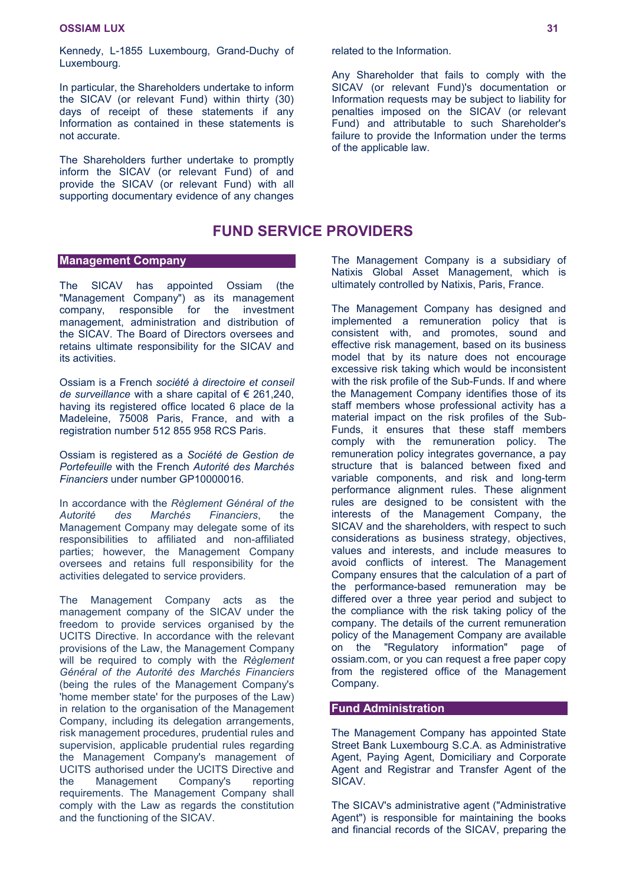Kennedy, L-1855 Luxembourg, Grand-Duchy of Luxembourg.

In particular, the Shareholders undertake to inform the SICAV (or relevant Fund) within thirty (30) days of receipt of these statements if any Information as contained in these statements is not accurate.

The Shareholders further undertake to promptly inform the SICAV (or relevant Fund) of and provide the SICAV (or relevant Fund) with all supporting documentary evidence of any changes related to the Information.

Any Shareholder that fails to comply with the SICAV (or relevant Fund)'s documentation or Information requests may be subject to liability for penalties imposed on the SICAV (or relevant Fund) and attributable to such Shareholder's failure to provide the Information under the terms of the applicable law.

# FUND SERVICE PROVIDERS

## Management Company

The SICAV has appointed Ossiam (the "Management Company") as its management company, responsible for the investment management, administration and distribution of the SICAV. The Board of Directors oversees and retains ultimate responsibility for the SICAV and its activities.

Ossiam is a French *société à directoire et conseil de surveillance* with a share capital of € 261,240, having its registered office located 6 place de la Madeleine, 75008 Paris, France, and with a registration number 512 855 958 RCS Paris.

Ossiam is registered as a *Société de Gestion de Portefeuille* with the French *Autorité des Marchés Financiers* under number GP10000016.

In accordance with the *Règlement Général of the Autorité des Marchés Financiers*, the Management Company may delegate some of its responsibilities to affiliated and non-affiliated parties; however, the Management Company oversees and retains full responsibility for the activities delegated to service providers.

The Management Company acts as the management company of the SICAV under the freedom to provide services organised by the UCITS Directive. In accordance with the relevant provisions of the Law, the Management Company will be required to comply with the *Règlement Général of the Autorité des Marchés Financiers* (being the rules of the Management Company's 'home member state' for the purposes of the Law) in relation to the organisation of the Management Company, including its delegation arrangements, risk management procedures, prudential rules and supervision, applicable prudential rules regarding the Management Company's management of UCITS authorised under the UCITS Directive and the Management Company's reporting requirements. The Management Company shall comply with the Law as regards the constitution and the functioning of the SICAV.

The Management Company is a subsidiary of Natixis Global Asset Management, which is ultimately controlled by Natixis, Paris, France.

The Management Company has designed and implemented a remuneration policy that is consistent with, and promotes, sound and effective risk management, based on its business model that by its nature does not encourage excessive risk taking which would be inconsistent with the risk profile of the Sub-Funds. If and where the Management Company identifies those of its staff members whose professional activity has a material impact on the risk profiles of the Sub-Funds, it ensures that these staff members comply with the remuneration policy. The remuneration policy integrates governance, a pay structure that is balanced between fixed and variable components, and risk and long-term performance alignment rules. These alignment rules are designed to be consistent with the interests of the Management Company, the SICAV and the shareholders, with respect to such considerations as business strategy, objectives, values and interests, and include measures to avoid conflicts of interest. The Management Company ensures that the calculation of a part of the performance-based remuneration may be differed over a three year period and subject to the compliance with the risk taking policy of the company. The details of the current remuneration policy of the Management Company are available on the "Regulatory information" page of ossiam.com, or you can request a free paper copy from the registered office of the Management Company.

## Fund Administration

The Management Company has appointed State Street Bank Luxembourg S.C.A. as Administrative Agent, Paying Agent, Domiciliary and Corporate Agent and Registrar and Transfer Agent of the SICAV.

The SICAV's administrative agent ("Administrative Agent") is responsible for maintaining the books and financial records of the SICAV, preparing the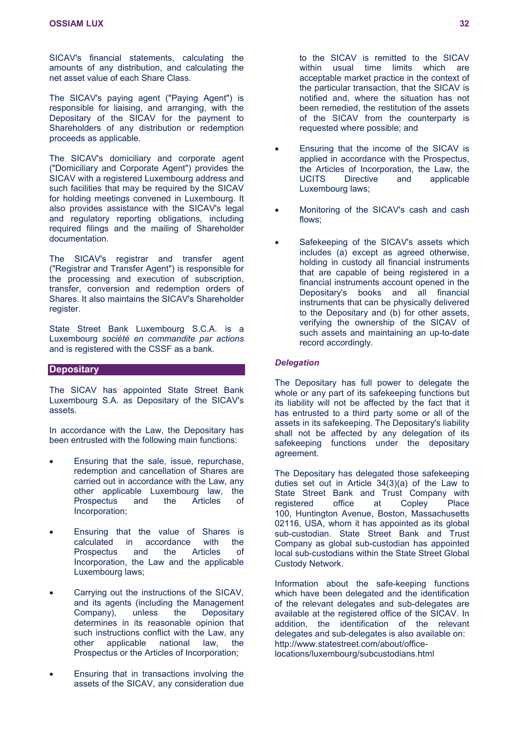SICAV's financial statements, calculating the amounts of any distribution, and calculating the net asset value of each Share Class.

The SICAV's paying agent ("Paying Agent") is responsible for liaising, and arranging, with the Depositary of the SICAV for the payment to Shareholders of any distribution or redemption proceeds as applicable.

The SICAV's domiciliary and corporate agent ("Domiciliary and Corporate Agent") provides the SICAV with a registered Luxembourg address and such facilities that may be required by the SICAV for holding meetings convened in Luxembourg. It also provides assistance with the SICAV's legal and regulatory reporting obligations, including required filings and the mailing of Shareholder documentation.

The SICAV's registrar and transfer agent ("Registrar and Transfer Agent") is responsible for the processing and execution of subscription, transfer, conversion and redemption orders of Shares. It also maintains the SICAV's Shareholder register.

State Street Bank Luxembourg S.C.A. is a Luxembourg *société en commandite par actions* and is registered with the CSSF as a bank.

## Depositary

The SICAV has appointed State Street Bank Luxembourg S.A. as Depositary of the SICAV's assets.

In accordance with the Law, the Depositary has been entrusted with the following main functions:

- Ensuring that the sale, issue, repurchase, redemption and cancellation of Shares are carried out in accordance with the Law, any other applicable Luxembourg law, the Prospectus and the Articles of Incorporation;
- Ensuring that the value of Shares is calculated in accordance with the Prospectus and the Articles of Incorporation, the Law and the applicable Luxembourg laws;
- Carrying out the instructions of the SICAV, and its agents (including the Management Company), unless the Depositary determines in its reasonable opinion that such instructions conflict with the Law, any other applicable national law, the Prospectus or the Articles of Incorporation;
- Ensuring that in transactions involving the assets of the SICAV, any consideration due to the SICAV is remitted to the SICAV within usual time limits which are acceptable market practice in the context of the particular transaction, that the SICAV is notified and, where the situation has not been remedied, the restitution of the assets of the SICAV from the counterparty is requested where possible; and
- Ensuring that the income of the SICAV is applied in accordance with the Prospectus, the Articles of Incorporation, the Law, the UCITS Directive and applicable Luxembourg laws;
- Monitoring of the SICAV's cash and cash flows;
- Safekeeping of the SICAV's assets which includes (a) except as agreed otherwise, holding in custody all financial instruments that are capable of being registered in a financial instruments account opened in the Depositary's books and all financial instruments that can be physically delivered to the Depositary and (b) for other assets, verifying the ownership of the SICAV of such assets and maintaining an up-to-date record accordingly.

### *Delegation*

The Depositary has full power to delegate the whole or any part of its safekeeping functions but its liability will not be affected by the fact that it has entrusted to a third party some or all of the assets in its safekeeping. The Depositary's liability shall not be affected by any delegation of its safekeeping functions under the depositary agreement.

The Depositary has delegated those safekeeping duties set out in Article 34(3)(a) of the Law to State Street Bank and Trust Company with registered office at Copley Place 100, Huntington Avenue, Boston, Massachusetts 02116, USA, whom it has appointed as its global sub-custodian. State Street Bank and Trust Company as global sub-custodian has appointed local sub-custodians within the State Street Global Custody Network.

Information about the safe-keeping functions which have been delegated and the identification of the relevant delegates and sub-delegates are available at the registered office of the SICAV. In addition, the identification of the relevant delegates and sub-delegates is also available on: http://www.statestreet.com/about/office-locations/luxembourg/subcustodians.html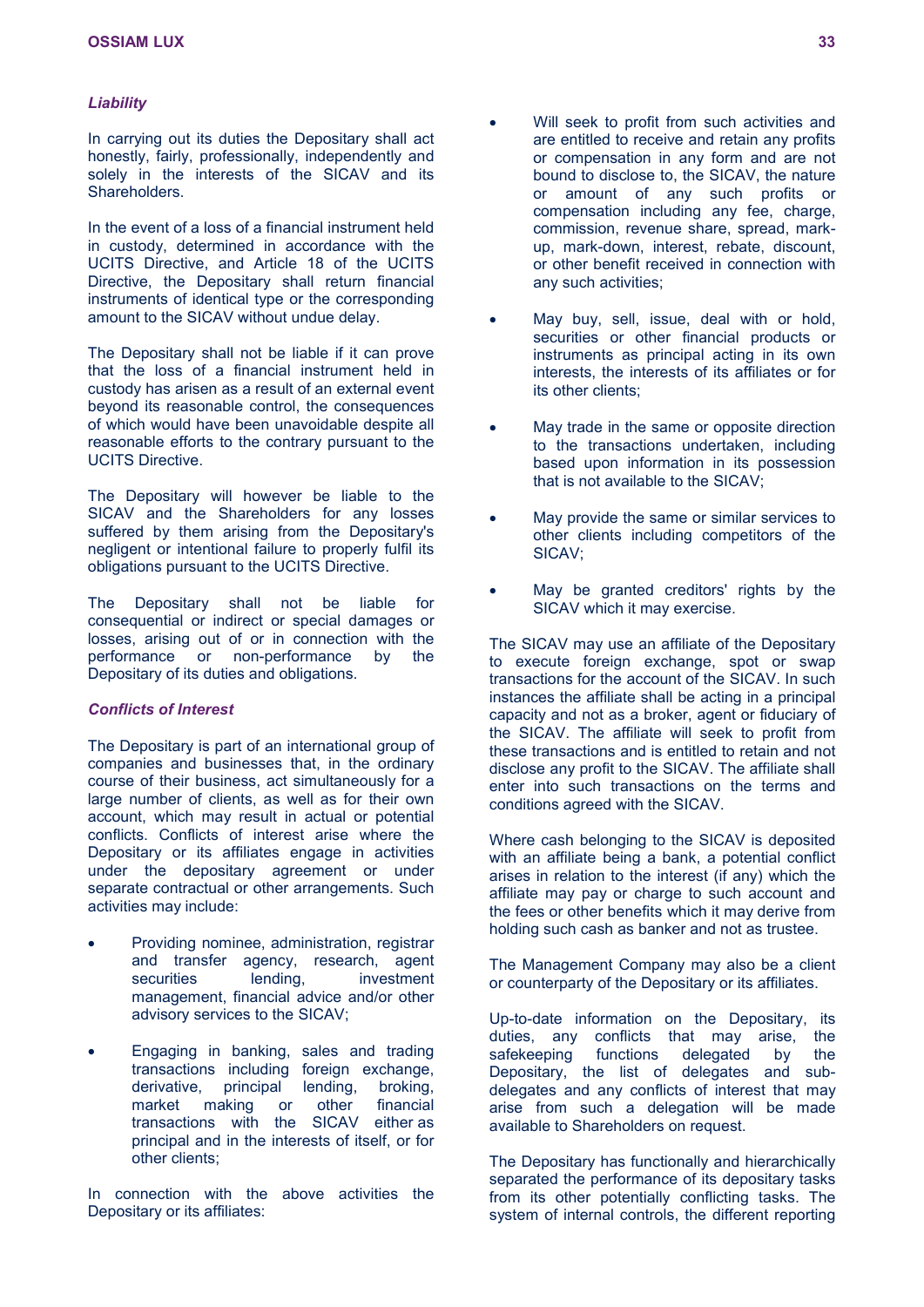### *Liability*

In carrying out its duties the Depositary shall act honestly, fairly, professionally, independently and solely in the interests of the SICAV and its Shareholders.

In the event of a loss of a financial instrument held in custody, determined in accordance with the UCITS Directive, and Article 18 of the UCITS Directive, the Depositary shall return financial instruments of identical type or the corresponding amount to the SICAV without undue delay.

The Depositary shall not be liable if it can prove that the loss of a financial instrument held in custody has arisen as a result of an external event beyond its reasonable control, the consequences of which would have been unavoidable despite all reasonable efforts to the contrary pursuant to the UCITS Directive.

The Depositary will however be liable to the SICAV and the Shareholders for any losses suffered by them arising from the Depositary's negligent or intentional failure to properly fulfil its obligations pursuant to the UCITS Directive.

The Depositary shall not be liable for consequential or indirect or special damages or losses, arising out of or in connection with the performance or non-performance by the Depositary of its duties and obligations.

### *Conflicts of Interest*

The Depositary is part of an international group of companies and businesses that, in the ordinary course of their business, act simultaneously for a large number of clients, as well as for their own account, which may result in actual or potential conflicts. Conflicts of interest arise where the Depositary or its affiliates engage in activities under the depositary agreement or under separate contractual or other arrangements. Such activities may include:

- Providing nominee, administration, registrar and transfer agency, research, agent securities lending, investment management, financial advice and/or other advisory services to the SICAV;
- Engaging in banking, sales and trading transactions including foreign exchange, derivative, principal lending, broking, market making or other financial transactions with the SICAV either as principal and in the interests of itself, or for other clients;

In connection with the above activities the Depositary or its affiliates:

- Will seek to profit from such activities and are entitled to receive and retain any profits or compensation in any form and are not bound to disclose to, the SICAV, the nature or amount of any such profits or compensation including any fee, charge, commission, revenue share, spread, mark-up, mark-down, interest, rebate, discount, or other benefit received in connection with any such activities;
- May buy, sell, issue, deal with or hold, securities or other financial products or instruments as principal acting in its own interests, the interests of its affiliates or for its other clients;
- May trade in the same or opposite direction to the transactions undertaken, including based upon information in its possession that is not available to the SICAV;
- May provide the same or similar services to other clients including competitors of the SICAV;
- May be granted creditors' rights by the SICAV which it may exercise.

The SICAV may use an affiliate of the Depositary to execute foreign exchange, spot or swap transactions for the account of the SICAV. In such instances the affiliate shall be acting in a principal capacity and not as a broker, agent or fiduciary of the SICAV. The affiliate will seek to profit from these transactions and is entitled to retain and not disclose any profit to the SICAV. The affiliate shall enter into such transactions on the terms and conditions agreed with the SICAV.

Where cash belonging to the SICAV is deposited with an affiliate being a bank, a potential conflict arises in relation to the interest (if any) which the affiliate may pay or charge to such account and the fees or other benefits which it may derive from holding such cash as banker and not as trustee.

The Management Company may also be a client or counterparty of the Depositary or its affiliates.

Up-to-date information on the Depositary, its duties, any conflicts that may arise, the safekeeping functions delegated by the Depositary, the list of delegates and sub-delegates and any conflicts of interest that may arise from such a delegation will be made available to Shareholders on request.

The Depositary has functionally and hierarchically separated the performance of its depositary tasks from its other potentially conflicting tasks. The system of internal controls, the different reporting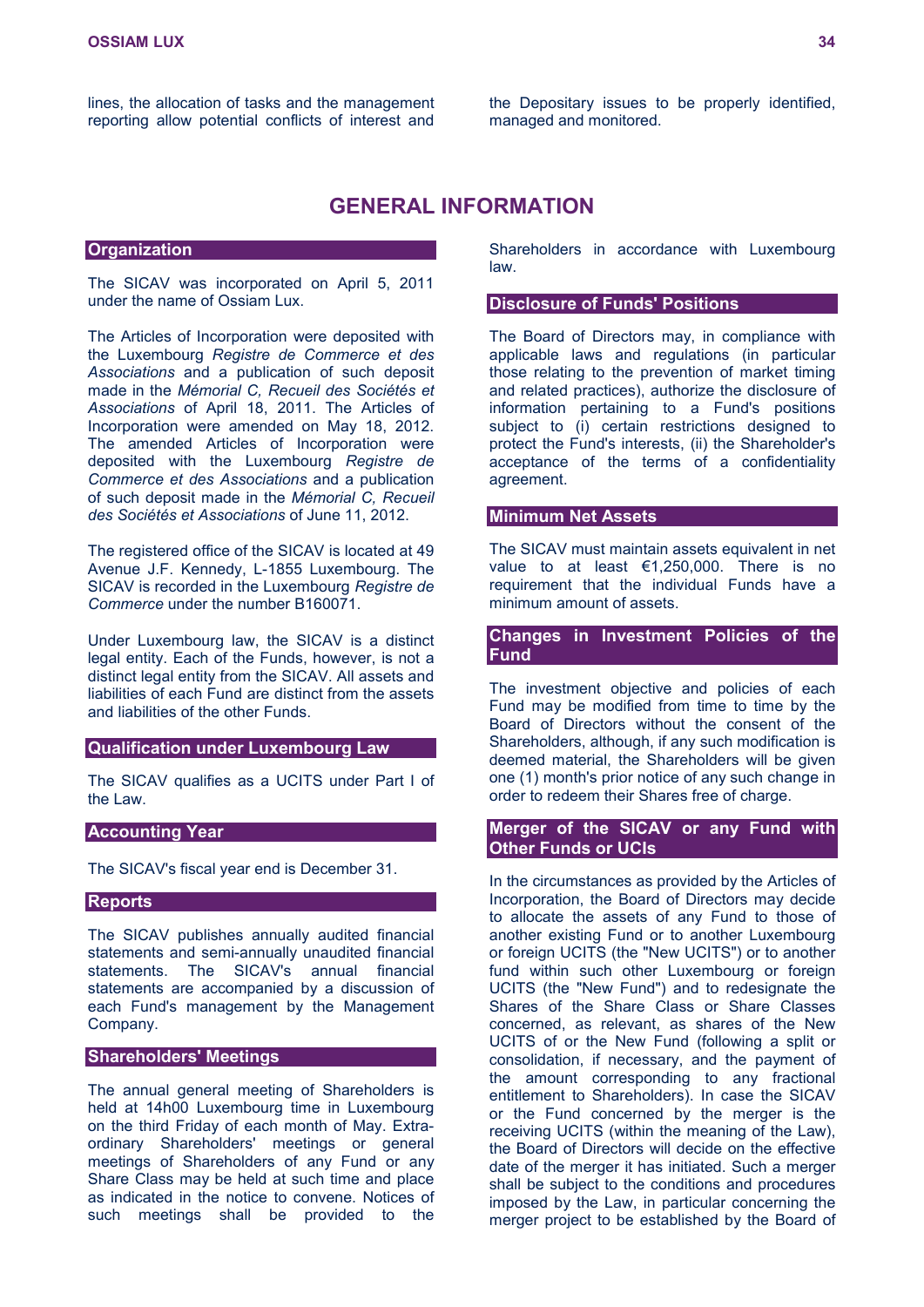lines, the allocation of tasks and the management reporting allow potential conflicts of interest and the Depositary issues to be properly identified, managed and monitored.

# GENERAL INFORMATION

## Organization

The SICAV was incorporated on April 5, 2011 under the name of Ossiam Lux.

The Articles of Incorporation were deposited with the Luxembourg *Registre de Commerce et des Associations* and a publication of such deposit made in the *Mémorial C, Recueil des Sociétés et Associations* of April 18, 2011. The Articles of Incorporation were amended on May 18, 2012. The amended Articles of Incorporation were deposited with the Luxembourg *Registre de Commerce et des Associations* and a publication of such deposit made in the *Mémorial C, Recueil des Sociétés et Associations* of June 11, 2012.

The registered office of the SICAV is located at 49 Avenue J.F. Kennedy, L-1855 Luxembourg. The SICAV is recorded in the Luxembourg *Registre de Commerce* under the number B160071.

Under Luxembourg law, the SICAV is a distinct legal entity. Each of the Funds, however, is not a distinct legal entity from the SICAV. All assets and liabilities of each Fund are distinct from the assets and liabilities of the other Funds.

## Qualification under Luxembourg Law

The SICAV qualifies as a UCITS under Part I of the Law.

## Accounting Year

The SICAV's fiscal year end is December 31.

## Reports

The SICAV publishes annually audited financial statements and semi-annually unaudited financial statements. The SICAV's annual financial statements are accompanied by a discussion of each Fund's management by the Management Company.

## Shareholders' Meetings

The annual general meeting of Shareholders is held at 14h00 Luxembourg time in Luxembourg on the third Friday of each month of May. Extra-ordinary Shareholders' meetings or general meetings of Shareholders of any Fund or any Share Class may be held at such time and place as indicated in the notice to convene. Notices of such meetings shall be provided to the Shareholders in accordance with Luxembourg law.

## Disclosure of Funds' Positions

The Board of Directors may, in compliance with applicable laws and regulations (in particular those relating to the prevention of market timing and related practices), authorize the disclosure of information pertaining to a Fund's positions subject to (i) certain restrictions designed to protect the Fund's interests, (ii) the Shareholder's acceptance of the terms of a confidentiality agreement.

## Minimum Net Assets

The SICAV must maintain assets equivalent in net value to at least €1,250,000. There is no requirement that the individual Funds have a minimum amount of assets.

## Changes in Investment Policies of the Fund

The investment objective and policies of each Fund may be modified from time to time by the Board of Directors without the consent of the Shareholders, although, if any such modification is deemed material, the Shareholders will be given one (1) month's prior notice of any such change in order to redeem their Shares free of charge.

## Merger of the SICAV or any Fund with Other Funds or UCIs

In the circumstances as provided by the Articles of Incorporation, the Board of Directors may decide to allocate the assets of any Fund to those of another existing Fund or to another Luxembourg or foreign UCITS (the "New UCITS") or to another fund within such other Luxembourg or foreign UCITS (the "New Fund") and to redesignate the Shares of the Share Class or Share Classes concerned, as relevant, as shares of the New UCITS of or the New Fund (following a split or consolidation, if necessary, and the payment of the amount corresponding to any fractional entitlement to Shareholders). In case the SICAV or the Fund concerned by the merger is the receiving UCITS (within the meaning of the Law), the Board of Directors will decide on the effective date of the merger it has initiated. Such a merger shall be subject to the conditions and procedures imposed by the Law, in particular concerning the merger project to be established by the Board of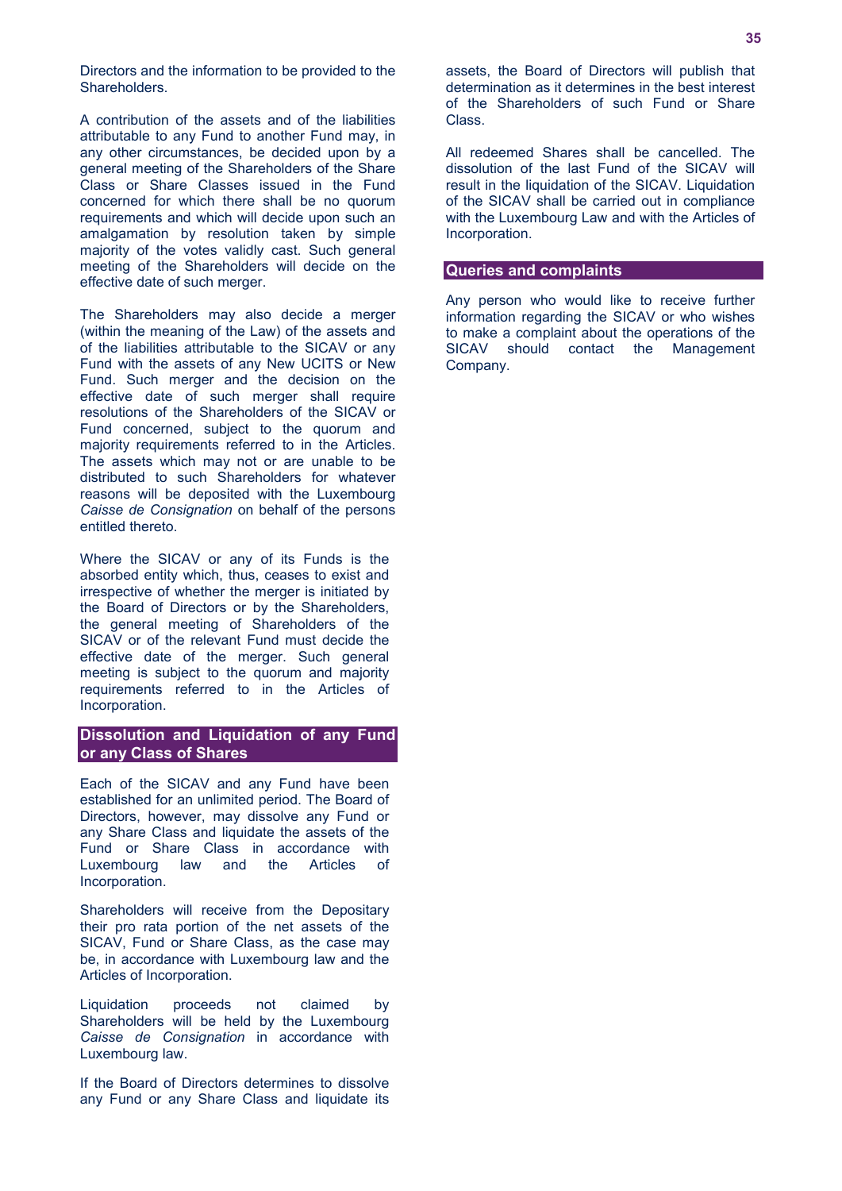Directors and the information to be provided to the Shareholders.

A contribution of the assets and of the liabilities attributable to any Fund to another Fund may, in any other circumstances, be decided upon by a general meeting of the Shareholders of the Share Class or Share Classes issued in the Fund concerned for which there shall be no quorum requirements and which will decide upon such an amalgamation by resolution taken by simple majority of the votes validly cast. Such general meeting of the Shareholders will decide on the effective date of such merger.

The Shareholders may also decide a merger (within the meaning of the Law) of the assets and of the liabilities attributable to the SICAV or any Fund with the assets of any New UCITS or New Fund. Such merger and the decision on the effective date of such merger shall require resolutions of the Shareholders of the SICAV or Fund concerned, subject to the quorum and majority requirements referred to in the Articles. The assets which may not or are unable to be distributed to such Shareholders for whatever reasons will be deposited with the Luxembourg *Caisse de Consignation* on behalf of the persons entitled thereto.

Where the SICAV or any of its Funds is the absorbed entity which, thus, ceases to exist and irrespective of whether the merger is initiated by the Board of Directors or by the Shareholders, the general meeting of Shareholders of the SICAV or of the relevant Fund must decide the effective date of the merger. Such general meeting is subject to the quorum and majority requirements referred to in the Articles of Incorporation.

## Dissolution and Liquidation of any Fund or any Class of Shares

Each of the SICAV and any Fund have been established for an unlimited period. The Board of Directors, however, may dissolve any Fund or any Share Class and liquidate the assets of the Fund or Share Class in accordance with Luxembourg law and the Articles of Incorporation.

Shareholders will receive from the Depositary their pro rata portion of the net assets of the SICAV, Fund or Share Class, as the case may be, in accordance with Luxembourg law and the Articles of Incorporation.

Liquidation proceeds not claimed by Shareholders will be held by the Luxembourg *Caisse de Consignation* in accordance with Luxembourg law.

If the Board of Directors determines to dissolve any Fund or any Share Class and liquidate its assets, the Board of Directors will publish that determination as it determines in the best interest of the Shareholders of such Fund or Share Class.

All redeemed Shares shall be cancelled. The dissolution of the last Fund of the SICAV will result in the liquidation of the SICAV. Liquidation of the SICAV shall be carried out in compliance with the Luxembourg Law and with the Articles of Incorporation.

## Queries and complaints

Any person who would like to receive further information regarding the SICAV or who wishes to make a complaint about the operations of the SICAV should contact the Management Company.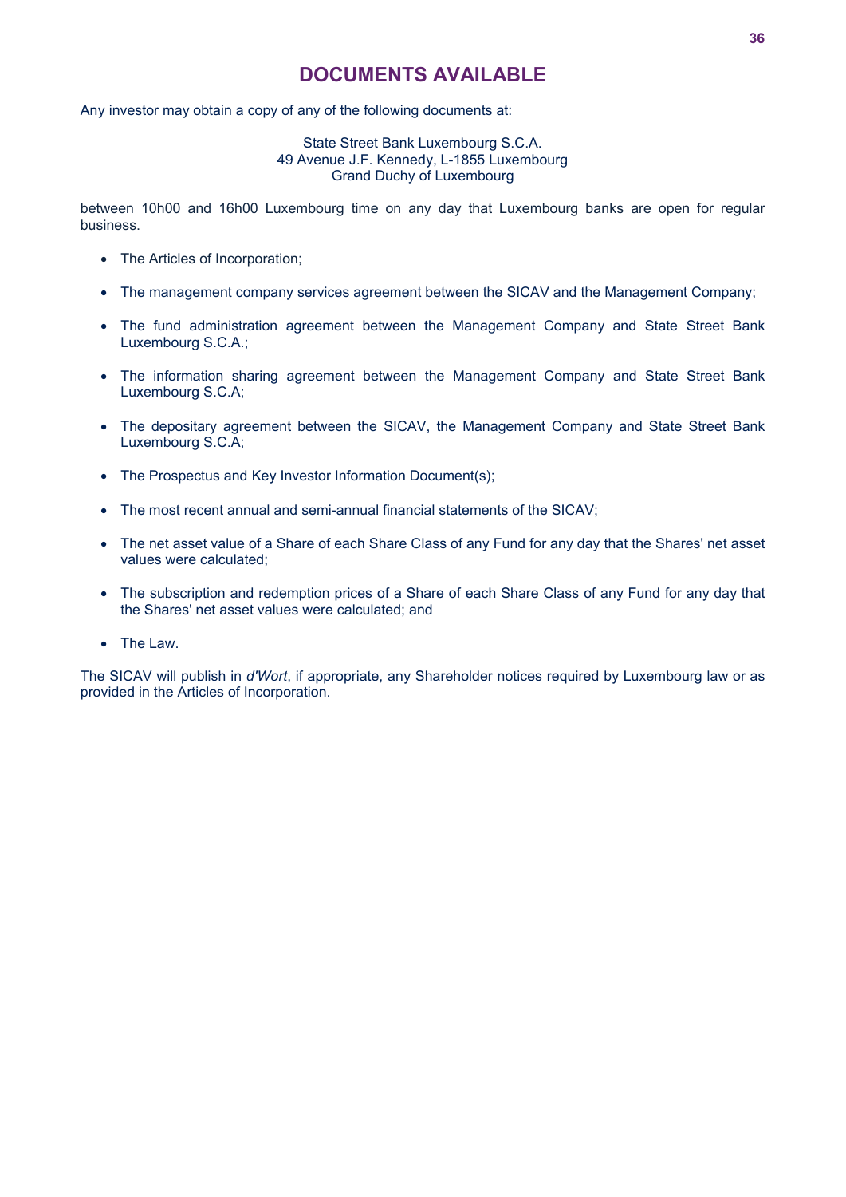# DOCUMENTS AVAILABLE

Any investor may obtain a copy of any of the following documents at:

State Street Bank Luxembourg S.C.A.
49 Avenue J.F. Kennedy, L-1855 Luxembourg
Grand Duchy of Luxembourg

between 10h00 and 16h00 Luxembourg time on any day that Luxembourg banks are open for regular business.

- The Articles of Incorporation;
- The management company services agreement between the SICAV and the Management Company;
- The fund administration agreement between the Management Company and State Street Bank Luxembourg S.C.A.;
- The information sharing agreement between the Management Company and State Street Bank Luxembourg S.C.A;
- The depositary agreement between the SICAV, the Management Company and State Street Bank Luxembourg S.C.A;
- The Prospectus and Key Investor Information Document(s);
- The most recent annual and semi-annual financial statements of the SICAV;
- The net asset value of a Share of each Share Class of any Fund for any day that the Shares' net asset values were calculated;
- The subscription and redemption prices of a Share of each Share Class of any Fund for any day that the Shares' net asset values were calculated; and
- The Law.

The SICAV will publish in *d'Wort*, if appropriate, any Shareholder notices required by Luxembourg law or as provided in the Articles of Incorporation.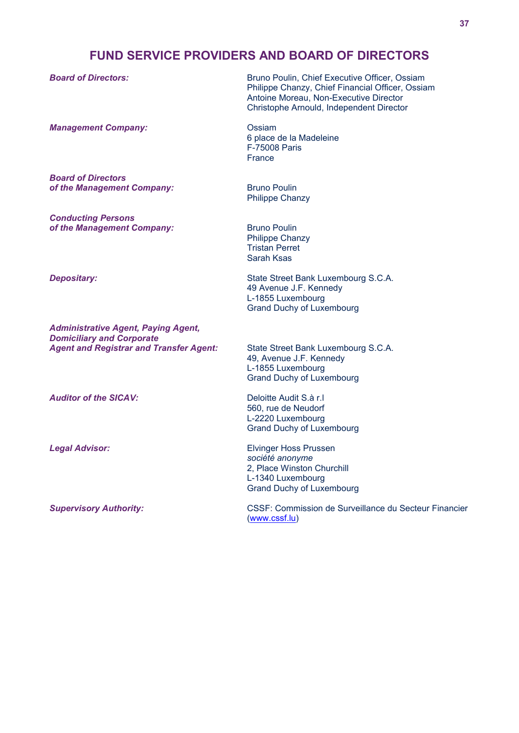# FUND SERVICE PROVIDERS AND BOARD OF DIRECTORS

***Board of Directors:***

Bruno Poulin, Chief Executive Officer, Ossiam
Philippe Chanzy, Chief Financial Officer, Ossiam
Antoine Moreau, Non-Executive Director
Christophe Arnould, Independent Director

***Management Company:***

Ossiam
6 place de la Madeleine
F-75008 Paris
France

***Board of Directors of the Management Company:***

Bruno Poulin
Philippe Chanzy

***Conducting Persons of the Management Company:***

Bruno Poulin
Philippe Chanzy
Tristan Perret
Sarah Ksas

***Depositary:***

State Street Bank Luxembourg S.C.A.
49 Avenue J.F. Kennedy
L-1855 Luxembourg
Grand Duchy of Luxembourg

***Administrative Agent, Paying Agent, Domiciliary and Corporate Agent and Registrar and Transfer Agent:***

State Street Bank Luxembourg S.C.A.
49, Avenue J.F. Kennedy
L-1855 Luxembourg
Grand Duchy of Luxembourg

***Auditor of the SICAV:***

Deloitte Audit S.à r.l
560, rue de Neudorf
L-2220 Luxembourg
Grand Duchy of Luxembourg

***Legal Advisor:***

Elvinger Hoss Prussen
*société anonyme*
2, Place Winston Churchill
L-1340 Luxembourg
Grand Duchy of Luxembourg

***Supervisory Authority:***

CSSF: Commission de Surveillance du Secteur Financier
(www.cssf.lu)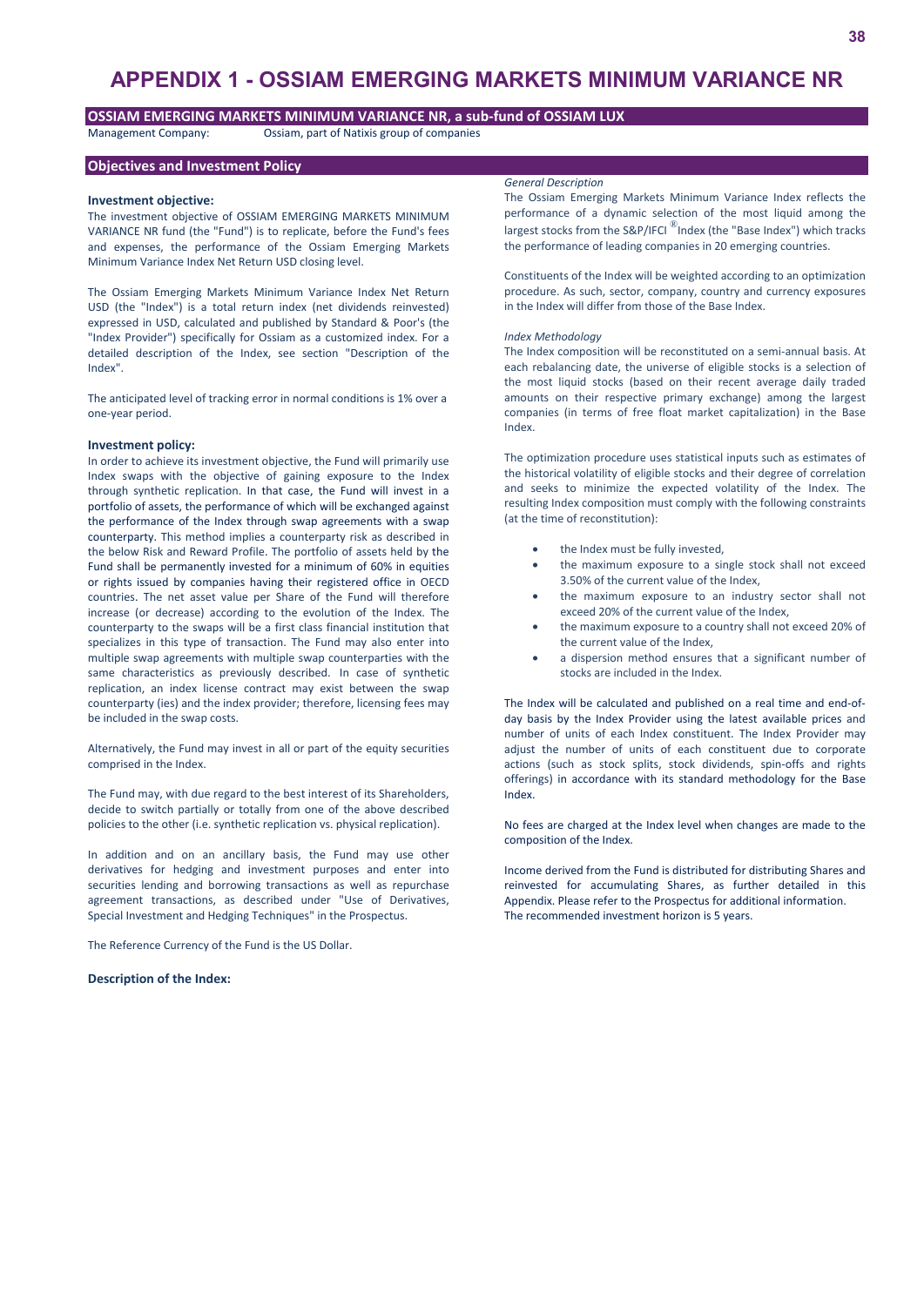# APPENDIX 1 - OSSIAM EMERGING MARKETS MINIMUM VARIANCE NR

## OSSIAM EMERGING MARKETS MINIMUM VARIANCE NR, a sub-fund of OSSIAM LUX

Management Company: Ossiam, part of Natixis group of companies

## Objectives and Investment Policy

### Investment objective:

The investment objective of OSSIAM EMERGING MARKETS MINIMUM VARIANCE NR fund (the "Fund") is to replicate, before the Fund's fees and expenses, the performance of the Ossiam Emerging Markets Minimum Variance Index Net Return USD closing level.

The Ossiam Emerging Markets Minimum Variance Index Net Return USD (the "Index") is a total return index (net dividends reinvested) expressed in USD, calculated and published by Standard & Poor's (the "Index Provider") specifically for Ossiam as a customized index. For a detailed description of the Index, see section "Description of the Index".

The anticipated level of tracking error in normal conditions is 1% over a one-year period.

### Investment policy:

In order to achieve its investment objective, the Fund will primarily use Index swaps with the objective of gaining exposure to the Index through synthetic replication. In that case, the Fund will invest in a portfolio of assets, the performance of which will be exchanged against the performance of the Index through swap agreements with a swap counterparty. This method implies a counterparty risk as described in the below Risk and Reward Profile. The portfolio of assets held by the Fund shall be permanently invested for a minimum of 60% in equities or rights issued by companies having their registered office in OECD countries. The net asset value per Share of the Fund will therefore increase (or decrease) according to the evolution of the Index. The counterparty to the swaps will be a first class financial institution that specializes in this type of transaction. The Fund may also enter into multiple swap agreements with multiple swap counterparties with the same characteristics as previously described. In case of synthetic replication, an index license contract may exist between the swap counterparty (ies) and the index provider; therefore, licensing fees may be included in the swap costs.

Alternatively, the Fund may invest in all or part of the equity securities comprised in the Index.

The Fund may, with due regard to the best interest of its Shareholders, decide to switch partially or totally from one of the above described policies to the other (i.e. synthetic replication vs. physical replication).

In addition and on an ancillary basis, the Fund may use other derivatives for hedging and investment purposes and enter into securities lending and borrowing transactions as well as repurchase agreement transactions, as described under "Use of Derivatives, Special Investment and Hedging Techniques" in the Prospectus.

The Reference Currency of the Fund is the US Dollar.

### Description of the Index:

*General Description*

The Ossiam Emerging Markets Minimum Variance Index reflects the performance of a dynamic selection of the most liquid among the largest stocks from the S&P/IFCI ® Index (the "Base Index") which tracks the performance of leading companies in 20 emerging countries.

Constituents of the Index will be weighted according to an optimization procedure. As such, sector, company, country and currency exposures in the Index will differ from those of the Base Index.

*Index Methodology*

The Index composition will be reconstituted on a semi-annual basis. At each rebalancing date, the universe of eligible stocks is a selection of the most liquid stocks (based on their recent average daily traded amounts on their respective primary exchange) among the largest companies (in terms of free float market capitalization) in the Base Index.

The optimization procedure uses statistical inputs such as estimates of the historical volatility of eligible stocks and their degree of correlation and seeks to minimize the expected volatility of the Index. The resulting Index composition must comply with the following constraints (at the time of reconstitution):

- the Index must be fully invested,
- the maximum exposure to a single stock shall not exceed 3.50% of the current value of the Index,
- the maximum exposure to an industry sector shall not exceed 20% of the current value of the Index,
- the maximum exposure to a country shall not exceed 20% of the current value of the Index,
- a dispersion method ensures that a significant number of stocks are included in the Index.

The Index will be calculated and published on a real time and end-of-day basis by the Index Provider using the latest available prices and number of units of each Index constituent. The Index Provider may adjust the number of units of each constituent due to corporate actions (such as stock splits, stock dividends, spin-offs and rights offerings) in accordance with its standard methodology for the Base Index.

No fees are charged at the Index level when changes are made to the composition of the Index.

Income derived from the Fund is distributed for distributing Shares and reinvested for accumulating Shares, as further detailed in this Appendix. Please refer to the Prospectus for additional information.
The recommended investment horizon is 5 years.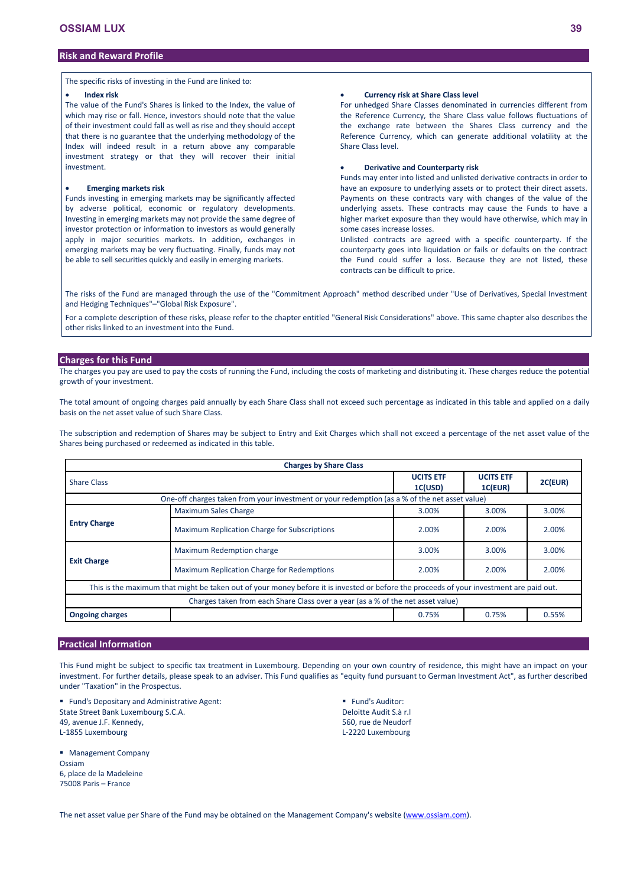## Risk and Reward Profile

The specific risks of investing in the Fund are linked to:

- **Index risk**

The value of the Fund's Shares is linked to the Index, the value of which may rise or fall. Hence, investors should note that the value of their investment could fall as well as rise and they should accept that there is no guarantee that the underlying methodology of the Index will indeed result in a return above any comparable investment strategy or that they will recover their initial investment.

- **Emerging markets risk**

Funds investing in emerging markets may be significantly affected by adverse political, economic or regulatory developments. Investing in emerging markets may not provide the same degree of investor protection or information to investors as would generally apply in major securities markets. In addition, exchanges in emerging markets may be very fluctuating. Finally, funds may not be able to sell securities quickly and easily in emerging markets.

- **Currency risk at Share Class level**

For unhedged Share Classes denominated in currencies different from the Reference Currency, the Share Class value follows fluctuations of the exchange rate between the Shares Class currency and the Reference Currency, which can generate additional volatility at the Share Class level.

- **Derivative and Counterparty risk**

Funds may enter into listed and unlisted derivative contracts in order to have an exposure to underlying assets or to protect their direct assets. Payments on these contracts vary with changes of the value of the underlying assets. These contracts may cause the Funds to have a higher market exposure than they would have otherwise, which may in some cases increase losses.

Unlisted contracts are agreed with a specific counterparty. If the counterparty goes into liquidation or fails or defaults on the contract the Fund could suffer a loss. Because they are not listed, these contracts can be difficult to price.

The risks of the Fund are managed through the use of the "Commitment Approach" method described under "Use of Derivatives, Special Investment and Hedging Techniques"–"Global Risk Exposure".

For a complete description of these risks, please refer to the chapter entitled "General Risk Considerations" above. This same chapter also describes the other risks linked to an investment into the Fund.

## Charges for this Fund

The charges you pay are used to pay the costs of running the Fund, including the costs of marketing and distributing it. These charges reduce the potential growth of your investment.

The total amount of ongoing charges paid annually by each Share Class shall not exceed such percentage as indicated in this table and applied on a daily basis on the net asset value of such Share Class.

The subscription and redemption of Shares may be subject to Entry and Exit Charges which shall not exceed a percentage of the net asset value of the Shares being purchased or redeemed as indicated in this table.

| **Charges by Share Class** | | | | |
|---|---|---|---|---|
| Share Class | | **UCITS ETF 1C(USD)** | **UCITS ETF 1C(EUR)** | **2C(EUR)** |
| One-off charges taken from your investment or your redemption (as a % of the net asset value) | | | | |
| **Entry Charge** | Maximum Sales Charge | 3.00% | 3.00% | 3.00% |
| | Maximum Replication Charge for Subscriptions | 2.00% | 2.00% | 2.00% |
| **Exit Charge** | Maximum Redemption charge | 3.00% | 3.00% | 3.00% |
| | Maximum Replication Charge for Redemptions | 2.00% | 2.00% | 2.00% |
| This is the maximum that might be taken out of your money before it is invested or before the proceeds of your investment are paid out. | | | | |
| Charges taken from each Share Class over a year (as a % of the net asset value) | | | | |
| **Ongoing charges** | | 0.75% | 0.75% | 0.55% |

## Practical Information

This Fund might be subject to specific tax treatment in Luxembourg. Depending on your own country of residence, this might have an impact on your investment. For further details, please speak to an adviser. This Fund qualifies as "equity fund pursuant to German Investment Act", as further described under "Taxation" in the Prospectus.

- Fund's Depositary and Administrative Agent:
State Street Bank Luxembourg S.C.A.
49, avenue J.F. Kennedy,
L-1855 Luxembourg

- Fund's Auditor:
Deloitte Audit S.à r.l
560, rue de Neudorf
L-2220 Luxembourg

- Management Company
Ossiam
6, place de la Madeleine
75008 Paris – France

The net asset value per Share of the Fund may be obtained on the Management Company's website (www.ossiam.com).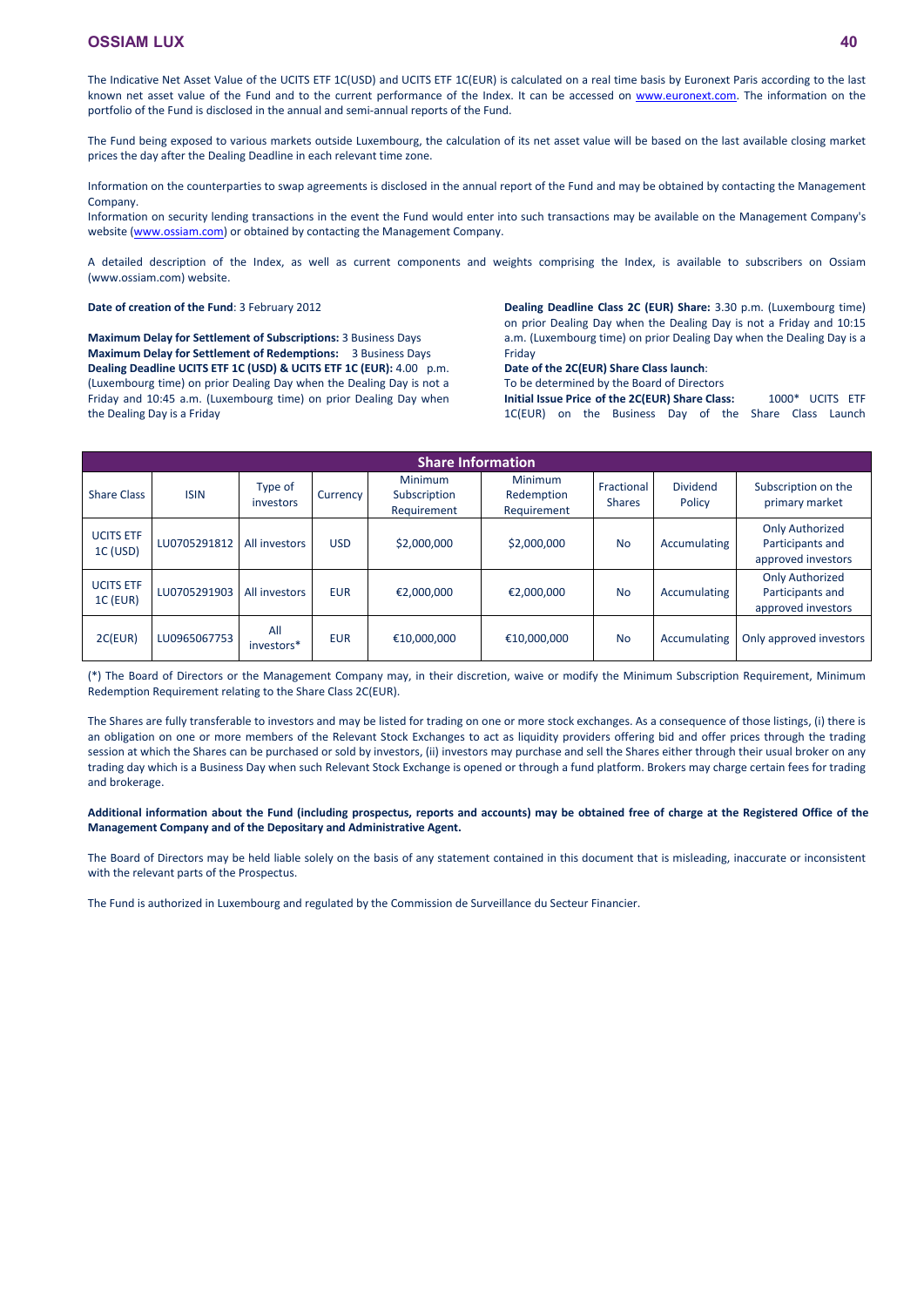The Indicative Net Asset Value of the UCITS ETF 1C(USD) and UCITS ETF 1C(EUR) is calculated on a real time basis by Euronext Paris according to the last known net asset value of the Fund and to the current performance of the Index. It can be accessed on www.euronext.com. The information on the portfolio of the Fund is disclosed in the annual and semi-annual reports of the Fund.

The Fund being exposed to various markets outside Luxembourg, the calculation of its net asset value will be based on the last available closing market prices the day after the Dealing Deadline in each relevant time zone.

Information on the counterparties to swap agreements is disclosed in the annual report of the Fund and may be obtained by contacting the Management Company.
Information on security lending transactions in the event the Fund would enter into such transactions may be available on the Management Company's website (www.ossiam.com) or obtained by contacting the Management Company.

A detailed description of the Index, as well as current components and weights comprising the Index, is available to subscribers on Ossiam (www.ossiam.com) website.

**Date of creation of the Fund**: 3 February 2012

**Maximum Delay for Settlement of Subscriptions:** 3 Business Days
**Maximum Delay for Settlement of Redemptions:** 3 Business Days
**Dealing Deadline UCITS ETF 1C (USD) & UCITS ETF 1C (EUR):** 4.00 p.m. (Luxembourg time) on prior Dealing Day when the Dealing Day is not a Friday and 10:45 a.m. (Luxembourg time) on prior Dealing Day when the Dealing Day is a Friday

**Dealing Deadline Class 2C (EUR) Share:** 3.30 p.m. (Luxembourg time) on prior Dealing Day when the Dealing Day is not a Friday and 10:15 a.m. (Luxembourg time) on prior Dealing Day when the Dealing Day is a Friday
**Date of the 2C(EUR) Share Class launch**:
To be determined by the Board of Directors
**Initial Issue Price of the 2C(EUR) Share Class:** 1000* UCITS ETF 1C(EUR) on the Business Day of the Share Class Launch

| Share Information | | | | | | | | |
|---|---|---|---|---|---|---|---|---|
| Share Class | ISIN | Type of investors | Currency | Minimum Subscription Requirement | Minimum Redemption Requirement | Fractional Shares | Dividend Policy | Subscription on the primary market |
| UCITS ETF 1C (USD) | LU0705291812 | All investors | USD | $2,000,000 | $2,000,000 | No | Accumulating | Only Authorized Participants and approved investors |
| UCITS ETF 1C (EUR) | LU0705291903 | All investors | EUR | €2,000,000 | €2,000,000 | No | Accumulating | Only Authorized Participants and approved investors |
| 2C(EUR) | LU0965067753 | All investors* | EUR | €10,000,000 | €10,000,000 | No | Accumulating | Only approved investors |

(*) The Board of Directors or the Management Company may, in their discretion, waive or modify the Minimum Subscription Requirement, Minimum Redemption Requirement relating to the Share Class 2C(EUR).

The Shares are fully transferable to investors and may be listed for trading on one or more stock exchanges. As a consequence of those listings, (i) there is an obligation on one or more members of the Relevant Stock Exchanges to act as liquidity providers offering bid and offer prices through the trading session at which the Shares can be purchased or sold by investors, (ii) investors may purchase and sell the Shares either through their usual broker on any trading day which is a Business Day when such Relevant Stock Exchange is opened or through a fund platform. Brokers may charge certain fees for trading and brokerage.

**Additional information about the Fund (including prospectus, reports and accounts) may be obtained free of charge at the Registered Office of the Management Company and of the Depositary and Administrative Agent.**

The Board of Directors may be held liable solely on the basis of any statement contained in this document that is misleading, inaccurate or inconsistent with the relevant parts of the Prospectus.

The Fund is authorized in Luxembourg and regulated by the Commission de Surveillance du Secteur Financier.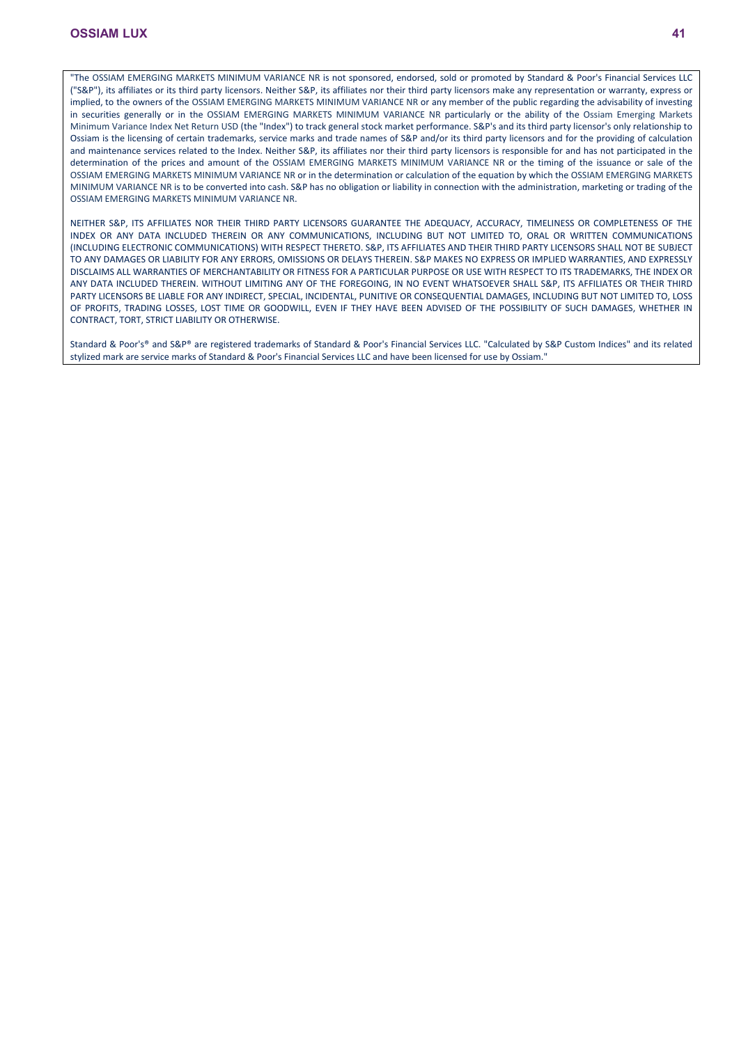"The OSSIAM EMERGING MARKETS MINIMUM VARIANCE NR is not sponsored, endorsed, sold or promoted by Standard & Poor's Financial Services LLC ("S&P"), its affiliates or its third party licensors. Neither S&P, its affiliates nor their third party licensors make any representation or warranty, express or implied, to the owners of the OSSIAM EMERGING MARKETS MINIMUM VARIANCE NR or any member of the public regarding the advisability of investing in securities generally or in the OSSIAM EMERGING MARKETS MINIMUM VARIANCE NR particularly or the ability of the Ossiam Emerging Markets Minimum Variance Index Net Return USD (the "Index") to track general stock market performance. S&P's and its third party licensor's only relationship to Ossiam is the licensing of certain trademarks, service marks and trade names of S&P and/or its third party licensors and for the providing of calculation and maintenance services related to the Index. Neither S&P, its affiliates nor their third party licensors is responsible for and has not participated in the determination of the prices and amount of the OSSIAM EMERGING MARKETS MINIMUM VARIANCE NR or the timing of the issuance or sale of the OSSIAM EMERGING MARKETS MINIMUM VARIANCE NR or in the determination or calculation of the equation by which the OSSIAM EMERGING MARKETS MINIMUM VARIANCE NR is to be converted into cash. S&P has no obligation or liability in connection with the administration, marketing or trading of the OSSIAM EMERGING MARKETS MINIMUM VARIANCE NR.

NEITHER S&P, ITS AFFILIATES NOR THEIR THIRD PARTY LICENSORS GUARANTEE THE ADEQUACY, ACCURACY, TIMELINESS OR COMPLETENESS OF THE INDEX OR ANY DATA INCLUDED THEREIN OR ANY COMMUNICATIONS, INCLUDING BUT NOT LIMITED TO, ORAL OR WRITTEN COMMUNICATIONS (INCLUDING ELECTRONIC COMMUNICATIONS) WITH RESPECT THERETO. S&P, ITS AFFILIATES AND THEIR THIRD PARTY LICENSORS SHALL NOT BE SUBJECT TO ANY DAMAGES OR LIABILITY FOR ANY ERRORS, OMISSIONS OR DELAYS THEREIN. S&P MAKES NO EXPRESS OR IMPLIED WARRANTIES, AND EXPRESSLY DISCLAIMS ALL WARRANTIES OF MERCHANTABILITY OR FITNESS FOR A PARTICULAR PURPOSE OR USE WITH RESPECT TO ITS TRADEMARKS, THE INDEX OR ANY DATA INCLUDED THEREIN. WITHOUT LIMITING ANY OF THE FOREGOING, IN NO EVENT WHATSOEVER SHALL S&P, ITS AFFILIATES OR THEIR THIRD PARTY LICENSORS BE LIABLE FOR ANY INDIRECT, SPECIAL, INCIDENTAL, PUNITIVE OR CONSEQUENTIAL DAMAGES, INCLUDING BUT NOT LIMITED TO, LOSS OF PROFITS, TRADING LOSSES, LOST TIME OR GOODWILL, EVEN IF THEY HAVE BEEN ADVISED OF THE POSSIBILITY OF SUCH DAMAGES, WHETHER IN CONTRACT, TORT, STRICT LIABILITY OR OTHERWISE.

Standard & Poor's® and S&P® are registered trademarks of Standard & Poor's Financial Services LLC. "Calculated by S&P Custom Indices" and its related stylized mark are service marks of Standard & Poor's Financial Services LLC and have been licensed for use by Ossiam."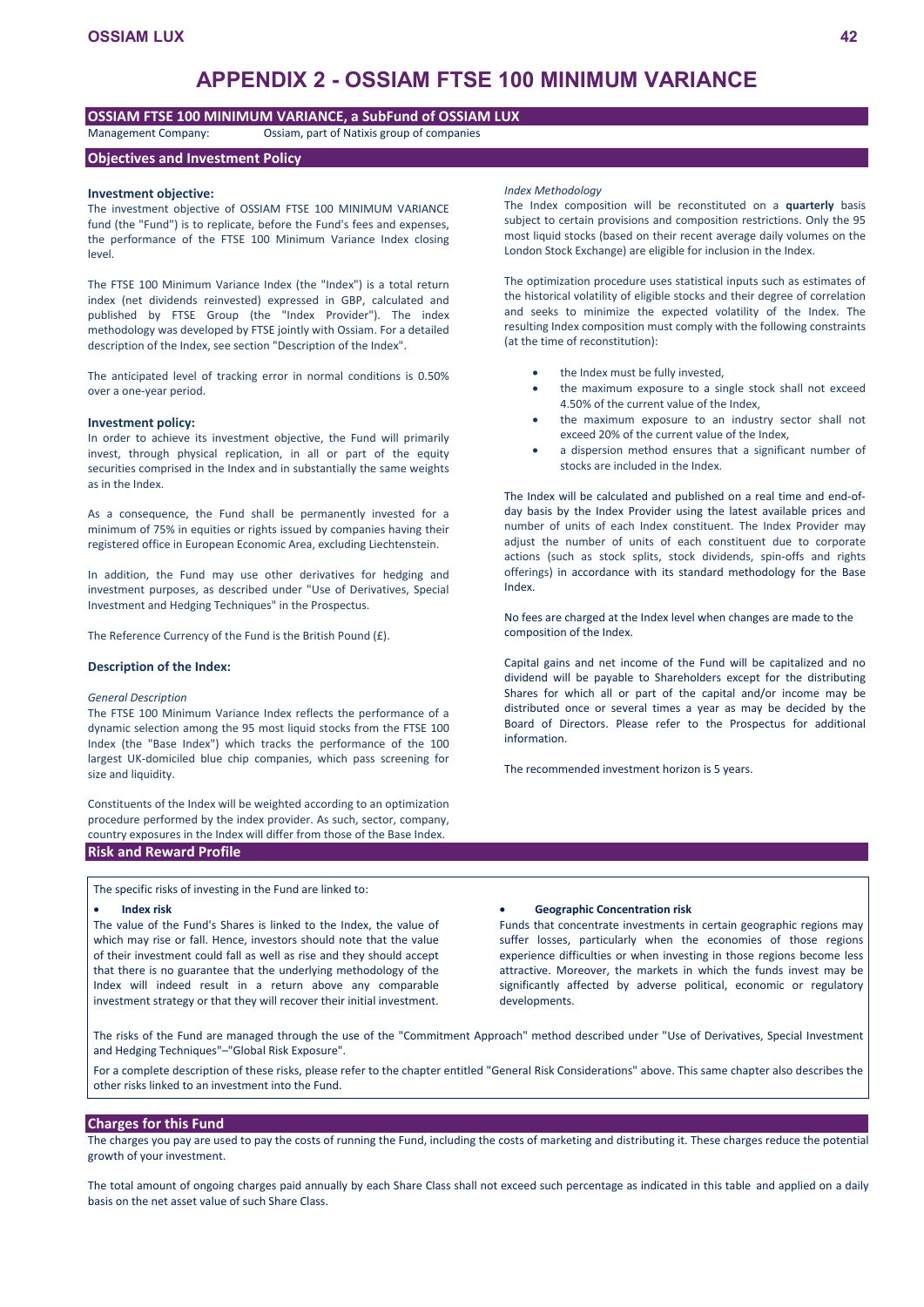# APPENDIX 2 - OSSIAM FTSE 100 MINIMUM VARIANCE

## OSSIAM FTSE 100 MINIMUM VARIANCE, a SubFund of OSSIAM LUX

Management Company: Ossiam, part of Natixis group of companies

## Objectives and Investment Policy

### Investment objective:

The investment objective of OSSIAM FTSE 100 MINIMUM VARIANCE fund (the "Fund") is to replicate, before the Fund's fees and expenses, the performance of the FTSE 100 Minimum Variance Index closing level.

The FTSE 100 Minimum Variance Index (the "Index") is a total return index (net dividends reinvested) expressed in GBP, calculated and published by FTSE Group (the "Index Provider"). The index methodology was developed by FTSE jointly with Ossiam. For a detailed description of the Index, see section "Description of the Index".

The anticipated level of tracking error in normal conditions is 0.50% over a one-year period.

### Investment policy:

In order to achieve its investment objective, the Fund will primarily invest, through physical replication, in all or part of the equity securities comprised in the Index and in substantially the same weights as in the Index.

As a consequence, the Fund shall be permanently invested for a minimum of 75% in equities or rights issued by companies having their registered office in European Economic Area, excluding Liechtenstein.

In addition, the Fund may use other derivatives for hedging and investment purposes, as described under "Use of Derivatives, Special Investment and Hedging Techniques" in the Prospectus.

The Reference Currency of the Fund is the British Pound (£).

### Description of the Index:

*General Description*

The FTSE 100 Minimum Variance Index reflects the performance of a dynamic selection among the 95 most liquid stocks from the FTSE 100 Index (the "Base Index") which tracks the performance of the 100 largest UK-domiciled blue chip companies, which pass screening for size and liquidity.

Constituents of the Index will be weighted according to an optimization procedure performed by the index provider. As such, sector, company, country exposures in the Index will differ from those of the Base Index.

*Index Methodology*

The Index composition will be reconstituted on a **quarterly** basis subject to certain provisions and composition restrictions. Only the 95 most liquid stocks (based on their recent average daily volumes on the London Stock Exchange) are eligible for inclusion in the Index.

The optimization procedure uses statistical inputs such as estimates of the historical volatility of eligible stocks and their degree of correlation and seeks to minimize the expected volatility of the Index. The resulting Index composition must comply with the following constraints (at the time of reconstitution):

- the Index must be fully invested,
- the maximum exposure to a single stock shall not exceed 4.50% of the current value of the Index,
- the maximum exposure to an industry sector shall not exceed 20% of the current value of the Index,
- a dispersion method ensures that a significant number of stocks are included in the Index.

The Index will be calculated and published on a real time and end-of-day basis by the Index Provider using the latest available prices and number of units of each Index constituent. The Index Provider may adjust the number of units of each constituent due to corporate actions (such as stock splits, stock dividends, spin-offs and rights offerings) in accordance with its standard methodology for the Base Index.

No fees are charged at the Index level when changes are made to the composition of the Index.

Capital gains and net income of the Fund will be capitalized and no dividend will be payable to Shareholders except for the distributing Shares for which all or part of the capital and/or income may be distributed once or several times a year as may be decided by the Board of Directors. Please refer to the Prospectus for additional information.

The recommended investment horizon is 5 years.

## Risk and Reward Profile

The specific risks of investing in the Fund are linked to:

- **Index risk**

The value of the Fund's Shares is linked to the Index, the value of which may rise or fall. Hence, investors should note that the value of their investment could fall as well as rise and they should accept that there is no guarantee that the underlying methodology of the Index will indeed result in a return above any comparable investment strategy or that they will recover their initial investment.

- **Geographic Concentration risk**

Funds that concentrate investments in certain geographic regions may suffer losses, particularly when the economies of those regions experience difficulties or when investing in those regions become less attractive. Moreover, the markets in which the funds invest may be significantly affected by adverse political, economic or regulatory developments.

The risks of the Fund are managed through the use of the "Commitment Approach" method described under "Use of Derivatives, Special Investment and Hedging Techniques"–"Global Risk Exposure".

For a complete description of these risks, please refer to the chapter entitled "General Risk Considerations" above. This same chapter also describes the other risks linked to an investment into the Fund.

## Charges for this Fund

The charges you pay are used to pay the costs of running the Fund, including the costs of marketing and distributing it. These charges reduce the potential growth of your investment.

The total amount of ongoing charges paid annually by each Share Class shall not exceed such percentage as indicated in this table and applied on a daily basis on the net asset value of such Share Class.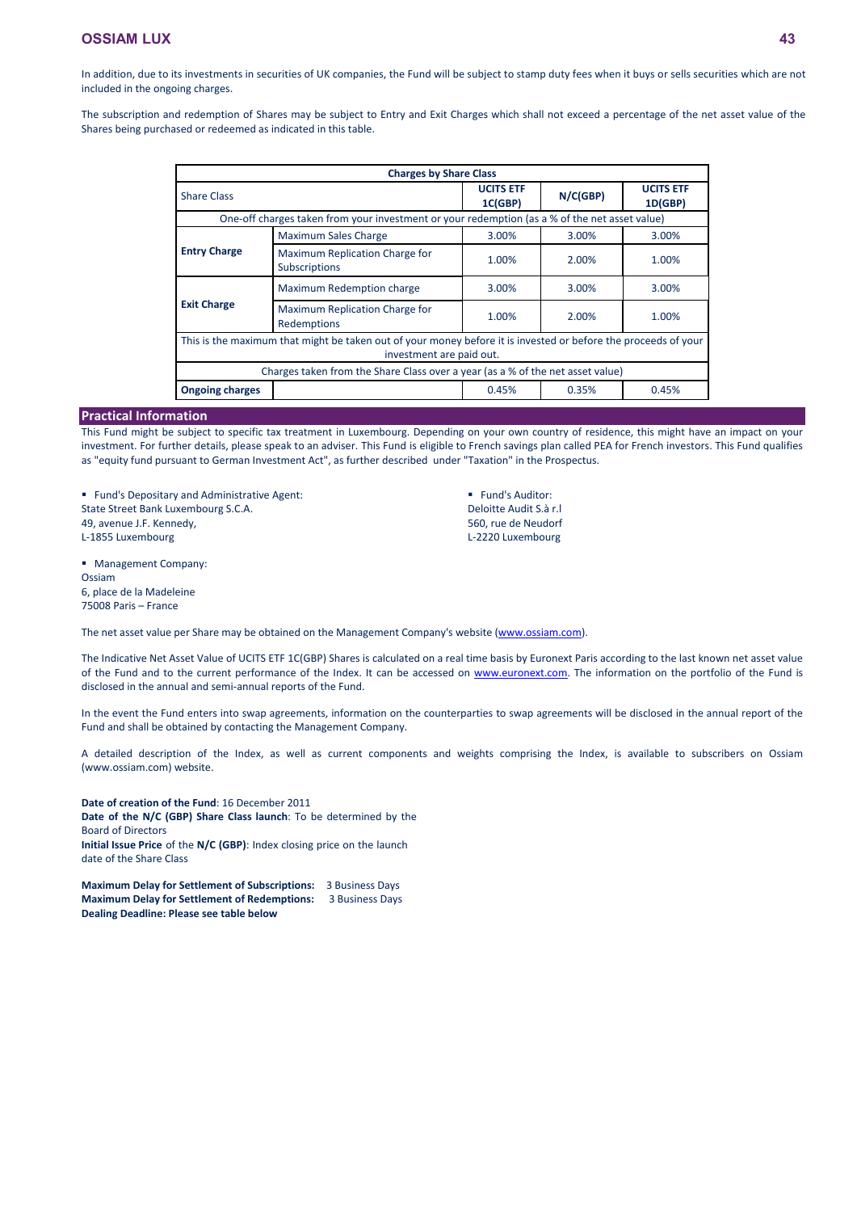In addition, due to its investments in securities of UK companies, the Fund will be subject to stamp duty fees when it buys or sells securities which are not included in the ongoing charges.

The subscription and redemption of Shares may be subject to Entry and Exit Charges which shall not exceed a percentage of the net asset value of the Shares being purchased or redeemed as indicated in this table.

| Charges by Share Class | | | | |
|---|---|---|---|---|
| Share Class | | **UCITS ETF 1C(GBP)** | **N/C(GBP)** | **UCITS ETF 1D(GBP)** |
| One-off charges taken from your investment or your redemption (as a % of the net asset value) | | | | |
| **Entry Charge** | Maximum Sales Charge | 3.00% | 3.00% | 3.00% |
| | Maximum Replication Charge for Subscriptions | 1.00% | 2.00% | 1.00% |
| **Exit Charge** | Maximum Redemption charge | 3.00% | 3.00% | 3.00% |
| | Maximum Replication Charge for Redemptions | 1.00% | 2.00% | 1.00% |
| This is the maximum that might be taken out of your money before it is invested or before the proceeds of your investment are paid out. | | | | |
| Charges taken from the Share Class over a year (as a % of the net asset value) | | | | |
| **Ongoing charges** | | 0.45% | 0.35% | 0.45% |

## Practical Information

This Fund might be subject to specific tax treatment in Luxembourg. Depending on your own country of residence, this might have an impact on your investment. For further details, please speak to an adviser. This Fund is eligible to French savings plan called PEA for French investors. This Fund qualifies as "equity fund pursuant to German Investment Act", as further described under "Taxation" in the Prospectus.

- Fund's Depositary and Administrative Agent:
State Street Bank Luxembourg S.C.A.
49, avenue J.F. Kennedy,
L-1855 Luxembourg

- Fund's Auditor:
Deloitte Audit S.à r.l
560, rue de Neudorf
L-2220 Luxembourg

- Management Company:
Ossiam
6, place de la Madeleine
75008 Paris – France

The net asset value per Share may be obtained on the Management Company's website (www.ossiam.com).

The Indicative Net Asset Value of UCITS ETF 1C(GBP) Shares is calculated on a real time basis by Euronext Paris according to the last known net asset value of the Fund and to the current performance of the Index. It can be accessed on www.euronext.com. The information on the portfolio of the Fund is disclosed in the annual and semi-annual reports of the Fund.

In the event the Fund enters into swap agreements, information on the counterparties to swap agreements will be disclosed in the annual report of the Fund and shall be obtained by contacting the Management Company.

A detailed description of the Index, as well as current components and weights comprising the Index, is available to subscribers on Ossiam (www.ossiam.com) website.

**Date of creation of the Fund**: 16 December 2011
**Date of the N/C (GBP) Share Class launch**: To be determined by the Board of Directors
**Initial Issue Price** of the **N/C (GBP)**: Index closing price on the launch date of the Share Class

**Maximum Delay for Settlement of Subscriptions:** 3 Business Days
**Maximum Delay for Settlement of Redemptions:** 3 Business Days
**Dealing Deadline: Please see table below**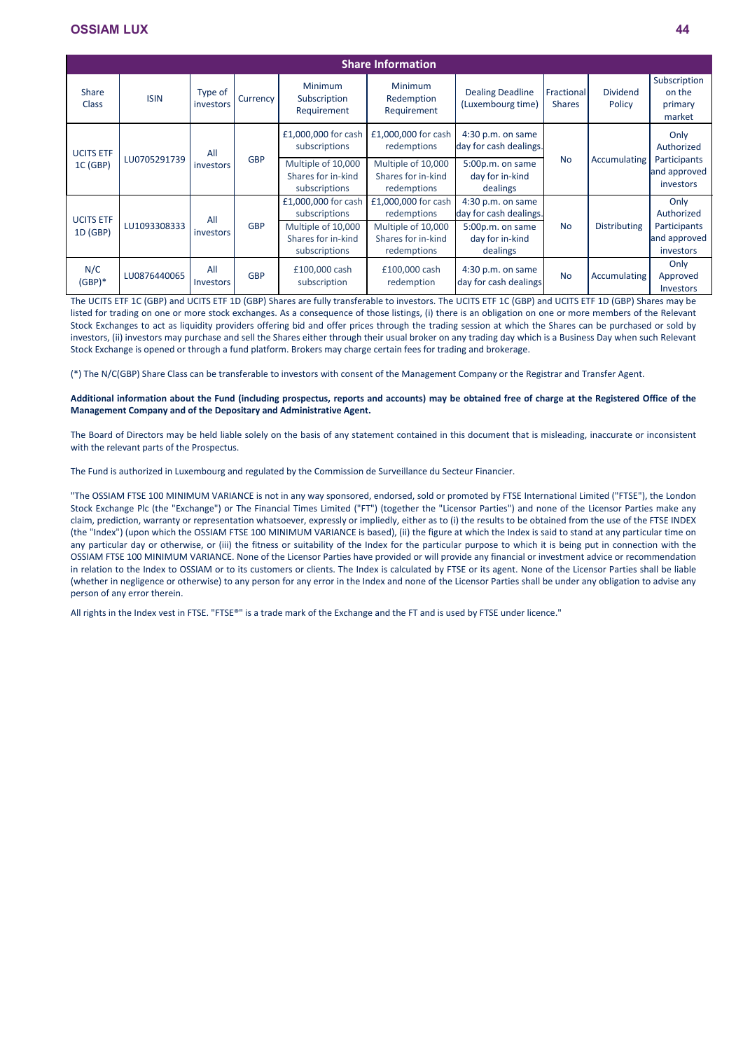| Share Information | | | | | | | | | |
|---|---|---|---|---|---|---|---|---|---|
| Share Class | ISIN | Type of investors | Currency | Minimum Subscription Requirement | Minimum Redemption Requirement | Dealing Deadline (Luxembourg time) | Fractional Shares | Dividend Policy | Subscription on the primary market |
| UCITS ETF 1C (GBP) | LU0705291739 | All investors | GBP | £1,000,000 for cash subscriptions<br>Multiple of 10,000 Shares for in-kind subscriptions | £1,000,000 for cash redemptions<br>Multiple of 10,000 Shares for in-kind redemptions | 4:30 p.m. on same day for cash dealings.<br>5:00p.m. on same day for in-kind dealings | No | Accumulating | Only Authorized Participants and approved investors |
| UCITS ETF 1D (GBP) | LU1093308333 | All investors | GBP | £1,000,000 for cash subscriptions<br>Multiple of 10,000 Shares for in-kind subscriptions | £1,000,000 for cash redemptions<br>Multiple of 10,000 Shares for in-kind redemptions | 4:30 p.m. on same day for cash dealings.<br>5:00p.m. on same day for in-kind dealings | No | Distributing | Only Authorized Participants and approved investors |
| N/C (GBP)* | LU0876440065 | All Investors | GBP | £100,000 cash subscription | £100,000 cash redemption | 4:30 p.m. on same day for cash dealings | No | Accumulating | Only Approved Investors |

The UCITS ETF 1C (GBP) and UCITS ETF 1D (GBP) Shares are fully transferable to investors. The UCITS ETF 1C (GBP) and UCITS ETF 1D (GBP) Shares may be listed for trading on one or more stock exchanges. As a consequence of those listings, (i) there is an obligation on one or more members of the Relevant Stock Exchanges to act as liquidity providers offering bid and offer prices through the trading session at which the Shares can be purchased or sold by investors, (ii) investors may purchase and sell the Shares either through their usual broker on any trading day which is a Business Day when such Relevant Stock Exchange is opened or through a fund platform. Brokers may charge certain fees for trading and brokerage.

(*) The N/C(GBP) Share Class can be transferable to investors with consent of the Management Company or the Registrar and Transfer Agent.

**Additional information about the Fund (including prospectus, reports and accounts) may be obtained free of charge at the Registered Office of the Management Company and of the Depositary and Administrative Agent.**

The Board of Directors may be held liable solely on the basis of any statement contained in this document that is misleading, inaccurate or inconsistent with the relevant parts of the Prospectus.

The Fund is authorized in Luxembourg and regulated by the Commission de Surveillance du Secteur Financier.

"The OSSIAM FTSE 100 MINIMUM VARIANCE is not in any way sponsored, endorsed, sold or promoted by FTSE International Limited ("FTSE"), the London Stock Exchange Plc (the "Exchange") or The Financial Times Limited ("FT") (together the "Licensor Parties") and none of the Licensor Parties make any claim, prediction, warranty or representation whatsoever, expressly or impliedly, either as to (i) the results to be obtained from the use of the FTSE INDEX (the "Index") (upon which the OSSIAM FTSE 100 MINIMUM VARIANCE is based), (ii) the figure at which the Index is said to stand at any particular time on any particular day or otherwise, or (iii) the fitness or suitability of the Index for the particular purpose to which it is being put in connection with the OSSIAM FTSE 100 MINIMUM VARIANCE. None of the Licensor Parties have provided or will provide any financial or investment advice or recommendation in relation to the Index to OSSIAM or to its customers or clients. The Index is calculated by FTSE or its agent. None of the Licensor Parties shall be liable (whether in negligence or otherwise) to any person for any error in the Index and none of the Licensor Parties shall be under any obligation to advise any person of any error therein.

All rights in the Index vest in FTSE. "FTSE®" is a trade mark of the Exchange and the FT and is used by FTSE under licence."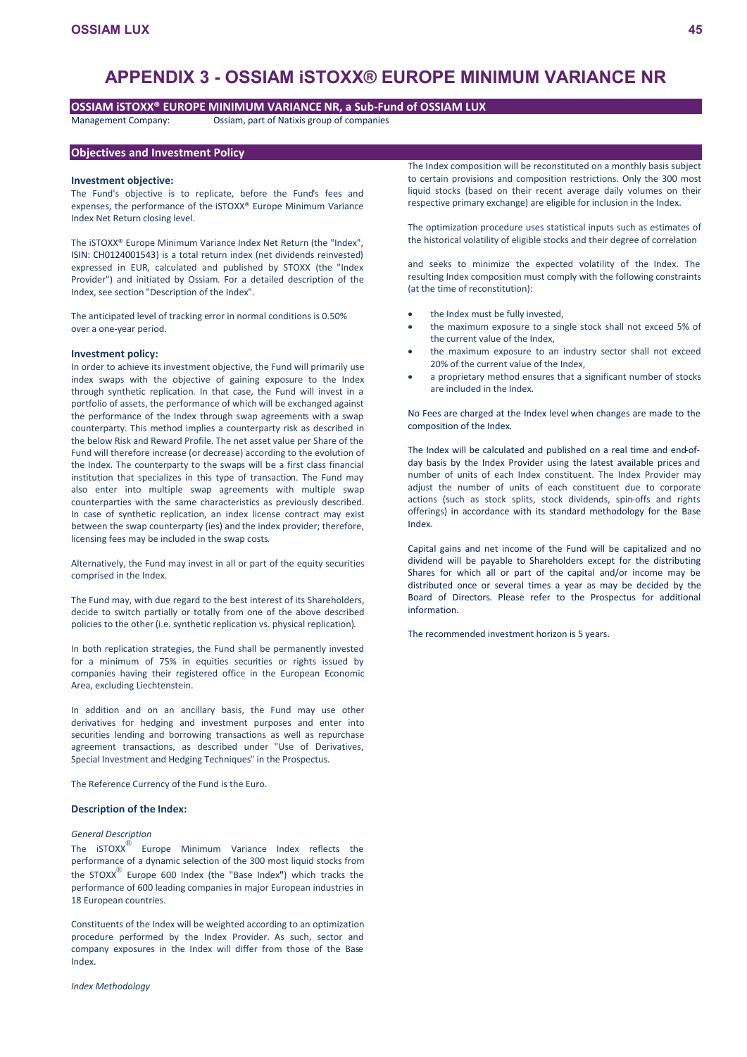# APPENDIX 3 - OSSIAM iSTOXX® EUROPE MINIMUM VARIANCE NR

**OSSIAM iSTOXX® EUROPE MINIMUM VARIANCE NR, a Sub-Fund of OSSIAM LUX**

Management Company: Ossiam, part of Natixis group of companies

## Objectives and Investment Policy

### Investment objective:

The Fund's objective is to replicate, before the Fund's fees and expenses, the performance of the iSTOXX® Europe Minimum Variance Index Net Return closing level.

The iSTOXX® Europe Minimum Variance Index Net Return (the "Index", ISIN: CH0124001543) is a total return index (net dividends reinvested) expressed in EUR, calculated and published by STOXX (the "Index Provider") and initiated by Ossiam. For a detailed description of the Index, see section "Description of the Index".

The anticipated level of tracking error in normal conditions is 0.50% over a one-year period.

### Investment policy:

In order to achieve its investment objective, the Fund will primarily use index swaps with the objective of gaining exposure to the Index through synthetic replication. In that case, the Fund will invest in a portfolio of assets, the performance of which will be exchanged against the performance of the Index through swap agreements with a swap counterparty. This method implies a counterparty risk as described in the below Risk and Reward Profile. The net asset value per Share of the Fund will therefore increase (or decrease) according to the evolution of the Index. The counterparty to the swaps will be a first class financial institution that specializes in this type of transaction. The Fund may also enter into multiple swap agreements with multiple swap counterparties with the same characteristics as previously described. In case of synthetic replication, an index license contract may exist between the swap counterparty (ies) and the index provider; therefore, licensing fees may be included in the swap costs.

Alternatively, the Fund may invest in all or part of the equity securities comprised in the Index.

The Fund may, with due regard to the best interest of its Shareholders, decide to switch partially or totally from one of the above described policies to the other (i.e. synthetic replication vs. physical replication).

In both replication strategies, the Fund shall be permanently invested for a minimum of 75% in equities securities or rights issued by companies having their registered office in the European Economic Area, excluding Liechtenstein.

In addition and on an ancillary basis, the Fund may use other derivatives for hedging and investment purposes and enter into securities lending and borrowing transactions as well as repurchase agreement transactions, as described under "Use of Derivatives, Special Investment and Hedging Techniques" in the Prospectus.

The Reference Currency of the Fund is the Euro.

### Description of the Index:

*General Description*

The iSTOXX® Europe Minimum Variance Index reflects the performance of a dynamic selection of the 300 most liquid stocks from the STOXX® Europe 600 Index (the "Base Index") which tracks the performance of 600 leading companies in major European industries in 18 European countries.

Constituents of the Index will be weighted according to an optimization procedure performed by the Index Provider. As such, sector and company exposures in the Index will differ from those of the Base Index.

*Index Methodology*

The Index composition will be reconstituted on a monthly basis subject to certain provisions and composition restrictions. Only the 300 most liquid stocks (based on their recent average daily volumes on their respective primary exchange) are eligible for inclusion in the Index.

The optimization procedure uses statistical inputs such as estimates of the historical volatility of eligible stocks and their degree of correlation

and seeks to minimize the expected volatility of the Index. The resulting Index composition must comply with the following constraints (at the time of reconstitution):

- the Index must be fully invested,
- the maximum exposure to a single stock shall not exceed 5% of the current value of the Index,
- the maximum exposure to an industry sector shall not exceed 20% of the current value of the Index,
- a proprietary method ensures that a significant number of stocks are included in the Index.

No Fees are charged at the Index level when changes are made to the composition of the Index.

The Index will be calculated and published on a real time and end-of-day basis by the Index Provider using the latest available prices and number of units of each Index constituent. The Index Provider may adjust the number of units of each constituent due to corporate actions (such as stock splits, stock dividends, spin-offs and rights offerings) in accordance with its standard methodology for the Base Index.

Capital gains and net income of the Fund will be capitalized and no dividend will be payable to Shareholders except for the distributing Shares for which all or part of the capital and/or income may be distributed once or several times a year as may be decided by the Board of Directors. Please refer to the Prospectus for additional information.

The recommended investment horizon is 5 years.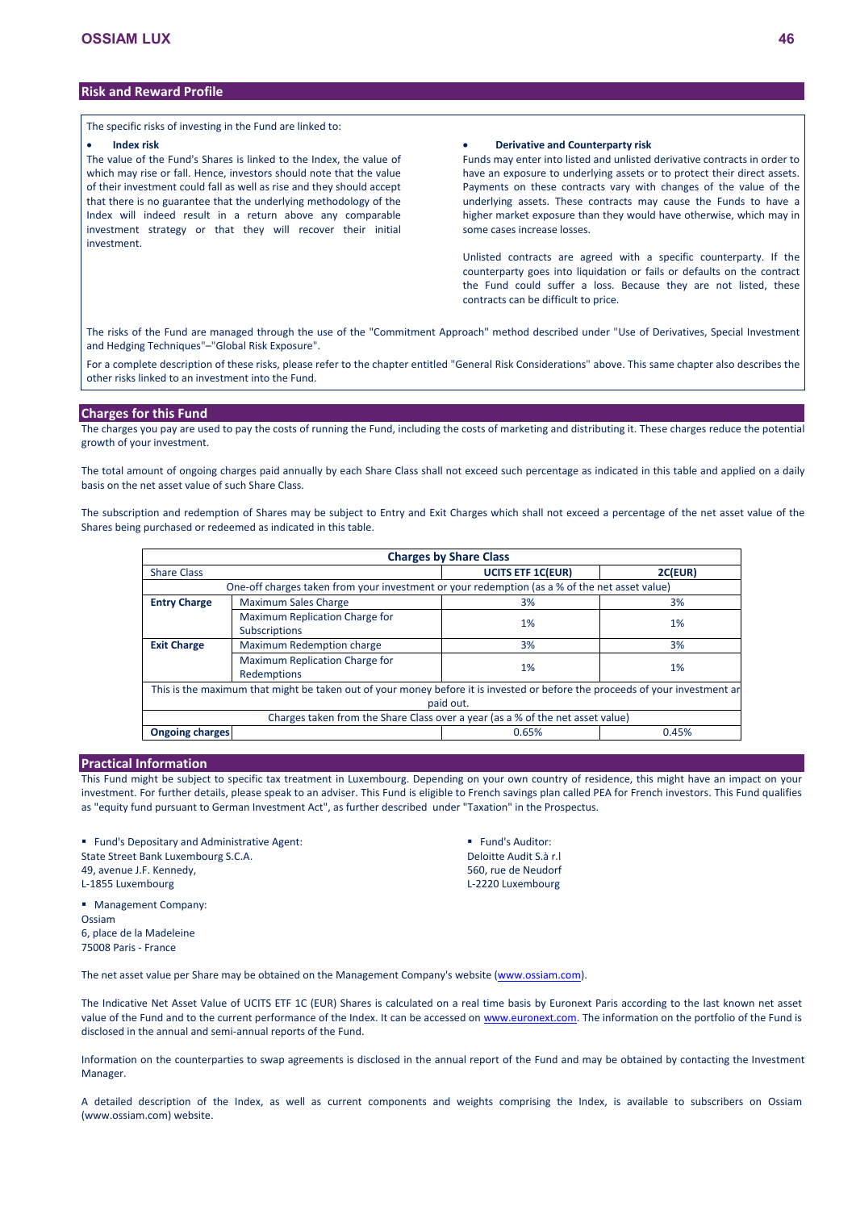## Risk and Reward Profile

The specific risks of investing in the Fund are linked to:

- **Index risk**

The value of the Fund's Shares is linked to the Index, the value of which may rise or fall. Hence, investors should note that the value of their investment could fall as well as rise and they should accept that there is no guarantee that the underlying methodology of the Index will indeed result in a return above any comparable investment strategy or that they will recover their initial investment.

- **Derivative and Counterparty risk**

Funds may enter into listed and unlisted derivative contracts in order to have an exposure to underlying assets or to protect their direct assets. Payments on these contracts vary with changes of the value of the underlying assets. These contracts may cause the Funds to have a higher market exposure than they would have otherwise, which may in some cases increase losses.

Unlisted contracts are agreed with a specific counterparty. If the counterparty goes into liquidation or fails or defaults on the contract the Fund could suffer a loss. Because they are not listed, these contracts can be difficult to price.

The risks of the Fund are managed through the use of the "Commitment Approach" method described under "Use of Derivatives, Special Investment and Hedging Techniques"–"Global Risk Exposure".

For a complete description of these risks, please refer to the chapter entitled "General Risk Considerations" above. This same chapter also describes the other risks linked to an investment into the Fund.

## Charges for this Fund

The charges you pay are used to pay the costs of running the Fund, including the costs of marketing and distributing it. These charges reduce the potential growth of your investment.

The total amount of ongoing charges paid annually by each Share Class shall not exceed such percentage as indicated in this table and applied on a daily basis on the net asset value of such Share Class.

The subscription and redemption of Shares may be subject to Entry and Exit Charges which shall not exceed a percentage of the net asset value of the Shares being purchased or redeemed as indicated in this table.

| **Charges by Share Class** | | | |
|---|---|---|---|
| Share Class | | **UCITS ETF 1C(EUR)** | **2C(EUR)** |
| One-off charges taken from your investment or your redemption (as a % of the net asset value) | | | |
| **Entry Charge** | Maximum Sales Charge | 3% | 3% |
| | Maximum Replication Charge for Subscriptions | 1% | 1% |
| **Exit Charge** | Maximum Redemption charge | 3% | 3% |
| | Maximum Replication Charge for Redemptions | 1% | 1% |
| This is the maximum that might be taken out of your money before it is invested or before the proceeds of your investment ar paid out. | | | |
| Charges taken from the Share Class over a year (as a % of the net asset value) | | | |
| **Ongoing charges** | | 0.65% | 0.45% |

## Practical Information

This Fund might be subject to specific tax treatment in Luxembourg. Depending on your own country of residence, this might have an impact on your investment. For further details, please speak to an adviser. This Fund is eligible to French savings plan called PEA for French investors. This Fund qualifies as "equity fund pursuant to German Investment Act", as further described under "Taxation" in the Prospectus.

- Fund's Depositary and Administrative Agent:
State Street Bank Luxembourg S.C.A.
49, avenue J.F. Kennedy,
L-1855 Luxembourg

- Fund's Auditor:
Deloitte Audit S.à r.l
560, rue de Neudorf
L-2220 Luxembourg

- Management Company:
Ossiam
6, place de la Madeleine
75008 Paris - France

The net asset value per Share may be obtained on the Management Company's website (www.ossiam.com).

The Indicative Net Asset Value of UCITS ETF 1C (EUR) Shares is calculated on a real time basis by Euronext Paris according to the last known net asset value of the Fund and to the current performance of the Index. It can be accessed on www.euronext.com. The information on the portfolio of the Fund is disclosed in the annual and semi-annual reports of the Fund.

Information on the counterparties to swap agreements is disclosed in the annual report of the Fund and may be obtained by contacting the Investment Manager.

A detailed description of the Index, as well as current components and weights comprising the Index, is available to subscribers on Ossiam (www.ossiam.com) website.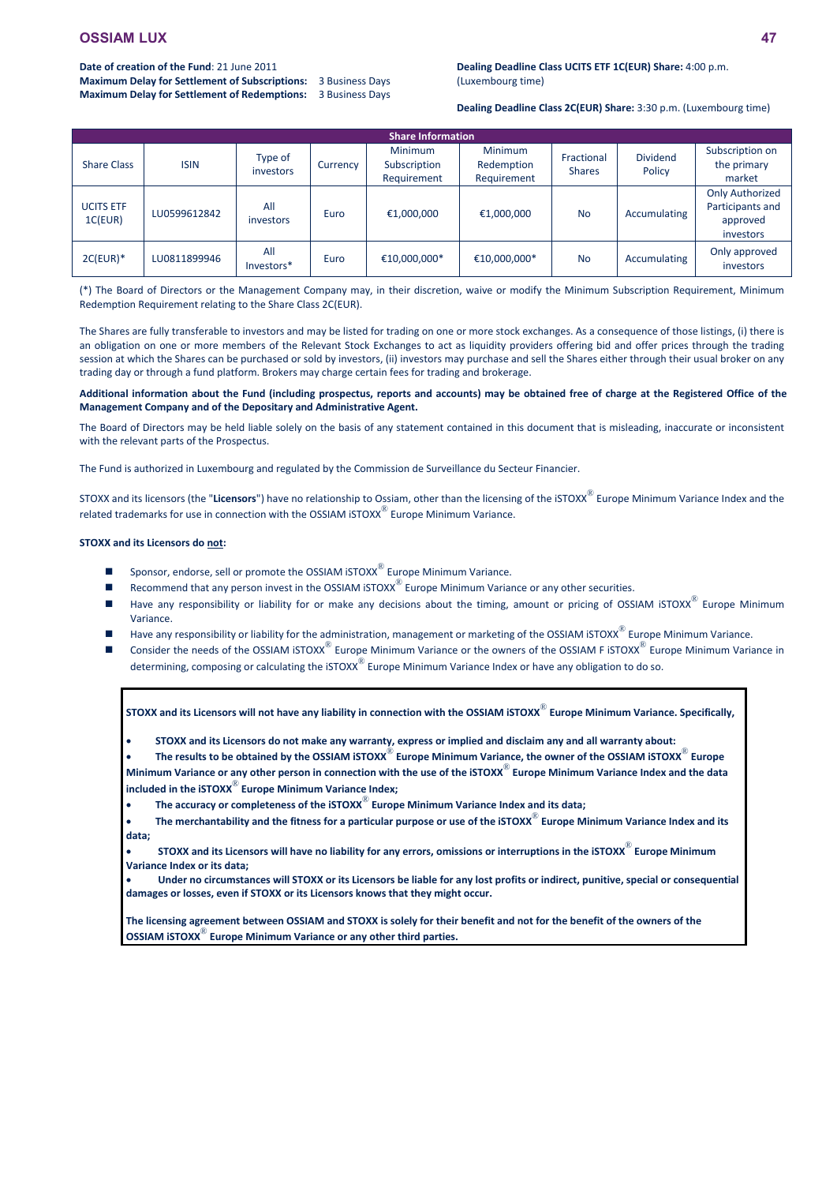**Date of creation of the Fund**: 21 June 2011
**Maximum Delay for Settlement of Subscriptions:** 3 Business Days
**Maximum Delay for Settlement of Redemptions:** 3 Business Days

**Dealing Deadline Class UCITS ETF 1C(EUR) Share:** 4:00 p.m. (Luxembourg time)

**Dealing Deadline Class 2C(EUR) Share:** 3:30 p.m. (Luxembourg time)

| Share Information | | | | | | | | |
|---|---|---|---|---|---|---|---|---|
| Share Class | ISIN | Type of investors | Currency | Minimum Subscription Requirement | Minimum Redemption Requirement | Fractional Shares | Dividend Policy | Subscription on the primary market |
| UCITS ETF 1C(EUR) | LU0599612842 | All investors | Euro | €1,000,000 | €1,000,000 | No | Accumulating | Only Authorized Participants and approved investors |
| 2C(EUR)* | LU0811899946 | All Investors* | Euro | €10,000,000* | €10,000,000* | No | Accumulating | Only approved investors |

(*) The Board of Directors or the Management Company may, in their discretion, waive or modify the Minimum Subscription Requirement, Minimum Redemption Requirement relating to the Share Class 2C(EUR).

The Shares are fully transferable to investors and may be listed for trading on one or more stock exchanges. As a consequence of those listings, (i) there is an obligation on one or more members of the Relevant Stock Exchanges to act as liquidity providers offering bid and offer prices through the trading session at which the Shares can be purchased or sold by investors, (ii) investors may purchase and sell the Shares either through their usual broker on any trading day or through a fund platform. Brokers may charge certain fees for trading and brokerage.

**Additional information about the Fund (including prospectus, reports and accounts) may be obtained free of charge at the Registered Office of the Management Company and of the Depositary and Administrative Agent.**

The Board of Directors may be held liable solely on the basis of any statement contained in this document that is misleading, inaccurate or inconsistent with the relevant parts of the Prospectus.

The Fund is authorized in Luxembourg and regulated by the Commission de Surveillance du Secteur Financier.

STOXX and its licensors (the "**Licensors**") have no relationship to Ossiam, other than the licensing of the iSTOXX® Europe Minimum Variance Index and the related trademarks for use in connection with the OSSIAM iSTOXX® Europe Minimum Variance.

**STOXX and its Licensors do not:**

- Sponsor, endorse, sell or promote the OSSIAM iSTOXX® Europe Minimum Variance.
- Recommend that any person invest in the OSSIAM iSTOXX® Europe Minimum Variance or any other securities.
- Have any responsibility or liability for or make any decisions about the timing, amount or pricing of OSSIAM iSTOXX® Europe Minimum Variance.
- Have any responsibility or liability for the administration, management or marketing of the OSSIAM iSTOXX® Europe Minimum Variance.
- Consider the needs of the OSSIAM iSTOXX® Europe Minimum Variance or the owners of the OSSIAM F iSTOXX® Europe Minimum Variance in determining, composing or calculating the iSTOXX® Europe Minimum Variance Index or have any obligation to do so.

**STOXX and its Licensors will not have any liability in connection with the OSSIAM iSTOXX® Europe Minimum Variance. Specifically,**

- **STOXX and its Licensors do not make any warranty, express or implied and disclaim any and all warranty about:**
- **The results to be obtained by the OSSIAM iSTOXX® Europe Minimum Variance, the owner of the OSSIAM iSTOXX® Europe Minimum Variance or any other person in connection with the use of the iSTOXX® Europe Minimum Variance Index and the data included in the iSTOXX® Europe Minimum Variance Index;**
- **The accuracy or completeness of the iSTOXX® Europe Minimum Variance Index and its data;**
- **The merchantability and the fitness for a particular purpose or use of the iSTOXX® Europe Minimum Variance Index and its data;**
- **STOXX and its Licensors will have no liability for any errors, omissions or interruptions in the iSTOXX® Europe Minimum Variance Index or its data;**
- **Under no circumstances will STOXX or its Licensors be liable for any lost profits or indirect, punitive, special or consequential damages or losses, even if STOXX or its Licensors knows that they might occur.**

**The licensing agreement between OSSIAM and STOXX is solely for their benefit and not for the benefit of the owners of the OSSIAM iSTOXX® Europe Minimum Variance or any other third parties.**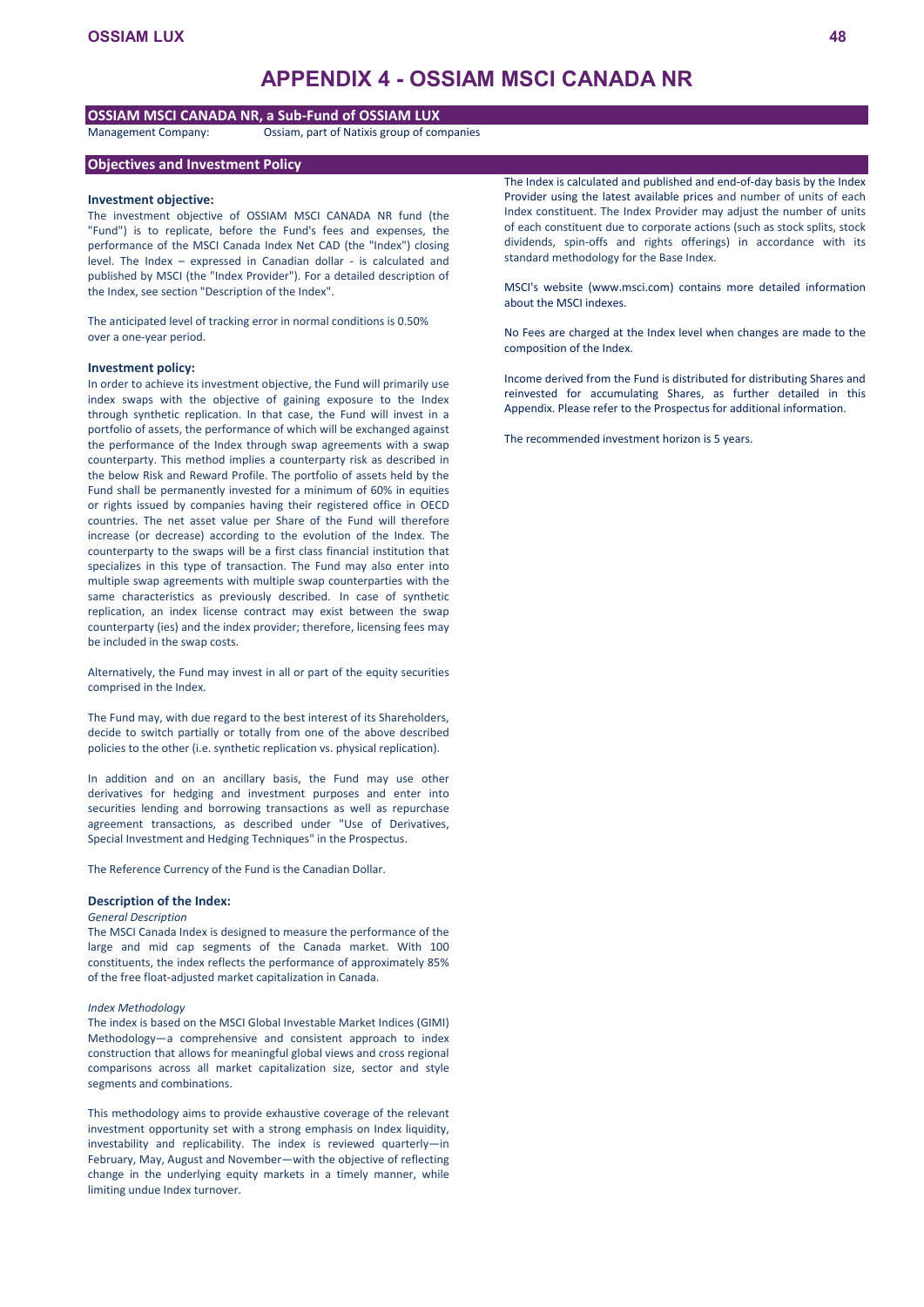# APPENDIX 4 - OSSIAM MSCI CANADA NR

## OSSIAM MSCI CANADA NR, a Sub-Fund of OSSIAM LUX

Management Company: Ossiam, part of Natixis group of companies

## Objectives and Investment Policy

### Investment objective:

The investment objective of OSSIAM MSCI CANADA NR fund (the "Fund") is to replicate, before the Fund's fees and expenses, the performance of the MSCI Canada Index Net CAD (the "Index") closing level. The Index – expressed in Canadian dollar - is calculated and published by MSCI (the "Index Provider"). For a detailed description of the Index, see section "Description of the Index".

The anticipated level of tracking error in normal conditions is 0.50% over a one-year period.

### Investment policy:

In order to achieve its investment objective, the Fund will primarily use index swaps with the objective of gaining exposure to the Index through synthetic replication. In that case, the Fund will invest in a portfolio of assets, the performance of which will be exchanged against the performance of the Index through swap agreements with a swap counterparty. This method implies a counterparty risk as described in the below Risk and Reward Profile. The portfolio of assets held by the Fund shall be permanently invested for a minimum of 60% in equities or rights issued by companies having their registered office in OECD countries. The net asset value per Share of the Fund will therefore increase (or decrease) according to the evolution of the Index. The counterparty to the swaps will be a first class financial institution that specializes in this type of transaction. The Fund may also enter into multiple swap agreements with multiple swap counterparties with the same characteristics as previously described. In case of synthetic replication, an index license contract may exist between the swap counterparty (ies) and the index provider; therefore, licensing fees may be included in the swap costs.

Alternatively, the Fund may invest in all or part of the equity securities comprised in the Index.

The Fund may, with due regard to the best interest of its Shareholders, decide to switch partially or totally from one of the above described policies to the other (i.e. synthetic replication vs. physical replication).

In addition and on an ancillary basis, the Fund may use other derivatives for hedging and investment purposes and enter into securities lending and borrowing transactions as well as repurchase agreement transactions, as described under "Use of Derivatives, Special Investment and Hedging Techniques" in the Prospectus.

The Reference Currency of the Fund is the Canadian Dollar.

### Description of the Index:

*General Description*

The MSCI Canada Index is designed to measure the performance of the large and mid cap segments of the Canada market. With 100 constituents, the index reflects the performance of approximately 85% of the free float-adjusted market capitalization in Canada.

*Index Methodology*

The index is based on the MSCI Global Investable Market Indices (GIMI) Methodology—a comprehensive and consistent approach to index construction that allows for meaningful global views and cross regional comparisons across all market capitalization size, sector and style segments and combinations.

This methodology aims to provide exhaustive coverage of the relevant investment opportunity set with a strong emphasis on Index liquidity, investability and replicability. The index is reviewed quarterly—in February, May, August and November—with the objective of reflecting change in the underlying equity markets in a timely manner, while limiting undue Index turnover.

The Index is calculated and published and end-of-day basis by the Index Provider using the latest available prices and number of units of each Index constituent. The Index Provider may adjust the number of units of each constituent due to corporate actions (such as stock splits, stock dividends, spin-offs and rights offerings) in accordance with its standard methodology for the Base Index.

MSCI's website (www.msci.com) contains more detailed information about the MSCI indexes.

No Fees are charged at the Index level when changes are made to the composition of the Index.

Income derived from the Fund is distributed for distributing Shares and reinvested for accumulating Shares, as further detailed in this Appendix. Please refer to the Prospectus for additional information.

The recommended investment horizon is 5 years.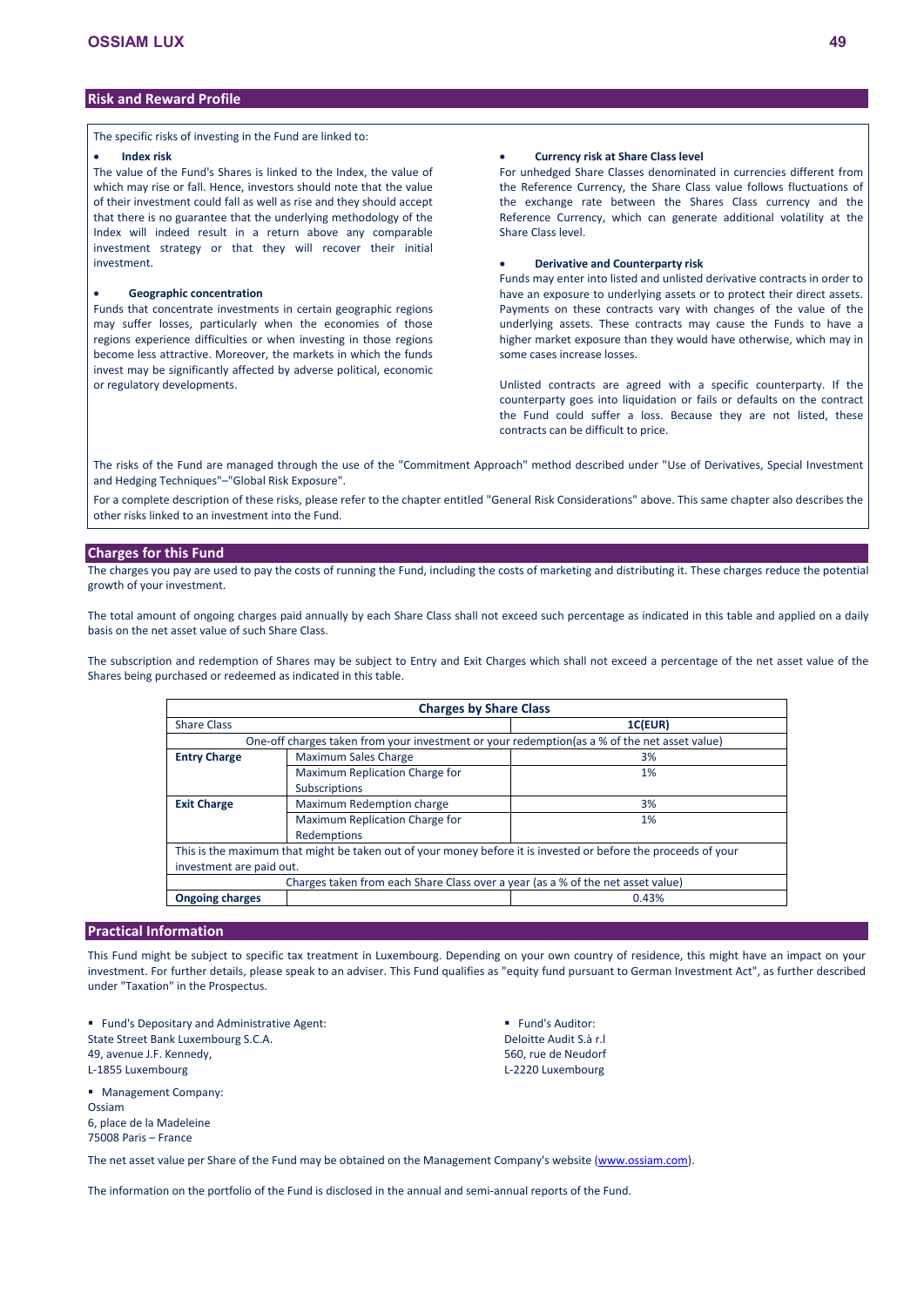## Risk and Reward Profile

The specific risks of investing in the Fund are linked to:

- **Index risk**

The value of the Fund's Shares is linked to the Index, the value of which may rise or fall. Hence, investors should note that the value of their investment could fall as well as rise and they should accept that there is no guarantee that the underlying methodology of the Index will indeed result in a return above any comparable investment strategy or that they will recover their initial investment.

- **Geographic concentration**

Funds that concentrate investments in certain geographic regions may suffer losses, particularly when the economies of those regions experience difficulties or when investing in those regions become less attractive. Moreover, the markets in which the funds invest may be significantly affected by adverse political, economic or regulatory developments.

- **Currency risk at Share Class level**

For unhedged Share Classes denominated in currencies different from the Reference Currency, the Share Class value follows fluctuations of the exchange rate between the Shares Class currency and the Reference Currency, which can generate additional volatility at the Share Class level.

- **Derivative and Counterparty risk**

Funds may enter into listed and unlisted derivative contracts in order to have an exposure to underlying assets or to protect their direct assets. Payments on these contracts vary with changes of the value of the underlying assets. These contracts may cause the Funds to have a higher market exposure than they would have otherwise, which may in some cases increase losses.

Unlisted contracts are agreed with a specific counterparty. If the counterparty goes into liquidation or fails or defaults on the contract the Fund could suffer a loss. Because they are not listed, these contracts can be difficult to price.

The risks of the Fund are managed through the use of the "Commitment Approach" method described under "Use of Derivatives, Special Investment and Hedging Techniques"–"Global Risk Exposure".

For a complete description of these risks, please refer to the chapter entitled "General Risk Considerations" above. This same chapter also describes the other risks linked to an investment into the Fund.

## Charges for this Fund

The charges you pay are used to pay the costs of running the Fund, including the costs of marketing and distributing it. These charges reduce the potential growth of your investment.

The total amount of ongoing charges paid annually by each Share Class shall not exceed such percentage as indicated in this table and applied on a daily basis on the net asset value of such Share Class.

The subscription and redemption of Shares may be subject to Entry and Exit Charges which shall not exceed a percentage of the net asset value of the Shares being purchased or redeemed as indicated in this table.

| Charges by Share Class | | |
|---|---|---|
| Share Class | | **1C(EUR)** |
| One-off charges taken from your investment or your redemption(as a % of the net asset value) | | |
| **Entry Charge** | Maximum Sales Charge | 3% |
| | Maximum Replication Charge for Subscriptions | 1% |
| **Exit Charge** | Maximum Redemption charge | 3% |
| | Maximum Replication Charge for Redemptions | 1% |
| This is the maximum that might be taken out of your money before it is invested or before the proceeds of your investment are paid out. | | |
| Charges taken from each Share Class over a year (as a % of the net asset value) | | |
| **Ongoing charges** | | 0.43% |

## Practical Information

This Fund might be subject to specific tax treatment in Luxembourg. Depending on your own country of residence, this might have an impact on your investment. For further details, please speak to an adviser. This Fund qualifies as "equity fund pursuant to German Investment Act", as further described under "Taxation" in the Prospectus.

- Fund's Depositary and Administrative Agent:
State Street Bank Luxembourg S.C.A.
49, avenue J.F. Kennedy,
L-1855 Luxembourg

- Management Company:
Ossiam
6, place de la Madeleine
75008 Paris – France

- Fund's Auditor:
Deloitte Audit S.à r.l
560, rue de Neudorf
L-2220 Luxembourg

The net asset value per Share of the Fund may be obtained on the Management Company's website (www.ossiam.com).

The information on the portfolio of the Fund is disclosed in the annual and semi-annual reports of the Fund.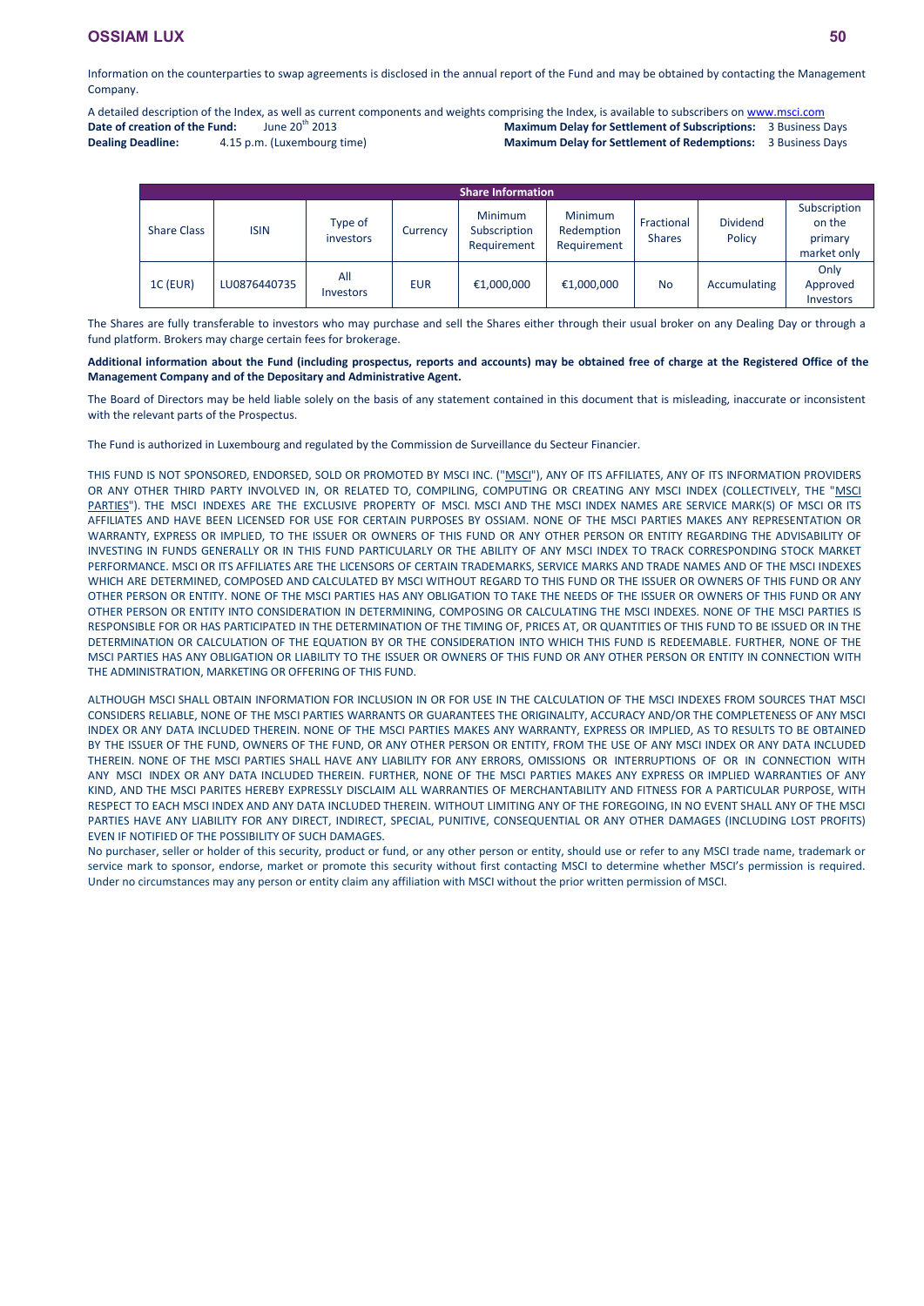Information on the counterparties to swap agreements is disclosed in the annual report of the Fund and may be obtained by contacting the Management Company.

A detailed description of the Index, as well as current components and weights comprising the Index, is available to subscribers on www.msci.com

**Date of creation of the Fund:** June 20th 2013

**Dealing Deadline:** 4.15 p.m. (Luxembourg time)

**Maximum Delay for Settlement of Subscriptions:** 3 Business Days

**Maximum Delay for Settlement of Redemptions:** 3 Business Days

| Share Information | | | | | | | | |
|---|---|---|---|---|---|---|---|---|
| Share Class | ISIN | Type of investors | Currency | Minimum Subscription Requirement | Minimum Redemption Requirement | Fractional Shares | Dividend Policy | Subscription on the primary market only |
| 1C (EUR) | LU0876440735 | All Investors | EUR | €1,000,000 | €1,000,000 | No | Accumulating | Only Approved Investors |

The Shares are fully transferable to investors who may purchase and sell the Shares either through their usual broker on any Dealing Day or through a fund platform. Brokers may charge certain fees for brokerage.

**Additional information about the Fund (including prospectus, reports and accounts) may be obtained free of charge at the Registered Office of the Management Company and of the Depositary and Administrative Agent.**

The Board of Directors may be held liable solely on the basis of any statement contained in this document that is misleading, inaccurate or inconsistent with the relevant parts of the Prospectus.

The Fund is authorized in Luxembourg and regulated by the Commission de Surveillance du Secteur Financier.

THIS FUND IS NOT SPONSORED, ENDORSED, SOLD OR PROMOTED BY MSCI INC. ("MSCI"), ANY OF ITS AFFILIATES, ANY OF ITS INFORMATION PROVIDERS OR ANY OTHER THIRD PARTY INVOLVED IN, OR RELATED TO, COMPILING, COMPUTING OR CREATING ANY MSCI INDEX (COLLECTIVELY, THE "MSCI PARTIES"). THE MSCI INDEXES ARE THE EXCLUSIVE PROPERTY OF MSCI. MSCI AND THE MSCI INDEX NAMES ARE SERVICE MARK(S) OF MSCI OR ITS AFFILIATES AND HAVE BEEN LICENSED FOR USE FOR CERTAIN PURPOSES BY OSSIAM. NONE OF THE MSCI PARTIES MAKES ANY REPRESENTATION OR WARRANTY, EXPRESS OR IMPLIED, TO THE ISSUER OR OWNERS OF THIS FUND OR ANY OTHER PERSON OR ENTITY REGARDING THE ADVISABILITY OF INVESTING IN FUNDS GENERALLY OR IN THIS FUND PARTICULARLY OR THE ABILITY OF ANY MSCI INDEX TO TRACK CORRESPONDING STOCK MARKET PERFORMANCE. MSCI OR ITS AFFILIATES ARE THE LICENSORS OF CERTAIN TRADEMARKS, SERVICE MARKS AND TRADE NAMES AND OF THE MSCI INDEXES WHICH ARE DETERMINED, COMPOSED AND CALCULATED BY MSCI WITHOUT REGARD TO THIS FUND OR THE ISSUER OR OWNERS OF THIS FUND OR ANY OTHER PERSON OR ENTITY. NONE OF THE MSCI PARTIES HAS ANY OBLIGATION TO TAKE THE NEEDS OF THE ISSUER OR OWNERS OF THIS FUND OR ANY OTHER PERSON OR ENTITY INTO CONSIDERATION IN DETERMINING, COMPOSING OR CALCULATING THE MSCI INDEXES. NONE OF THE MSCI PARTIES IS RESPONSIBLE FOR OR HAS PARTICIPATED IN THE DETERMINATION OF THE TIMING OF, PRICES AT, OR QUANTITIES OF THIS FUND TO BE ISSUED OR IN THE DETERMINATION OR CALCULATION OF THE EQUATION BY OR THE CONSIDERATION INTO WHICH THIS FUND IS REDEEMABLE. FURTHER, NONE OF THE MSCI PARTIES HAS ANY OBLIGATION OR LIABILITY TO THE ISSUER OR OWNERS OF THIS FUND OR ANY OTHER PERSON OR ENTITY IN CONNECTION WITH THE ADMINISTRATION, MARKETING OR OFFERING OF THIS FUND.

ALTHOUGH MSCI SHALL OBTAIN INFORMATION FOR INCLUSION IN OR FOR USE IN THE CALCULATION OF THE MSCI INDEXES FROM SOURCES THAT MSCI CONSIDERS RELIABLE, NONE OF THE MSCI PARTIES WARRANTS OR GUARANTEES THE ORIGINALITY, ACCURACY AND/OR THE COMPLETENESS OF ANY MSCI INDEX OR ANY DATA INCLUDED THEREIN. NONE OF THE MSCI PARTIES MAKES ANY WARRANTY, EXPRESS OR IMPLIED, AS TO RESULTS TO BE OBTAINED BY THE ISSUER OF THE FUND, OWNERS OF THE FUND, OR ANY OTHER PERSON OR ENTITY, FROM THE USE OF ANY MSCI INDEX OR ANY DATA INCLUDED THEREIN. NONE OF THE MSCI PARTIES SHALL HAVE ANY LIABILITY FOR ANY ERRORS, OMISSIONS OR INTERRUPTIONS OF OR IN CONNECTION WITH ANY MSCI INDEX OR ANY DATA INCLUDED THEREIN. FURTHER, NONE OF THE MSCI PARTIES MAKES ANY EXPRESS OR IMPLIED WARRANTIES OF ANY KIND, AND THE MSCI PARITES HEREBY EXPRESSLY DISCLAIM ALL WARRANTIES OF MERCHANTABILITY AND FITNESS FOR A PARTICULAR PURPOSE, WITH RESPECT TO EACH MSCI INDEX AND ANY DATA INCLUDED THEREIN. WITHOUT LIMITING ANY OF THE FOREGOING, IN NO EVENT SHALL ANY OF THE MSCI PARTIES HAVE ANY LIABILITY FOR ANY DIRECT, INDIRECT, SPECIAL, PUNITIVE, CONSEQUENTIAL OR ANY OTHER DAMAGES (INCLUDING LOST PROFITS) EVEN IF NOTIFIED OF THE POSSIBILITY OF SUCH DAMAGES.

No purchaser, seller or holder of this security, product or fund, or any other person or entity, should use or refer to any MSCI trade name, trademark or service mark to sponsor, endorse, market or promote this security without first contacting MSCI to determine whether MSCI's permission is required. Under no circumstances may any person or entity claim any affiliation with MSCI without the prior written permission of MSCI.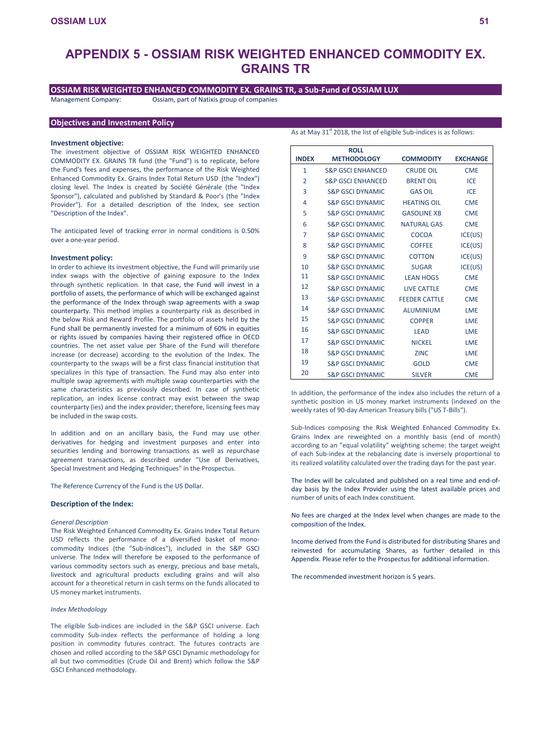# APPENDIX 5 - OSSIAM RISK WEIGHTED ENHANCED COMMODITY EX. GRAINS TR

## OSSIAM RISK WEIGHTED ENHANCED COMMODITY EX. GRAINS TR, a Sub-Fund of OSSIAM LUX

Management Company: Ossiam, part of Natixis group of companies

## Objectives and Investment Policy

### Investment objective:

The investment objective of OSSIAM RISK WEIGHTED ENHANCED COMMODITY EX. GRAINS TR fund (the "Fund") is to replicate, before the Fund's fees and expenses, the performance of the Risk Weighted Enhanced Commodity Ex. Grains Index Total Return USD (the "Index") closing level. The Index is created by Société Générale (the "Index Sponsor"), calculated and published by Standard & Poor's (the "Index Provider"). For a detailed description of the Index, see section "Description of the Index".

The anticipated level of tracking error in normal conditions is 0.50% over a one-year period.

### Investment policy:

In order to achieve its investment objective, the Fund will primarily use index swaps with the objective of gaining exposure to the Index through synthetic replication. In that case, the Fund will invest in a portfolio of assets, the performance of which will be exchanged against the performance of the Index through swap agreements with a swap counterparty. This method implies a counterparty risk as described in the below Risk and Reward Profile. The portfolio of assets held by the Fund shall be permanently invested for a minimum of 60% in equities or rights issued by companies having their registered office in OECD countries. The net asset value per Share of the Fund will therefore increase (or decrease) according to the evolution of the Index. The counterparty to the swaps will be a first class financial institution that specializes in this type of transaction. The Fund may also enter into multiple swap agreements with multiple swap counterparties with the same characteristics as previously described. In case of synthetic replication, an index license contract may exist between the swap counterparty (ies) and the index provider; therefore, licensing fees may be included in the swap costs.

In addition and on an ancillary basis, the Fund may use other derivatives for hedging and investment purposes and enter into securities lending and borrowing transactions as well as repurchase agreement transactions, as described under "Use of Derivatives, Special Investment and Hedging Techniques" in the Prospectus.

The Reference Currency of the Fund is the US Dollar.

### Description of the Index:

*General Description*

The Risk Weighted Enhanced Commodity Ex. Grains Index Total Return USD reflects the performance of a diversified basket of mono-commodity Indices (the "Sub-indices"), included in the S&P GSCI universe. The Index will therefore be exposed to the performance of various commodity sectors such as energy, precious and base metals, livestock and agricultural products excluding grains and will also account for a theoretical return in cash terms on the funds allocated to US money market instruments.

*Index Methodology*

The eligible Sub-indices are included in the S&P GSCI universe. Each commodity Sub-index reflects the performance of holding a long position in commodity futures contract. The futures contracts are chosen and rolled according to the S&P GSCI Dynamic methodology for all but two commodities (Crude Oil and Brent) which follow the S&P GSCI Enhanced methodology.

As at May 31st 2018, the list of eligible Sub-indices is as follows:

| INDEX | ROLL METHODOLOGY | COMMODITY | EXCHANGE |
|---|---|---|---|
| 1 | S&P GSCI ENHANCED | CRUDE OIL | CME |
| 2 | S&P GSCI ENHANCED | BRENT OIL | ICE |
| 3 | S&P GSCI DYNAMIC | GAS OIL | ICE |
| 4 | S&P GSCI DYNAMIC | HEATING OIL | CME |
| 5 | S&P GSCI DYNAMIC | GASOLINE XB | CME |
| 6 | S&P GSCI DYNAMIC | NATURAL GAS | CME |
| 7 | S&P GSCI DYNAMIC | COCOA | ICE(US) |
| 8 | S&P GSCI DYNAMIC | COFFEE | ICE(US) |
| 9 | S&P GSCI DYNAMIC | COTTON | ICE(US) |
| 10 | S&P GSCI DYNAMIC | SUGAR | ICE(US) |
| 11 | S&P GSCI DYNAMIC | LEAN HOGS | CME |
| 12 | S&P GSCI DYNAMIC | LIVE CATTLE | CME |
| 13 | S&P GSCI DYNAMIC | FEEDER CATTLE | CME |
| 14 | S&P GSCI DYNAMIC | ALUMINIUM | LME |
| 15 | S&P GSCI DYNAMIC | COPPER | LME |
| 16 | S&P GSCI DYNAMIC | LEAD | LME |
| 17 | S&P GSCI DYNAMIC | NICKEL | LME |
| 18 | S&P GSCI DYNAMIC | ZINC | LME |
| 19 | S&P GSCI DYNAMIC | GOLD | CME |
| 20 | S&P GSCI DYNAMIC | SILVER | CME |

In addition, the performance of the index also includes the return of a synthetic position in US money market instruments (indexed on the weekly rates of 90-day American Treasury bills ("US T-Bills").

Sub-Indices composing the Risk Weighted Enhanced Commodity Ex. Grains Index are reweighted on a monthly basis (end of month) according to an "equal volatility" weighting scheme: the target weight of each Sub-index at the rebalancing date is inversely proportional to its realized volatility calculated over the trading days for the past year.

The Index will be calculated and published on a real time and end-of-day basis by the Index Provider using the latest available prices and number of units of each Index constituent.

No fees are charged at the Index level when changes are made to the composition of the Index.

Income derived from the Fund is distributed for distributing Shares and reinvested for accumulating Shares, as further detailed in this Appendix. Please refer to the Prospectus for additional information.

The recommended investment horizon is 5 years.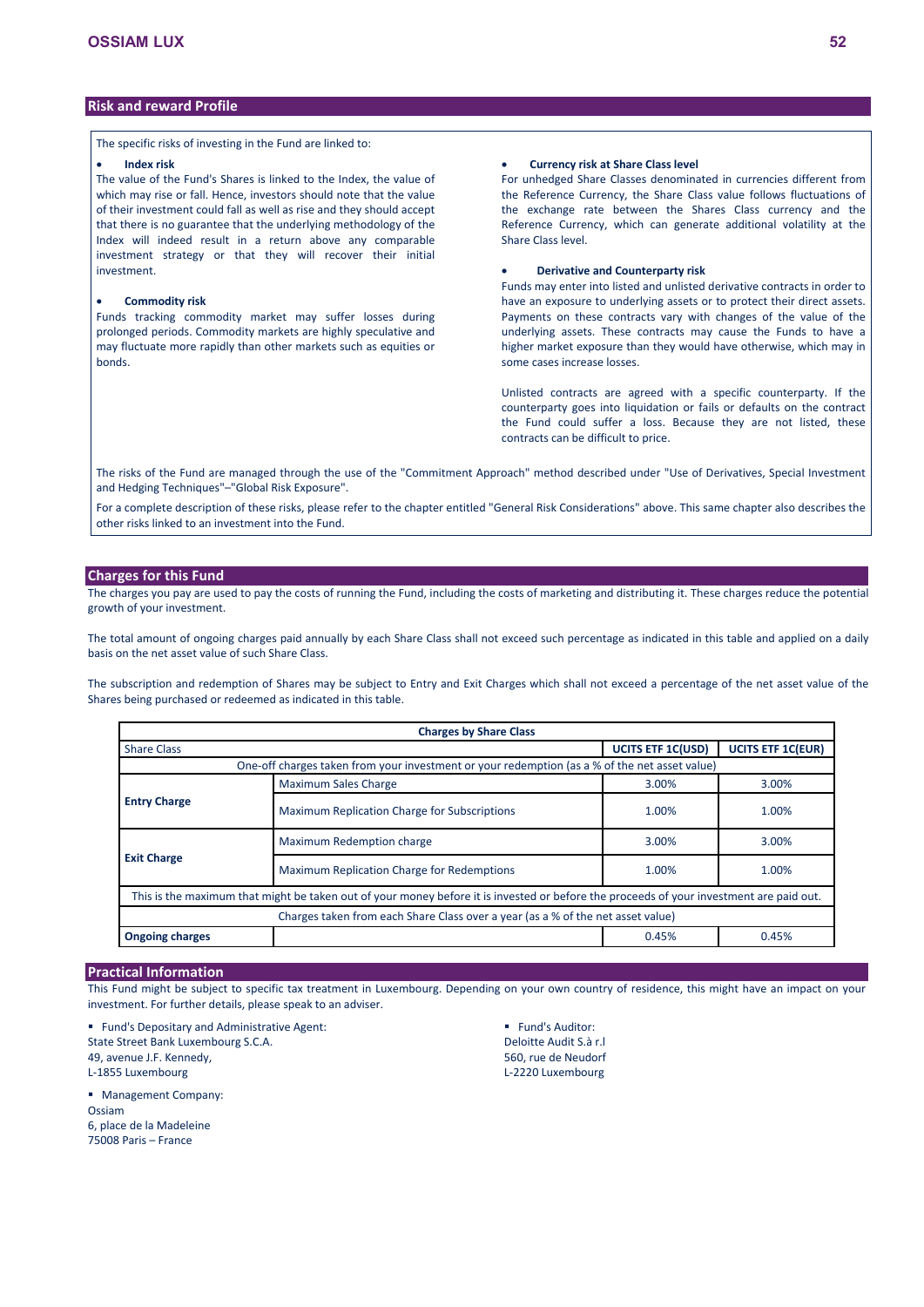## Risk and reward Profile

The specific risks of investing in the Fund are linked to:

- **Index risk**

The value of the Fund's Shares is linked to the Index, the value of which may rise or fall. Hence, investors should note that the value of their investment could fall as well as rise and they should accept that there is no guarantee that the underlying methodology of the Index will indeed result in a return above any comparable investment strategy or that they will recover their initial investment.

- **Commodity risk**

Funds tracking commodity market may suffer losses during prolonged periods. Commodity markets are highly speculative and may fluctuate more rapidly than other markets such as equities or bonds.

- **Currency risk at Share Class level**

For unhedged Share Classes denominated in currencies different from the Reference Currency, the Share Class value follows fluctuations of the exchange rate between the Shares Class currency and the Reference Currency, which can generate additional volatility at the Share Class level.

- **Derivative and Counterparty risk**

Funds may enter into listed and unlisted derivative contracts in order to have an exposure to underlying assets or to protect their direct assets. Payments on these contracts vary with changes of the value of the underlying assets. These contracts may cause the Funds to have a higher market exposure than they would have otherwise, which may in some cases increase losses.

Unlisted contracts are agreed with a specific counterparty. If the counterparty goes into liquidation or fails or defaults on the contract the Fund could suffer a loss. Because they are not listed, these contracts can be difficult to price.

The risks of the Fund are managed through the use of the "Commitment Approach" method described under "Use of Derivatives, Special Investment and Hedging Techniques"–"Global Risk Exposure".

For a complete description of these risks, please refer to the chapter entitled "General Risk Considerations" above. This same chapter also describes the other risks linked to an investment into the Fund.

## Charges for this Fund

The charges you pay are used to pay the costs of running the Fund, including the costs of marketing and distributing it. These charges reduce the potential growth of your investment.

The total amount of ongoing charges paid annually by each Share Class shall not exceed such percentage as indicated in this table and applied on a daily basis on the net asset value of such Share Class.

The subscription and redemption of Shares may be subject to Entry and Exit Charges which shall not exceed a percentage of the net asset value of the Shares being purchased or redeemed as indicated in this table.

| **Charges by Share Class** | | | |
|---|---|---|---|
| Share Class | | **UCITS ETF 1C(USD)** | **UCITS ETF 1C(EUR)** |
| One-off charges taken from your investment or your redemption (as a % of the net asset value) | | | |
| **Entry Charge** | Maximum Sales Charge | 3.00% | 3.00% |
| | Maximum Replication Charge for Subscriptions | 1.00% | 1.00% |
| **Exit Charge** | Maximum Redemption charge | 3.00% | 3.00% |
| | Maximum Replication Charge for Redemptions | 1.00% | 1.00% |
| This is the maximum that might be taken out of your money before it is invested or before the proceeds of your investment are paid out. | | | |
| Charges taken from each Share Class over a year (as a % of the net asset value) | | | |
| **Ongoing charges** | | 0.45% | 0.45% |

## Practical Information

This Fund might be subject to specific tax treatment in Luxembourg. Depending on your own country of residence, this might have an impact on your investment. For further details, please speak to an adviser.

- Fund's Depositary and Administrative Agent:
State Street Bank Luxembourg S.C.A.
49, avenue J.F. Kennedy,
L-1855 Luxembourg

- Management Company:
Ossiam
6, place de la Madeleine
75008 Paris – France

- Fund's Auditor:
Deloitte Audit S.à r.l
560, rue de Neudorf
L-2220 Luxembourg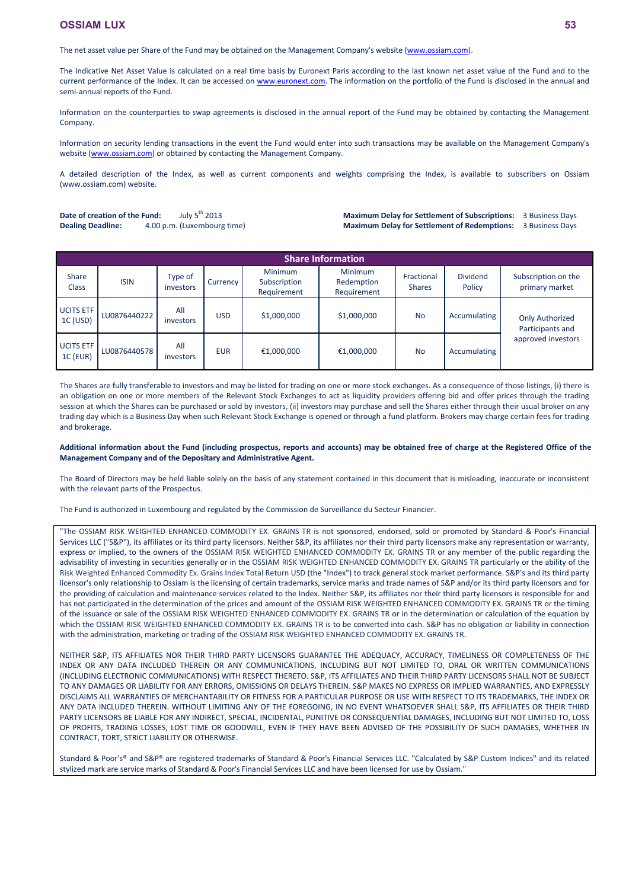The net asset value per Share of the Fund may be obtained on the Management Company's website (www.ossiam.com).

The Indicative Net Asset Value is calculated on a real time basis by Euronext Paris according to the last known net asset value of the Fund and to the current performance of the Index. It can be accessed on www.euronext.com. The information on the portfolio of the Fund is disclosed in the annual and semi-annual reports of the Fund.

Information on the counterparties to swap agreements is disclosed in the annual report of the Fund may be obtained by contacting the Management Company.

Information on security lending transactions in the event the Fund would enter into such transactions may be available on the Management Company's website (www.ossiam.com) or obtained by contacting the Management Company.

A detailed description of the Index, as well as current components and weights comprising the Index, is available to subscribers on Ossiam (www.ossiam.com) website.

**Date of creation of the Fund:** July 5th 2013
**Dealing Deadline:** 4.00 p.m. (Luxembourg time)

**Maximum Delay for Settlement of Subscriptions:** 3 Business Days
**Maximum Delay for Settlement of Redemptions:** 3 Business Days

| Share Information | | | | | | | | |
|---|---|---|---|---|---|---|---|---|
| Share Class | ISIN | Type of investors | Currency | Minimum Subscription Requirement | Minimum Redemption Requirement | Fractional Shares | Dividend Policy | Subscription on the primary market |
| UCITS ETF 1C (USD) | LU0876440222 | All investors | USD | $1,000,000 | $1,000,000 | No | Accumulating | Only Authorized Participants and approved investors |
| UCITS ETF 1C (EUR) | LU0876440578 | All investors | EUR | €1,000,000 | €1,000,000 | No | Accumulating | |

The Shares are fully transferable to investors and may be listed for trading on one or more stock exchanges. As a consequence of those listings, (i) there is an obligation on one or more members of the Relevant Stock Exchanges to act as liquidity providers offering bid and offer prices through the trading session at which the Shares can be purchased or sold by investors, (ii) investors may purchase and sell the Shares either through their usual broker on any trading day which is a Business Day when such Relevant Stock Exchange is opened or through a fund platform. Brokers may charge certain fees for trading and brokerage.

**Additional information about the Fund (including prospectus, reports and accounts) may be obtained free of charge at the Registered Office of the Management Company and of the Depositary and Administrative Agent.**

The Board of Directors may be held liable solely on the basis of any statement contained in this document that is misleading, inaccurate or inconsistent with the relevant parts of the Prospectus.

The Fund is authorized in Luxembourg and regulated by the Commission de Surveillance du Secteur Financier.

"The OSSIAM RISK WEIGHTED ENHANCED COMMODITY EX. GRAINS TR is not sponsored, endorsed, sold or promoted by Standard & Poor's Financial Services LLC ("S&P"), its affiliates or its third party licensors. Neither S&P, its affiliates nor their third party licensors make any representation or warranty, express or implied, to the owners of the OSSIAM RISK WEIGHTED ENHANCED COMMODITY EX. GRAINS TR or any member of the public regarding the advisability of investing in securities generally or in the OSSIAM RISK WEIGHTED ENHANCED COMMODITY EX. GRAINS TR particularly or the ability of the Risk Weighted Enhanced Commodity Ex. Grains Index Total Return USD (the "Index") to track general stock market performance. S&P's and its third party licensor's only relationship to Ossiam is the licensing of certain trademarks, service marks and trade names of S&P and/or its third party licensors and for the providing of calculation and maintenance services related to the Index. Neither S&P, its affiliates nor their third party licensors is responsible for and has not participated in the determination of the prices and amount of the OSSIAM RISK WEIGHTED ENHANCED COMMODITY EX. GRAINS TR or the timing of the issuance or sale of the OSSIAM RISK WEIGHTED ENHANCED COMMODITY EX. GRAINS TR or in the determination or calculation of the equation by which the OSSIAM RISK WEIGHTED ENHANCED COMMODITY EX. GRAINS TR is to be converted into cash. S&P has no obligation or liability in connection with the administration, marketing or trading of the OSSIAM RISK WEIGHTED ENHANCED COMMODITY EX. GRAINS TR.

NEITHER S&P, ITS AFFILIATES NOR THEIR THIRD PARTY LICENSORS GUARANTEE THE ADEQUACY, ACCURACY, TIMELINESS OR COMPLETENESS OF THE INDEX OR ANY DATA INCLUDED THEREIN OR ANY COMMUNICATIONS, INCLUDING BUT NOT LIMITED TO, ORAL OR WRITTEN COMMUNICATIONS (INCLUDING ELECTRONIC COMMUNICATIONS) WITH RESPECT THERETO. S&P, ITS AFFILIATES AND THEIR THIRD PARTY LICENSORS SHALL NOT BE SUBJECT TO ANY DAMAGES OR LIABILITY FOR ANY ERRORS, OMISSIONS OR DELAYS THEREIN. S&P MAKES NO EXPRESS OR IMPLIED WARRANTIES, AND EXPRESSLY DISCLAIMS ALL WARRANTIES OF MERCHANTABILITY OR FITNESS FOR A PARTICULAR PURPOSE OR USE WITH RESPECT TO ITS TRADEMARKS, THE INDEX OR ANY DATA INCLUDED THEREIN. WITHOUT LIMITING ANY OF THE FOREGOING, IN NO EVENT WHATSOEVER SHALL S&P, ITS AFFILIATES OR THEIR THIRD PARTY LICENSORS BE LIABLE FOR ANY INDIRECT, SPECIAL, INCIDENTAL, PUNITIVE OR CONSEQUENTIAL DAMAGES, INCLUDING BUT NOT LIMITED TO, LOSS OF PROFITS, TRADING LOSSES, LOST TIME OR GOODWILL, EVEN IF THEY HAVE BEEN ADVISED OF THE POSSIBILITY OF SUCH DAMAGES, WHETHER IN CONTRACT, TORT, STRICT LIABILITY OR OTHERWISE.

Standard & Poor's® and S&P® are registered trademarks of Standard & Poor's Financial Services LLC. "Calculated by S&P Custom Indices" and its related stylized mark are service marks of Standard & Poor's Financial Services LLC and have been licensed for use by Ossiam."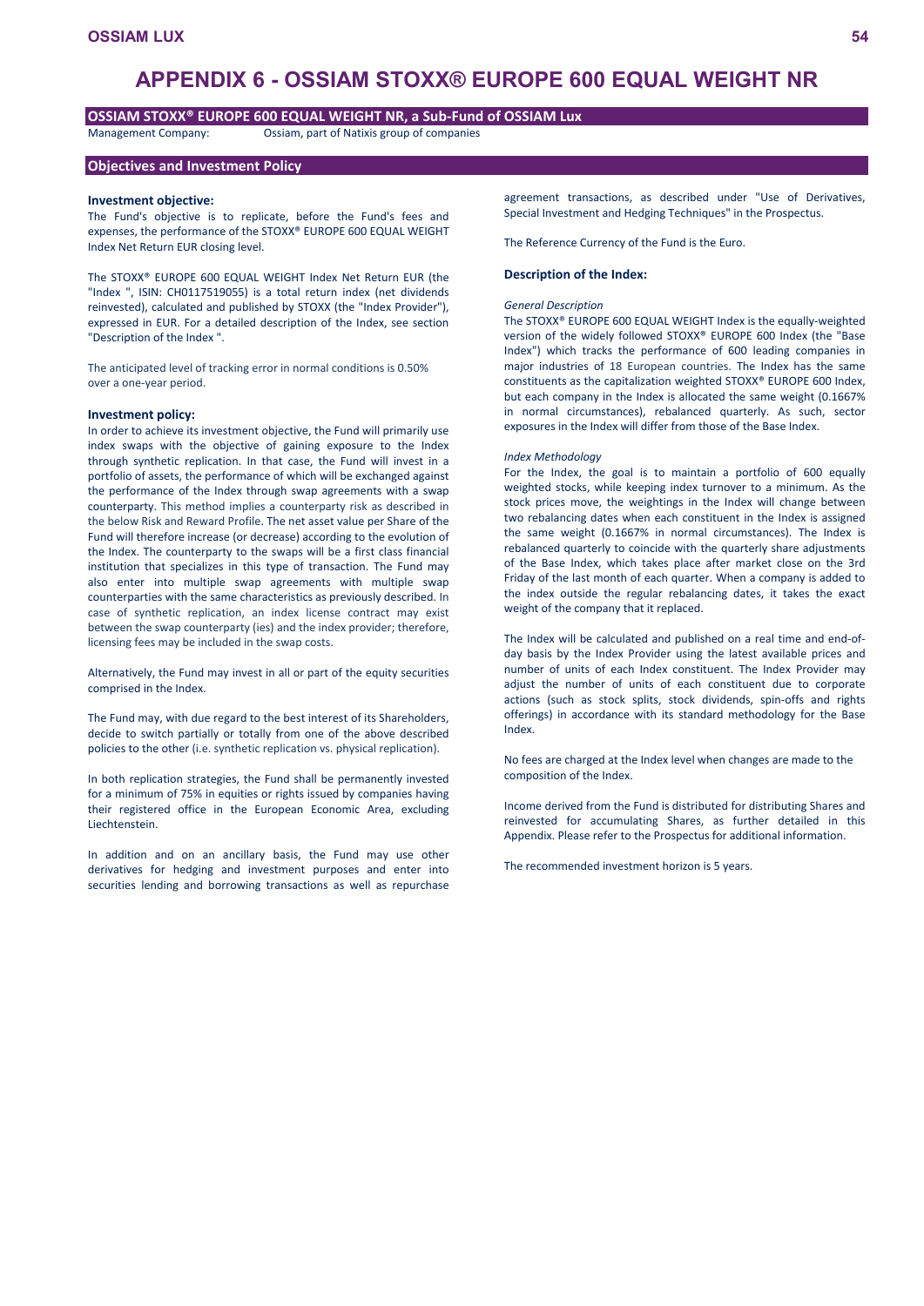# APPENDIX 6 - OSSIAM STOXX® EUROPE 600 EQUAL WEIGHT NR

## OSSIAM STOXX® EUROPE 600 EQUAL WEIGHT NR, a Sub-Fund of OSSIAM Lux

Management Company: Ossiam, part of Natixis group of companies

## Objectives and Investment Policy

### Investment objective:

The Fund's objective is to replicate, before the Fund's fees and expenses, the performance of the STOXX® EUROPE 600 EQUAL WEIGHT Index Net Return EUR closing level.

The STOXX® EUROPE 600 EQUAL WEIGHT Index Net Return EUR (the "Index ", ISIN: CH0117519055) is a total return index (net dividends reinvested), calculated and published by STOXX (the "Index Provider"), expressed in EUR. For a detailed description of the Index, see section "Description of the Index ".

The anticipated level of tracking error in normal conditions is 0.50% over a one-year period.

### Investment policy:

In order to achieve its investment objective, the Fund will primarily use index swaps with the objective of gaining exposure to the Index through synthetic replication. In that case, the Fund will invest in a portfolio of assets, the performance of which will be exchanged against the performance of the Index through swap agreements with a swap counterparty. This method implies a counterparty risk as described in the below Risk and Reward Profile. The net asset value per Share of the Fund will therefore increase (or decrease) according to the evolution of the Index. The counterparty to the swaps will be a first class financial institution that specializes in this type of transaction. The Fund may also enter into multiple swap agreements with multiple swap counterparties with the same characteristics as previously described. In case of synthetic replication, an index license contract may exist between the swap counterparty (ies) and the index provider; therefore, licensing fees may be included in the swap costs.

Alternatively, the Fund may invest in all or part of the equity securities comprised in the Index.

The Fund may, with due regard to the best interest of its Shareholders, decide to switch partially or totally from one of the above described policies to the other (i.e. synthetic replication vs. physical replication).

In both replication strategies, the Fund shall be permanently invested for a minimum of 75% in equities or rights issued by companies having their registered office in the European Economic Area, excluding Liechtenstein.

In addition and on an ancillary basis, the Fund may use other derivatives for hedging and investment purposes and enter into securities lending and borrowing transactions as well as repurchase agreement transactions, as described under "Use of Derivatives, Special Investment and Hedging Techniques" in the Prospectus.

The Reference Currency of the Fund is the Euro.

### Description of the Index:

*General Description*

The STOXX® EUROPE 600 EQUAL WEIGHT Index is the equally-weighted version of the widely followed STOXX® EUROPE 600 Index (the "Base Index") which tracks the performance of 600 leading companies in major industries of 18 European countries. The Index has the same constituents as the capitalization weighted STOXX® EUROPE 600 Index, but each company in the Index is allocated the same weight (0.1667% in normal circumstances), rebalanced quarterly. As such, sector exposures in the Index will differ from those of the Base Index.

*Index Methodology*

For the Index, the goal is to maintain a portfolio of 600 equally weighted stocks, while keeping index turnover to a minimum. As the stock prices move, the weightings in the Index will change between two rebalancing dates when each constituent in the Index is assigned the same weight (0.1667% in normal circumstances). The Index is rebalanced quarterly to coincide with the quarterly share adjustments of the Base Index, which takes place after market close on the 3rd Friday of the last month of each quarter. When a company is added to the index outside the regular rebalancing dates, it takes the exact weight of the company that it replaced.

The Index will be calculated and published on a real time and end-of-day basis by the Index Provider using the latest available prices and number of units of each Index constituent. The Index Provider may adjust the number of units of each constituent due to corporate actions (such as stock splits, stock dividends, spin-offs and rights offerings) in accordance with its standard methodology for the Base Index.

No fees are charged at the Index level when changes are made to the composition of the Index.

Income derived from the Fund is distributed for distributing Shares and reinvested for accumulating Shares, as further detailed in this Appendix. Please refer to the Prospectus for additional information.

The recommended investment horizon is 5 years.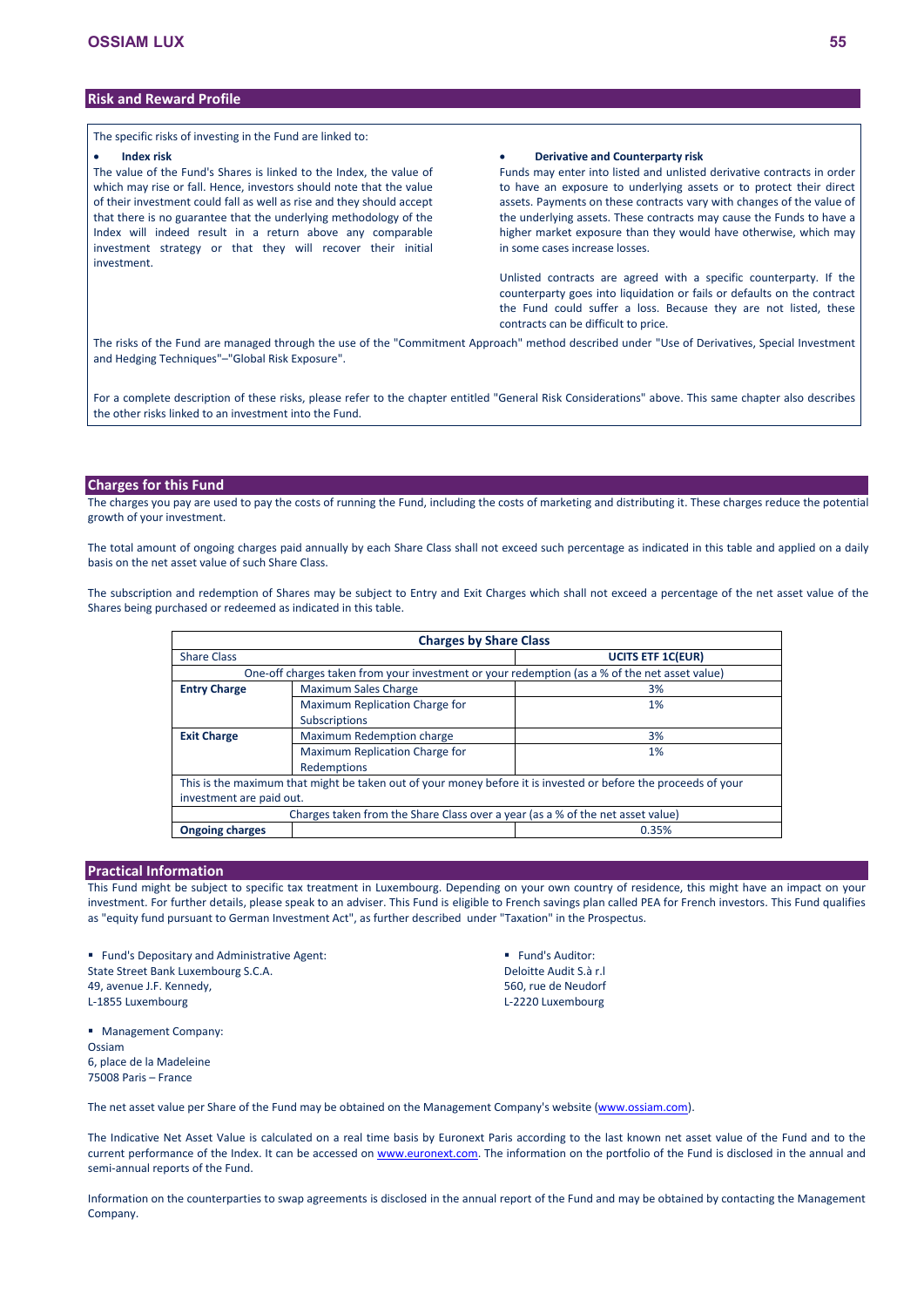## Risk and Reward Profile

The specific risks of investing in the Fund are linked to:

- **Index risk**

The value of the Fund's Shares is linked to the Index, the value of which may rise or fall. Hence, investors should note that the value of their investment could fall as well as rise and they should accept that there is no guarantee that the underlying methodology of the Index will indeed result in a return above any comparable investment strategy or that they will recover their initial investment.

- **Derivative and Counterparty risk**

Funds may enter into listed and unlisted derivative contracts in order to have an exposure to underlying assets or to protect their direct assets. Payments on these contracts vary with changes of the value of the underlying assets. These contracts may cause the Funds to have a higher market exposure than they would have otherwise, which may in some cases increase losses.

Unlisted contracts are agreed with a specific counterparty. If the counterparty goes into liquidation or fails or defaults on the contract the Fund could suffer a loss. Because they are not listed, these contracts can be difficult to price.

The risks of the Fund are managed through the use of the "Commitment Approach" method described under "Use of Derivatives, Special Investment and Hedging Techniques"–"Global Risk Exposure".

For a complete description of these risks, please refer to the chapter entitled "General Risk Considerations" above. This same chapter also describes the other risks linked to an investment into the Fund.

## Charges for this Fund

The charges you pay are used to pay the costs of running the Fund, including the costs of marketing and distributing it. These charges reduce the potential growth of your investment.

The total amount of ongoing charges paid annually by each Share Class shall not exceed such percentage as indicated in this table and applied on a daily basis on the net asset value of such Share Class.

The subscription and redemption of Shares may be subject to Entry and Exit Charges which shall not exceed a percentage of the net asset value of the Shares being purchased or redeemed as indicated in this table.

| **Charges by Share Class** | | |
|---|---|---|
| Share Class | | **UCITS ETF 1C(EUR)** |
| One-off charges taken from your investment or your redemption (as a % of the net asset value) | | |
| **Entry Charge** | Maximum Sales Charge | 3% |
| | Maximum Replication Charge for Subscriptions | 1% |
| **Exit Charge** | Maximum Redemption charge | 3% |
| | Maximum Replication Charge for Redemptions | 1% |
| This is the maximum that might be taken out of your money before it is invested or before the proceeds of your investment are paid out. | | |
| Charges taken from the Share Class over a year (as a % of the net asset value) | | |
| **Ongoing charges** | | 0.35% |

## Practical Information

This Fund might be subject to specific tax treatment in Luxembourg. Depending on your own country of residence, this might have an impact on your investment. For further details, please speak to an adviser. This Fund is eligible to French savings plan called PEA for French investors. This Fund qualifies as "equity fund pursuant to German Investment Act", as further described under "Taxation" in the Prospectus.

- Fund's Depositary and Administrative Agent:
State Street Bank Luxembourg S.C.A.
49, avenue J.F. Kennedy,
L-1855 Luxembourg

- Fund's Auditor:
Deloitte Audit S.à r.l
560, rue de Neudorf
L-2220 Luxembourg

- Management Company:
Ossiam
6, place de la Madeleine
75008 Paris – France

The net asset value per Share of the Fund may be obtained on the Management Company's website (www.ossiam.com).

The Indicative Net Asset Value is calculated on a real time basis by Euronext Paris according to the last known net asset value of the Fund and to the current performance of the Index. It can be accessed on www.euronext.com. The information on the portfolio of the Fund is disclosed in the annual and semi-annual reports of the Fund.

Information on the counterparties to swap agreements is disclosed in the annual report of the Fund and may be obtained by contacting the Management Company.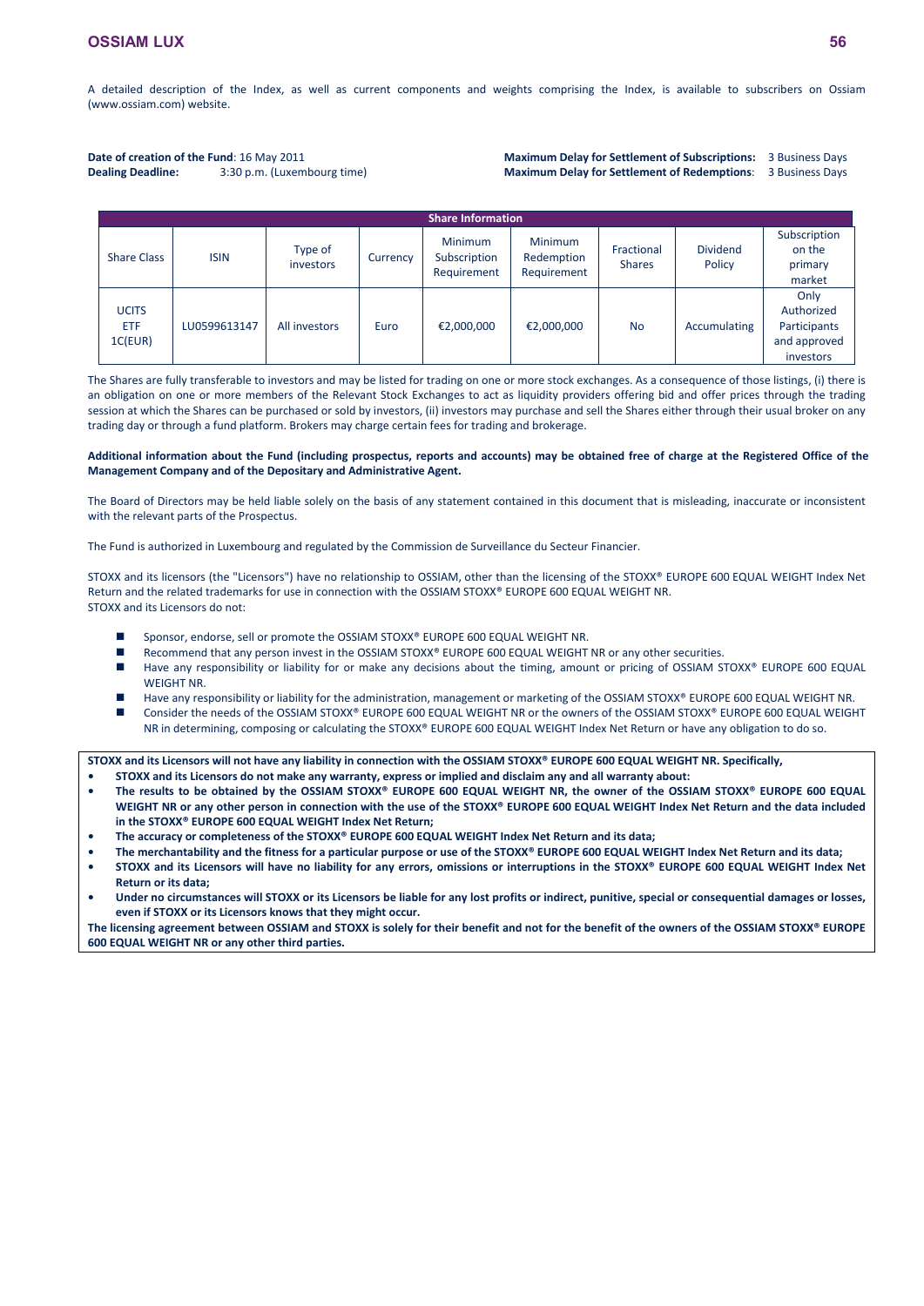A detailed description of the Index, as well as current components and weights comprising the Index, is available to subscribers on Ossiam (www.ossiam.com) website.

**Date of creation of the Fund**: 16 May 2011
**Dealing Deadline:** 3:30 p.m. (Luxembourg time)

**Maximum Delay for Settlement of Subscriptions:** 3 Business Days
**Maximum Delay for Settlement of Redemptions**: 3 Business Days

| Share Information | | | | | | | | |
|---|---|---|---|---|---|---|---|---|
| Share Class | ISIN | Type of investors | Currency | Minimum Subscription Requirement | Minimum Redemption Requirement | Fractional Shares | Dividend Policy | Subscription on the primary market |
| UCITS ETF 1C(EUR) | LU0599613147 | All investors | Euro | €2,000,000 | €2,000,000 | No | Accumulating | Only Authorized Participants and approved investors |

The Shares are fully transferable to investors and may be listed for trading on one or more stock exchanges. As a consequence of those listings, (i) there is an obligation on one or more members of the Relevant Stock Exchanges to act as liquidity providers offering bid and offer prices through the trading session at which the Shares can be purchased or sold by investors, (ii) investors may purchase and sell the Shares either through their usual broker on any trading day or through a fund platform. Brokers may charge certain fees for trading and brokerage.

**Additional information about the Fund (including prospectus, reports and accounts) may be obtained free of charge at the Registered Office of the Management Company and of the Depositary and Administrative Agent.**

The Board of Directors may be held liable solely on the basis of any statement contained in this document that is misleading, inaccurate or inconsistent with the relevant parts of the Prospectus.

The Fund is authorized in Luxembourg and regulated by the Commission de Surveillance du Secteur Financier.

STOXX and its licensors (the "Licensors") have no relationship to OSSIAM, other than the licensing of the STOXX® EUROPE 600 EQUAL WEIGHT Index Net Return and the related trademarks for use in connection with the OSSIAM STOXX® EUROPE 600 EQUAL WEIGHT NR.
STOXX and its Licensors do not:

- Sponsor, endorse, sell or promote the OSSIAM STOXX® EUROPE 600 EQUAL WEIGHT NR.
- Recommend that any person invest in the OSSIAM STOXX® EUROPE 600 EQUAL WEIGHT NR or any other securities.
- Have any responsibility or liability for or make any decisions about the timing, amount or pricing of OSSIAM STOXX® EUROPE 600 EQUAL WEIGHT NR.
- Have any responsibility or liability for the administration, management or marketing of the OSSIAM STOXX® EUROPE 600 EQUAL WEIGHT NR.
- Consider the needs of the OSSIAM STOXX® EUROPE 600 EQUAL WEIGHT NR or the owners of the OSSIAM STOXX® EUROPE 600 EQUAL WEIGHT NR in determining, composing or calculating the STOXX® EUROPE 600 EQUAL WEIGHT Index Net Return or have any obligation to do so.

**STOXX and its Licensors will not have any liability in connection with the OSSIAM STOXX® EUROPE 600 EQUAL WEIGHT NR. Specifically,**

- **STOXX and its Licensors do not make any warranty, express or implied and disclaim any and all warranty about:**
- **The results to be obtained by the OSSIAM STOXX® EUROPE 600 EQUAL WEIGHT NR, the owner of the OSSIAM STOXX® EUROPE 600 EQUAL WEIGHT NR or any other person in connection with the use of the STOXX® EUROPE 600 EQUAL WEIGHT Index Net Return and the data included in the STOXX® EUROPE 600 EQUAL WEIGHT Index Net Return;**
- **The accuracy or completeness of the STOXX® EUROPE 600 EQUAL WEIGHT Index Net Return and its data;**
- **The merchantability and the fitness for a particular purpose or use of the STOXX® EUROPE 600 EQUAL WEIGHT Index Net Return and its data;**
- **STOXX and its Licensors will have no liability for any errors, omissions or interruptions in the STOXX® EUROPE 600 EQUAL WEIGHT Index Net Return or its data;**
- **Under no circumstances will STOXX or its Licensors be liable for any lost profits or indirect, punitive, special or consequential damages or losses, even if STOXX or its Licensors knows that they might occur.**

**The licensing agreement between OSSIAM and STOXX is solely for their benefit and not for the benefit of the owners of the OSSIAM STOXX® EUROPE 600 EQUAL WEIGHT NR or any other third parties.**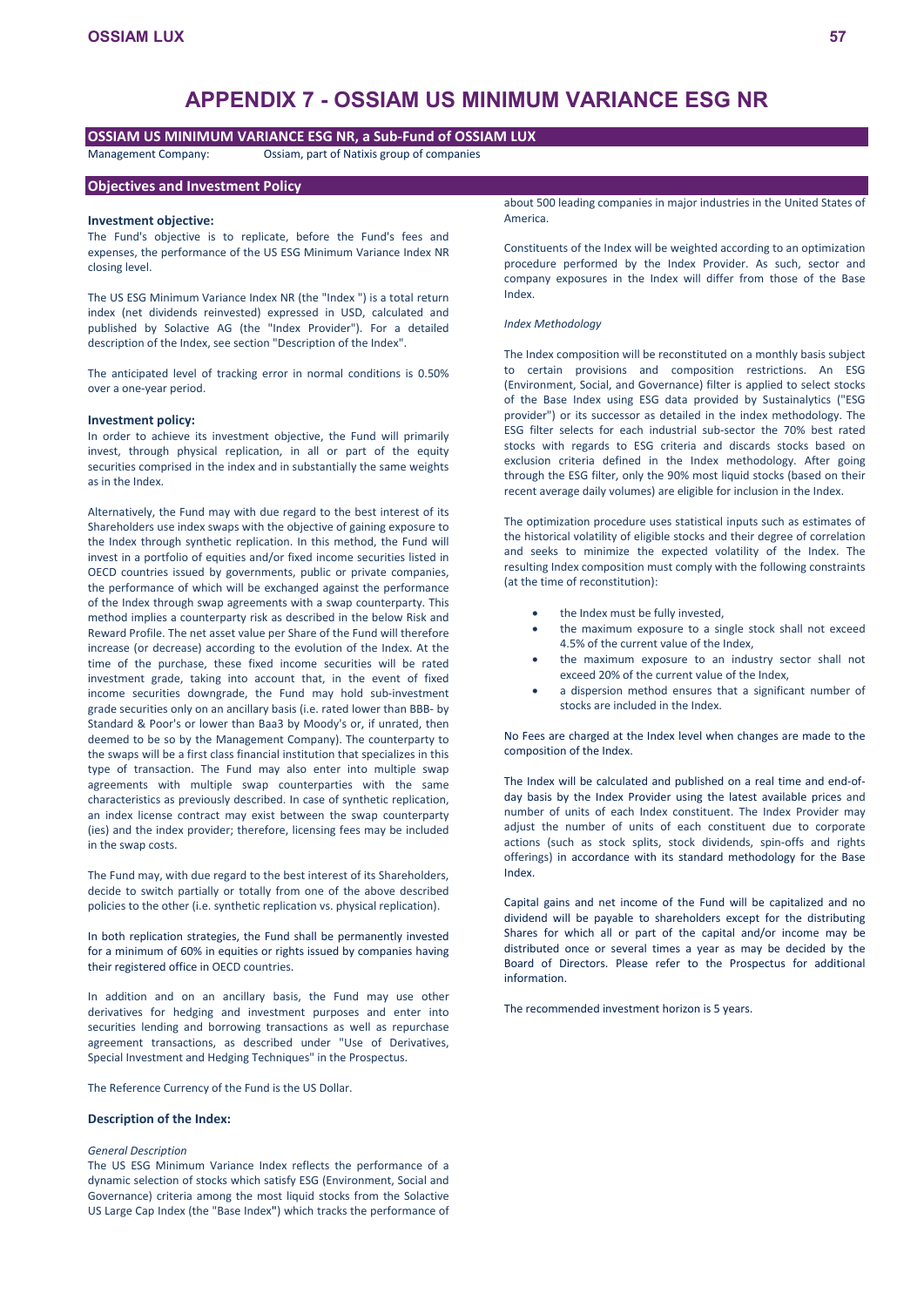# APPENDIX 7 - OSSIAM US MINIMUM VARIANCE ESG NR

**OSSIAM US MINIMUM VARIANCE ESG NR, a Sub-Fund of OSSIAM LUX**

Management Company: Ossiam, part of Natixis group of companies

## Objectives and Investment Policy

### Investment objective:

The Fund's objective is to replicate, before the Fund's fees and expenses, the performance of the US ESG Minimum Variance Index NR closing level.

The US ESG Minimum Variance Index NR (the "Index ") is a total return index (net dividends reinvested) expressed in USD, calculated and published by Solactive AG (the "Index Provider"). For a detailed description of the Index, see section "Description of the Index".

The anticipated level of tracking error in normal conditions is 0.50% over a one-year period.

### Investment policy:

In order to achieve its investment objective, the Fund will primarily invest, through physical replication, in all or part of the equity securities comprised in the index and in substantially the same weights as in the Index.

Alternatively, the Fund may with due regard to the best interest of its Shareholders use index swaps with the objective of gaining exposure to the Index through synthetic replication. In this method, the Fund will invest in a portfolio of equities and/or fixed income securities listed in OECD countries issued by governments, public or private companies, the performance of which will be exchanged against the performance of the Index through swap agreements with a swap counterparty. This method implies a counterparty risk as described in the below Risk and Reward Profile. The net asset value per Share of the Fund will therefore increase (or decrease) according to the evolution of the Index. At the time of the purchase, these fixed income securities will be rated investment grade, taking into account that, in the event of fixed income securities downgrade, the Fund may hold sub-investment grade securities only on an ancillary basis (i.e. rated lower than BBB- by Standard & Poor's or lower than Baa3 by Moody's or, if unrated, then deemed to be so by the Management Company). The counterparty to the swaps will be a first class financial institution that specializes in this type of transaction. The Fund may also enter into multiple swap agreements with multiple swap counterparties with the same characteristics as previously described. In case of synthetic replication, an index license contract may exist between the swap counterparty (ies) and the index provider; therefore, licensing fees may be included in the swap costs.

The Fund may, with due regard to the best interest of its Shareholders, decide to switch partially or totally from one of the above described policies to the other (i.e. synthetic replication vs. physical replication).

In both replication strategies, the Fund shall be permanently invested for a minimum of 60% in equities or rights issued by companies having their registered office in OECD countries.

In addition and on an ancillary basis, the Fund may use other derivatives for hedging and investment purposes and enter into securities lending and borrowing transactions as well as repurchase agreement transactions, as described under "Use of Derivatives, Special Investment and Hedging Techniques" in the Prospectus.

The Reference Currency of the Fund is the US Dollar.

### Description of the Index:

*General Description*

The US ESG Minimum Variance Index reflects the performance of a dynamic selection of stocks which satisfy ESG (Environment, Social and Governance) criteria among the most liquid stocks from the Solactive US Large Cap Index (the "Base Index") which tracks the performance of about 500 leading companies in major industries in the United States of America.

Constituents of the Index will be weighted according to an optimization procedure performed by the Index Provider. As such, sector and company exposures in the Index will differ from those of the Base Index.

*Index Methodology*

The Index composition will be reconstituted on a monthly basis subject to certain provisions and composition restrictions. An ESG (Environment, Social, and Governance) filter is applied to select stocks of the Base Index using ESG data provided by Sustainalytics ("ESG provider") or its successor as detailed in the index methodology. The ESG filter selects for each industrial sub-sector the 70% best rated stocks with regards to ESG criteria and discards stocks based on exclusion criteria defined in the Index methodology. After going through the ESG filter, only the 90% most liquid stocks (based on their recent average daily volumes) are eligible for inclusion in the Index.

The optimization procedure uses statistical inputs such as estimates of the historical volatility of eligible stocks and their degree of correlation and seeks to minimize the expected volatility of the Index. The resulting Index composition must comply with the following constraints (at the time of reconstitution):

- the Index must be fully invested,
- the maximum exposure to a single stock shall not exceed 4.5% of the current value of the Index,
- the maximum exposure to an industry sector shall not exceed 20% of the current value of the Index,
- a dispersion method ensures that a significant number of stocks are included in the Index.

No Fees are charged at the Index level when changes are made to the composition of the Index.

The Index will be calculated and published on a real time and end-of-day basis by the Index Provider using the latest available prices and number of units of each Index constituent. The Index Provider may adjust the number of units of each constituent due to corporate actions (such as stock splits, stock dividends, spin-offs and rights offerings) in accordance with its standard methodology for the Base Index.

Capital gains and net income of the Fund will be capitalized and no dividend will be payable to shareholders except for the distributing Shares for which all or part of the capital and/or income may be distributed once or several times a year as may be decided by the Board of Directors. Please refer to the Prospectus for additional information.

The recommended investment horizon is 5 years.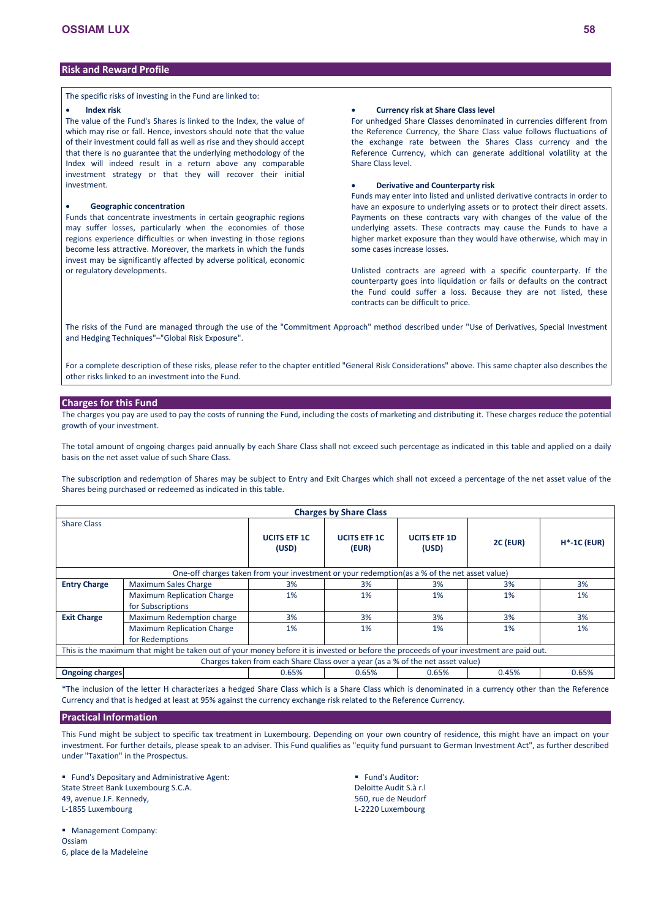## Risk and Reward Profile

The specific risks of investing in the Fund are linked to:

- **Index risk**

The value of the Fund's Shares is linked to the Index, the value of which may rise or fall. Hence, investors should note that the value of their investment could fall as well as rise and they should accept that there is no guarantee that the underlying methodology of the Index will indeed result in a return above any comparable investment strategy or that they will recover their initial investment.

- **Geographic concentration**

Funds that concentrate investments in certain geographic regions may suffer losses, particularly when the economies of those regions experience difficulties or when investing in those regions become less attractive. Moreover, the markets in which the funds invest may be significantly affected by adverse political, economic or regulatory developments.

- **Currency risk at Share Class level**

For unhedged Share Classes denominated in currencies different from the Reference Currency, the Share Class value follows fluctuations of the exchange rate between the Shares Class currency and the Reference Currency, which can generate additional volatility at the Share Class level.

- **Derivative and Counterparty risk**

Funds may enter into listed and unlisted derivative contracts in order to have an exposure to underlying assets or to protect their direct assets. Payments on these contracts vary with changes of the value of the underlying assets. These contracts may cause the Funds to have a higher market exposure than they would have otherwise, which may in some cases increase losses.

Unlisted contracts are agreed with a specific counterparty. If the counterparty goes into liquidation or fails or defaults on the contract the Fund could suffer a loss. Because they are not listed, these contracts can be difficult to price.

The risks of the Fund are managed through the use of the "Commitment Approach" method described under "Use of Derivatives, Special Investment and Hedging Techniques"–"Global Risk Exposure".

For a complete description of these risks, please refer to the chapter entitled "General Risk Considerations" above. This same chapter also describes the other risks linked to an investment into the Fund.

## Charges for this Fund

The charges you pay are used to pay the costs of running the Fund, including the costs of marketing and distributing it. These charges reduce the potential growth of your investment.

The total amount of ongoing charges paid annually by each Share Class shall not exceed such percentage as indicated in this table and applied on a daily basis on the net asset value of such Share Class.

The subscription and redemption of Shares may be subject to Entry and Exit Charges which shall not exceed a percentage of the net asset value of the Shares being purchased or redeemed as indicated in this table.

| Charges by Share Class | | | | | | |
|---|---|---|---|---|---|---|
| Share Class | | **UCITS ETF 1C (USD)** | **UCITS ETF 1C (EUR)** | **UCITS ETF 1D (USD)** | **2C (EUR)** | **H*-1C (EUR)** |
| One-off charges taken from your investment or your redemption(as a % of the net asset value) | | | | | | |
| **Entry Charge** | Maximum Sales Charge | 3% | 3% | 3% | 3% | 3% |
| | Maximum Replication Charge for Subscriptions | 1% | 1% | 1% | 1% | 1% |
| **Exit Charge** | Maximum Redemption charge | 3% | 3% | 3% | 3% | 3% |
| | Maximum Replication Charge for Redemptions | 1% | 1% | 1% | 1% | 1% |
| This is the maximum that might be taken out of your money before it is invested or before the proceeds of your investment are paid out. | | | | | | |
| Charges taken from each Share Class over a year (as a % of the net asset value) | | | | | | |
| **Ongoing charges** | | 0.65% | 0.65% | 0.65% | 0.45% | 0.65% |

*The inclusion of the letter H characterizes a hedged Share Class which is a Share Class which is denominated in a currency other than the Reference Currency and that is hedged at least at 95% against the currency exchange risk related to the Reference Currency.

## Practical Information

This Fund might be subject to specific tax treatment in Luxembourg. Depending on your own country of residence, this might have an impact on your investment. For further details, please speak to an adviser. This Fund qualifies as "equity fund pursuant to German Investment Act", as further described under "Taxation" in the Prospectus.

- Fund's Depositary and Administrative Agent:
State Street Bank Luxembourg S.C.A.
49, avenue J.F. Kennedy,
L-1855 Luxembourg

- Management Company:
Ossiam
6, place de la Madeleine

- Fund's Auditor:
Deloitte Audit S.à r.l
560, rue de Neudorf
L-2220 Luxembourg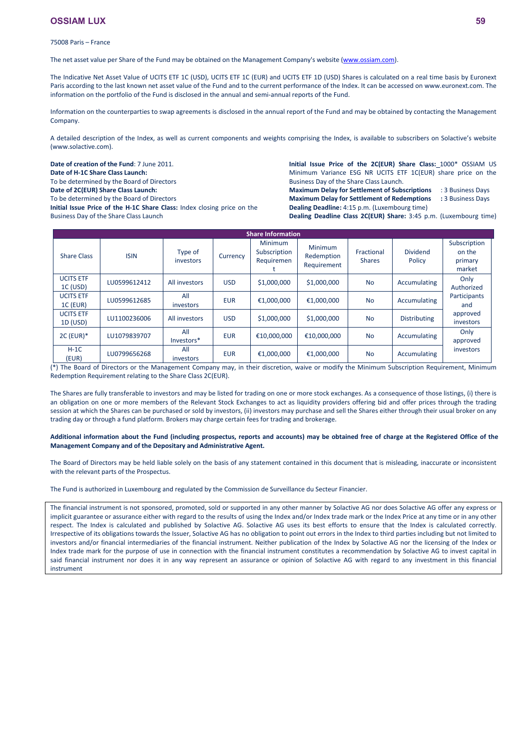75008 Paris – France

The net asset value per Share of the Fund may be obtained on the Management Company's website (www.ossiam.com).

The Indicative Net Asset Value of UCITS ETF 1C (USD), UCITS ETF 1C (EUR) and UCITS ETF 1D (USD) Shares is calculated on a real time basis by Euronext Paris according to the last known net asset value of the Fund and to the current performance of the Index. It can be accessed on www.euronext.com. The information on the portfolio of the Fund is disclosed in the annual and semi-annual reports of the Fund.

Information on the counterparties to swap agreements is disclosed in the annual report of the Fund and may be obtained by contacting the Management Company.

A detailed description of the Index, as well as current components and weights comprising the Index, is available to subscribers on Solactive's website (www.solactive.com).

**Date of creation of the Fund**: 7 June 2011.
**Date of H-1C Share Class Launch:**
To be determined by the Board of Directors
**Date of 2C(EUR) Share Class Launch:**
To be determined by the Board of Directors
**Initial Issue Price of the H-1C Share Class:** Index closing price on the Business Day of the Share Class Launch

**Initial Issue Price of the 2C(EUR) Share Class:** 1000* OSSIAM US Minimum Variance ESG NR UCITS ETF 1C(EUR) share price on the Business Day of the Share Class Launch.
**Maximum Delay for Settlement of Subscriptions** : 3 Business Days
**Maximum Delay for Settlement of Redemptions** : 3 Business Days
**Dealing Deadline:** 4:15 p.m. (Luxembourg time)
**Dealing Deadline Class 2C(EUR) Share:** 3:45 p.m. (Luxembourg time)

| Share Information | | | | | | | | |
|---|---|---|---|---|---|---|---|---|
| Share Class | ISIN | Type of investors | Currency | Minimum Subscription Requirement | Minimum Redemption Requirement | Fractional Shares | Dividend Policy | Subscription on the primary market |
| UCITS ETF 1C (USD) | LU0599612412 | All investors | USD | $1,000,000 | $1,000,000 | No | Accumulating | Only Authorized Participants and approved investors |
| UCITS ETF 1C (EUR) | LU0599612685 | All investors | EUR | €1,000,000 | €1,000,000 | No | Accumulating | |
| UCITS ETF 1D (USD) | LU1100236006 | All investors | USD | $1,000,000 | $1,000,000 | No | Distributing | |
| 2C (EUR)* | LU1079839707 | All Investors* | EUR | €10,000,000 | €10,000,000 | No | Accumulating | Only approved investors |
| H-1C (EUR) | LU0799656268 | All investors | EUR | €1,000,000 | €1,000,000 | No | Accumulating | |

(*) The Board of Directors or the Management Company may, in their discretion, waive or modify the Minimum Subscription Requirement, Minimum Redemption Requirement relating to the Share Class 2C(EUR).

The Shares are fully transferable to investors and may be listed for trading on one or more stock exchanges. As a consequence of those listings, (i) there is an obligation on one or more members of the Relevant Stock Exchanges to act as liquidity providers offering bid and offer prices through the trading session at which the Shares can be purchased or sold by investors, (ii) investors may purchase and sell the Shares either through their usual broker on any trading day or through a fund platform. Brokers may charge certain fees for trading and brokerage.

**Additional information about the Fund (including prospectus, reports and accounts) may be obtained free of charge at the Registered Office of the Management Company and of the Depositary and Administrative Agent.**

The Board of Directors may be held liable solely on the basis of any statement contained in this document that is misleading, inaccurate or inconsistent with the relevant parts of the Prospectus.

The Fund is authorized in Luxembourg and regulated by the Commission de Surveillance du Secteur Financier.

The financial instrument is not sponsored, promoted, sold or supported in any other manner by Solactive AG nor does Solactive AG offer any express or implicit guarantee or assurance either with regard to the results of using the Index and/or Index trade mark or the Index Price at any time or in any other respect. The Index is calculated and published by Solactive AG. Solactive AG uses its best efforts to ensure that the Index is calculated correctly. Irrespective of its obligations towards the Issuer, Solactive AG has no obligation to point out errors in the Index to third parties including but not limited to investors and/or financial intermediaries of the financial instrument. Neither publication of the Index by Solactive AG nor the licensing of the Index or Index trade mark for the purpose of use in connection with the financial instrument constitutes a recommendation by Solactive AG to invest capital in said financial instrument nor does it in any way represent an assurance or opinion of Solactive AG with regard to any investment in this financial instrument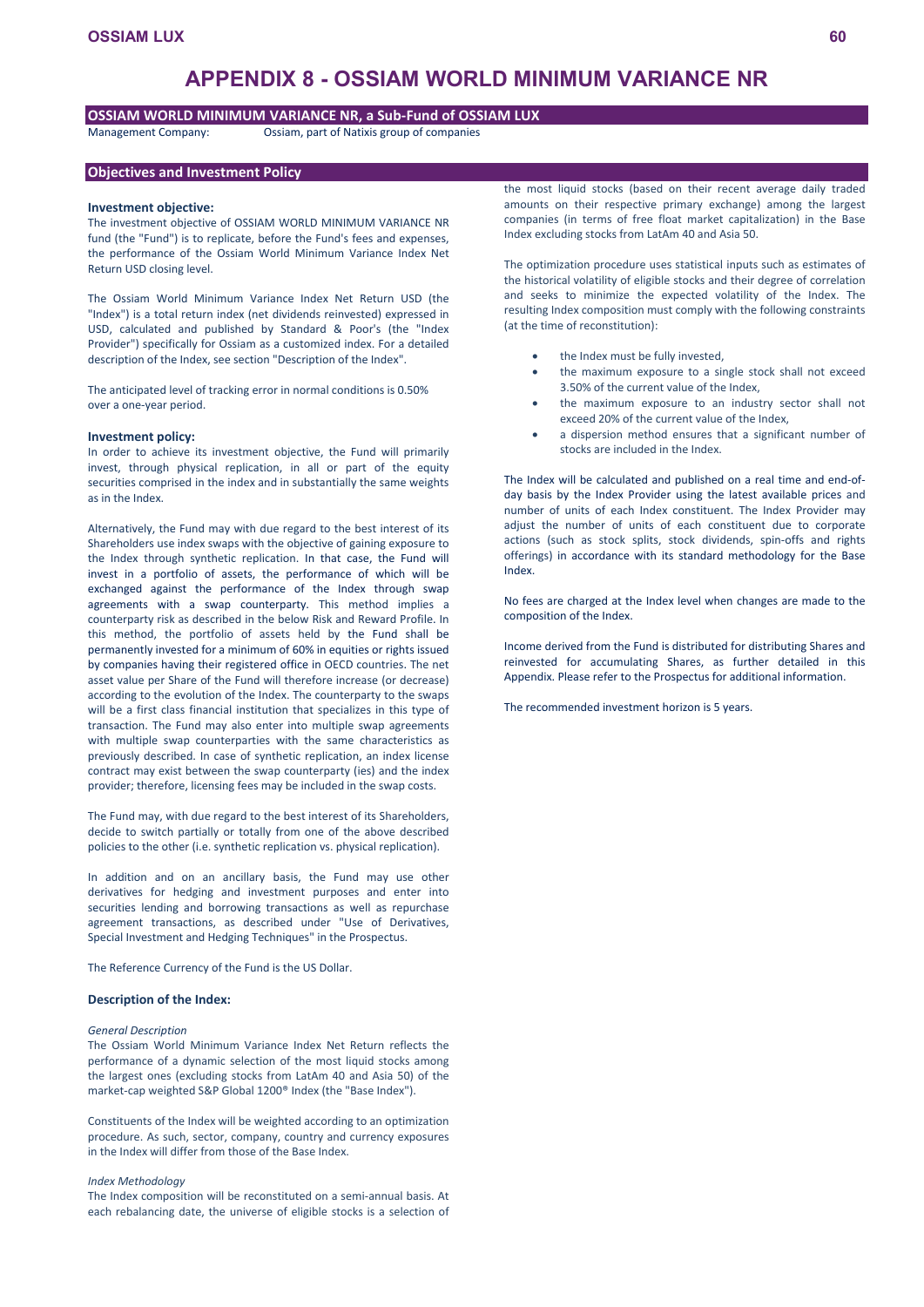# APPENDIX 8 - OSSIAM WORLD MINIMUM VARIANCE NR

## OSSIAM WORLD MINIMUM VARIANCE NR, a Sub-Fund of OSSIAM LUX

Management Company: Ossiam, part of Natixis group of companies

## Objectives and Investment Policy

### Investment objective:

The investment objective of OSSIAM WORLD MINIMUM VARIANCE NR fund (the "Fund") is to replicate, before the Fund's fees and expenses, the performance of the Ossiam World Minimum Variance Index Net Return USD closing level.

The Ossiam World Minimum Variance Index Net Return USD (the "Index") is a total return index (net dividends reinvested) expressed in USD, calculated and published by Standard & Poor's (the "Index Provider") specifically for Ossiam as a customized index. For a detailed description of the Index, see section "Description of the Index".

The anticipated level of tracking error in normal conditions is 0.50% over a one-year period.

### Investment policy:

In order to achieve its investment objective, the Fund will primarily invest, through physical replication, in all or part of the equity securities comprised in the index and in substantially the same weights as in the Index.

Alternatively, the Fund may with due regard to the best interest of its Shareholders use index swaps with the objective of gaining exposure to the Index through synthetic replication. In that case, the Fund will invest in a portfolio of assets, the performance of which will be exchanged against the performance of the Index through swap agreements with a swap counterparty. This method implies a counterparty risk as described in the below Risk and Reward Profile. In this method, the portfolio of assets held by the Fund shall be permanently invested for a minimum of 60% in equities or rights issued by companies having their registered office in OECD countries. The net asset value per Share of the Fund will therefore increase (or decrease) according to the evolution of the Index. The counterparty to the swaps will be a first class financial institution that specializes in this type of transaction. The Fund may also enter into multiple swap agreements with multiple swap counterparties with the same characteristics as previously described. In case of synthetic replication, an index license contract may exist between the swap counterparty (ies) and the index provider; therefore, licensing fees may be included in the swap costs.

The Fund may, with due regard to the best interest of its Shareholders, decide to switch partially or totally from one of the above described policies to the other (i.e. synthetic replication vs. physical replication).

In addition and on an ancillary basis, the Fund may use other derivatives for hedging and investment purposes and enter into securities lending and borrowing transactions as well as repurchase agreement transactions, as described under "Use of Derivatives, Special Investment and Hedging Techniques" in the Prospectus.

The Reference Currency of the Fund is the US Dollar.

### Description of the Index:

*General Description*

The Ossiam World Minimum Variance Index Net Return reflects the performance of a dynamic selection of the most liquid stocks among the largest ones (excluding stocks from LatAm 40 and Asia 50) of the market-cap weighted S&P Global 1200® Index (the "Base Index").

Constituents of the Index will be weighted according to an optimization procedure. As such, sector, company, country and currency exposures in the Index will differ from those of the Base Index.

*Index Methodology*

The Index composition will be reconstituted on a semi-annual basis. At each rebalancing date, the universe of eligible stocks is a selection of the most liquid stocks (based on their recent average daily traded amounts on their respective primary exchange) among the largest companies (in terms of free float market capitalization) in the Base Index excluding stocks from LatAm 40 and Asia 50.

The optimization procedure uses statistical inputs such as estimates of the historical volatility of eligible stocks and their degree of correlation and seeks to minimize the expected volatility of the Index. The resulting Index composition must comply with the following constraints (at the time of reconstitution):

- the Index must be fully invested,
- the maximum exposure to a single stock shall not exceed 3.50% of the current value of the Index,
- the maximum exposure to an industry sector shall not exceed 20% of the current value of the Index,
- a dispersion method ensures that a significant number of stocks are included in the Index.

The Index will be calculated and published on a real time and end-of-day basis by the Index Provider using the latest available prices and number of units of each Index constituent. The Index Provider may adjust the number of units of each constituent due to corporate actions (such as stock splits, stock dividends, spin-offs and rights offerings) in accordance with its standard methodology for the Base Index.

No fees are charged at the Index level when changes are made to the composition of the Index.

Income derived from the Fund is distributed for distributing Shares and reinvested for accumulating Shares, as further detailed in this Appendix. Please refer to the Prospectus for additional information.

The recommended investment horizon is 5 years.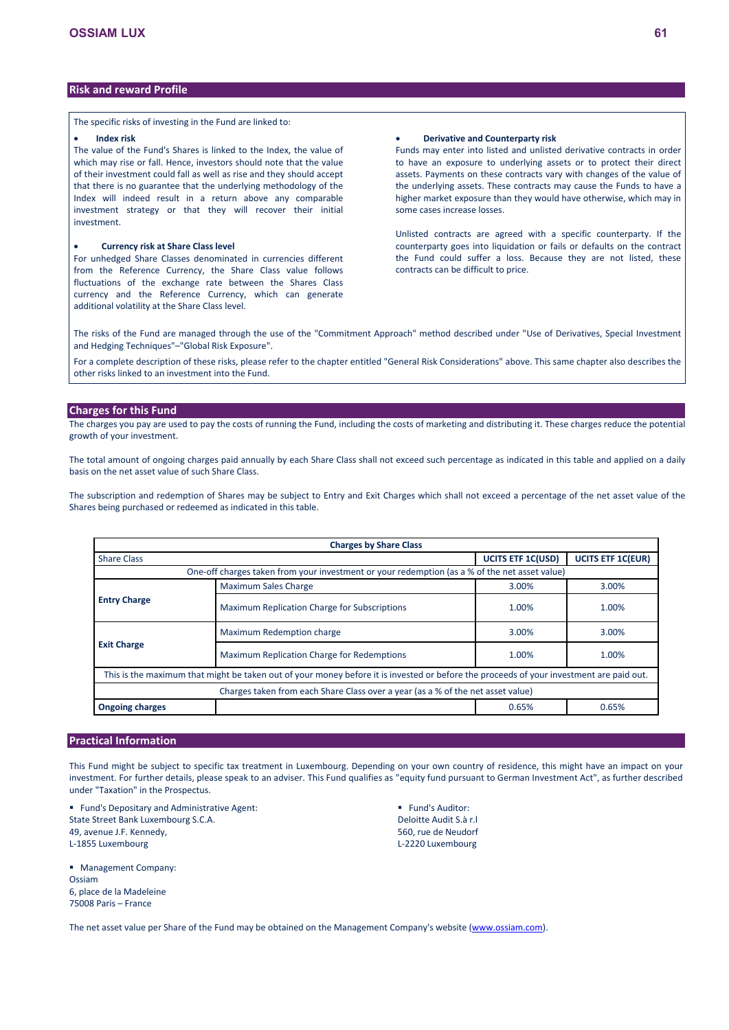## Risk and reward Profile

The specific risks of investing in the Fund are linked to:

- **Index risk**

The value of the Fund's Shares is linked to the Index, the value of which may rise or fall. Hence, investors should note that the value of their investment could fall as well as rise and they should accept that there is no guarantee that the underlying methodology of the Index will indeed result in a return above any comparable investment strategy or that they will recover their initial investment.

- **Currency risk at Share Class level**

For unhedged Share Classes denominated in currencies different from the Reference Currency, the Share Class value follows fluctuations of the exchange rate between the Shares Class currency and the Reference Currency, which can generate additional volatility at the Share Class level.

- **Derivative and Counterparty risk**

Funds may enter into listed and unlisted derivative contracts in order to have an exposure to underlying assets or to protect their direct assets. Payments on these contracts vary with changes of the value of the underlying assets. These contracts may cause the Funds to have a higher market exposure than they would have otherwise, which may in some cases increase losses.

Unlisted contracts are agreed with a specific counterparty. If the counterparty goes into liquidation or fails or defaults on the contract the Fund could suffer a loss. Because they are not listed, these contracts can be difficult to price.

The risks of the Fund are managed through the use of the "Commitment Approach" method described under "Use of Derivatives, Special Investment and Hedging Techniques"–"Global Risk Exposure".

For a complete description of these risks, please refer to the chapter entitled "General Risk Considerations" above. This same chapter also describes the other risks linked to an investment into the Fund.

## Charges for this Fund

The charges you pay are used to pay the costs of running the Fund, including the costs of marketing and distributing it. These charges reduce the potential growth of your investment.

The total amount of ongoing charges paid annually by each Share Class shall not exceed such percentage as indicated in this table and applied on a daily basis on the net asset value of such Share Class.

The subscription and redemption of Shares may be subject to Entry and Exit Charges which shall not exceed a percentage of the net asset value of the Shares being purchased or redeemed as indicated in this table.

| **Charges by Share Class** | | | |
|---|---|---|---|
| Share Class | | **UCITS ETF 1C(USD)** | **UCITS ETF 1C(EUR)** |
| One-off charges taken from your investment or your redemption (as a % of the net asset value) | | | |
| **Entry Charge** | Maximum Sales Charge | 3.00% | 3.00% |
| | Maximum Replication Charge for Subscriptions | 1.00% | 1.00% |
| **Exit Charge** | Maximum Redemption charge | 3.00% | 3.00% |
| | Maximum Replication Charge for Redemptions | 1.00% | 1.00% |
| This is the maximum that might be taken out of your money before it is invested or before the proceeds of your investment are paid out. | | | |
| Charges taken from each Share Class over a year (as a % of the net asset value) | | | |
| **Ongoing charges** | | 0.65% | 0.65% |

## Practical Information

This Fund might be subject to specific tax treatment in Luxembourg. Depending on your own country of residence, this might have an impact on your investment. For further details, please speak to an adviser. This Fund qualifies as "equity fund pursuant to German Investment Act", as further described under "Taxation" in the Prospectus.

- Fund's Depositary and Administrative Agent:
State Street Bank Luxembourg S.C.A.
49, avenue J.F. Kennedy,
L-1855 Luxembourg

- Fund's Auditor:
Deloitte Audit S.à r.l
560, rue de Neudorf
L-2220 Luxembourg

- Management Company:
Ossiam
6, place de la Madeleine
75008 Paris – France

The net asset value per Share of the Fund may be obtained on the Management Company's website (www.ossiam.com).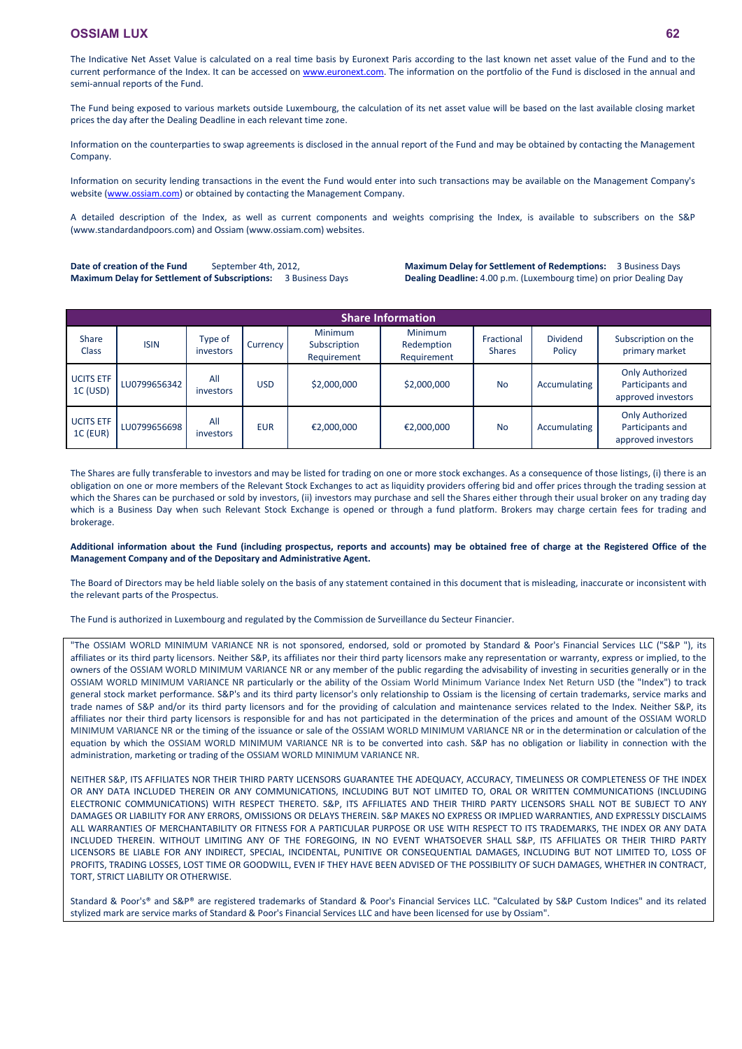The Indicative Net Asset Value is calculated on a real time basis by Euronext Paris according to the last known net asset value of the Fund and to the current performance of the Index. It can be accessed on www.euronext.com. The information on the portfolio of the Fund is disclosed in the annual and semi-annual reports of the Fund.

The Fund being exposed to various markets outside Luxembourg, the calculation of its net asset value will be based on the last available closing market prices the day after the Dealing Deadline in each relevant time zone.

Information on the counterparties to swap agreements is disclosed in the annual report of the Fund and may be obtained by contacting the Management Company.

Information on security lending transactions in the event the Fund would enter into such transactions may be available on the Management Company's website (www.ossiam.com) or obtained by contacting the Management Company.

A detailed description of the Index, as well as current components and weights comprising the Index, is available to subscribers on the S&P (www.standardandpoors.com) and Ossiam (www.ossiam.com) websites.

**Date of creation of the Fund** September 4th, 2012,
**Maximum Delay for Settlement of Subscriptions:** 3 Business Days
**Maximum Delay for Settlement of Redemptions:** 3 Business Days
**Dealing Deadline:** 4.00 p.m. (Luxembourg time) on prior Dealing Day

| Share Information | | | | | | | | |
|---|---|---|---|---|---|---|---|---|
| Share Class | ISIN | Type of investors | Currency | Minimum Subscription Requirement | Minimum Redemption Requirement | Fractional Shares | Dividend Policy | Subscription on the primary market |
| UCITS ETF 1C (USD) | LU0799656342 | All investors | USD | $2,000,000 | $2,000,000 | No | Accumulating | Only Authorized Participants and approved investors |
| UCITS ETF 1C (EUR) | LU0799656698 | All investors | EUR | €2,000,000 | €2,000,000 | No | Accumulating | Only Authorized Participants and approved investors |

The Shares are fully transferable to investors and may be listed for trading on one or more stock exchanges. As a consequence of those listings, (i) there is an obligation on one or more members of the Relevant Stock Exchanges to act as liquidity providers offering bid and offer prices through the trading session at which the Shares can be purchased or sold by investors, (ii) investors may purchase and sell the Shares either through their usual broker on any trading day which is a Business Day when such Relevant Stock Exchange is opened or through a fund platform. Brokers may charge certain fees for trading and brokerage.

**Additional information about the Fund (including prospectus, reports and accounts) may be obtained free of charge at the Registered Office of the Management Company and of the Depositary and Administrative Agent.**

The Board of Directors may be held liable solely on the basis of any statement contained in this document that is misleading, inaccurate or inconsistent with the relevant parts of the Prospectus.

The Fund is authorized in Luxembourg and regulated by the Commission de Surveillance du Secteur Financier.

"The OSSIAM WORLD MINIMUM VARIANCE NR is not sponsored, endorsed, sold or promoted by Standard & Poor's Financial Services LLC ("S&P "), its affiliates or its third party licensors. Neither S&P, its affiliates nor their third party licensors make any representation or warranty, express or implied, to the owners of the OSSIAM WORLD MINIMUM VARIANCE NR or any member of the public regarding the advisability of investing in securities generally or in the OSSIAM WORLD MINIMUM VARIANCE NR particularly or the ability of the Ossiam World Minimum Variance Index Net Return USD (the "Index") to track general stock market performance. S&P's and its third party licensor's only relationship to Ossiam is the licensing of certain trademarks, service marks and trade names of S&P and/or its third party licensors and for the providing of calculation and maintenance services related to the Index. Neither S&P, its affiliates nor their third party licensors is responsible for and has not participated in the determination of the prices and amount of the OSSIAM WORLD MINIMUM VARIANCE NR or the timing of the issuance or sale of the OSSIAM WORLD MINIMUM VARIANCE NR or in the determination or calculation of the equation by which the OSSIAM WORLD MINIMUM VARIANCE NR is to be converted into cash. S&P has no obligation or liability in connection with the administration, marketing or trading of the OSSIAM WORLD MINIMUM VARIANCE NR.

NEITHER S&P, ITS AFFILIATES NOR THEIR THIRD PARTY LICENSORS GUARANTEE THE ADEQUACY, ACCURACY, TIMELINESS OR COMPLETENESS OF THE INDEX OR ANY DATA INCLUDED THEREIN OR ANY COMMUNICATIONS, INCLUDING BUT NOT LIMITED TO, ORAL OR WRITTEN COMMUNICATIONS (INCLUDING ELECTRONIC COMMUNICATIONS) WITH RESPECT THERETO. S&P, ITS AFFILIATES AND THEIR THIRD PARTY LICENSORS SHALL NOT BE SUBJECT TO ANY DAMAGES OR LIABILITY FOR ANY ERRORS, OMISSIONS OR DELAYS THEREIN. S&P MAKES NO EXPRESS OR IMPLIED WARRANTIES, AND EXPRESSLY DISCLAIMS ALL WARRANTIES OF MERCHANTABILITY OR FITNESS FOR A PARTICULAR PURPOSE OR USE WITH RESPECT TO ITS TRADEMARKS, THE INDEX OR ANY DATA INCLUDED THEREIN. WITHOUT LIMITING ANY OF THE FOREGOING, IN NO EVENT WHATSOEVER SHALL S&P, ITS AFFILIATES OR THEIR THIRD PARTY LICENSORS BE LIABLE FOR ANY INDIRECT, SPECIAL, INCIDENTAL, PUNITIVE OR CONSEQUENTIAL DAMAGES, INCLUDING BUT NOT LIMITED TO, LOSS OF PROFITS, TRADING LOSSES, LOST TIME OR GOODWILL, EVEN IF THEY HAVE BEEN ADVISED OF THE POSSIBILITY OF SUCH DAMAGES, WHETHER IN CONTRACT, TORT, STRICT LIABILITY OR OTHERWISE.

Standard & Poor's® and S&P® are registered trademarks of Standard & Poor's Financial Services LLC. "Calculated by S&P Custom Indices" and its related stylized mark are service marks of Standard & Poor's Financial Services LLC and have been licensed for use by Ossiam".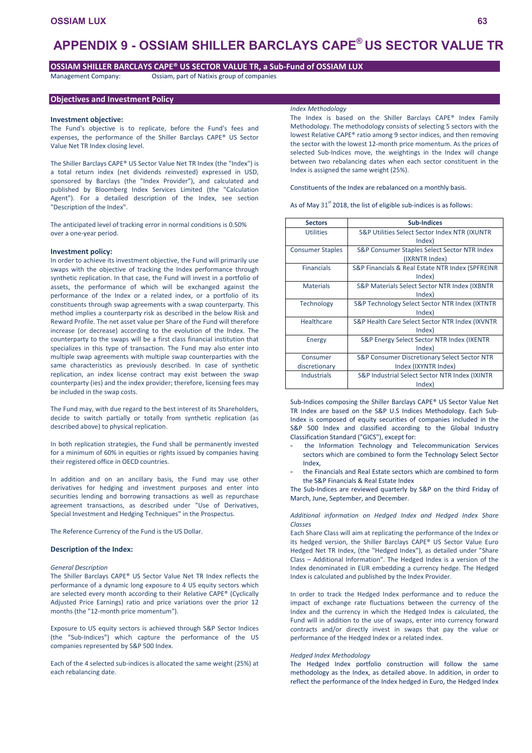# APPENDIX 9 - OSSIAM SHILLER BARCLAYS CAPE® US SECTOR VALUE TR

## OSSIAM SHILLER BARCLAYS CAPE® US SECTOR VALUE TR, a Sub-Fund of OSSIAM LUX

Management Company: Ossiam, part of Natixis group of companies

## Objectives and Investment Policy

### Investment objective:

The Fund's objective is to replicate, before the Fund's fees and expenses, the performance of the Shiller Barclays CAPE® US Sector Value Net TR Index closing level.

The Shiller Barclays CAPE® US Sector Value Net TR Index (the "Index") is a total return index (net dividends reinvested) expressed in USD, sponsored by Barclays (the "Index Provider"), and calculated and published by Bloomberg Index Services Limited (the "Calculation Agent"). For a detailed description of the Index, see section "Description of the Index".

The anticipated level of tracking error in normal conditions is 0.50% over a one-year period.

### Investment policy:

In order to achieve its investment objective, the Fund will primarily use swaps with the objective of tracking the Index performance through synthetic replication. In that case, the Fund will invest in a portfolio of assets, the performance of which will be exchanged against the performance of the Index or a related index, or a portfolio of its constituents through swap agreements with a swap counterparty. This method implies a counterparty risk as described in the below Risk and Reward Profile. The net asset value per Share of the Fund will therefore increase (or decrease) according to the evolution of the Index. The counterparty to the swaps will be a first class financial institution that specializes in this type of transaction. The Fund may also enter into multiple swap agreements with multiple swap counterparties with the same characteristics as previously described. In case of synthetic replication, an index license contract may exist between the swap counterparty (ies) and the index provider; therefore, licensing fees may be included in the swap costs.

The Fund may, with due regard to the best interest of its Shareholders, decide to switch partially or totally from synthetic replication (as described above) to physical replication.

In both replication strategies, the Fund shall be permanently invested for a minimum of 60% in equities or rights issued by companies having their registered office in OECD countries.

In addition and on an ancillary basis, the Fund may use other derivatives for hedging and investment purposes and enter into securities lending and borrowing transactions as well as repurchase agreement transactions, as described under "Use of Derivatives, Special Investment and Hedging Techniques" in the Prospectus.

The Reference Currency of the Fund is the US Dollar.

### Description of the Index:

*General Description*

The Shiller Barclays CAPE® US Sector Value Net TR Index reflects the performance of a dynamic long exposure to 4 US equity sectors which are selected every month according to their Relative CAPE® (Cyclically Adjusted Price Earnings) ratio and price variations over the prior 12 months (the "12-month price momentum").

Exposure to US equity sectors is achieved through S&P Sector Indices (the "Sub-Indices") which capture the performance of the US companies represented by S&P 500 Index.

Each of the 4 selected sub-indices is allocated the same weight (25%) at each rebalancing date.

*Index Methodology*

The Index is based on the Shiller Barclays CAPE® Index Family Methodology. The methodology consists of selecting 5 sectors with the lowest Relative CAPE® ratio among 9 sector indices, and then removing the sector with the lowest 12-month price momentum. As the prices of selected Sub-Indices move, the weightings in the Index will change between two rebalancing dates when each sector constituent in the Index is assigned the same weight (25%).

Constituents of the Index are rebalanced on a monthly basis.

As of May 31st 2018, the list of eligible sub-indices is as follows:

| Sectors | Sub-Indices |
|---|---|
| Utilities | S&P Utilities Select Sector Index NTR (IXUNTR Index) |
| Consumer Staples | S&P Consumer Staples Select Sector NTR Index (IXRNTR Index) |
| Financials | S&P Financials & Real Estate NTR Index (SPFREINR Index) |
| Materials | S&P Materials Select Sector NTR Index (IXBNTR Index) |
| Technology | S&P Technology Select Sector NTR Index (IXTNTR Index) |
| Healthcare | S&P Health Care Select Sector NTR Index (IXVNTR Index) |
| Energy | S&P Energy Select Sector NTR Index (IXENTR Index) |
| Consumer discretionary | S&P Consumer Discretionary Select Sector NTR Index (IXYNTR Index) |
| Industrials | S&P Industrial Select Sector NTR Index (IXINTR Index) |

Sub-Indices composing the Shiller Barclays CAPE® US Sector Value Net TR Index are based on the S&P U.S Indices Methodology. Each Sub-Index is composed of equity securities of companies included in the S&P 500 Index and classified according to the Global Industry Classification Standard ("GICS"), except for:

- the Information Technology and Telecommunication Services sectors which are combined to form the Technology Select Sector Index,
- the Financials and Real Estate sectors which are combined to form the S&P Financials & Real Estate Index

The Sub-Indices are reviewed quarterly by S&P on the third Friday of March, June, September, and December.

*Additional information on Hedged Index and Hedged Index Share Classes*

Each Share Class will aim at replicating the performance of the Index or its hedged version, the Shiller Barclays CAPE® US Sector Value Euro Hedged Net TR Index, (the "Hedged Index"), as detailed under "Share Class – Additional Information". The Hedged Index is a version of the Index denominated in EUR embedding a currency hedge. The Hedged Index is calculated and published by the Index Provider.

In order to track the Hedged Index performance and to reduce the impact of exchange rate fluctuations between the currency of the Index and the currency in which the Hedged Index is calculated, the Fund will in addition to the use of swaps, enter into currency forward contracts and/or directly invest in swaps that pay the value or performance of the Hedged Index or a related index.

*Hedged Index Methodology*

The Hedged Index portfolio construction will follow the same methodology as the Index, as detailed above. In addition, in order to reflect the performance of the Index hedged in Euro, the Hedged Index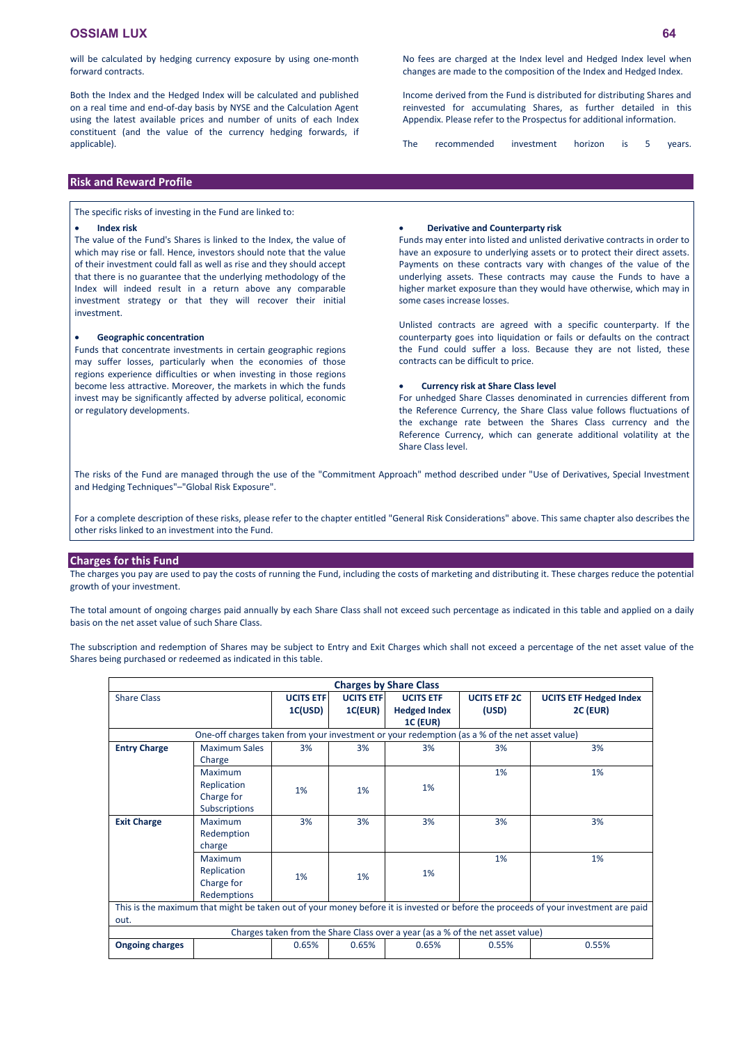will be calculated by hedging currency exposure by using one-month forward contracts.

Both the Index and the Hedged Index will be calculated and published on a real time and end-of-day basis by NYSE and the Calculation Agent using the latest available prices and number of units of each Index constituent (and the value of the currency hedging forwards, if applicable).

No fees are charged at the Index level and Hedged Index level when changes are made to the composition of the Index and Hedged Index.

Income derived from the Fund is distributed for distributing Shares and reinvested for accumulating Shares, as further detailed in this Appendix. Please refer to the Prospectus for additional information.

The recommended investment horizon is 5 years.

## Risk and Reward Profile

The specific risks of investing in the Fund are linked to:

- **Index risk**

The value of the Fund's Shares is linked to the Index, the value of which may rise or fall. Hence, investors should note that the value of their investment could fall as well as rise and they should accept that there is no guarantee that the underlying methodology of the Index will indeed result in a return above any comparable investment strategy or that they will recover their initial investment.

- **Geographic concentration**

Funds that concentrate investments in certain geographic regions may suffer losses, particularly when the economies of those regions experience difficulties or when investing in those regions become less attractive. Moreover, the markets in which the funds invest may be significantly affected by adverse political, economic or regulatory developments.

- **Derivative and Counterparty risk**

Funds may enter into listed and unlisted derivative contracts in order to have an exposure to underlying assets or to protect their direct assets. Payments on these contracts vary with changes of the value of the underlying assets. These contracts may cause the Funds to have a higher market exposure than they would have otherwise, which may in some cases increase losses.

Unlisted contracts are agreed with a specific counterparty. If the counterparty goes into liquidation or fails or defaults on the contract the Fund could suffer a loss. Because they are not listed, these contracts can be difficult to price.

- **Currency risk at Share Class level**

For unhedged Share Classes denominated in currencies different from the Reference Currency, the Share Class value follows fluctuations of the exchange rate between the Shares Class currency and the Reference Currency, which can generate additional volatility at the Share Class level.

The risks of the Fund are managed through the use of the "Commitment Approach" method described under "Use of Derivatives, Special Investment and Hedging Techniques"–"Global Risk Exposure".

For a complete description of these risks, please refer to the chapter entitled "General Risk Considerations" above. This same chapter also describes the other risks linked to an investment into the Fund.

## Charges for this Fund

The charges you pay are used to pay the costs of running the Fund, including the costs of marketing and distributing it. These charges reduce the potential growth of your investment.

The total amount of ongoing charges paid annually by each Share Class shall not exceed such percentage as indicated in this table and applied on a daily basis on the net asset value of such Share Class.

The subscription and redemption of Shares may be subject to Entry and Exit Charges which shall not exceed a percentage of the net asset value of the Shares being purchased or redeemed as indicated in this table.

| **Charges by Share Class** | | | | | | |
|---|---|---|---|---|---|---|
| Share Class | | **UCITS ETF 1C(USD)** | **UCITS ETF 1C(EUR)** | **UCITS ETF Hedged Index 1C (EUR)** | **UCITS ETF 2C (USD)** | **UCITS ETF Hedged Index 2C (EUR)** |
| One-off charges taken from your investment or your redemption (as a % of the net asset value) | | | | | | |
| **Entry Charge** | Maximum Sales Charge | 3% | 3% | 3% | 3% | 3% |
| | Maximum Replication Charge for Subscriptions | 1% | 1% | 1% | 1% | 1% |
| **Exit Charge** | Maximum Redemption charge | 3% | 3% | 3% | 3% | 3% |
| | Maximum Replication Charge for Redemptions | 1% | 1% | 1% | 1% | 1% |
| This is the maximum that might be taken out of your money before it is invested or before the proceeds of your investment are paid out. | | | | | | |
| Charges taken from the Share Class over a year (as a % of the net asset value) | | | | | | |
| **Ongoing charges** | | 0.65% | 0.65% | 0.65% | 0.55% | 0.55% |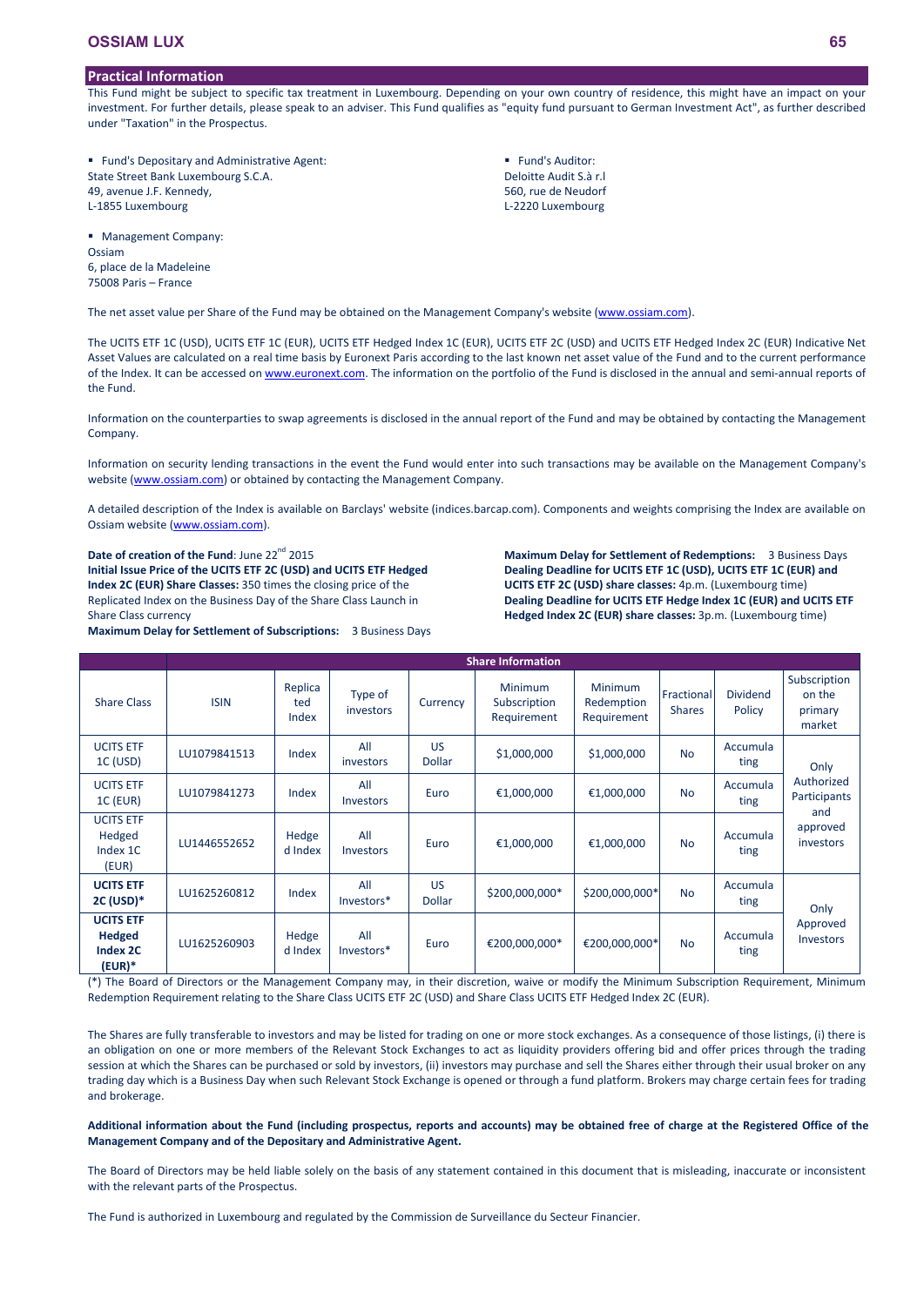## Practical Information

This Fund might be subject to specific tax treatment in Luxembourg. Depending on your own country of residence, this might have an impact on your investment. For further details, please speak to an adviser. This Fund qualifies as "equity fund pursuant to German Investment Act", as further described under "Taxation" in the Prospectus.

- Fund's Depositary and Administrative Agent:
State Street Bank Luxembourg S.C.A.
49, avenue J.F. Kennedy,
L-1855 Luxembourg

- Management Company:
Ossiam
6, place de la Madeleine
75008 Paris – France

- Fund's Auditor:
Deloitte Audit S.à r.l
560, rue de Neudorf
L-2220 Luxembourg

The net asset value per Share of the Fund may be obtained on the Management Company's website (www.ossiam.com).

The UCITS ETF 1C (USD), UCITS ETF 1C (EUR), UCITS ETF Hedged Index 1C (EUR), UCITS ETF 2C (USD) and UCITS ETF Hedged Index 2C (EUR) Indicative Net Asset Values are calculated on a real time basis by Euronext Paris according to the last known net asset value of the Fund and to the current performance of the Index. It can be accessed on www.euronext.com. The information on the portfolio of the Fund is disclosed in the annual and semi-annual reports of the Fund.

Information on the counterparties to swap agreements is disclosed in the annual report of the Fund and may be obtained by contacting the Management Company.

Information on security lending transactions in the event the Fund would enter into such transactions may be available on the Management Company's website (www.ossiam.com) or obtained by contacting the Management Company.

A detailed description of the Index is available on Barclays' website (indices.barcap.com). Components and weights comprising the Index are available on Ossiam website (www.ossiam.com).

**Date of creation of the Fund**: June 22nd 2015
**Initial Issue Price of the UCITS ETF 2C (USD) and UCITS ETF Hedged Index 2C (EUR) Share Classes:** 350 times the closing price of the Replicated Index on the Business Day of the Share Class Launch in Share Class currency
**Maximum Delay for Settlement of Subscriptions:** 3 Business Days

**Maximum Delay for Settlement of Redemptions:** 3 Business Days
**Dealing Deadline for UCITS ETF 1C (USD), UCITS ETF 1C (EUR) and UCITS ETF 2C (USD) share classes:** 4p.m. (Luxembourg time)
**Dealing Deadline for UCITS ETF Hedge Index 1C (EUR) and UCITS ETF Hedged Index 2C (EUR) share classes:** 3p.m. (Luxembourg time)

| | Share Information | | | | | | | | |
|---|---|---|---|---|---|---|---|---|---|
| Share Class | ISIN | Replicated Index | Type of investors | Currency | Minimum Subscription Requirement | Minimum Redemption Requirement | Fractional Shares | Dividend Policy | Subscription on the primary market |
| UCITS ETF 1C (USD) | LU1079841513 | Index | All investors | US Dollar | $1,000,000 | $1,000,000 | No | Accumulating | Only Authorized Participants and approved investors |
| UCITS ETF 1C (EUR) | LU1079841273 | Index | All Investors | Euro | €1,000,000 | €1,000,000 | No | Accumulating | |
| UCITS ETF Hedged Index 1C (EUR) | LU1446552652 | Hedged Index | All Investors | Euro | €1,000,000 | €1,000,000 | No | Accumulating | |
| **UCITS ETF 2C (USD)*** | LU1625260812 | Index | All Investors* | US Dollar | $200,000,000* | $200,000,000* | No | Accumulating | Only Approved Investors |
| **UCITS ETF Hedged Index 2C (EUR)*** | LU1625260903 | Hedged Index | All Investors* | Euro | €200,000,000* | €200,000,000* | No | Accumulating | |

(*) The Board of Directors or the Management Company may, in their discretion, waive or modify the Minimum Subscription Requirement, Minimum Redemption Requirement relating to the Share Class UCITS ETF 2C (USD) and Share Class UCITS ETF Hedged Index 2C (EUR).

The Shares are fully transferable to investors and may be listed for trading on one or more stock exchanges. As a consequence of those listings, (i) there is an obligation on one or more members of the Relevant Stock Exchanges to act as liquidity providers offering bid and offer prices through the trading session at which the Shares can be purchased or sold by investors, (ii) investors may purchase and sell the Shares either through their usual broker on any trading day which is a Business Day when such Relevant Stock Exchange is opened or through a fund platform. Brokers may charge certain fees for trading and brokerage.

**Additional information about the Fund (including prospectus, reports and accounts) may be obtained free of charge at the Registered Office of the Management Company and of the Depositary and Administrative Agent.**

The Board of Directors may be held liable solely on the basis of any statement contained in this document that is misleading, inaccurate or inconsistent with the relevant parts of the Prospectus.

The Fund is authorized in Luxembourg and regulated by the Commission de Surveillance du Secteur Financier.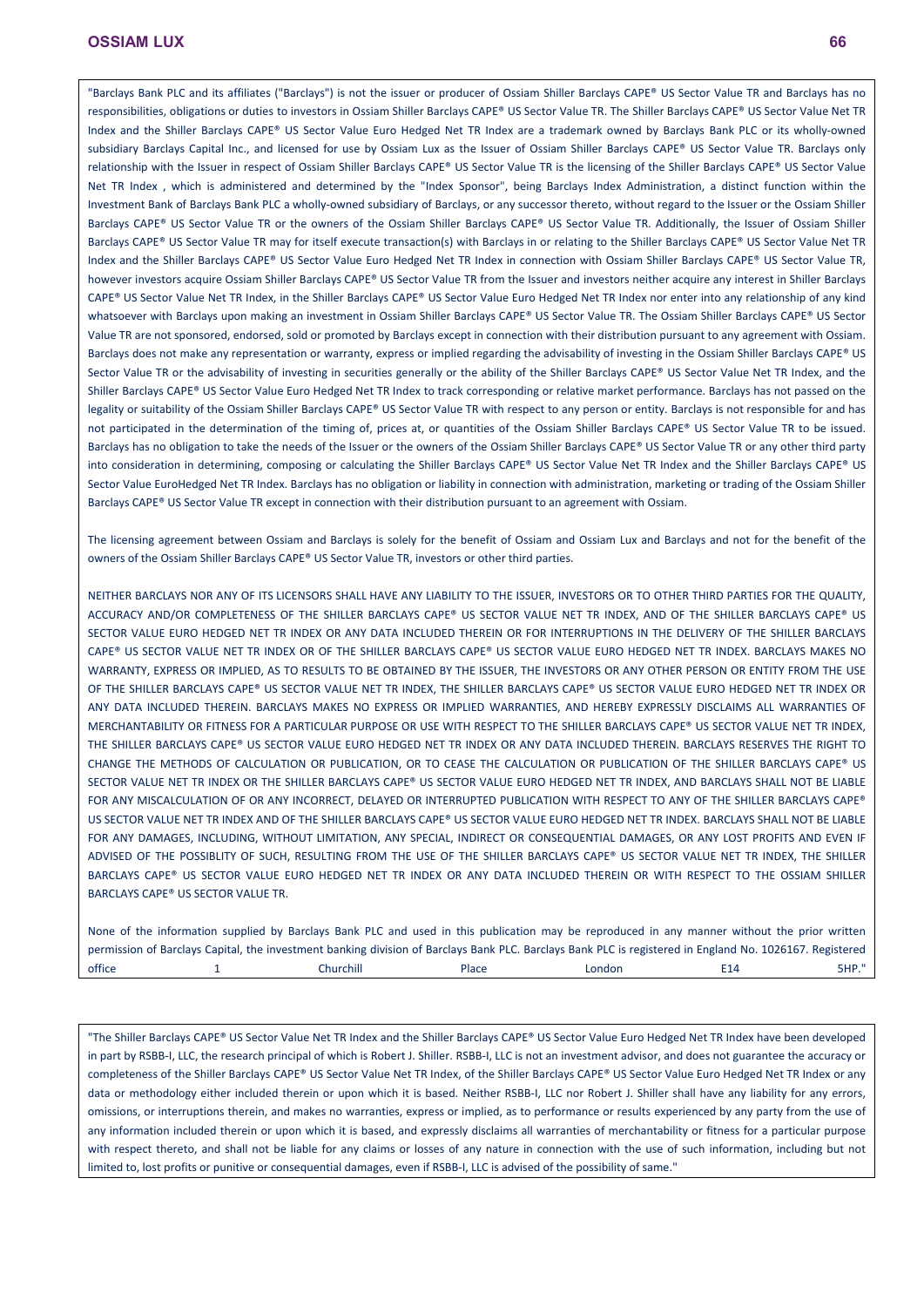"Barclays Bank PLC and its affiliates ("Barclays") is not the issuer or producer of Ossiam Shiller Barclays CAPE® US Sector Value TR and Barclays has no responsibilities, obligations or duties to investors in Ossiam Shiller Barclays CAPE® US Sector Value TR. The Shiller Barclays CAPE® US Sector Value Net TR Index and the Shiller Barclays CAPE® US Sector Value Euro Hedged Net TR Index are a trademark owned by Barclays Bank PLC or its wholly-owned subsidiary Barclays Capital Inc., and licensed for use by Ossiam Lux as the Issuer of Ossiam Shiller Barclays CAPE® US Sector Value TR. Barclays only relationship with the Issuer in respect of Ossiam Shiller Barclays CAPE® US Sector Value TR is the licensing of the Shiller Barclays CAPE® US Sector Value Net TR Index , which is administered and determined by the "Index Sponsor", being Barclays Index Administration, a distinct function within the Investment Bank of Barclays Bank PLC a wholly-owned subsidiary of Barclays, or any successor thereto, without regard to the Issuer or the Ossiam Shiller Barclays CAPE® US Sector Value TR or the owners of the Ossiam Shiller Barclays CAPE® US Sector Value TR. Additionally, the Issuer of Ossiam Shiller Barclays CAPE® US Sector Value TR may for itself execute transaction(s) with Barclays in or relating to the Shiller Barclays CAPE® US Sector Value Net TR Index and the Shiller Barclays CAPE® US Sector Value Euro Hedged Net TR Index in connection with Ossiam Shiller Barclays CAPE® US Sector Value TR, however investors acquire Ossiam Shiller Barclays CAPE® US Sector Value TR from the Issuer and investors neither acquire any interest in Shiller Barclays CAPE® US Sector Value Net TR Index, in the Shiller Barclays CAPE® US Sector Value Euro Hedged Net TR Index nor enter into any relationship of any kind whatsoever with Barclays upon making an investment in Ossiam Shiller Barclays CAPE® US Sector Value TR. The Ossiam Shiller Barclays CAPE® US Sector Value TR are not sponsored, endorsed, sold or promoted by Barclays except in connection with their distribution pursuant to any agreement with Ossiam. Barclays does not make any representation or warranty, express or implied regarding the advisability of investing in the Ossiam Shiller Barclays CAPE® US Sector Value TR or the advisability of investing in securities generally or the ability of the Shiller Barclays CAPE® US Sector Value Net TR Index, and the Shiller Barclays CAPE® US Sector Value Euro Hedged Net TR Index to track corresponding or relative market performance. Barclays has not passed on the legality or suitability of the Ossiam Shiller Barclays CAPE® US Sector Value TR with respect to any person or entity. Barclays is not responsible for and has not participated in the determination of the timing of, prices at, or quantities of the Ossiam Shiller Barclays CAPE® US Sector Value TR to be issued. Barclays has no obligation to take the needs of the Issuer or the owners of the Ossiam Shiller Barclays CAPE® US Sector Value TR or any other third party into consideration in determining, composing or calculating the Shiller Barclays CAPE® US Sector Value Net TR Index and the Shiller Barclays CAPE® US Sector Value EuroHedged Net TR Index. Barclays has no obligation or liability in connection with administration, marketing or trading of the Ossiam Shiller Barclays CAPE® US Sector Value TR except in connection with their distribution pursuant to an agreement with Ossiam.

The licensing agreement between Ossiam and Barclays is solely for the benefit of Ossiam and Ossiam Lux and Barclays and not for the benefit of the owners of the Ossiam Shiller Barclays CAPE® US Sector Value TR, investors or other third parties.

NEITHER BARCLAYS NOR ANY OF ITS LICENSORS SHALL HAVE ANY LIABILITY TO THE ISSUER, INVESTORS OR TO OTHER THIRD PARTIES FOR THE QUALITY, ACCURACY AND/OR COMPLETENESS OF THE SHILLER BARCLAYS CAPE® US SECTOR VALUE NET TR INDEX, AND OF THE SHILLER BARCLAYS CAPE® US SECTOR VALUE EURO HEDGED NET TR INDEX OR ANY DATA INCLUDED THEREIN OR FOR INTERRUPTIONS IN THE DELIVERY OF THE SHILLER BARCLAYS CAPE® US SECTOR VALUE NET TR INDEX OR OF THE SHILLER BARCLAYS CAPE® US SECTOR VALUE EURO HEDGED NET TR INDEX. BARCLAYS MAKES NO WARRANTY, EXPRESS OR IMPLIED, AS TO RESULTS TO BE OBTAINED BY THE ISSUER, THE INVESTORS OR ANY OTHER PERSON OR ENTITY FROM THE USE OF THE SHILLER BARCLAYS CAPE® US SECTOR VALUE NET TR INDEX, THE SHILLER BARCLAYS CAPE® US SECTOR VALUE EURO HEDGED NET TR INDEX OR ANY DATA INCLUDED THEREIN. BARCLAYS MAKES NO EXPRESS OR IMPLIED WARRANTIES, AND HEREBY EXPRESSLY DISCLAIMS ALL WARRANTIES OF MERCHANTABILITY OR FITNESS FOR A PARTICULAR PURPOSE OR USE WITH RESPECT TO THE SHILLER BARCLAYS CAPE® US SECTOR VALUE NET TR INDEX, THE SHILLER BARCLAYS CAPE® US SECTOR VALUE EURO HEDGED NET TR INDEX OR ANY DATA INCLUDED THEREIN. BARCLAYS RESERVES THE RIGHT TO CHANGE THE METHODS OF CALCULATION OR PUBLICATION, OR TO CEASE THE CALCULATION OR PUBLICATION OF THE SHILLER BARCLAYS CAPE® US SECTOR VALUE NET TR INDEX OR THE SHILLER BARCLAYS CAPE® US SECTOR VALUE EURO HEDGED NET TR INDEX, AND BARCLAYS SHALL NOT BE LIABLE FOR ANY MISCALCULATION OF OR ANY INCORRECT, DELAYED OR INTERRUPTED PUBLICATION WITH RESPECT TO ANY OF THE SHILLER BARCLAYS CAPE® US SECTOR VALUE NET TR INDEX AND OF THE SHILLER BARCLAYS CAPE® US SECTOR VALUE EURO HEDGED NET TR INDEX. BARCLAYS SHALL NOT BE LIABLE FOR ANY DAMAGES, INCLUDING, WITHOUT LIMITATION, ANY SPECIAL, INDIRECT OR CONSEQUENTIAL DAMAGES, OR ANY LOST PROFITS AND EVEN IF ADVISED OF THE POSSIBLITY OF SUCH, RESULTING FROM THE USE OF THE SHILLER BARCLAYS CAPE® US SECTOR VALUE NET TR INDEX, THE SHILLER BARCLAYS CAPE® US SECTOR VALUE EURO HEDGED NET TR INDEX OR ANY DATA INCLUDED THEREIN OR WITH RESPECT TO THE OSSIAM SHILLER BARCLAYS CAPE® US SECTOR VALUE TR.

None of the information supplied by Barclays Bank PLC and used in this publication may be reproduced in any manner without the prior written permission of Barclays Capital, the investment banking division of Barclays Bank PLC. Barclays Bank PLC is registered in England No. 1026167. Registered office 1 Churchill Place London E14 5HP."

"The Shiller Barclays CAPE® US Sector Value Net TR Index and the Shiller Barclays CAPE® US Sector Value Euro Hedged Net TR Index have been developed in part by RSBB-I, LLC, the research principal of which is Robert J. Shiller. RSBB-I, LLC is not an investment advisor, and does not guarantee the accuracy or completeness of the Shiller Barclays CAPE® US Sector Value Net TR Index, of the Shiller Barclays CAPE® US Sector Value Euro Hedged Net TR Index or any data or methodology either included therein or upon which it is based. Neither RSBB-I, LLC nor Robert J. Shiller shall have any liability for any errors, omissions, or interruptions therein, and makes no warranties, express or implied, as to performance or results experienced by any party from the use of any information included therein or upon which it is based, and expressly disclaims all warranties of merchantability or fitness for a particular purpose with respect thereto, and shall not be liable for any claims or losses of any nature in connection with the use of such information, including but not limited to, lost profits or punitive or consequential damages, even if RSBB-I, LLC is advised of the possibility of same."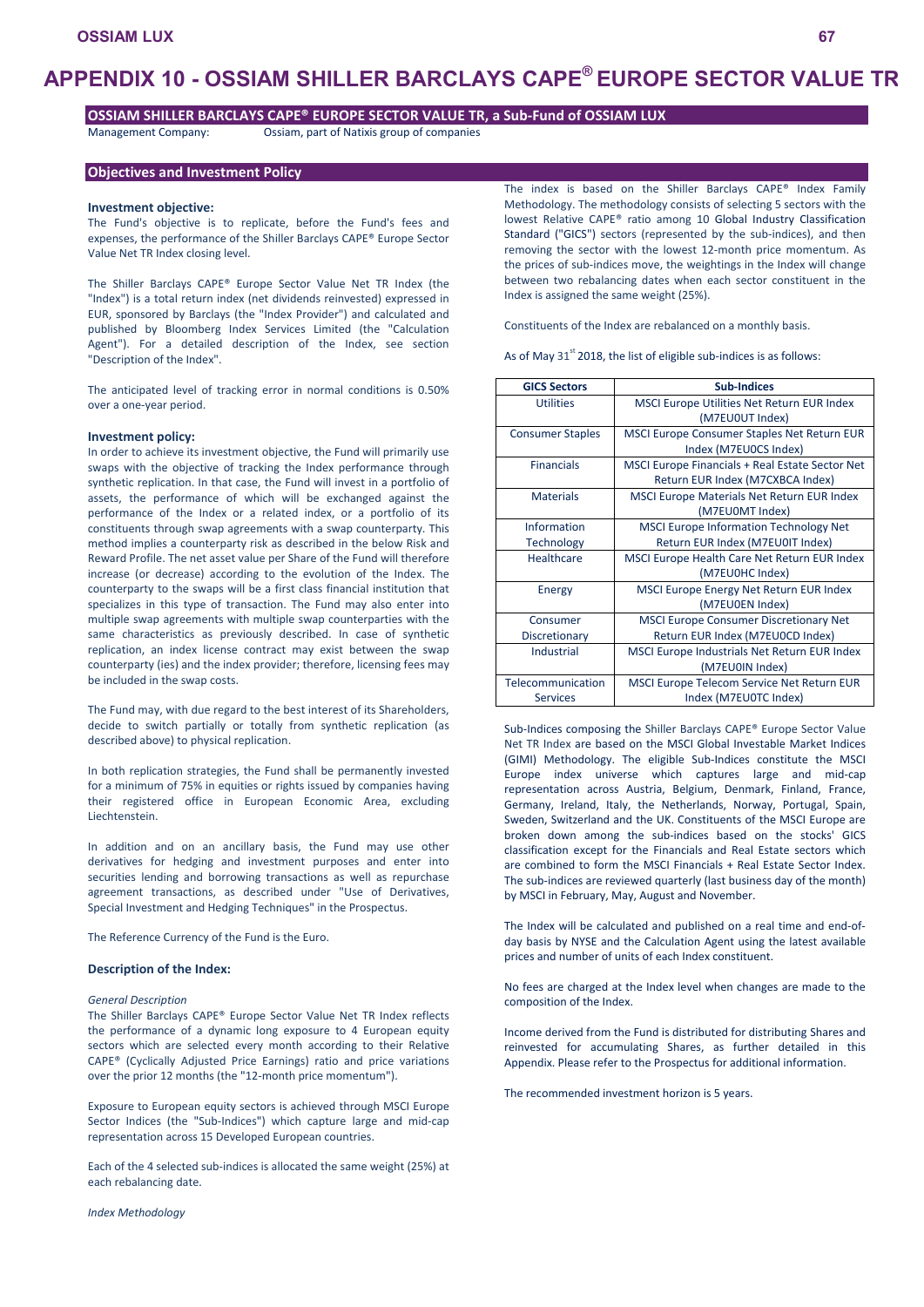# APPENDIX 10 - OSSIAM SHILLER BARCLAYS CAPE® EUROPE SECTOR VALUE TR

## OSSIAM SHILLER BARCLAYS CAPE® EUROPE SECTOR VALUE TR, a Sub-Fund of OSSIAM LUX

Management Company: Ossiam, part of Natixis group of companies

## Objectives and Investment Policy

### Investment objective:

The Fund's objective is to replicate, before the Fund's fees and expenses, the performance of the Shiller Barclays CAPE® Europe Sector Value Net TR Index closing level.

The Shiller Barclays CAPE® Europe Sector Value Net TR Index (the "Index") is a total return index (net dividends reinvested) expressed in EUR, sponsored by Barclays (the "Index Provider") and calculated and published by Bloomberg Index Services Limited (the "Calculation Agent"). For a detailed description of the Index, see section "Description of the Index".

The anticipated level of tracking error in normal conditions is 0.50% over a one-year period.

### Investment policy:

In order to achieve its investment objective, the Fund will primarily use swaps with the objective of tracking the Index performance through synthetic replication. In that case, the Fund will invest in a portfolio of assets, the performance of which will be exchanged against the performance of the Index or a related index, or a portfolio of its constituents through swap agreements with a swap counterparty. This method implies a counterparty risk as described in the below Risk and Reward Profile. The net asset value per Share of the Fund will therefore increase (or decrease) according to the evolution of the Index. The counterparty to the swaps will be a first class financial institution that specializes in this type of transaction. The Fund may also enter into multiple swap agreements with multiple swap counterparties with the same characteristics as previously described. In case of synthetic replication, an index license contract may exist between the swap counterparty (ies) and the index provider; therefore, licensing fees may be included in the swap costs.

The Fund may, with due regard to the best interest of its Shareholders, decide to switch partially or totally from synthetic replication (as described above) to physical replication.

In both replication strategies, the Fund shall be permanently invested for a minimum of 75% in equities or rights issued by companies having their registered office in European Economic Area, excluding Liechtenstein.

In addition and on an ancillary basis, the Fund may use other derivatives for hedging and investment purposes and enter into securities lending and borrowing transactions as well as repurchase agreement transactions, as described under "Use of Derivatives, Special Investment and Hedging Techniques" in the Prospectus.

The Reference Currency of the Fund is the Euro.

### Description of the Index:

*General Description*

The Shiller Barclays CAPE® Europe Sector Value Net TR Index reflects the performance of a dynamic long exposure to 4 European equity sectors which are selected every month according to their Relative CAPE® (Cyclically Adjusted Price Earnings) ratio and price variations over the prior 12 months (the "12-month price momentum").

Exposure to European equity sectors is achieved through MSCI Europe Sector Indices (the "Sub-Indices") which capture large and mid-cap representation across 15 Developed European countries.

Each of the 4 selected sub-indices is allocated the same weight (25%) at each rebalancing date.

*Index Methodology*

The index is based on the Shiller Barclays CAPE® Index Family Methodology. The methodology consists of selecting 5 sectors with the lowest Relative CAPE® ratio among 10 Global Industry Classification Standard ("GICS") sectors (represented by the sub-indices), and then removing the sector with the lowest 12-month price momentum. As the prices of sub-indices move, the weightings in the Index will change between two rebalancing dates when each sector constituent in the Index is assigned the same weight (25%).

Constituents of the Index are rebalanced on a monthly basis.

As of May 31st 2018, the list of eligible sub-indices is as follows:

| GICS Sectors | Sub-Indices |
|---|---|
| Utilities | MSCI Europe Utilities Net Return EUR Index (M7EUOUT Index) |
| Consumer Staples | MSCI Europe Consumer Staples Net Return EUR Index (M7EUOCS Index) |
| Financials | MSCI Europe Financials + Real Estate Sector Net Return EUR Index (M7CXBCA Index) |
| Materials | MSCI Europe Materials Net Return EUR Index (M7EUOMT Index) |
| Information Technology | MSCI Europe Information Technology Net Return EUR Index (M7EUOIT Index) |
| Healthcare | MSCI Europe Health Care Net Return EUR Index (M7EUOHC Index) |
| Energy | MSCI Europe Energy Net Return EUR Index (M7EUOEN Index) |
| Consumer Discretionary | MSCI Europe Consumer Discretionary Net Return EUR Index (M7EUOCD Index) |
| Industrial | MSCI Europe Industrials Net Return EUR Index (M7EUOIN Index) |
| Telecommunication Services | MSCI Europe Telecom Service Net Return EUR Index (M7EUOTC Index) |

Sub-Indices composing the Shiller Barclays CAPE® Europe Sector Value Net TR Index are based on the MSCI Global Investable Market Indices (GIMI) Methodology. The eligible Sub-Indices constitute the MSCI Europe index universe which captures large and mid-cap representation across Austria, Belgium, Denmark, Finland, France, Germany, Ireland, Italy, the Netherlands, Norway, Portugal, Spain, Sweden, Switzerland and the UK. Constituents of the MSCI Europe are broken down among the sub-indices based on the stocks' GICS classification except for the Financials and Real Estate sectors which are combined to form the MSCI Financials + Real Estate Sector Index. The sub-indices are reviewed quarterly (last business day of the month) by MSCI in February, May, August and November.

The Index will be calculated and published on a real time and end-of-day basis by NYSE and the Calculation Agent using the latest available prices and number of units of each Index constituent.

No fees are charged at the Index level when changes are made to the composition of the Index.

Income derived from the Fund is distributed for distributing Shares and reinvested for accumulating Shares, as further detailed in this Appendix. Please refer to the Prospectus for additional information.

The recommended investment horizon is 5 years.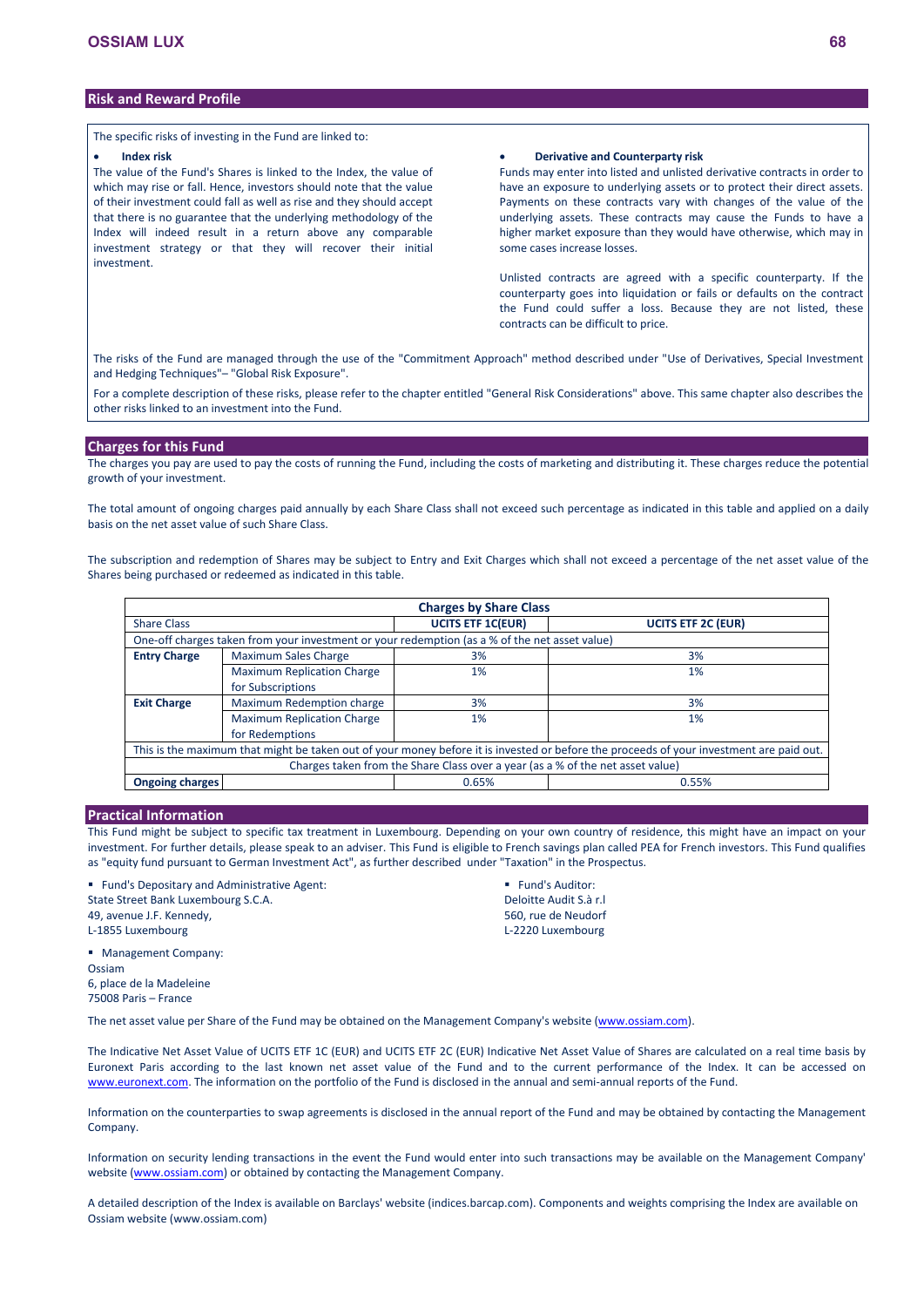## Risk and Reward Profile

The specific risks of investing in the Fund are linked to:

- **Index risk**

The value of the Fund's Shares is linked to the Index, the value of which may rise or fall. Hence, investors should note that the value of their investment could fall as well as rise and they should accept that there is no guarantee that the underlying methodology of the Index will indeed result in a return above any comparable investment strategy or that they will recover their initial investment.

- **Derivative and Counterparty risk**

Funds may enter into listed and unlisted derivative contracts in order to have an exposure to underlying assets or to protect their direct assets. Payments on these contracts vary with changes of the value of the underlying assets. These contracts may cause the Funds to have a higher market exposure than they would have otherwise, which may in some cases increase losses.

Unlisted contracts are agreed with a specific counterparty. If the counterparty goes into liquidation or fails or defaults on the contract the Fund could suffer a loss. Because they are not listed, these contracts can be difficult to price.

The risks of the Fund are managed through the use of the "Commitment Approach" method described under "Use of Derivatives, Special Investment and Hedging Techniques"– "Global Risk Exposure".

For a complete description of these risks, please refer to the chapter entitled "General Risk Considerations" above. This same chapter also describes the other risks linked to an investment into the Fund.

## Charges for this Fund

The charges you pay are used to pay the costs of running the Fund, including the costs of marketing and distributing it. These charges reduce the potential growth of your investment.

The total amount of ongoing charges paid annually by each Share Class shall not exceed such percentage as indicated in this table and applied on a daily basis on the net asset value of such Share Class.

The subscription and redemption of Shares may be subject to Entry and Exit Charges which shall not exceed a percentage of the net asset value of the Shares being purchased or redeemed as indicated in this table.

| **Charges by Share Class** | | | |
|---|---|---|---|
| Share Class | | **UCITS ETF 1C(EUR)** | **UCITS ETF 2C (EUR)** |
| One-off charges taken from your investment or your redemption (as a % of the net asset value) | | | |
| **Entry Charge** | Maximum Sales Charge | 3% | 3% |
| | Maximum Replication Charge for Subscriptions | 1% | 1% |
| **Exit Charge** | Maximum Redemption charge | 3% | 3% |
| | Maximum Replication Charge for Redemptions | 1% | 1% |
| This is the maximum that might be taken out of your money before it is invested or before the proceeds of your investment are paid out. | | | |
| Charges taken from the Share Class over a year (as a % of the net asset value) | | | |
| **Ongoing charges** | | 0.65% | 0.55% |

## Practical Information

This Fund might be subject to specific tax treatment in Luxembourg. Depending on your own country of residence, this might have an impact on your investment. For further details, please speak to an adviser. This Fund is eligible to French savings plan called PEA for French investors. This Fund qualifies as "equity fund pursuant to German Investment Act", as further described under "Taxation" in the Prospectus.

- Fund's Depositary and Administrative Agent:
State Street Bank Luxembourg S.C.A.
49, avenue J.F. Kennedy,
L-1855 Luxembourg

- Fund's Auditor:
Deloitte Audit S.à r.l
560, rue de Neudorf
L-2220 Luxembourg

- Management Company:
Ossiam
6, place de la Madeleine
75008 Paris – France

The net asset value per Share of the Fund may be obtained on the Management Company's website (www.ossiam.com).

The Indicative Net Asset Value of UCITS ETF 1C (EUR) and UCITS ETF 2C (EUR) Indicative Net Asset Value of Shares are calculated on a real time basis by Euronext Paris according to the last known net asset value of the Fund and to the current performance of the Index. It can be accessed on www.euronext.com. The information on the portfolio of the Fund is disclosed in the annual and semi-annual reports of the Fund.

Information on the counterparties to swap agreements is disclosed in the annual report of the Fund and may be obtained by contacting the Management Company.

Information on security lending transactions in the event the Fund would enter into such transactions may be available on the Management Company' website (www.ossiam.com) or obtained by contacting the Management Company.

A detailed description of the Index is available on Barclays' website (indices.barcap.com). Components and weights comprising the Index are available on Ossiam website (www.ossiam.com)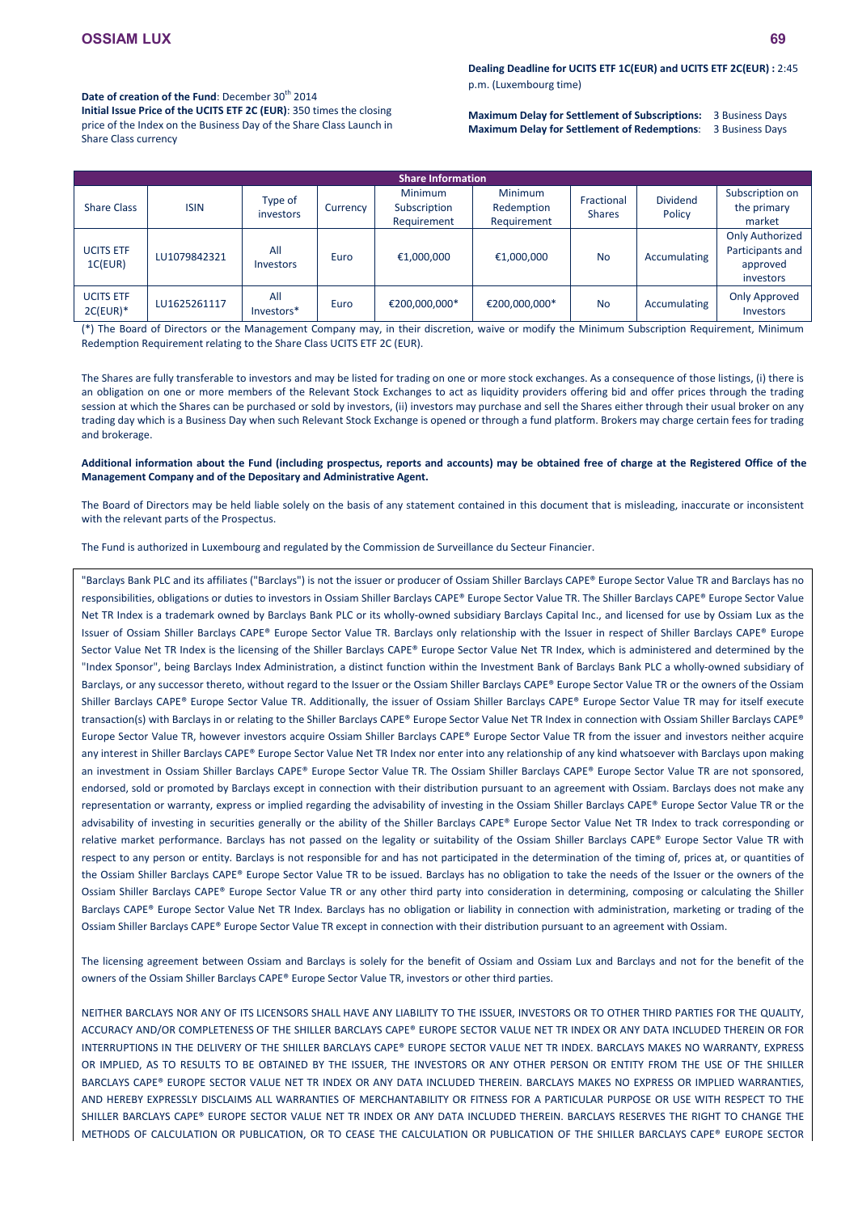**Date of creation of the Fund**: December 30th 2014

**Initial Issue Price of the UCITS ETF 2C (EUR)**: 350 times the closing price of the Index on the Business Day of the Share Class Launch in Share Class currency

**Dealing Deadline for UCITS ETF 1C(EUR) and UCITS ETF 2C(EUR) :** 2:45 p.m. (Luxembourg time)

**Maximum Delay for Settlement of Subscriptions:** 3 Business Days
**Maximum Delay for Settlement of Redemptions**: 3 Business Days

| Share Information | | | | | | | | |
|---|---|---|---|---|---|---|---|---|
| Share Class | ISIN | Type of investors | Currency | Minimum Subscription Requirement | Minimum Redemption Requirement | Fractional Shares | Dividend Policy | Subscription on the primary market |
| UCITS ETF 1C(EUR) | LU1079842321 | All Investors | Euro | €1,000,000 | €1,000,000 | No | Accumulating | Only Authorized Participants and approved investors |
| UCITS ETF 2C(EUR)* | LU1625261117 | All Investors* | Euro | €200,000,000* | €200,000,000* | No | Accumulating | Only Approved Investors |

(*) The Board of Directors or the Management Company may, in their discretion, waive or modify the Minimum Subscription Requirement, Minimum Redemption Requirement relating to the Share Class UCITS ETF 2C (EUR).

The Shares are fully transferable to investors and may be listed for trading on one or more stock exchanges. As a consequence of those listings, (i) there is an obligation on one or more members of the Relevant Stock Exchanges to act as liquidity providers offering bid and offer prices through the trading session at which the Shares can be purchased or sold by investors, (ii) investors may purchase and sell the Shares either through their usual broker on any trading day which is a Business Day when such Relevant Stock Exchange is opened or through a fund platform. Brokers may charge certain fees for trading and brokerage.

**Additional information about the Fund (including prospectus, reports and accounts) may be obtained free of charge at the Registered Office of the Management Company and of the Depositary and Administrative Agent.**

The Board of Directors may be held liable solely on the basis of any statement contained in this document that is misleading, inaccurate or inconsistent with the relevant parts of the Prospectus.

The Fund is authorized in Luxembourg and regulated by the Commission de Surveillance du Secteur Financier.

"Barclays Bank PLC and its affiliates ("Barclays") is not the issuer or producer of Ossiam Shiller Barclays CAPE® Europe Sector Value TR and Barclays has no responsibilities, obligations or duties to investors in Ossiam Shiller Barclays CAPE® Europe Sector Value TR. The Shiller Barclays CAPE® Europe Sector Value Net TR Index is a trademark owned by Barclays Bank PLC or its wholly-owned subsidiary Barclays Capital Inc., and licensed for use by Ossiam Lux as the Issuer of Ossiam Shiller Barclays CAPE® Europe Sector Value TR. Barclays only relationship with the Issuer in respect of Shiller Barclays CAPE® Europe Sector Value Net TR Index is the licensing of the Shiller Barclays CAPE® Europe Sector Value Net TR Index, which is administered and determined by the "Index Sponsor", being Barclays Index Administration, a distinct function within the Investment Bank of Barclays Bank PLC a wholly-owned subsidiary of Barclays, or any successor thereto, without regard to the Issuer or the Ossiam Shiller Barclays CAPE® Europe Sector Value TR or the owners of the Ossiam Shiller Barclays CAPE® Europe Sector Value TR. Additionally, the issuer of Ossiam Shiller Barclays CAPE® Europe Sector Value TR may for itself execute transaction(s) with Barclays in or relating to the Shiller Barclays CAPE® Europe Sector Value Net TR Index in connection with Ossiam Shiller Barclays CAPE® Europe Sector Value TR, however investors acquire Ossiam Shiller Barclays CAPE® Europe Sector Value TR from the issuer and investors neither acquire any interest in Shiller Barclays CAPE® Europe Sector Value Net TR Index nor enter into any relationship of any kind whatsoever with Barclays upon making an investment in Ossiam Shiller Barclays CAPE® Europe Sector Value TR. The Ossiam Shiller Barclays CAPE® Europe Sector Value TR are not sponsored, endorsed, sold or promoted by Barclays except in connection with their distribution pursuant to an agreement with Ossiam. Barclays does not make any representation or warranty, express or implied regarding the advisability of investing in the Ossiam Shiller Barclays CAPE® Europe Sector Value TR or the advisability of investing in securities generally or the ability of the Shiller Barclays CAPE® Europe Sector Value Net TR Index to track corresponding or relative market performance. Barclays has not passed on the legality or suitability of the Ossiam Shiller Barclays CAPE® Europe Sector Value TR with respect to any person or entity. Barclays is not responsible for and has not participated in the determination of the timing of, prices at, or quantities of the Ossiam Shiller Barclays CAPE® Europe Sector Value TR to be issued. Barclays has no obligation to take the needs of the Issuer or the owners of the Ossiam Shiller Barclays CAPE® Europe Sector Value TR or any other third party into consideration in determining, composing or calculating the Shiller Barclays CAPE® Europe Sector Value Net TR Index. Barclays has no obligation or liability in connection with administration, marketing or trading of the Ossiam Shiller Barclays CAPE® Europe Sector Value TR except in connection with their distribution pursuant to an agreement with Ossiam.

The licensing agreement between Ossiam and Barclays is solely for the benefit of Ossiam and Ossiam Lux and Barclays and not for the benefit of the owners of the Ossiam Shiller Barclays CAPE® Europe Sector Value TR, investors or other third parties.

NEITHER BARCLAYS NOR ANY OF ITS LICENSORS SHALL HAVE ANY LIABILITY TO THE ISSUER, INVESTORS OR TO OTHER THIRD PARTIES FOR THE QUALITY, ACCURACY AND/OR COMPLETENESS OF THE SHILLER BARCLAYS CAPE® EUROPE SECTOR VALUE NET TR INDEX OR ANY DATA INCLUDED THEREIN OR FOR INTERRUPTIONS IN THE DELIVERY OF THE SHILLER BARCLAYS CAPE® EUROPE SECTOR VALUE NET TR INDEX. BARCLAYS MAKES NO WARRANTY, EXPRESS OR IMPLIED, AS TO RESULTS TO BE OBTAINED BY THE ISSUER, THE INVESTORS OR ANY OTHER PERSON OR ENTITY FROM THE USE OF THE SHILLER BARCLAYS CAPE® EUROPE SECTOR VALUE NET TR INDEX OR ANY DATA INCLUDED THEREIN. BARCLAYS MAKES NO EXPRESS OR IMPLIED WARRANTIES, AND HEREBY EXPRESSLY DISCLAIMS ALL WARRANTIES OF MERCHANTABILITY OR FITNESS FOR A PARTICULAR PURPOSE OR USE WITH RESPECT TO THE SHILLER BARCLAYS CAPE® EUROPE SECTOR VALUE NET TR INDEX OR ANY DATA INCLUDED THEREIN. BARCLAYS RESERVES THE RIGHT TO CHANGE THE METHODS OF CALCULATION OR PUBLICATION, OR TO CEASE THE CALCULATION OR PUBLICATION OF THE SHILLER BARCLAYS CAPE® EUROPE SECTOR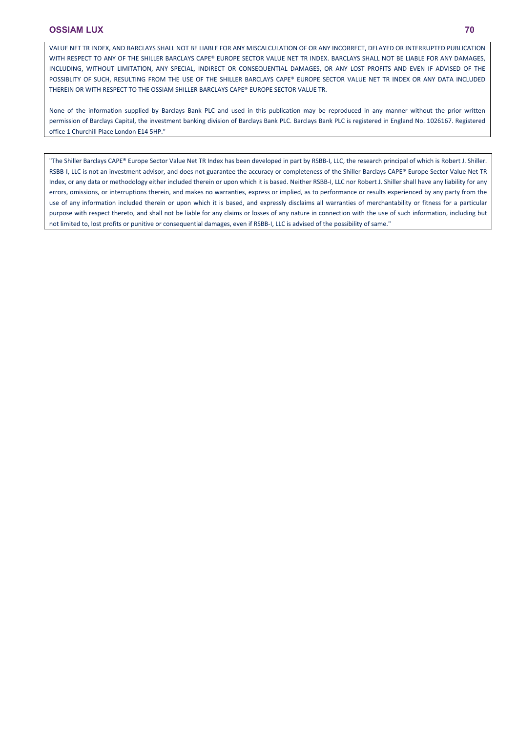VALUE NET TR INDEX, AND BARCLAYS SHALL NOT BE LIABLE FOR ANY MISCALCULATION OF OR ANY INCORRECT, DELAYED OR INTERRUPTED PUBLICATION WITH RESPECT TO ANY OF THE SHILLER BARCLAYS CAPE® EUROPE SECTOR VALUE NET TR INDEX. BARCLAYS SHALL NOT BE LIABLE FOR ANY DAMAGES, INCLUDING, WITHOUT LIMITATION, ANY SPECIAL, INDIRECT OR CONSEQUENTIAL DAMAGES, OR ANY LOST PROFITS AND EVEN IF ADVISED OF THE POSSIBLITY OF SUCH, RESULTING FROM THE USE OF THE SHILLER BARCLAYS CAPE® EUROPE SECTOR VALUE NET TR INDEX OR ANY DATA INCLUDED THEREIN OR WITH RESPECT TO THE OSSIAM SHILLER BARCLAYS CAPE® EUROPE SECTOR VALUE TR.

None of the information supplied by Barclays Bank PLC and used in this publication may be reproduced in any manner without the prior written permission of Barclays Capital, the investment banking division of Barclays Bank PLC. Barclays Bank PLC is registered in England No. 1026167. Registered office 1 Churchill Place London E14 5HP."

"The Shiller Barclays CAPE® Europe Sector Value Net TR Index has been developed in part by RSBB-I, LLC, the research principal of which is Robert J. Shiller. RSBB-I, LLC is not an investment advisor, and does not guarantee the accuracy or completeness of the Shiller Barclays CAPE® Europe Sector Value Net TR Index, or any data or methodology either included therein or upon which it is based. Neither RSBB-I, LLC nor Robert J. Shiller shall have any liability for any errors, omissions, or interruptions therein, and makes no warranties, express or implied, as to performance or results experienced by any party from the use of any information included therein or upon which it is based, and expressly disclaims all warranties of merchantability or fitness for a particular purpose with respect thereto, and shall not be liable for any claims or losses of any nature in connection with the use of such information, including but not limited to, lost profits or punitive or consequential damages, even if RSBB-I, LLC is advised of the possibility of same."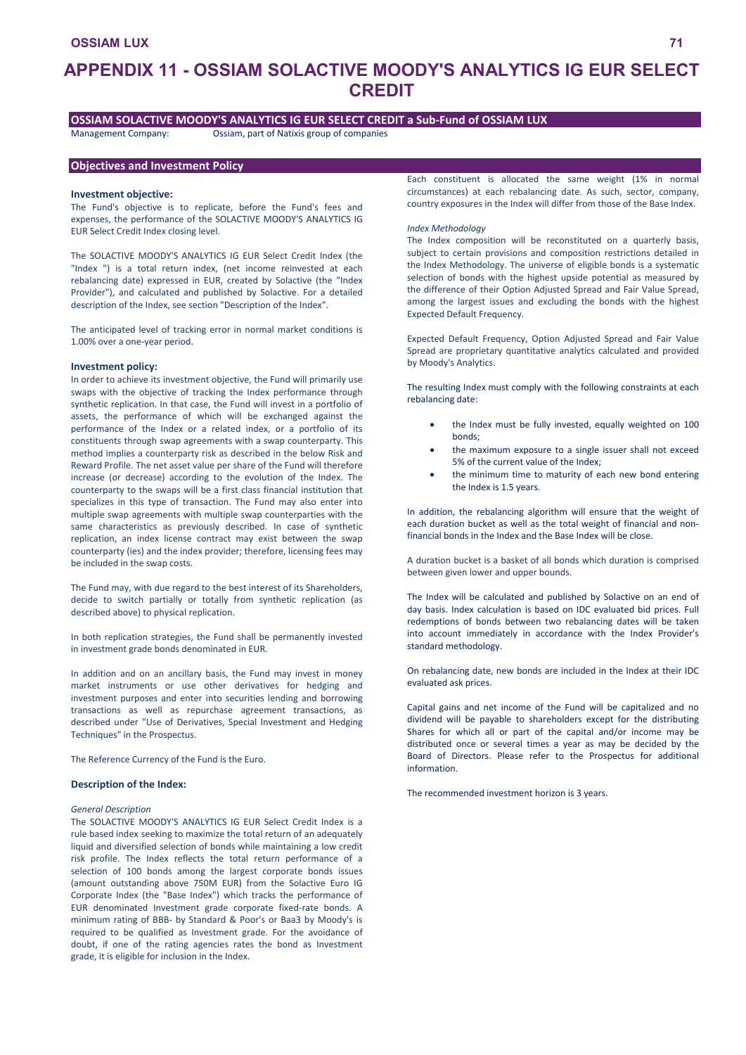# APPENDIX 11 - OSSIAM SOLACTIVE MOODY'S ANALYTICS IG EUR SELECT CREDIT

## OSSIAM SOLACTIVE MOODY'S ANALYTICS IG EUR SELECT CREDIT a Sub-Fund of OSSIAM LUX

Management Company: Ossiam, part of Natixis group of companies

## Objectives and Investment Policy

### Investment objective:

The Fund's objective is to replicate, before the Fund's fees and expenses, the performance of the SOLACTIVE MOODY'S ANALYTICS IG EUR Select Credit Index closing level.

The SOLACTIVE MOODY'S ANALYTICS IG EUR Select Credit Index (the "Index ") is a total return index, (net income reinvested at each rebalancing date) expressed in EUR, created by Solactive (the "Index Provider"), and calculated and published by Solactive. For a detailed description of the Index, see section "Description of the Index".

The anticipated level of tracking error in normal market conditions is 1.00% over a one-year period.

### Investment policy:

In order to achieve its investment objective, the Fund will primarily use swaps with the objective of tracking the Index performance through synthetic replication. In that case, the Fund will invest in a portfolio of assets, the performance of which will be exchanged against the performance of the Index or a related index, or a portfolio of its constituents through swap agreements with a swap counterparty. This method implies a counterparty risk as described in the below Risk and Reward Profile. The net asset value per share of the Fund will therefore increase (or decrease) according to the evolution of the Index. The counterparty to the swaps will be a first class financial institution that specializes in this type of transaction. The Fund may also enter into multiple swap agreements with multiple swap counterparties with the same characteristics as previously described. In case of synthetic replication, an index license contract may exist between the swap counterparty (ies) and the index provider; therefore, licensing fees may be included in the swap costs.

The Fund may, with due regard to the best interest of its Shareholders, decide to switch partially or totally from synthetic replication (as described above) to physical replication.

In both replication strategies, the Fund shall be permanently invested in investment grade bonds denominated in EUR.

In addition and on an ancillary basis, the Fund may invest in money market instruments or use other derivatives for hedging and investment purposes and enter into securities lending and borrowing transactions as well as repurchase agreement transactions, as described under "Use of Derivatives, Special Investment and Hedging Techniques" in the Prospectus.

The Reference Currency of the Fund is the Euro.

### Description of the Index:

*General Description*

The SOLACTIVE MOODY'S ANALYTICS IG EUR Select Credit Index is a rule based index seeking to maximize the total return of an adequately liquid and diversified selection of bonds while maintaining a low credit risk profile. The Index reflects the total return performance of a selection of 100 bonds among the largest corporate bonds issues (amount outstanding above 750M EUR) from the Solactive Euro IG Corporate Index (the "Base Index") which tracks the performance of EUR denominated Investment grade corporate fixed-rate bonds. A minimum rating of BBB- by Standard & Poor's or Baa3 by Moody's is required to be qualified as Investment grade. For the avoidance of doubt, if one of the rating agencies rates the bond as Investment grade, it is eligible for inclusion in the Index.

Each constituent is allocated the same weight (1% in normal circumstances) at each rebalancing date. As such, sector, company, country exposures in the Index will differ from those of the Base Index.

*Index Methodology*

The Index composition will be reconstituted on a quarterly basis, subject to certain provisions and composition restrictions detailed in the Index Methodology. The universe of eligible bonds is a systematic selection of bonds with the highest upside potential as measured by the difference of their Option Adjusted Spread and Fair Value Spread, among the largest issues and excluding the bonds with the highest Expected Default Frequency.

Expected Default Frequency, Option Adjusted Spread and Fair Value Spread are proprietary quantitative analytics calculated and provided by Moody's Analytics.

The resulting Index must comply with the following constraints at each rebalancing date:

- the Index must be fully invested, equally weighted on 100 bonds;
- the maximum exposure to a single issuer shall not exceed 5% of the current value of the Index;
- the minimum time to maturity of each new bond entering the Index is 1.5 years.

In addition, the rebalancing algorithm will ensure that the weight of each duration bucket as well as the total weight of financial and non-financial bonds in the Index and the Base Index will be close.

A duration bucket is a basket of all bonds which duration is comprised between given lower and upper bounds.

The Index will be calculated and published by Solactive on an end of day basis. Index calculation is based on IDC evaluated bid prices. Full redemptions of bonds between two rebalancing dates will be taken into account immediately in accordance with the Index Provider's standard methodology.

On rebalancing date, new bonds are included in the Index at their IDC evaluated ask prices.

Capital gains and net income of the Fund will be capitalized and no dividend will be payable to shareholders except for the distributing Shares for which all or part of the capital and/or income may be distributed once or several times a year as may be decided by the Board of Directors. Please refer to the Prospectus for additional information.

The recommended investment horizon is 3 years.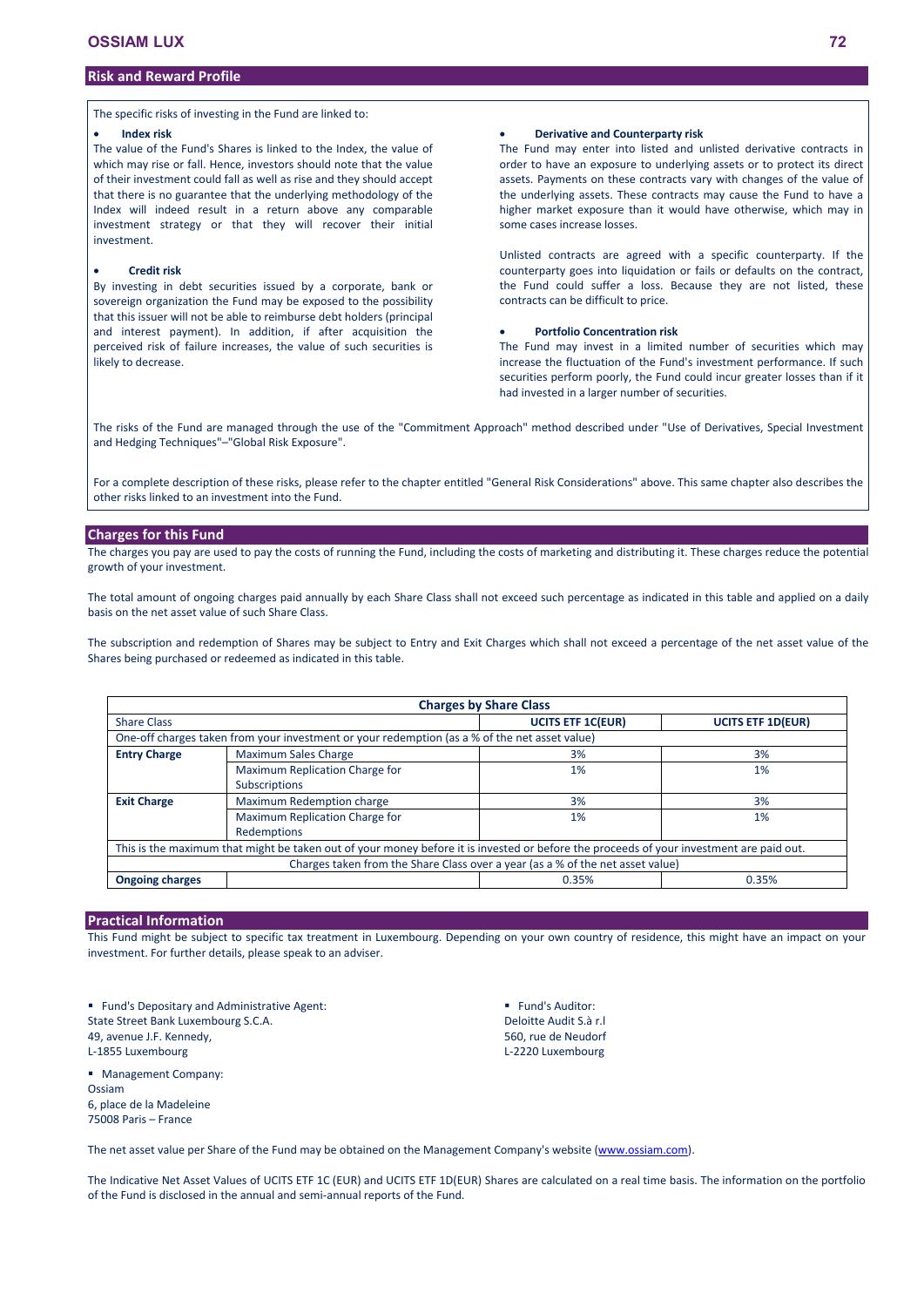## Risk and Reward Profile

The specific risks of investing in the Fund are linked to:

- **Index risk**

The value of the Fund's Shares is linked to the Index, the value of which may rise or fall. Hence, investors should note that the value of their investment could fall as well as rise and they should accept that there is no guarantee that the underlying methodology of the Index will indeed result in a return above any comparable investment strategy or that they will recover their initial investment.

- **Credit risk**

By investing in debt securities issued by a corporate, bank or sovereign organization the Fund may be exposed to the possibility that this issuer will not be able to reimburse debt holders (principal and interest payment). In addition, if after acquisition the perceived risk of failure increases, the value of such securities is likely to decrease.

- **Derivative and Counterparty risk**

The Fund may enter into listed and unlisted derivative contracts in order to have an exposure to underlying assets or to protect its direct assets. Payments on these contracts vary with changes of the value of the underlying assets. These contracts may cause the Fund to have a higher market exposure than it would have otherwise, which may in some cases increase losses.

Unlisted contracts are agreed with a specific counterparty. If the counterparty goes into liquidation or fails or defaults on the contract, the Fund could suffer a loss. Because they are not listed, these contracts can be difficult to price.

- **Portfolio Concentration risk**

The Fund may invest in a limited number of securities which may increase the fluctuation of the Fund's investment performance. If such securities perform poorly, the Fund could incur greater losses than if it had invested in a larger number of securities.

The risks of the Fund are managed through the use of the "Commitment Approach" method described under "Use of Derivatives, Special Investment and Hedging Techniques"–"Global Risk Exposure".

For a complete description of these risks, please refer to the chapter entitled "General Risk Considerations" above. This same chapter also describes the other risks linked to an investment into the Fund.

## Charges for this Fund

The charges you pay are used to pay the costs of running the Fund, including the costs of marketing and distributing it. These charges reduce the potential growth of your investment.

The total amount of ongoing charges paid annually by each Share Class shall not exceed such percentage as indicated in this table and applied on a daily basis on the net asset value of such Share Class.

The subscription and redemption of Shares may be subject to Entry and Exit Charges which shall not exceed a percentage of the net asset value of the Shares being purchased or redeemed as indicated in this table.

| **Charges by Share Class** | | | |
|---|---|---|---|
| Share Class | | **UCITS ETF 1C(EUR)** | **UCITS ETF 1D(EUR)** |
| One-off charges taken from your investment or your redemption (as a % of the net asset value) | | | |
| **Entry Charge** | Maximum Sales Charge | 3% | 3% |
| | Maximum Replication Charge for Subscriptions | 1% | 1% |
| **Exit Charge** | Maximum Redemption charge | 3% | 3% |
| | Maximum Replication Charge for Redemptions | 1% | 1% |
| This is the maximum that might be taken out of your money before it is invested or before the proceeds of your investment are paid out. | | | |
| Charges taken from the Share Class over a year (as a % of the net asset value) | | | |
| **Ongoing charges** | | 0.35% | 0.35% |

## Practical Information

This Fund might be subject to specific tax treatment in Luxembourg. Depending on your own country of residence, this might have an impact on your investment. For further details, please speak to an adviser.

- Fund's Depositary and Administrative Agent:
State Street Bank Luxembourg S.C.A.
49, avenue J.F. Kennedy,
L-1855 Luxembourg

- Management Company:
Ossiam
6, place de la Madeleine
75008 Paris – France

- Fund's Auditor:
Deloitte Audit S.à r.l
560, rue de Neudorf
L-2220 Luxembourg

The net asset value per Share of the Fund may be obtained on the Management Company's website (www.ossiam.com).

The Indicative Net Asset Values of UCITS ETF 1C (EUR) and UCITS ETF 1D(EUR) Shares are calculated on a real time basis. The information on the portfolio of the Fund is disclosed in the annual and semi-annual reports of the Fund.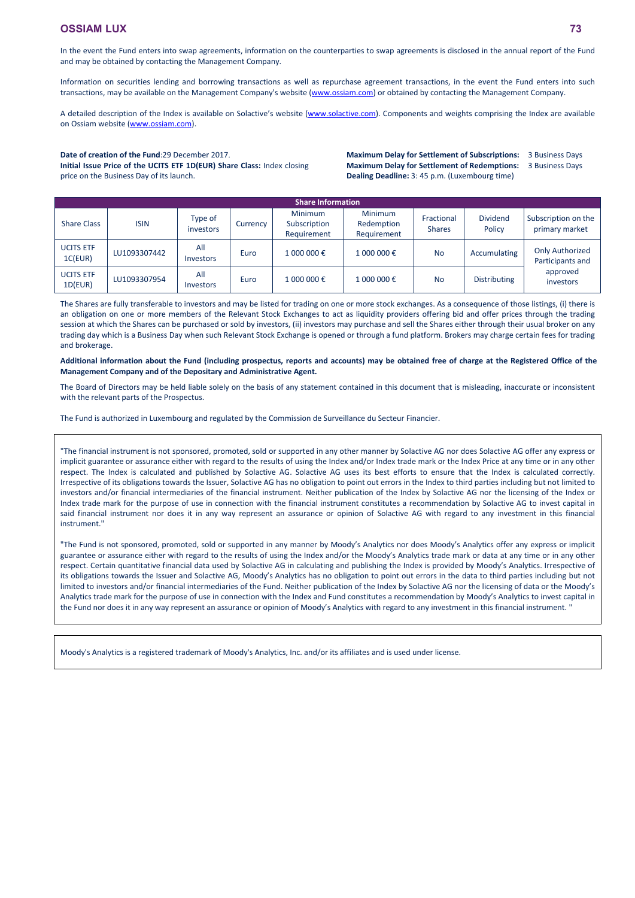In the event the Fund enters into swap agreements, information on the counterparties to swap agreements is disclosed in the annual report of the Fund and may be obtained by contacting the Management Company.

Information on securities lending and borrowing transactions as well as repurchase agreement transactions, in the event the Fund enters into such transactions, may be available on the Management Company's website (www.ossiam.com) or obtained by contacting the Management Company.

A detailed description of the Index is available on Solactive's website (www.solactive.com). Components and weights comprising the Index are available on Ossiam website (www.ossiam.com).

**Date of creation of the Fund**:29 December 2017.
**Initial Issue Price of the UCITS ETF 1D(EUR) Share Class:** Index closing price on the Business Day of its launch.

**Maximum Delay for Settlement of Subscriptions:** 3 Business Days
**Maximum Delay for Settlement of Redemptions:** 3 Business Days
**Dealing Deadline:** 3: 45 p.m. (Luxembourg time)

| **Share Information** | | | | | | | | |
|---|---|---|---|---|---|---|---|---|
| Share Class | ISIN | Type of investors | Currency | Minimum Subscription Requirement | Minimum Redemption Requirement | Fractional Shares | Dividend Policy | Subscription on the primary market |
| UCITS ETF 1C(EUR) | LU1093307442 | All Investors | Euro | 1 000 000 € | 1 000 000 € | No | Accumulating | Only Authorized Participants and approved investors |
| UCITS ETF 1D(EUR) | LU1093307954 | All Investors | Euro | 1 000 000 € | 1 000 000 € | No | Distributing | |

The Shares are fully transferable to investors and may be listed for trading on one or more stock exchanges. As a consequence of those listings, (i) there is an obligation on one or more members of the Relevant Stock Exchanges to act as liquidity providers offering bid and offer prices through the trading session at which the Shares can be purchased or sold by investors, (ii) investors may purchase and sell the Shares either through their usual broker on any trading day which is a Business Day when such Relevant Stock Exchange is opened or through a fund platform. Brokers may charge certain fees for trading and brokerage.

**Additional information about the Fund (including prospectus, reports and accounts) may be obtained free of charge at the Registered Office of the Management Company and of the Depositary and Administrative Agent.**

The Board of Directors may be held liable solely on the basis of any statement contained in this document that is misleading, inaccurate or inconsistent with the relevant parts of the Prospectus.

The Fund is authorized in Luxembourg and regulated by the Commission de Surveillance du Secteur Financier.

"The financial instrument is not sponsored, promoted, sold or supported in any other manner by Solactive AG nor does Solactive AG offer any express or implicit guarantee or assurance either with regard to the results of using the Index and/or Index trade mark or the Index Price at any time or in any other respect. The Index is calculated and published by Solactive AG. Solactive AG uses its best efforts to ensure that the Index is calculated correctly. Irrespective of its obligations towards the Issuer, Solactive AG has no obligation to point out errors in the Index to third parties including but not limited to investors and/or financial intermediaries of the financial instrument. Neither publication of the Index by Solactive AG nor the licensing of the Index or Index trade mark for the purpose of use in connection with the financial instrument constitutes a recommendation by Solactive AG to invest capital in said financial instrument nor does it in any way represent an assurance or opinion of Solactive AG with regard to any investment in this financial instrument."

"The Fund is not sponsored, promoted, sold or supported in any manner by Moody's Analytics nor does Moody's Analytics offer any express or implicit guarantee or assurance either with regard to the results of using the Index and/or the Moody's Analytics trade mark or data at any time or in any other respect. Certain quantitative financial data used by Solactive AG in calculating and publishing the Index is provided by Moody's Analytics. Irrespective of its obligations towards the Issuer and Solactive AG, Moody's Analytics has no obligation to point out errors in the data to third parties including but not limited to investors and/or financial intermediaries of the Fund. Neither publication of the Index by Solactive AG nor the licensing of data or the Moody's Analytics trade mark for the purpose of use in connection with the Index and Fund constitutes a recommendation by Moody's Analytics to invest capital in the Fund nor does it in any way represent an assurance or opinion of Moody's Analytics with regard to any investment in this financial instrument. "

Moody's Analytics is a registered trademark of Moody's Analytics, Inc. and/or its affiliates and is used under license.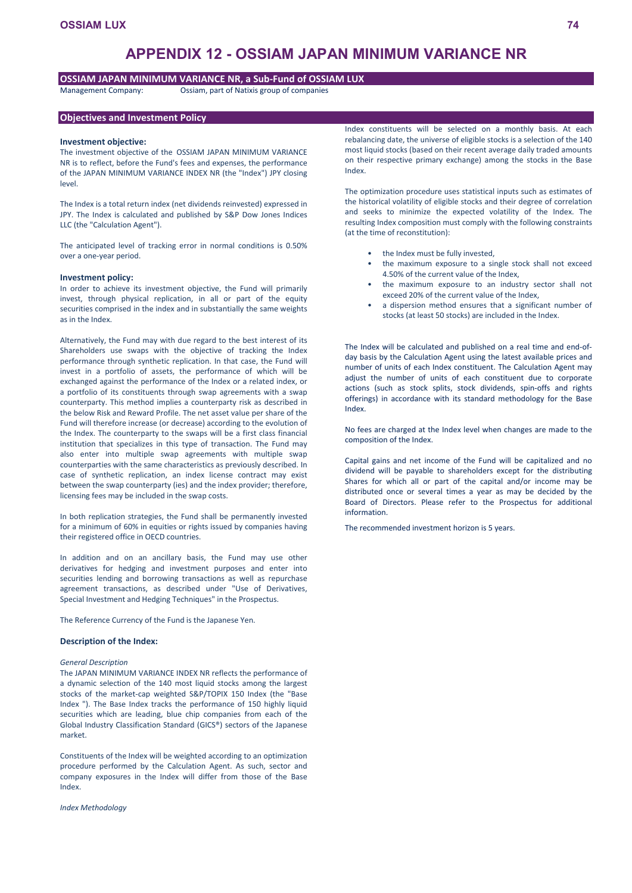# APPENDIX 12 - OSSIAM JAPAN MINIMUM VARIANCE NR

## OSSIAM JAPAN MINIMUM VARIANCE NR, a Sub-Fund of OSSIAM LUX

Management Company: Ossiam, part of Natixis group of companies

## Objectives and Investment Policy

### Investment objective:

The investment objective of the OSSIAM JAPAN MINIMUM VARIANCE NR is to reflect, before the Fund's fees and expenses, the performance of the JAPAN MINIMUM VARIANCE INDEX NR (the "Index") JPY closing level.

The Index is a total return index (net dividends reinvested) expressed in JPY. The Index is calculated and published by S&P Dow Jones Indices LLC (the "Calculation Agent").

The anticipated level of tracking error in normal conditions is 0.50% over a one-year period.

### Investment policy:

In order to achieve its investment objective, the Fund will primarily invest, through physical replication, in all or part of the equity securities comprised in the index and in substantially the same weights as in the Index.

Alternatively, the Fund may with due regard to the best interest of its Shareholders use swaps with the objective of tracking the Index performance through synthetic replication. In that case, the Fund will invest in a portfolio of assets, the performance of which will be exchanged against the performance of the Index or a related index, or a portfolio of its constituents through swap agreements with a swap counterparty. This method implies a counterparty risk as described in the below Risk and Reward Profile. The net asset value per share of the Fund will therefore increase (or decrease) according to the evolution of the Index. The counterparty to the swaps will be a first class financial institution that specializes in this type of transaction. The Fund may also enter into multiple swap agreements with multiple swap counterparties with the same characteristics as previously described. In case of synthetic replication, an index license contract may exist between the swap counterparty (ies) and the index provider; therefore, licensing fees may be included in the swap costs.

In both replication strategies, the Fund shall be permanently invested for a minimum of 60% in equities or rights issued by companies having their registered office in OECD countries.

In addition and on an ancillary basis, the Fund may use other derivatives for hedging and investment purposes and enter into securities lending and borrowing transactions as well as repurchase agreement transactions, as described under "Use of Derivatives, Special Investment and Hedging Techniques" in the Prospectus.

The Reference Currency of the Fund is the Japanese Yen.

### Description of the Index:

*General Description*

The JAPAN MINIMUM VARIANCE INDEX NR reflects the performance of a dynamic selection of the 140 most liquid stocks among the largest stocks of the market-cap weighted S&P/TOPIX 150 Index (the "Base Index "). The Base Index tracks the performance of 150 highly liquid securities which are leading, blue chip companies from each of the Global Industry Classification Standard (GICS®) sectors of the Japanese market.

Constituents of the Index will be weighted according to an optimization procedure performed by the Calculation Agent. As such, sector and company exposures in the Index will differ from those of the Base Index.

*Index Methodology*

Index constituents will be selected on a monthly basis. At each rebalancing date, the universe of eligible stocks is a selection of the 140 most liquid stocks (based on their recent average daily traded amounts on their respective primary exchange) among the stocks in the Base Index.

The optimization procedure uses statistical inputs such as estimates of the historical volatility of eligible stocks and their degree of correlation and seeks to minimize the expected volatility of the Index. The resulting Index composition must comply with the following constraints (at the time of reconstitution):

- the Index must be fully invested,
- the maximum exposure to a single stock shall not exceed 4.50% of the current value of the Index,
- the maximum exposure to an industry sector shall not exceed 20% of the current value of the Index,
- a dispersion method ensures that a significant number of stocks (at least 50 stocks) are included in the Index.

The Index will be calculated and published on a real time and end-of-day basis by the Calculation Agent using the latest available prices and number of units of each Index constituent. The Calculation Agent may adjust the number of units of each constituent due to corporate actions (such as stock splits, stock dividends, spin-offs and rights offerings) in accordance with its standard methodology for the Base Index.

No fees are charged at the Index level when changes are made to the composition of the Index.

Capital gains and net income of the Fund will be capitalized and no dividend will be payable to shareholders except for the distributing Shares for which all or part of the capital and/or income may be distributed once or several times a year as may be decided by the Board of Directors. Please refer to the Prospectus for additional information.

The recommended investment horizon is 5 years.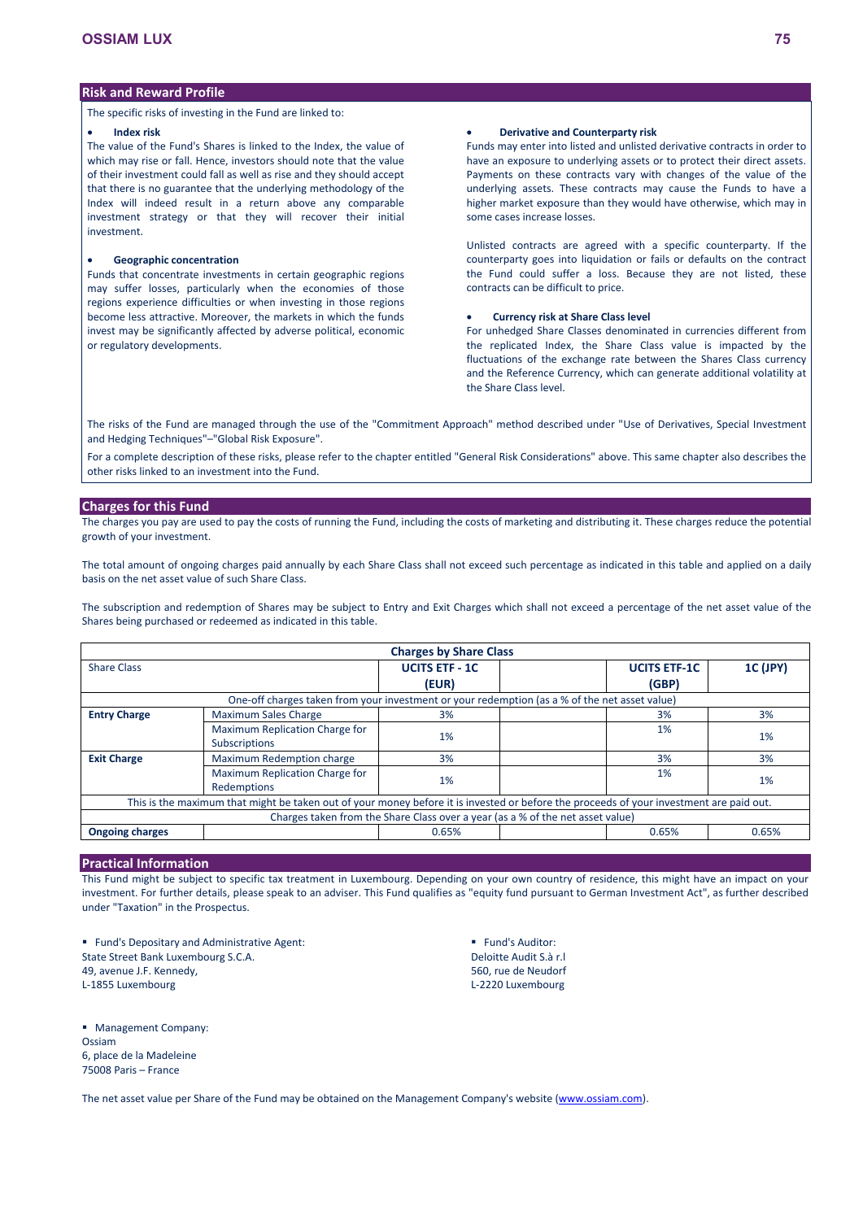## Risk and Reward Profile

The specific risks of investing in the Fund are linked to:

- **Index risk**

The value of the Fund's Shares is linked to the Index, the value of which may rise or fall. Hence, investors should note that the value of their investment could fall as well as rise and they should accept that there is no guarantee that the underlying methodology of the Index will indeed result in a return above any comparable investment strategy or that they will recover their initial investment.

- **Geographic concentration**

Funds that concentrate investments in certain geographic regions may suffer losses, particularly when the economies of those regions experience difficulties or when investing in those regions become less attractive. Moreover, the markets in which the funds invest may be significantly affected by adverse political, economic or regulatory developments.

- **Derivative and Counterparty risk**

Funds may enter into listed and unlisted derivative contracts in order to have an exposure to underlying assets or to protect their direct assets. Payments on these contracts vary with changes of the value of the underlying assets. These contracts may cause the Funds to have a higher market exposure than they would have otherwise, which may in some cases increase losses.

Unlisted contracts are agreed with a specific counterparty. If the counterparty goes into liquidation or fails or defaults on the contract the Fund could suffer a loss. Because they are not listed, these contracts can be difficult to price.

- **Currency risk at Share Class level**

For unhedged Share Classes denominated in currencies different from the replicated Index, the Share Class value is impacted by the fluctuations of the exchange rate between the Shares Class currency and the Reference Currency, which can generate additional volatility at the Share Class level.

The risks of the Fund are managed through the use of the "Commitment Approach" method described under "Use of Derivatives, Special Investment and Hedging Techniques"–"Global Risk Exposure".

For a complete description of these risks, please refer to the chapter entitled "General Risk Considerations" above. This same chapter also describes the other risks linked to an investment into the Fund.

## Charges for this Fund

The charges you pay are used to pay the costs of running the Fund, including the costs of marketing and distributing it. These charges reduce the potential growth of your investment.

The total amount of ongoing charges paid annually by each Share Class shall not exceed such percentage as indicated in this table and applied on a daily basis on the net asset value of such Share Class.

The subscription and redemption of Shares may be subject to Entry and Exit Charges which shall not exceed a percentage of the net asset value of the Shares being purchased or redeemed as indicated in this table.

| **Charges by Share Class** | | | | | |
|---|---|---|---|---|---|
| Share Class | | **UCITS ETF - 1C (EUR)** | | **UCITS ETF-1C (GBP)** | **1C (JPY)** |
| One-off charges taken from your investment or your redemption (as a % of the net asset value) | | | | | |
| **Entry Charge** | Maximum Sales Charge | 3% | | 3% | 3% |
| | Maximum Replication Charge for Subscriptions | 1% | | 1% | 1% |
| **Exit Charge** | Maximum Redemption charge | 3% | | 3% | 3% |
| | Maximum Replication Charge for Redemptions | 1% | | 1% | 1% |
| This is the maximum that might be taken out of your money before it is invested or before the proceeds of your investment are paid out. | | | | | |
| Charges taken from the Share Class over a year (as a % of the net asset value) | | | | | |
| **Ongoing charges** | | 0.65% | | 0.65% | 0.65% |

## Practical Information

This Fund might be subject to specific tax treatment in Luxembourg. Depending on your own country of residence, this might have an impact on your investment. For further details, please speak to an adviser. This Fund qualifies as "equity fund pursuant to German Investment Act", as further described under "Taxation" in the Prospectus.

- Fund's Depositary and Administrative Agent:
State Street Bank Luxembourg S.C.A.
49, avenue J.F. Kennedy,
L-1855 Luxembourg

- Fund's Auditor:
Deloitte Audit S.à r.l
560, rue de Neudorf
L-2220 Luxembourg

- Management Company:
Ossiam
6, place de la Madeleine
75008 Paris – France

The net asset value per Share of the Fund may be obtained on the Management Company's website (www.ossiam.com).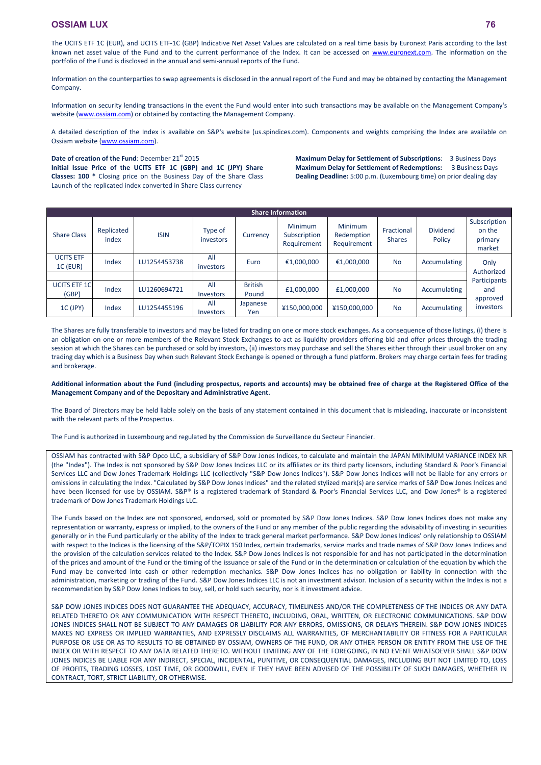The UCITS ETF 1C (EUR), and UCITS ETF-1C (GBP) Indicative Net Asset Values are calculated on a real time basis by Euronext Paris according to the last known net asset value of the Fund and to the current performance of the Index. It can be accessed on www.euronext.com. The information on the portfolio of the Fund is disclosed in the annual and semi-annual reports of the Fund.

Information on the counterparties to swap agreements is disclosed in the annual report of the Fund and may be obtained by contacting the Management Company.

Information on security lending transactions in the event the Fund would enter into such transactions may be available on the Management Company's website (www.ossiam.com) or obtained by contacting the Management Company.

A detailed description of the Index is available on S&P's website (us.spindices.com). Components and weights comprising the Index are available on Ossiam website (www.ossiam.com).

**Date of creation of the Fund**: December 21st 2015
**Initial Issue Price of the UCITS ETF 1C (GBP) and 1C (JPY) Share Classes: 100 *** Closing price on the Business Day of the Share Class Launch of the replicated index converted in Share Class currency

**Maximum Delay for Settlement of Subscriptions**: 3 Business Days
**Maximum Delay for Settlement of Redemptions:** 3 Business Days
**Dealing Deadline:** 5:00 p.m. (Luxembourg time) on prior dealing day

| Share Information | | | | | | | | | |
|---|---|---|---|---|---|---|---|---|---|
| Share Class | Replicated index | ISIN | Type of investors | Currency | Minimum Subscription Requirement | Minimum Redemption Requirement | Fractional Shares | Dividend Policy | Subscription on the primary market |
| UCITS ETF 1C (EUR) | Index | LU1254453738 | All investors | Euro | €1,000,000 | €1,000,000 | No | Accumulating | Only Authorized Participants and approved investors |
| | | | | | | | | | |
| UCITS ETF 1C (GBP) | Index | LU1260694721 | All Investors | British Pound | £1,000,000 | £1,000,000 | No | Accumulating | |
| 1C (JPY) | Index | LU1254455196 | All Investors | Japanese Yen | ¥150,000,000 | ¥150,000,000 | No | Accumulating | |

The Shares are fully transferable to investors and may be listed for trading on one or more stock exchanges. As a consequence of those listings, (i) there is an obligation on one or more members of the Relevant Stock Exchanges to act as liquidity providers offering bid and offer prices through the trading session at which the Shares can be purchased or sold by investors, (ii) investors may purchase and sell the Shares either through their usual broker on any trading day which is a Business Day when such Relevant Stock Exchange is opened or through a fund platform. Brokers may charge certain fees for trading and brokerage.

**Additional information about the Fund (including prospectus, reports and accounts) may be obtained free of charge at the Registered Office of the Management Company and of the Depositary and Administrative Agent.**

The Board of Directors may be held liable solely on the basis of any statement contained in this document that is misleading, inaccurate or inconsistent with the relevant parts of the Prospectus.

The Fund is authorized in Luxembourg and regulated by the Commission de Surveillance du Secteur Financier.

OSSIAM has contracted with S&P Opco LLC, a subsidiary of S&P Dow Jones Indices, to calculate and maintain the JAPAN MINIMUM VARIANCE INDEX NR (the "Index"). The Index is not sponsored by S&P Dow Jones Indices LLC or its affiliates or its third party licensors, including Standard & Poor's Financial Services LLC and Dow Jones Trademark Holdings LLC (collectively "S&P Dow Jones Indices"). S&P Dow Jones Indices will not be liable for any errors or omissions in calculating the Index. "Calculated by S&P Dow Jones Indices" and the related stylized mark(s) are service marks of S&P Dow Jones Indices and have been licensed for use by OSSIAM. S&P® is a registered trademark of Standard & Poor's Financial Services LLC, and Dow Jones® is a registered trademark of Dow Jones Trademark Holdings LLC.

The Funds based on the Index are not sponsored, endorsed, sold or promoted by S&P Dow Jones Indices. S&P Dow Jones Indices does not make any representation or warranty, express or implied, to the owners of the Fund or any member of the public regarding the advisability of investing in securities generally or in the Fund particularly or the ability of the Index to track general market performance. S&P Dow Jones Indices' only relationship to OSSIAM with respect to the Indices is the licensing of the S&P/TOPIX 150 Index, certain trademarks, service marks and trade names of S&P Dow Jones Indices and the provision of the calculation services related to the Index. S&P Dow Jones Indices is not responsible for and has not participated in the determination of the prices and amount of the Fund or the timing of the issuance or sale of the Fund or in the determination or calculation of the equation by which the Fund may be converted into cash or other redemption mechanics. S&P Dow Jones Indices has no obligation or liability in connection with the administration, marketing or trading of the Fund. S&P Dow Jones Indices LLC is not an investment advisor. Inclusion of a security within the Index is not a recommendation by S&P Dow Jones Indices to buy, sell, or hold such security, nor is it investment advice.

S&P DOW JONES INDICES DOES NOT GUARANTEE THE ADEQUACY, ACCURACY, TIMELINESS AND/OR THE COMPLETENESS OF THE INDICES OR ANY DATA RELATED THERETO OR ANY COMMUNICATION WITH RESPECT THERETO, INCLUDING, ORAL, WRITTEN, OR ELECTRONIC COMMUNICATIONS. S&P DOW JONES INDICES SHALL NOT BE SUBJECT TO ANY DAMAGES OR LIABILITY FOR ANY ERRORS, OMISSIONS, OR DELAYS THEREIN. S&P DOW JONES INDICES MAKES NO EXPRESS OR IMPLIED WARRANTIES, AND EXPRESSLY DISCLAIMS ALL WARRANTIES, OF MERCHANTABILITY OR FITNESS FOR A PARTICULAR PURPOSE OR USE OR AS TO RESULTS TO BE OBTAINED BY OSSIAM, OWNERS OF THE FUND, OR ANY OTHER PERSON OR ENTITY FROM THE USE OF THE INDEX OR WITH RESPECT TO ANY DATA RELATED THERETO. WITHOUT LIMITING ANY OF THE FOREGOING, IN NO EVENT WHATSOEVER SHALL S&P DOW JONES INDICES BE LIABLE FOR ANY INDIRECT, SPECIAL, INCIDENTAL, PUNITIVE, OR CONSEQUENTIAL DAMAGES, INCLUDING BUT NOT LIMITED TO, LOSS OF PROFITS, TRADING LOSSES, LOST TIME, OR GOODWILL, EVEN IF THEY HAVE BEEN ADVISED OF THE POSSIBILITY OF SUCH DAMAGES, WHETHER IN CONTRACT, TORT, STRICT LIABILITY, OR OTHERWISE.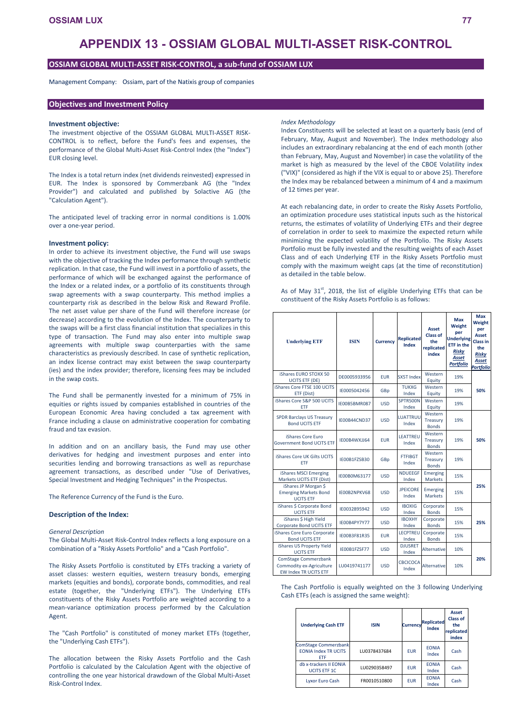# APPENDIX 13 - OSSIAM GLOBAL MULTI-ASSET RISK-CONTROL

## OSSIAM GLOBAL MULTI-ASSET RISK-CONTROL, a sub-fund of OSSIAM LUX

Management Company: Ossiam, part of the Natixis group of companies

## Objectives and Investment Policy

### Investment objective:

The investment objective of the OSSIAM GLOBAL MULTI-ASSET RISK-CONTROL is to reflect, before the Fund's fees and expenses, the performance of the Global Multi-Asset Risk-Control Index (the "Index") EUR closing level.

The Index is a total return index (net dividends reinvested) expressed in EUR. The Index is sponsored by Commerzbank AG (the "Index Provider") and calculated and published by Solactive AG (the "Calculation Agent").

The anticipated level of tracking error in normal conditions is 1.00% over a one-year period.

### Investment policy:

In order to achieve its investment objective, the Fund will use swaps with the objective of tracking the Index performance through synthetic replication. In that case, the Fund will invest in a portfolio of assets, the performance of which will be exchanged against the performance of the Index or a related index, or a portfolio of its constituents through swap agreements with a swap counterparty. This method implies a counterparty risk as described in the below Risk and Reward Profile. The net asset value per share of the Fund will therefore increase (or decrease) according to the evolution of the Index. The counterparty to the swaps will be a first class financial institution that specializes in this type of transaction. The Fund may also enter into multiple swap agreements with multiple swap counterparties with the same characteristics as previously described. In case of synthetic replication, an index license contract may exist between the swap counterparty (ies) and the index provider; therefore, licensing fees may be included in the swap costs.

The Fund shall be permanently invested for a minimum of 75% in equities or rights issued by companies established in countries of the European Economic Area having concluded a tax agreement with France including a clause on administrative cooperation for combating fraud and tax evasion.

In addition and on an ancillary basis, the Fund may use other derivatives for hedging and investment purposes and enter into securities lending and borrowing transactions as well as repurchase agreement transactions, as described under "Use of Derivatives, Special Investment and Hedging Techniques" in the Prospectus.

The Reference Currency of the Fund is the Euro.

### Description of the Index:

*General Description*

The Global Multi-Asset Risk-Control Index reflects a long exposure on a combination of a "Risky Assets Portfolio" and a "Cash Portfolio".

The Risky Assets Portfolio is constituted by ETFs tracking a variety of asset classes: western equities, western treasury bonds, emerging markets (equities and bonds), corporate bonds, commodities, and real estate (together, the "Underlying ETFs"). The Underlying ETFs constituents of the Risky Assets Portfolio are weighted according to a mean-variance optimization process performed by the Calculation Agent.

The "Cash Portfolio" is constituted of money market ETFs (together, the "Underlying Cash ETFs").

The allocation between the Risky Assets Portfolio and the Cash Portfolio is calculated by the Calculation Agent with the objective of controlling the one year historical drawdown of the Global Multi-Asset Risk-Control Index.

*Index Methodology*

Index Constituents will be selected at least on a quarterly basis (end of February, May, August and November). The Index methodology also includes an extraordinary rebalancing at the end of each month (other than February, May, August and November) in case the volatility of the market is high as measured by the level of the CBOE Volatility index ("VIX)" (considered as high if the VIX is equal to or above 25). Therefore the Index may be rebalanced between a minimum of 4 and a maximum of 12 times per year.

At each rebalancing date, in order to create the Risky Assets Portfolio, an optimization procedure uses statistical inputs such as the historical returns, the estimates of volatility of Underlying ETFs and their degree of correlation in order to seek to maximize the expected return while minimizing the expected volatility of the Portfolio. The Risky Assets Portfolio must be fully invested and the resulting weights of each Asset Class and of each Underlying ETF in the Risky Assets Portfolio must comply with the maximum weight caps (at the time of reconstitution) as detailed in the table below.

As of May 31st, 2018, the list of eligible Underlying ETFs that can be constituent of the Risky Assets Portfolio is as follows:

| Underlying ETF | ISIN | Currency | Replicated Index | Asset Class of the replicated index | Max Weight per Underlying ETF in the *Risky Asset Portfolio* | Max Weight per Asset Class in the *Risky Asset Portfolio* |
|---|---|---|---|---|---|---|
| iShares EURO STOXX 50 UCITS ETF (DE) | DE0005933956 | EUR | SX5T Index | Western Equity | 19% | 50% |
| iShares Core FTSE 100 UCITS ETF (Dist) | IE0005042456 | GBp | TUKXG Index | Western Equity | 19% | |
| iShares Core S&P 500 UCITS ETF | IE00B5BMR087 | USD | SPTR500N Index | Western Equity | 19% | |
| SPDR Barclays US Treasury Bond UCITS ETF | IE00B44CND37 | USD | LUATTRUU Index | Western Treasury Bonds | 19% | 50% |
| iShares Core Euro Government Bond UCITS ETF | IE00B4WXJJ64 | EUR | LEATTREU Index | Western Treasury Bonds | 19% | |
| iShares Core UK Gilts UCITS ETF | IE00B1FZSB30 | GBp | FTFIBGT Index | Western Treasury Bonds | 19% | |
| iShares MSCI Emerging Markets UCITS ETF (Dist) | IE00B0M63177 | USD | NDUEEGF Index | Emerging Markets | 15% | 25% |
| iShares JP Morgan $ Emerging Markets Bond UCITS ETF | IE00B2NPKV68 | USD | JPEICORE Index | Emerging Markets | 15% | |
| iShares $ Corporate Bond UCITS ETF | IE0032895942 | USD | IBOXIG Index | Corporate Bonds | 15% | 25% |
| iShares $ High Yield Corporate Bond UCITS ETF | IE00B4PY7Y77 | USD | IBOXHY Index | Corporate Bonds | 15% | |
| iShares Core Euro Corporate Bond UCITS ETF | IE00B3F81R35 | EUR | LECPTREU Index | Corporate Bonds | 15% | |
| iShares US Property Yield UCITS ETF | IE00B1FZSF77 | USD | DJUSRET Index | Alternative | 10% | 20% |
| ComStage Commerzbank Commodity ex-Agriculture EW Index TR UCITS ETF | LU0419741177 | USD | CBCICOCA Index | Alternative | 10% | |

The Cash Portfolio is equally weighted on the 3 following Underlying Cash ETFs (each is assigned the same weight):

| Underlying Cash ETF | ISIN | Currency | Replicated Index | Asset Class of the replicated index |
|---|---|---|---|---|
| ComStage Commerzbank EONIA Index TR UCITS ETF | LU0378437684 | EUR | EONIA Index | Cash |
| db x-trackers II EONIA UCITS ETF 1C | LU0290358497 | EUR | EONIA Index | Cash |
| Lyxor Euro Cash | FR0010510800 | EUR | EONIA Index | Cash |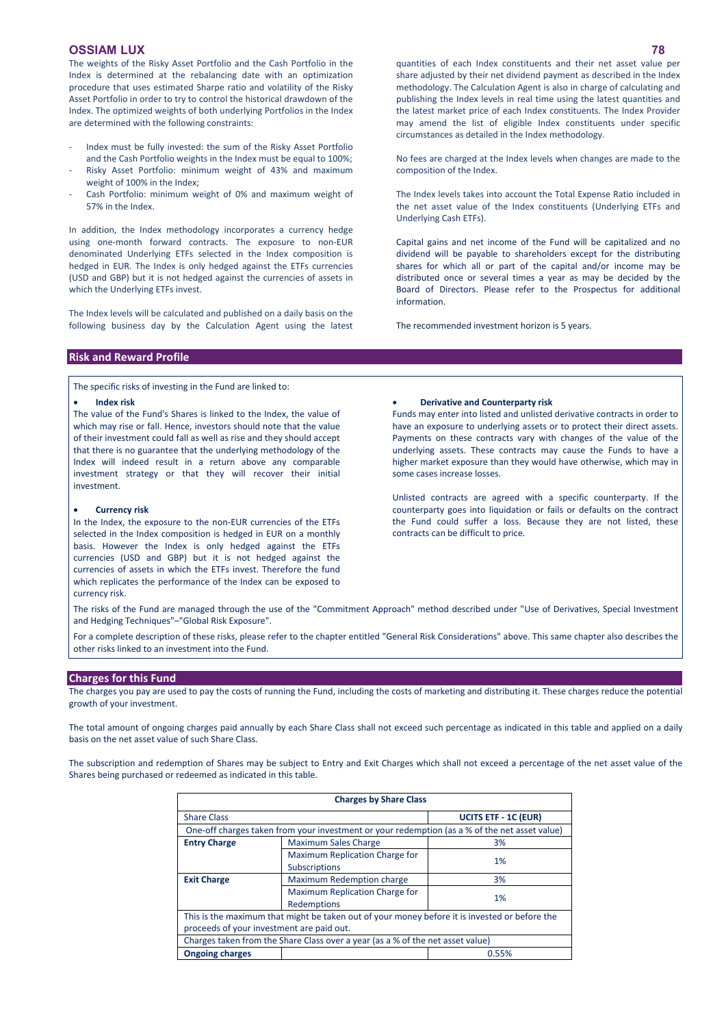The weights of the Risky Asset Portfolio and the Cash Portfolio in the Index is determined at the rebalancing date with an optimization procedure that uses estimated Sharpe ratio and volatility of the Risky Asset Portfolio in order to try to control the historical drawdown of the Index. The optimized weights of both underlying Portfolios in the Index are determined with the following constraints:

- Index must be fully invested: the sum of the Risky Asset Portfolio and the Cash Portfolio weights in the Index must be equal to 100%;
- Risky Asset Portfolio: minimum weight of 43% and maximum weight of 100% in the Index;
- Cash Portfolio: minimum weight of 0% and maximum weight of 57% in the Index.

In addition, the Index methodology incorporates a currency hedge using one-month forward contracts. The exposure to non-EUR denominated Underlying ETFs selected in the Index composition is hedged in EUR. The Index is only hedged against the ETFs currencies (USD and GBP) but it is not hedged against the currencies of assets in which the Underlying ETFs invest.

The Index levels will be calculated and published on a daily basis on the following business day by the Calculation Agent using the latest quantities of each Index constituents and their net asset value per share adjusted by their net dividend payment as described in the Index methodology. The Calculation Agent is also in charge of calculating and publishing the Index levels in real time using the latest quantities and the latest market price of each Index constituents. The Index Provider may amend the list of eligible Index constituents under specific circumstances as detailed in the Index methodology.

No fees are charged at the Index levels when changes are made to the composition of the Index.

The Index levels takes into account the Total Expense Ratio included in the net asset value of the Index constituents (Underlying ETFs and Underlying Cash ETFs).

Capital gains and net income of the Fund will be capitalized and no dividend will be payable to shareholders except for the distributing shares for which all or part of the capital and/or income may be distributed once or several times a year as may be decided by the Board of Directors. Please refer to the Prospectus for additional information.

The recommended investment horizon is 5 years.

## Risk and Reward Profile

The specific risks of investing in the Fund are linked to:

- **Index risk**

The value of the Fund's Shares is linked to the Index, the value of which may rise or fall. Hence, investors should note that the value of their investment could fall as well as rise and they should accept that there is no guarantee that the underlying methodology of the Index will indeed result in a return above any comparable investment strategy or that they will recover their initial investment.

- **Currency risk**

In the Index, the exposure to the non-EUR currencies of the ETFs selected in the Index composition is hedged in EUR on a monthly basis. However the Index is only hedged against the ETFs currencies (USD and GBP) but it is not hedged against the currencies of assets in which the ETFs invest. Therefore the fund which replicates the performance of the Index can be exposed to currency risk.

- **Derivative and Counterparty risk**

Funds may enter into listed and unlisted derivative contracts in order to have an exposure to underlying assets or to protect their direct assets. Payments on these contracts vary with changes of the value of the underlying assets. These contracts may cause the Funds to have a higher market exposure than they would have otherwise, which may in some cases increase losses.

Unlisted contracts are agreed with a specific counterparty. If the counterparty goes into liquidation or fails or defaults on the contract the Fund could suffer a loss. Because they are not listed, these contracts can be difficult to price.

The risks of the Fund are managed through the use of the "Commitment Approach" method described under "Use of Derivatives, Special Investment and Hedging Techniques"–"Global Risk Exposure".

For a complete description of these risks, please refer to the chapter entitled "General Risk Considerations" above. This same chapter also describes the other risks linked to an investment into the Fund.

## Charges for this Fund

The charges you pay are used to pay the costs of running the Fund, including the costs of marketing and distributing it. These charges reduce the potential growth of your investment.

The total amount of ongoing charges paid annually by each Share Class shall not exceed such percentage as indicated in this table and applied on a daily basis on the net asset value of such Share Class.

The subscription and redemption of Shares may be subject to Entry and Exit Charges which shall not exceed a percentage of the net asset value of the Shares being purchased or redeemed as indicated in this table.

| **Charges by Share Class** | | |
|---|---|---|
| Share Class | | **UCITS ETF - 1C (EUR)** |
| One-off charges taken from your investment or your redemption (as a % of the net asset value) | | |
| **Entry Charge** | Maximum Sales Charge | 3% |
| | Maximum Replication Charge for Subscriptions | 1% |
| **Exit Charge** | Maximum Redemption charge | 3% |
| | Maximum Replication Charge for Redemptions | 1% |
| This is the maximum that might be taken out of your money before it is invested or before the proceeds of your investment are paid out. | | |
| Charges taken from the Share Class over a year (as a % of the net asset value) | | |
| **Ongoing charges** | | 0.55% |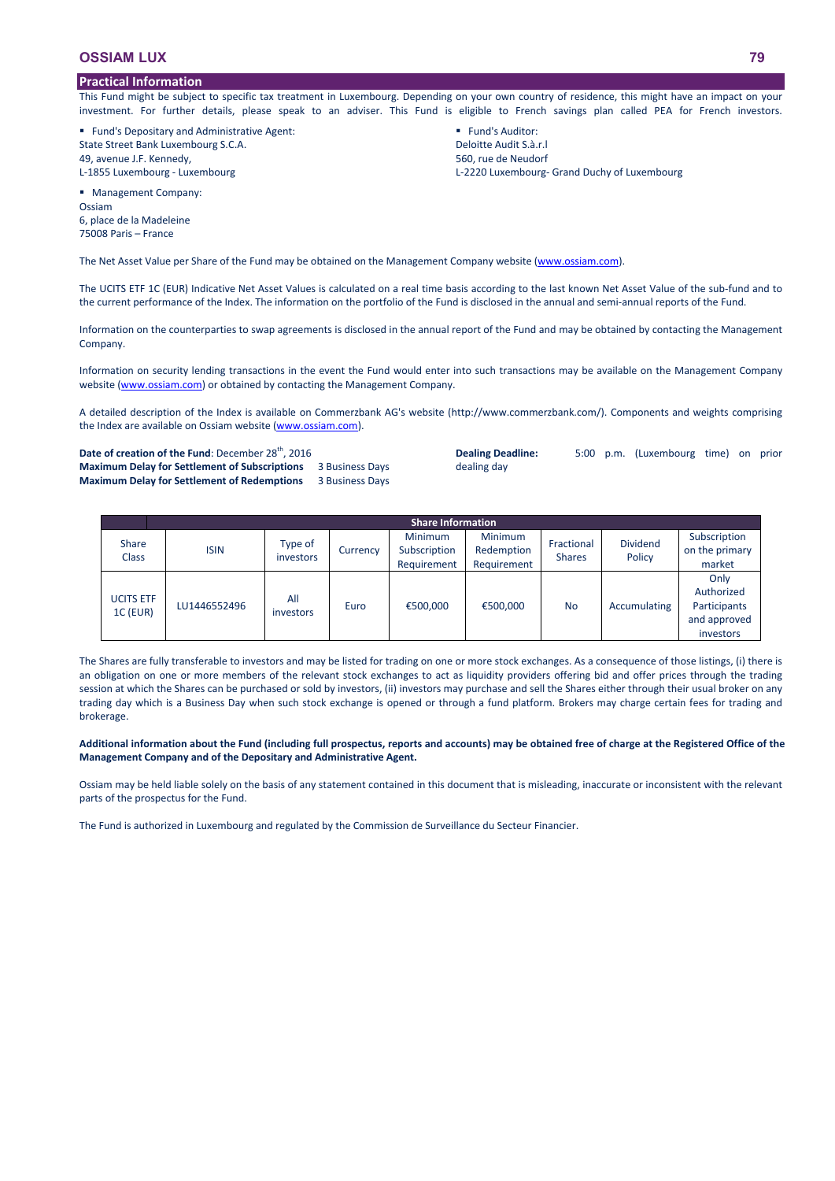## Practical Information

This Fund might be subject to specific tax treatment in Luxembourg. Depending on your own country of residence, this might have an impact on your investment. For further details, please speak to an adviser. This Fund is eligible to French savings plan called PEA for French investors.

- Fund's Depositary and Administrative Agent:

State Street Bank Luxembourg S.C.A.
49, avenue J.F. Kennedy,
L-1855 Luxembourg - Luxembourg

- Management Company:

Ossiam
6, place de la Madeleine
75008 Paris – France

- Fund's Auditor:

Deloitte Audit S.à.r.l
560, rue de Neudorf
L-2220 Luxembourg- Grand Duchy of Luxembourg

The Net Asset Value per Share of the Fund may be obtained on the Management Company website (www.ossiam.com).

The UCITS ETF 1C (EUR) Indicative Net Asset Values is calculated on a real time basis according to the last known Net Asset Value of the sub-fund and to the current performance of the Index. The information on the portfolio of the Fund is disclosed in the annual and semi-annual reports of the Fund.

Information on the counterparties to swap agreements is disclosed in the annual report of the Fund and may be obtained by contacting the Management Company.

Information on security lending transactions in the event the Fund would enter into such transactions may be available on the Management Company website (www.ossiam.com) or obtained by contacting the Management Company.

A detailed description of the Index is available on Commerzbank AG's website (http://www.commerzbank.com/). Components and weights comprising the Index are available on Ossiam website (www.ossiam.com).

**Date of creation of the Fund**: December 28th, 2016
**Maximum Delay for Settlement of Subscriptions** 3 Business Days
**Maximum Delay for Settlement of Redemptions** 3 Business Days

**Dealing Deadline:** 5:00 p.m. (Luxembourg time) on prior dealing day

| Share Information | | | | | | | | |
|---|---|---|---|---|---|---|---|---|
| Share Class | ISIN | Type of investors | Currency | Minimum Subscription Requirement | Minimum Redemption Requirement | Fractional Shares | Dividend Policy | Subscription on the primary market |
| UCITS ETF 1C (EUR) | LU1446552496 | All investors | Euro | €500,000 | €500,000 | No | Accumulating | Only Authorized Participants and approved investors |

The Shares are fully transferable to investors and may be listed for trading on one or more stock exchanges. As a consequence of those listings, (i) there is an obligation on one or more members of the relevant stock exchanges to act as liquidity providers offering bid and offer prices through the trading session at which the Shares can be purchased or sold by investors, (ii) investors may purchase and sell the Shares either through their usual broker on any trading day which is a Business Day when such stock exchange is opened or through a fund platform. Brokers may charge certain fees for trading and brokerage.

**Additional information about the Fund (including full prospectus, reports and accounts) may be obtained free of charge at the Registered Office of the Management Company and of the Depositary and Administrative Agent.**

Ossiam may be held liable solely on the basis of any statement contained in this document that is misleading, inaccurate or inconsistent with the relevant parts of the prospectus for the Fund.

The Fund is authorized in Luxembourg and regulated by the Commission de Surveillance du Secteur Financier.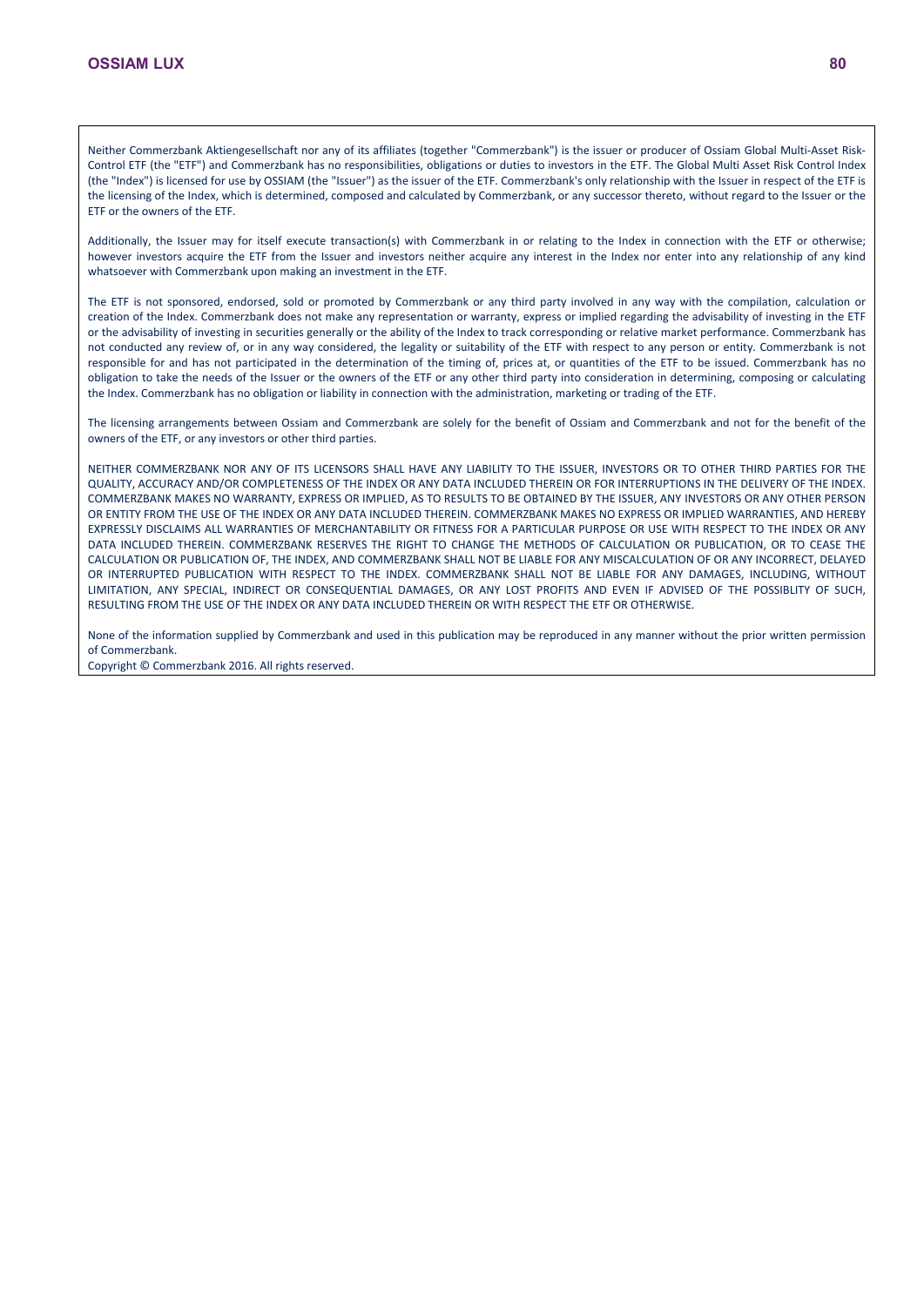Neither Commerzbank Aktiengesellschaft nor any of its affiliates (together "Commerzbank") is the issuer or producer of Ossiam Global Multi-Asset Risk-Control ETF (the "ETF") and Commerzbank has no responsibilities, obligations or duties to investors in the ETF. The Global Multi Asset Risk Control Index (the "Index") is licensed for use by OSSIAM (the "Issuer") as the issuer of the ETF. Commerzbank's only relationship with the Issuer in respect of the ETF is the licensing of the Index, which is determined, composed and calculated by Commerzbank, or any successor thereto, without regard to the Issuer or the ETF or the owners of the ETF.

Additionally, the Issuer may for itself execute transaction(s) with Commerzbank in or relating to the Index in connection with the ETF or otherwise; however investors acquire the ETF from the Issuer and investors neither acquire any interest in the Index nor enter into any relationship of any kind whatsoever with Commerzbank upon making an investment in the ETF.

The ETF is not sponsored, endorsed, sold or promoted by Commerzbank or any third party involved in any way with the compilation, calculation or creation of the Index. Commerzbank does not make any representation or warranty, express or implied regarding the advisability of investing in the ETF or the advisability of investing in securities generally or the ability of the Index to track corresponding or relative market performance. Commerzbank has not conducted any review of, or in any way considered, the legality or suitability of the ETF with respect to any person or entity. Commerzbank is not responsible for and has not participated in the determination of the timing of, prices at, or quantities of the ETF to be issued. Commerzbank has no obligation to take the needs of the Issuer or the owners of the ETF or any other third party into consideration in determining, composing or calculating the Index. Commerzbank has no obligation or liability in connection with the administration, marketing or trading of the ETF.

The licensing arrangements between Ossiam and Commerzbank are solely for the benefit of Ossiam and Commerzbank and not for the benefit of the owners of the ETF, or any investors or other third parties.

NEITHER COMMERZBANK NOR ANY OF ITS LICENSORS SHALL HAVE ANY LIABILITY TO THE ISSUER, INVESTORS OR TO OTHER THIRD PARTIES FOR THE QUALITY, ACCURACY AND/OR COMPLETENESS OF THE INDEX OR ANY DATA INCLUDED THEREIN OR FOR INTERRUPTIONS IN THE DELIVERY OF THE INDEX. COMMERZBANK MAKES NO WARRANTY, EXPRESS OR IMPLIED, AS TO RESULTS TO BE OBTAINED BY THE ISSUER, ANY INVESTORS OR ANY OTHER PERSON OR ENTITY FROM THE USE OF THE INDEX OR ANY DATA INCLUDED THEREIN. COMMERZBANK MAKES NO EXPRESS OR IMPLIED WARRANTIES, AND HEREBY EXPRESSLY DISCLAIMS ALL WARRANTIES OF MERCHANTABILITY OR FITNESS FOR A PARTICULAR PURPOSE OR USE WITH RESPECT TO THE INDEX OR ANY DATA INCLUDED THEREIN. COMMERZBANK RESERVES THE RIGHT TO CHANGE THE METHODS OF CALCULATION OR PUBLICATION, OR TO CEASE THE CALCULATION OR PUBLICATION OF, THE INDEX, AND COMMERZBANK SHALL NOT BE LIABLE FOR ANY MISCALCULATION OF OR ANY INCORRECT, DELAYED OR INTERRUPTED PUBLICATION WITH RESPECT TO THE INDEX. COMMERZBANK SHALL NOT BE LIABLE FOR ANY DAMAGES, INCLUDING, WITHOUT LIMITATION, ANY SPECIAL, INDIRECT OR CONSEQUENTIAL DAMAGES, OR ANY LOST PROFITS AND EVEN IF ADVISED OF THE POSSIBLITY OF SUCH, RESULTING FROM THE USE OF THE INDEX OR ANY DATA INCLUDED THEREIN OR WITH RESPECT THE ETF OR OTHERWISE.

None of the information supplied by Commerzbank and used in this publication may be reproduced in any manner without the prior written permission of Commerzbank.
Copyright © Commerzbank 2016. All rights reserved.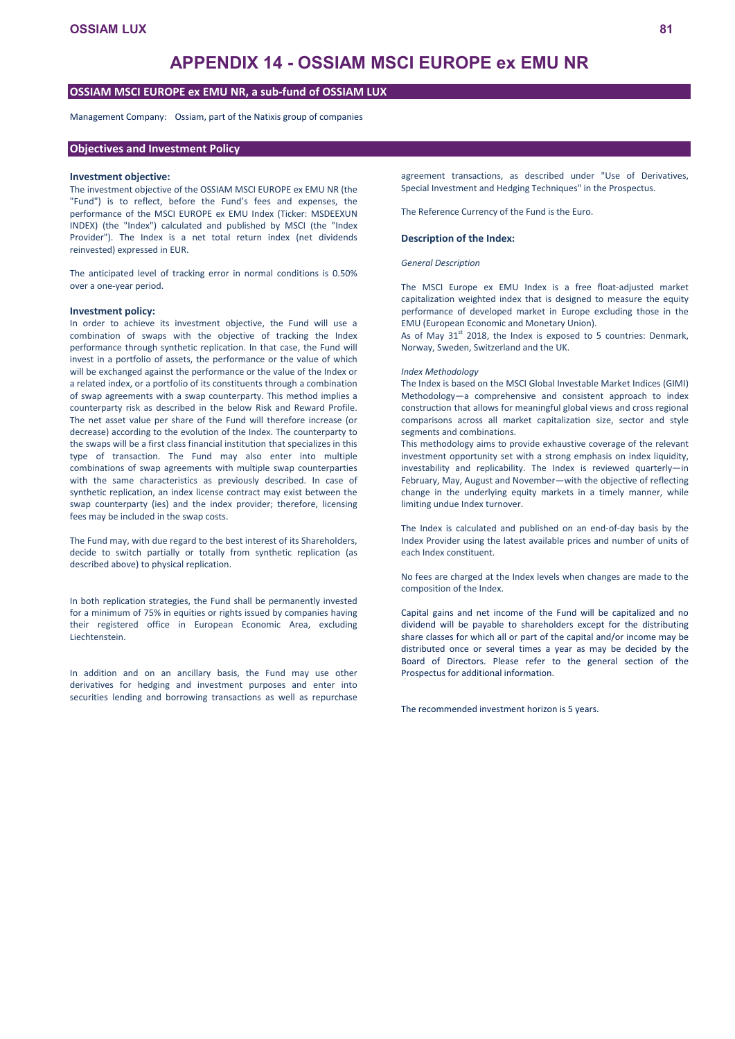# APPENDIX 14 - OSSIAM MSCI EUROPE ex EMU NR

## OSSIAM MSCI EUROPE ex EMU NR, a sub-fund of OSSIAM LUX

Management Company: Ossiam, part of the Natixis group of companies

## Objectives and Investment Policy

### Investment objective:

The investment objective of the OSSIAM MSCI EUROPE ex EMU NR (the "Fund") is to reflect, before the Fund's fees and expenses, the performance of the MSCI EUROPE ex EMU Index (Ticker: MSDEEXUN INDEX) (the "Index") calculated and published by MSCI (the "Index Provider"). The Index is a net total return index (net dividends reinvested) expressed in EUR.

The anticipated level of tracking error in normal conditions is 0.50% over a one-year period.

### Investment policy:

In order to achieve its investment objective, the Fund will use a combination of swaps with the objective of tracking the Index performance through synthetic replication. In that case, the Fund will invest in a portfolio of assets, the performance or the value of which will be exchanged against the performance or the value of the Index or a related index, or a portfolio of its constituents through a combination of swap agreements with a swap counterparty. This method implies a counterparty risk as described in the below Risk and Reward Profile. The net asset value per share of the Fund will therefore increase (or decrease) according to the evolution of the Index. The counterparty to the swaps will be a first class financial institution that specializes in this type of transaction. The Fund may also enter into multiple combinations of swap agreements with multiple swap counterparties with the same characteristics as previously described. In case of synthetic replication, an index license contract may exist between the swap counterparty (ies) and the index provider; therefore, licensing fees may be included in the swap costs.

The Fund may, with due regard to the best interest of its Shareholders, decide to switch partially or totally from synthetic replication (as described above) to physical replication.

In both replication strategies, the Fund shall be permanently invested for a minimum of 75% in equities or rights issued by companies having their registered office in European Economic Area, excluding Liechtenstein.

In addition and on an ancillary basis, the Fund may use other derivatives for hedging and investment purposes and enter into securities lending and borrowing transactions as well as repurchase agreement transactions, as described under "Use of Derivatives, Special Investment and Hedging Techniques" in the Prospectus.

The Reference Currency of the Fund is the Euro.

### Description of the Index:

*General Description*

The MSCI Europe ex EMU Index is a free float-adjusted market capitalization weighted index that is designed to measure the equity performance of developed market in Europe excluding those in the EMU (European Economic and Monetary Union).
As of May 31st 2018, the Index is exposed to 5 countries: Denmark, Norway, Sweden, Switzerland and the UK.

*Index Methodology*

The Index is based on the MSCI Global Investable Market Indices (GIMI) Methodology—a comprehensive and consistent approach to index construction that allows for meaningful global views and cross regional comparisons across all market capitalization size, sector and style segments and combinations.
This methodology aims to provide exhaustive coverage of the relevant investment opportunity set with a strong emphasis on index liquidity, investability and replicability. The Index is reviewed quarterly—in February, May, August and November—with the objective of reflecting change in the underlying equity markets in a timely manner, while limiting undue Index turnover.

The Index is calculated and published on an end-of-day basis by the Index Provider using the latest available prices and number of units of each Index constituent.

No fees are charged at the Index levels when changes are made to the composition of the Index.

Capital gains and net income of the Fund will be capitalized and no dividend will be payable to shareholders except for the distributing share classes for which all or part of the capital and/or income may be distributed once or several times a year as may be decided by the Board of Directors. Please refer to the general section of the Prospectus for additional information.

The recommended investment horizon is 5 years.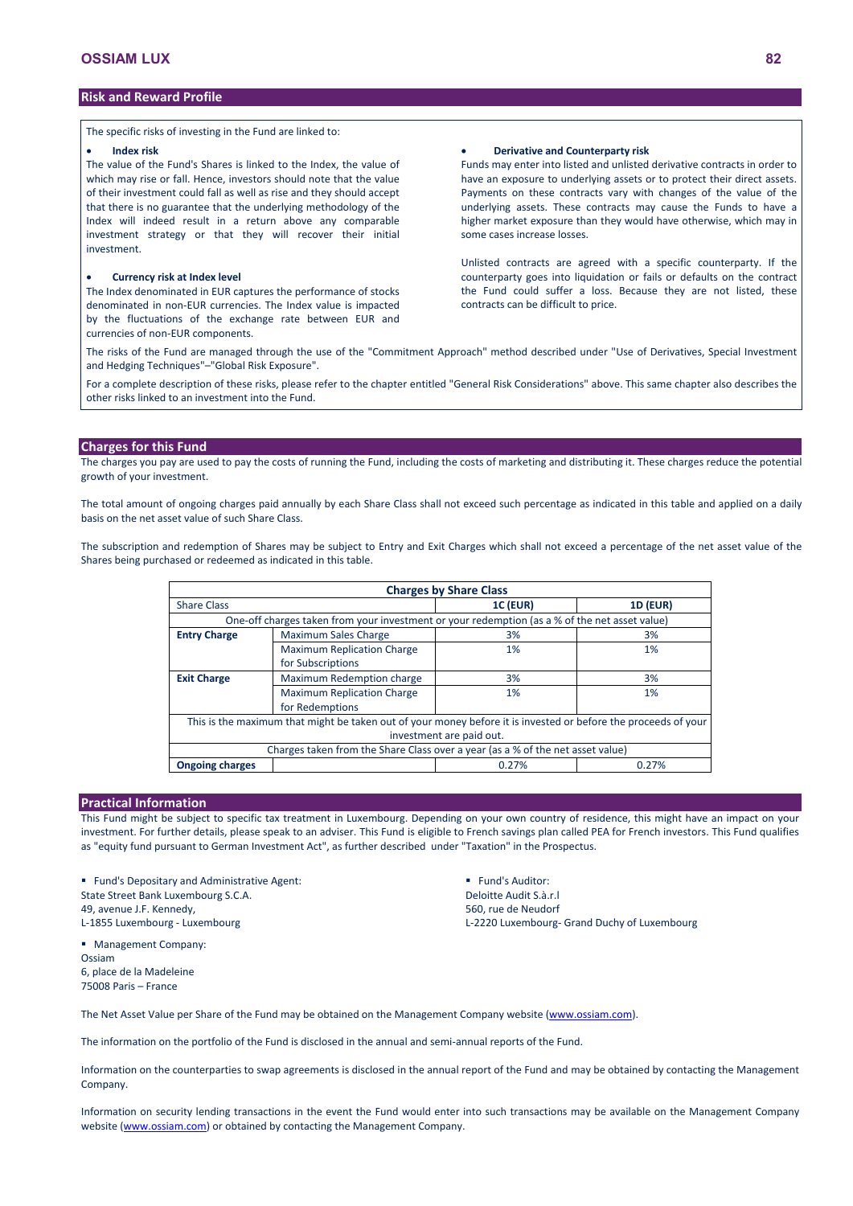## Risk and Reward Profile

The specific risks of investing in the Fund are linked to:

- **Index risk**

The value of the Fund's Shares is linked to the Index, the value of which may rise or fall. Hence, investors should note that the value of their investment could fall as well as rise and they should accept that there is no guarantee that the underlying methodology of the Index will indeed result in a return above any comparable investment strategy or that they will recover their initial investment.

- **Currency risk at Index level**

The Index denominated in EUR captures the performance of stocks denominated in non-EUR currencies. The Index value is impacted by the fluctuations of the exchange rate between EUR and currencies of non-EUR components.

- **Derivative and Counterparty risk**

Funds may enter into listed and unlisted derivative contracts in order to have an exposure to underlying assets or to protect their direct assets. Payments on these contracts vary with changes of the value of the underlying assets. These contracts may cause the Funds to have a higher market exposure than they would have otherwise, which may in some cases increase losses.

Unlisted contracts are agreed with a specific counterparty. If the counterparty goes into liquidation or fails or defaults on the contract the Fund could suffer a loss. Because they are not listed, these contracts can be difficult to price.

The risks of the Fund are managed through the use of the "Commitment Approach" method described under "Use of Derivatives, Special Investment and Hedging Techniques"–"Global Risk Exposure".

For a complete description of these risks, please refer to the chapter entitled "General Risk Considerations" above. This same chapter also describes the other risks linked to an investment into the Fund.

## Charges for this Fund

The charges you pay are used to pay the costs of running the Fund, including the costs of marketing and distributing it. These charges reduce the potential growth of your investment.

The total amount of ongoing charges paid annually by each Share Class shall not exceed such percentage as indicated in this table and applied on a daily basis on the net asset value of such Share Class.

The subscription and redemption of Shares may be subject to Entry and Exit Charges which shall not exceed a percentage of the net asset value of the Shares being purchased or redeemed as indicated in this table.

| Charges by Share Class | | | |
|---|---|---|---|
| Share Class | | **1C (EUR)** | **1D (EUR)** |
| One-off charges taken from your investment or your redemption (as a % of the net asset value) | | | |
| **Entry Charge** | Maximum Sales Charge | 3% | 3% |
| | Maximum Replication Charge for Subscriptions | 1% | 1% |
| **Exit Charge** | Maximum Redemption charge | 3% | 3% |
| | Maximum Replication Charge for Redemptions | 1% | 1% |
| This is the maximum that might be taken out of your money before it is invested or before the proceeds of your investment are paid out. | | | |
| Charges taken from the Share Class over a year (as a % of the net asset value) | | | |
| **Ongoing charges** | | 0.27% | 0.27% |

## Practical Information

This Fund might be subject to specific tax treatment in Luxembourg. Depending on your own country of residence, this might have an impact on your investment. For further details, please speak to an adviser. This Fund is eligible to French savings plan called PEA for French investors. This Fund qualifies as "equity fund pursuant to German Investment Act", as further described under "Taxation" in the Prospectus.

- Fund's Depositary and Administrative Agent:
State Street Bank Luxembourg S.C.A.
49, avenue J.F. Kennedy,
L-1855 Luxembourg - Luxembourg

- Management Company:
Ossiam
6, place de la Madeleine
75008 Paris – France

- Fund's Auditor:
Deloitte Audit S.à.r.l
560, rue de Neudorf
L-2220 Luxembourg- Grand Duchy of Luxembourg

The Net Asset Value per Share of the Fund may be obtained on the Management Company website (www.ossiam.com).

The information on the portfolio of the Fund is disclosed in the annual and semi-annual reports of the Fund.

Information on the counterparties to swap agreements is disclosed in the annual report of the Fund and may be obtained by contacting the Management Company.

Information on security lending transactions in the event the Fund would enter into such transactions may be available on the Management Company website (www.ossiam.com) or obtained by contacting the Management Company.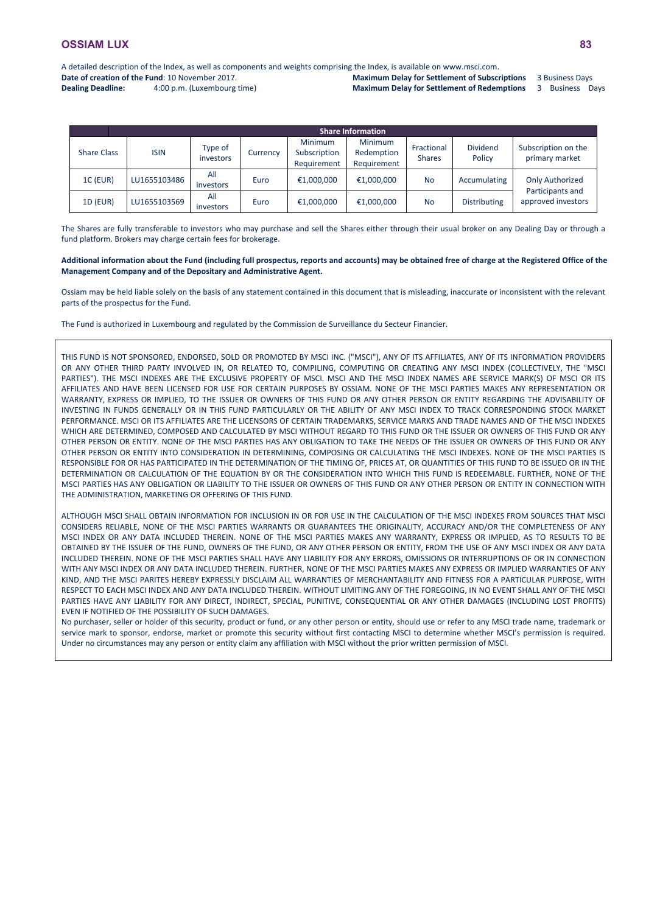A detailed description of the Index, as well as components and weights comprising the Index, is available on www.msci.com.

**Date of creation of the Fund**: 10 November 2017.
**Dealing Deadline:** 4:00 p.m. (Luxembourg time)

**Maximum Delay for Settlement of Subscriptions** 3 Business Days
**Maximum Delay for Settlement of Redemptions** 3 Business Days

| Share Information | | | | | | | | |
|---|---|---|---|---|---|---|---|---|
| Share Class | ISIN | Type of investors | Currency | Minimum Subscription Requirement | Minimum Redemption Requirement | Fractional Shares | Dividend Policy | Subscription on the primary market |
| 1C (EUR) | LU1655103486 | All investors | Euro | €1,000,000 | €1,000,000 | No | Accumulating | Only Authorized Participants and approved investors |
| 1D (EUR) | LU1655103569 | All investors | Euro | €1,000,000 | €1,000,000 | No | Distributing | |

The Shares are fully transferable to investors who may purchase and sell the Shares either through their usual broker on any Dealing Day or through a fund platform. Brokers may charge certain fees for brokerage.

**Additional information about the Fund (including full prospectus, reports and accounts) may be obtained free of charge at the Registered Office of the Management Company and of the Depositary and Administrative Agent.**

Ossiam may be held liable solely on the basis of any statement contained in this document that is misleading, inaccurate or inconsistent with the relevant parts of the prospectus for the Fund.

The Fund is authorized in Luxembourg and regulated by the Commission de Surveillance du Secteur Financier.

THIS FUND IS NOT SPONSORED, ENDORSED, SOLD OR PROMOTED BY MSCI INC. ("MSCI"), ANY OF ITS AFFILIATES, ANY OF ITS INFORMATION PROVIDERS OR ANY OTHER THIRD PARTY INVOLVED IN, OR RELATED TO, COMPILING, COMPUTING OR CREATING ANY MSCI INDEX (COLLECTIVELY, THE "MSCI PARTIES"). THE MSCI INDEXES ARE THE EXCLUSIVE PROPERTY OF MSCI. MSCI AND THE MSCI INDEX NAMES ARE SERVICE MARK(S) OF MSCI OR ITS AFFILIATES AND HAVE BEEN LICENSED FOR USE FOR CERTAIN PURPOSES BY OSSIAM. NONE OF THE MSCI PARTIES MAKES ANY REPRESENTATION OR WARRANTY, EXPRESS OR IMPLIED, TO THE ISSUER OR OWNERS OF THIS FUND OR ANY OTHER PERSON OR ENTITY REGARDING THE ADVISABILITY OF INVESTING IN FUNDS GENERALLY OR IN THIS FUND PARTICULARLY OR THE ABILITY OF ANY MSCI INDEX TO TRACK CORRESPONDING STOCK MARKET PERFORMANCE. MSCI OR ITS AFFILIATES ARE THE LICENSORS OF CERTAIN TRADEMARKS, SERVICE MARKS AND TRADE NAMES AND OF THE MSCI INDEXES WHICH ARE DETERMINED, COMPOSED AND CALCULATED BY MSCI WITHOUT REGARD TO THIS FUND OR THE ISSUER OR OWNERS OF THIS FUND OR ANY OTHER PERSON OR ENTITY. NONE OF THE MSCI PARTIES HAS ANY OBLIGATION TO TAKE THE NEEDS OF THE ISSUER OR OWNERS OF THIS FUND OR ANY OTHER PERSON OR ENTITY INTO CONSIDERATION IN DETERMINING, COMPOSING OR CALCULATING THE MSCI INDEXES. NONE OF THE MSCI PARTIES IS RESPONSIBLE FOR OR HAS PARTICIPATED IN THE DETERMINATION OF THE TIMING OF, PRICES AT, OR QUANTITIES OF THIS FUND TO BE ISSUED OR IN THE DETERMINATION OR CALCULATION OF THE EQUATION BY OR THE CONSIDERATION INTO WHICH THIS FUND IS REDEEMABLE. FURTHER, NONE OF THE MSCI PARTIES HAS ANY OBLIGATION OR LIABILITY TO THE ISSUER OR OWNERS OF THIS FUND OR ANY OTHER PERSON OR ENTITY IN CONNECTION WITH THE ADMINISTRATION, MARKETING OR OFFERING OF THIS FUND.

ALTHOUGH MSCI SHALL OBTAIN INFORMATION FOR INCLUSION IN OR FOR USE IN THE CALCULATION OF THE MSCI INDEXES FROM SOURCES THAT MSCI CONSIDERS RELIABLE, NONE OF THE MSCI PARTIES WARRANTS OR GUARANTEES THE ORIGINALITY, ACCURACY AND/OR THE COMPLETENESS OF ANY MSCI INDEX OR ANY DATA INCLUDED THEREIN. NONE OF THE MSCI PARTIES MAKES ANY WARRANTY, EXPRESS OR IMPLIED, AS TO RESULTS TO BE OBTAINED BY THE ISSUER OF THE FUND, OWNERS OF THE FUND, OR ANY OTHER PERSON OR ENTITY, FROM THE USE OF ANY MSCI INDEX OR ANY DATA INCLUDED THEREIN. NONE OF THE MSCI PARTIES SHALL HAVE ANY LIABILITY FOR ANY ERRORS, OMISSIONS OR INTERRUPTIONS OF OR IN CONNECTION WITH ANY MSCI INDEX OR ANY DATA INCLUDED THEREIN. FURTHER, NONE OF THE MSCI PARTIES MAKES ANY EXPRESS OR IMPLIED WARRANTIES OF ANY KIND, AND THE MSCI PARITES HEREBY EXPRESSLY DISCLAIM ALL WARRANTIES OF MERCHANTABILITY AND FITNESS FOR A PARTICULAR PURPOSE, WITH RESPECT TO EACH MSCI INDEX AND ANY DATA INCLUDED THEREIN. WITHOUT LIMITING ANY OF THE FOREGOING, IN NO EVENT SHALL ANY OF THE MSCI PARTIES HAVE ANY LIABILITY FOR ANY DIRECT, INDIRECT, SPECIAL, PUNITIVE, CONSEQUENTIAL OR ANY OTHER DAMAGES (INCLUDING LOST PROFITS) EVEN IF NOTIFIED OF THE POSSIBILITY OF SUCH DAMAGES.

No purchaser, seller or holder of this security, product or fund, or any other person or entity, should use or refer to any MSCI trade name, trademark or service mark to sponsor, endorse, market or promote this security without first contacting MSCI to determine whether MSCI's permission is required. Under no circumstances may any person or entity claim any affiliation with MSCI without the prior written permission of MSCI.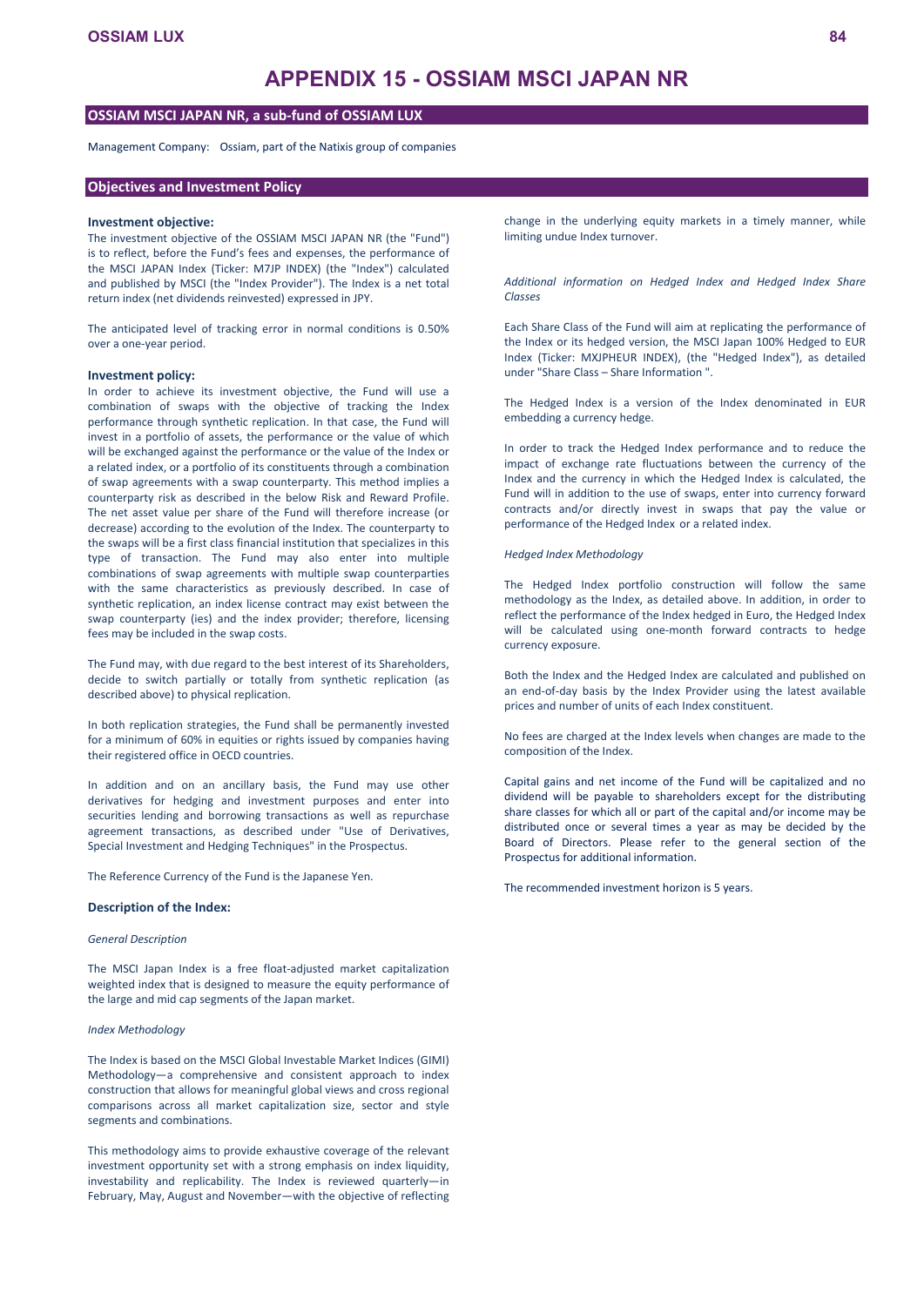# APPENDIX 15 - OSSIAM MSCI JAPAN NR

## OSSIAM MSCI JAPAN NR, a sub-fund of OSSIAM LUX

Management Company: Ossiam, part of the Natixis group of companies

## Objectives and Investment Policy

### Investment objective:

The investment objective of the OSSIAM MSCI JAPAN NR (the "Fund") is to reflect, before the Fund's fees and expenses, the performance of the MSCI JAPAN Index (Ticker: M7JP INDEX) (the "Index") calculated and published by MSCI (the "Index Provider"). The Index is a net total return index (net dividends reinvested) expressed in JPY.

The anticipated level of tracking error in normal conditions is 0.50% over a one-year period.

### Investment policy:

In order to achieve its investment objective, the Fund will use a combination of swaps with the objective of tracking the Index performance through synthetic replication. In that case, the Fund will invest in a portfolio of assets, the performance or the value of which will be exchanged against the performance or the value of the Index or a related index, or a portfolio of its constituents through a combination of swap agreements with a swap counterparty. This method implies a counterparty risk as described in the below Risk and Reward Profile. The net asset value per share of the Fund will therefore increase (or decrease) according to the evolution of the Index. The counterparty to the swaps will be a first class financial institution that specializes in this type of transaction. The Fund may also enter into multiple combinations of swap agreements with multiple swap counterparties with the same characteristics as previously described. In case of synthetic replication, an index license contract may exist between the swap counterparty (ies) and the index provider; therefore, licensing fees may be included in the swap costs.

The Fund may, with due regard to the best interest of its Shareholders, decide to switch partially or totally from synthetic replication (as described above) to physical replication.

In both replication strategies, the Fund shall be permanently invested for a minimum of 60% in equities or rights issued by companies having their registered office in OECD countries.

In addition and on an ancillary basis, the Fund may use other derivatives for hedging and investment purposes and enter into securities lending and borrowing transactions as well as repurchase agreement transactions, as described under "Use of Derivatives, Special Investment and Hedging Techniques" in the Prospectus.

The Reference Currency of the Fund is the Japanese Yen.

### Description of the Index:

*General Description*

The MSCI Japan Index is a free float-adjusted market capitalization weighted index that is designed to measure the equity performance of the large and mid cap segments of the Japan market.

*Index Methodology*

The Index is based on the MSCI Global Investable Market Indices (GIMI) Methodology—a comprehensive and consistent approach to index construction that allows for meaningful global views and cross regional comparisons across all market capitalization size, sector and style segments and combinations.

This methodology aims to provide exhaustive coverage of the relevant investment opportunity set with a strong emphasis on index liquidity, investability and replicability. The Index is reviewed quarterly—in February, May, August and November—with the objective of reflecting change in the underlying equity markets in a timely manner, while limiting undue Index turnover.

*Additional information on Hedged Index and Hedged Index Share Classes*

Each Share Class of the Fund will aim at replicating the performance of the Index or its hedged version, the MSCI Japan 100% Hedged to EUR Index (Ticker: MXJPHEUR INDEX), (the "Hedged Index"), as detailed under "Share Class – Share Information ".

The Hedged Index is a version of the Index denominated in EUR embedding a currency hedge.

In order to track the Hedged Index performance and to reduce the impact of exchange rate fluctuations between the currency of the Index and the currency in which the Hedged Index is calculated, the Fund will in addition to the use of swaps, enter into currency forward contracts and/or directly invest in swaps that pay the value or performance of the Hedged Index or a related index.

*Hedged Index Methodology*

The Hedged Index portfolio construction will follow the same methodology as the Index, as detailed above. In addition, in order to reflect the performance of the Index hedged in Euro, the Hedged Index will be calculated using one-month forward contracts to hedge currency exposure.

Both the Index and the Hedged Index are calculated and published on an end-of-day basis by the Index Provider using the latest available prices and number of units of each Index constituent.

No fees are charged at the Index levels when changes are made to the composition of the Index.

Capital gains and net income of the Fund will be capitalized and no dividend will be payable to shareholders except for the distributing share classes for which all or part of the capital and/or income may be distributed once or several times a year as may be decided by the Board of Directors. Please refer to the general section of the Prospectus for additional information.

The recommended investment horizon is 5 years.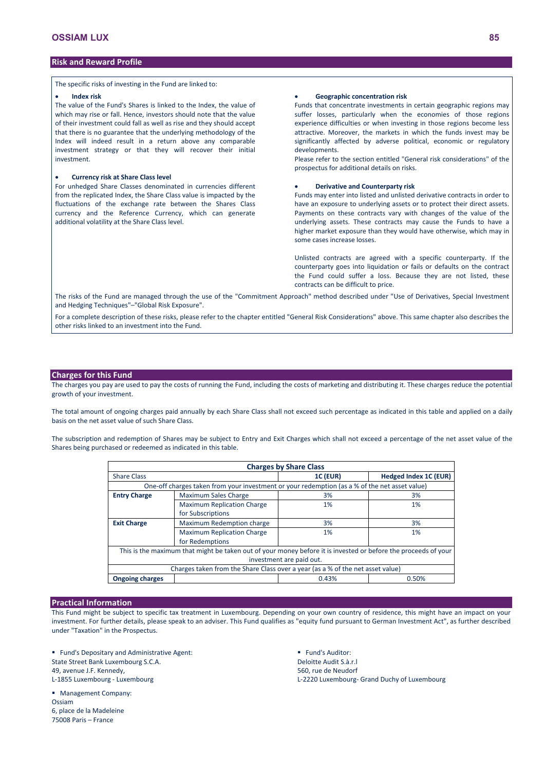## Risk and Reward Profile

The specific risks of investing in the Fund are linked to:

- **Index risk**

The value of the Fund's Shares is linked to the Index, the value of which may rise or fall. Hence, investors should note that the value of their investment could fall as well as rise and they should accept that there is no guarantee that the underlying methodology of the Index will indeed result in a return above any comparable investment strategy or that they will recover their initial investment.

- **Currency risk at Share Class level**

For unhedged Share Classes denominated in currencies different from the replicated Index, the Share Class value is impacted by the fluctuations of the exchange rate between the Shares Class currency and the Reference Currency, which can generate additional volatility at the Share Class level.

- **Geographic concentration risk**

Funds that concentrate investments in certain geographic regions may suffer losses, particularly when the economies of those regions experience difficulties or when investing in those regions become less attractive. Moreover, the markets in which the funds invest may be significantly affected by adverse political, economic or regulatory developments.

Please refer to the section entitled "General risk considerations" of the prospectus for additional details on risks.

- **Derivative and Counterparty risk**

Funds may enter into listed and unlisted derivative contracts in order to have an exposure to underlying assets or to protect their direct assets. Payments on these contracts vary with changes of the value of the underlying assets. These contracts may cause the Funds to have a higher market exposure than they would have otherwise, which may in some cases increase losses.

Unlisted contracts are agreed with a specific counterparty. If the counterparty goes into liquidation or fails or defaults on the contract the Fund could suffer a loss. Because they are not listed, these contracts can be difficult to price.

The risks of the Fund are managed through the use of the "Commitment Approach" method described under "Use of Derivatives, Special Investment and Hedging Techniques"–"Global Risk Exposure".

For a complete description of these risks, please refer to the chapter entitled "General Risk Considerations" above. This same chapter also describes the other risks linked to an investment into the Fund.

## Charges for this Fund

The charges you pay are used to pay the costs of running the Fund, including the costs of marketing and distributing it. These charges reduce the potential growth of your investment.

The total amount of ongoing charges paid annually by each Share Class shall not exceed such percentage as indicated in this table and applied on a daily basis on the net asset value of such Share Class.

The subscription and redemption of Shares may be subject to Entry and Exit Charges which shall not exceed a percentage of the net asset value of the Shares being purchased or redeemed as indicated in this table.

| **Charges by Share Class** | | | |
|---|---|---|---|
| Share Class | | **1C (EUR)** | **Hedged Index 1C (EUR)** |
| One-off charges taken from your investment or your redemption (as a % of the net asset value) | | | |
| **Entry Charge** | Maximum Sales Charge | 3% | 3% |
| | Maximum Replication Charge for Subscriptions | 1% | 1% |
| **Exit Charge** | Maximum Redemption charge | 3% | 3% |
| | Maximum Replication Charge for Redemptions | 1% | 1% |
| This is the maximum that might be taken out of your money before it is invested or before the proceeds of your investment are paid out. | | | |
| Charges taken from the Share Class over a year (as a % of the net asset value) | | | |
| **Ongoing charges** | | 0.43% | 0.50% |

## Practical Information

This Fund might be subject to specific tax treatment in Luxembourg. Depending on your own country of residence, this might have an impact on your investment. For further details, please speak to an adviser. This Fund qualifies as "equity fund pursuant to German Investment Act", as further described under "Taxation" in the Prospectus.

- Fund's Depositary and Administrative Agent:

State Street Bank Luxembourg S.C.A.
49, avenue J.F. Kennedy,
L-1855 Luxembourg - Luxembourg

- Management Company:

Ossiam
6, place de la Madeleine
75008 Paris – France

- Fund's Auditor:

Deloitte Audit S.à.r.l
560, rue de Neudorf
L-2220 Luxembourg- Grand Duchy of Luxembourg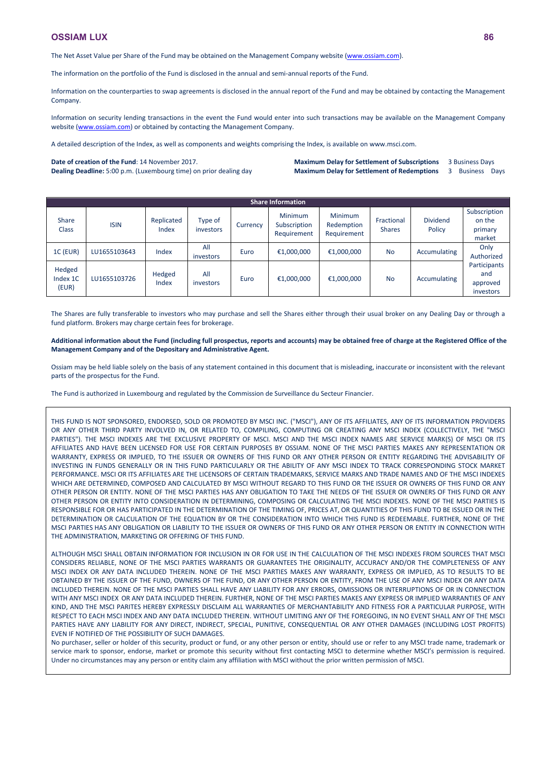The Net Asset Value per Share of the Fund may be obtained on the Management Company website (www.ossiam.com).

The information on the portfolio of the Fund is disclosed in the annual and semi-annual reports of the Fund.

Information on the counterparties to swap agreements is disclosed in the annual report of the Fund and may be obtained by contacting the Management Company.

Information on security lending transactions in the event the Fund would enter into such transactions may be available on the Management Company website (www.ossiam.com) or obtained by contacting the Management Company.

A detailed description of the Index, as well as components and weights comprising the Index, is available on www.msci.com.

**Date of creation of the Fund**: 14 November 2017.
**Dealing Deadline:** 5:00 p.m. (Luxembourg time) on prior dealing day

**Maximum Delay for Settlement of Subscriptions** 3 Business Days
**Maximum Delay for Settlement of Redemptions** 3 Business Days

| Share Information | | | | | | | | | |
|---|---|---|---|---|---|---|---|---|---|
| Share Class | ISIN | Replicated Index | Type of investors | Currency | Minimum Subscription Requirement | Minimum Redemption Requirement | Fractional Shares | Dividend Policy | Subscription on the primary market |
| 1C (EUR) | LU1655103643 | Index | All investors | Euro | €1,000,000 | €1,000,000 | No | Accumulating | Only Authorized Participants and approved investors |
| Hedged Index 1C (EUR) | LU1655103726 | Hedged Index | All investors | Euro | €1,000,000 | €1,000,000 | No | Accumulating | |

The Shares are fully transferable to investors who may purchase and sell the Shares either through their usual broker on any Dealing Day or through a fund platform. Brokers may charge certain fees for brokerage.

**Additional information about the Fund (including full prospectus, reports and accounts) may be obtained free of charge at the Registered Office of the Management Company and of the Depositary and Administrative Agent.**

Ossiam may be held liable solely on the basis of any statement contained in this document that is misleading, inaccurate or inconsistent with the relevant parts of the prospectus for the Fund.

The Fund is authorized in Luxembourg and regulated by the Commission de Surveillance du Secteur Financier.

THIS FUND IS NOT SPONSORED, ENDORSED, SOLD OR PROMOTED BY MSCI INC. ("MSCI"), ANY OF ITS AFFILIATES, ANY OF ITS INFORMATION PROVIDERS OR ANY OTHER THIRD PARTY INVOLVED IN, OR RELATED TO, COMPILING, COMPUTING OR CREATING ANY MSCI INDEX (COLLECTIVELY, THE "MSCI PARTIES"). THE MSCI INDEXES ARE THE EXCLUSIVE PROPERTY OF MSCI. MSCI AND THE MSCI INDEX NAMES ARE SERVICE MARK(S) OF MSCI OR ITS AFFILIATES AND HAVE BEEN LICENSED FOR USE FOR CERTAIN PURPOSES BY OSSIAM. NONE OF THE MSCI PARTIES MAKES ANY REPRESENTATION OR WARRANTY, EXPRESS OR IMPLIED, TO THE ISSUER OR OWNERS OF THIS FUND OR ANY OTHER PERSON OR ENTITY REGARDING THE ADVISABILITY OF INVESTING IN FUNDS GENERALLY OR IN THIS FUND PARTICULARLY OR THE ABILITY OF ANY MSCI INDEX TO TRACK CORRESPONDING STOCK MARKET PERFORMANCE. MSCI OR ITS AFFILIATES ARE THE LICENSORS OF CERTAIN TRADEMARKS, SERVICE MARKS AND TRADE NAMES AND OF THE MSCI INDEXES WHICH ARE DETERMINED, COMPOSED AND CALCULATED BY MSCI WITHOUT REGARD TO THIS FUND OR THE ISSUER OR OWNERS OF THIS FUND OR ANY OTHER PERSON OR ENTITY. NONE OF THE MSCI PARTIES HAS ANY OBLIGATION TO TAKE THE NEEDS OF THE ISSUER OR OWNERS OF THIS FUND OR ANY OTHER PERSON OR ENTITY INTO CONSIDERATION IN DETERMINING, COMPOSING OR CALCULATING THE MSCI INDEXES. NONE OF THE MSCI PARTIES IS RESPONSIBLE FOR OR HAS PARTICIPATED IN THE DETERMINATION OF THE TIMING OF, PRICES AT, OR QUANTITIES OF THIS FUND TO BE ISSUED OR IN THE DETERMINATION OR CALCULATION OF THE EQUATION BY OR THE CONSIDERATION INTO WHICH THIS FUND IS REDEEMABLE. FURTHER, NONE OF THE MSCI PARTIES HAS ANY OBLIGATION OR LIABILITY TO THE ISSUER OR OWNERS OF THIS FUND OR ANY OTHER PERSON OR ENTITY IN CONNECTION WITH THE ADMINISTRATION, MARKETING OR OFFERING OF THIS FUND.

ALTHOUGH MSCI SHALL OBTAIN INFORMATION FOR INCLUSION IN OR FOR USE IN THE CALCULATION OF THE MSCI INDEXES FROM SOURCES THAT MSCI CONSIDERS RELIABLE, NONE OF THE MSCI PARTIES WARRANTS OR GUARANTEES THE ORIGINALITY, ACCURACY AND/OR THE COMPLETENESS OF ANY MSCI INDEX OR ANY DATA INCLUDED THEREIN. NONE OF THE MSCI PARTIES MAKES ANY WARRANTY, EXPRESS OR IMPLIED, AS TO RESULTS TO BE OBTAINED BY THE ISSUER OF THE FUND, OWNERS OF THE FUND, OR ANY OTHER PERSON OR ENTITY, FROM THE USE OF ANY MSCI INDEX OR ANY DATA INCLUDED THEREIN. NONE OF THE MSCI PARTIES SHALL HAVE ANY LIABILITY FOR ANY ERRORS, OMISSIONS OR INTERRUPTIONS OF OR IN CONNECTION WITH ANY MSCI INDEX OR ANY DATA INCLUDED THEREIN. FURTHER, NONE OF THE MSCI PARTIES MAKES ANY EXPRESS OR IMPLIED WARRANTIES OF ANY KIND, AND THE MSCI PARITES HEREBY EXPRESSLY DISCLAIM ALL WARRANTIES OF MERCHANTABILITY AND FITNESS FOR A PARTICULAR PURPOSE, WITH RESPECT TO EACH MSCI INDEX AND ANY DATA INCLUDED THEREIN. WITHOUT LIMITING ANY OF THE FOREGOING, IN NO EVENT SHALL ANY OF THE MSCI PARTIES HAVE ANY LIABILITY FOR ANY DIRECT, INDIRECT, SPECIAL, PUNITIVE, CONSEQUENTIAL OR ANY OTHER DAMAGES (INCLUDING LOST PROFITS) EVEN IF NOTIFIED OF THE POSSIBILITY OF SUCH DAMAGES.
No purchaser, seller or holder of this security, product or fund, or any other person or entity, should use or refer to any MSCI trade name, trademark or service mark to sponsor, endorse, market or promote this security without first contacting MSCI to determine whether MSCI's permission is required. Under no circumstances may any person or entity claim any affiliation with MSCI without the prior written permission of MSCI.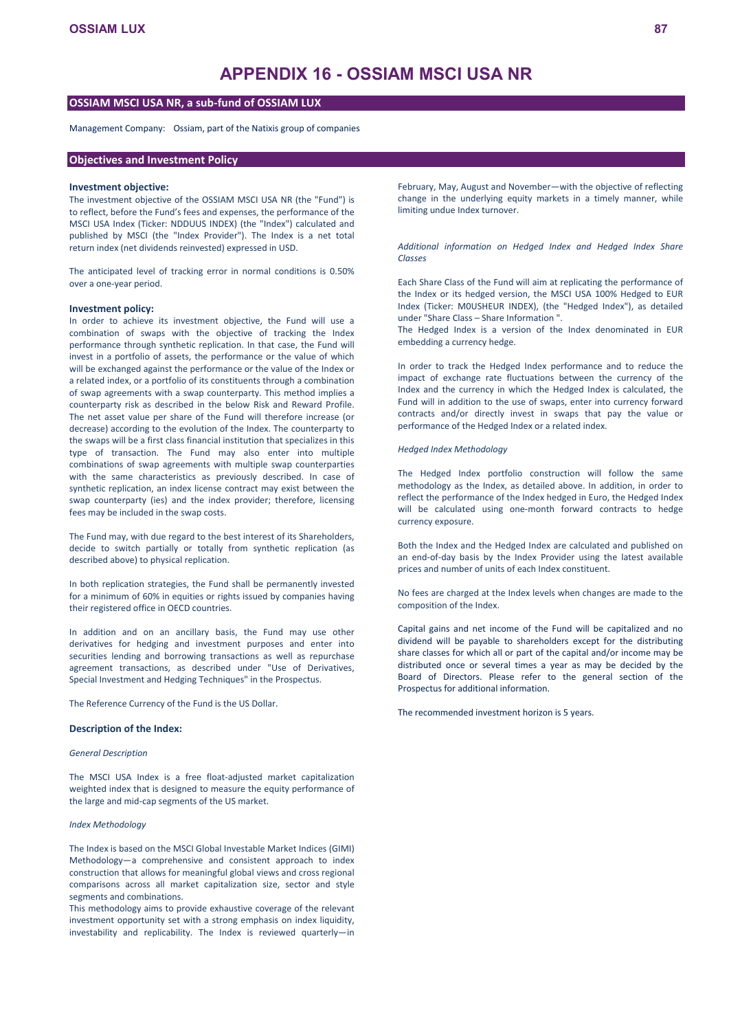# APPENDIX 16 - OSSIAM MSCI USA NR

## OSSIAM MSCI USA NR, a sub-fund of OSSIAM LUX

Management Company: Ossiam, part of the Natixis group of companies

## Objectives and Investment Policy

### Investment objective:

The investment objective of the OSSIAM MSCI USA NR (the "Fund") is to reflect, before the Fund's fees and expenses, the performance of the MSCI USA Index (Ticker: NDDUUS INDEX) (the "Index") calculated and published by MSCI (the "Index Provider"). The Index is a net total return index (net dividends reinvested) expressed in USD.

The anticipated level of tracking error in normal conditions is 0.50% over a one-year period.

### Investment policy:

In order to achieve its investment objective, the Fund will use a combination of swaps with the objective of tracking the Index performance through synthetic replication. In that case, the Fund will invest in a portfolio of assets, the performance or the value of which will be exchanged against the performance or the value of the Index or a related index, or a portfolio of its constituents through a combination of swap agreements with a swap counterparty. This method implies a counterparty risk as described in the below Risk and Reward Profile. The net asset value per share of the Fund will therefore increase (or decrease) according to the evolution of the Index. The counterparty to the swaps will be a first class financial institution that specializes in this type of transaction. The Fund may also enter into multiple combinations of swap agreements with multiple swap counterparties with the same characteristics as previously described. In case of synthetic replication, an index license contract may exist between the swap counterparty (ies) and the index provider; therefore, licensing fees may be included in the swap costs.

The Fund may, with due regard to the best interest of its Shareholders, decide to switch partially or totally from synthetic replication (as described above) to physical replication.

In both replication strategies, the Fund shall be permanently invested for a minimum of 60% in equities or rights issued by companies having their registered office in OECD countries.

In addition and on an ancillary basis, the Fund may use other derivatives for hedging and investment purposes and enter into securities lending and borrowing transactions as well as repurchase agreement transactions, as described under "Use of Derivatives, Special Investment and Hedging Techniques" in the Prospectus.

The Reference Currency of the Fund is the US Dollar.

### Description of the Index:

*General Description*

The MSCI USA Index is a free float-adjusted market capitalization weighted index that is designed to measure the equity performance of the large and mid-cap segments of the US market.

*Index Methodology*

The Index is based on the MSCI Global Investable Market Indices (GIMI) Methodology—a comprehensive and consistent approach to index construction that allows for meaningful global views and cross regional comparisons across all market capitalization size, sector and style segments and combinations.

This methodology aims to provide exhaustive coverage of the relevant investment opportunity set with a strong emphasis on index liquidity, investability and replicability. The Index is reviewed quarterly—in February, May, August and November—with the objective of reflecting change in the underlying equity markets in a timely manner, while limiting undue Index turnover.

*Additional information on Hedged Index and Hedged Index Share Classes*

Each Share Class of the Fund will aim at replicating the performance of the Index or its hedged version, the MSCI USA 100% Hedged to EUR Index (Ticker: M0USHEUR INDEX), (the "Hedged Index"), as detailed under "Share Class – Share Information ".

The Hedged Index is a version of the Index denominated in EUR embedding a currency hedge.

In order to track the Hedged Index performance and to reduce the impact of exchange rate fluctuations between the currency of the Index and the currency in which the Hedged Index is calculated, the Fund will in addition to the use of swaps, enter into currency forward contracts and/or directly invest in swaps that pay the value or performance of the Hedged Index or a related index.

*Hedged Index Methodology*

The Hedged Index portfolio construction will follow the same methodology as the Index, as detailed above. In addition, in order to reflect the performance of the Index hedged in Euro, the Hedged Index will be calculated using one-month forward contracts to hedge currency exposure.

Both the Index and the Hedged Index are calculated and published on an end-of-day basis by the Index Provider using the latest available prices and number of units of each Index constituent.

No fees are charged at the Index levels when changes are made to the composition of the Index.

Capital gains and net income of the Fund will be capitalized and no dividend will be payable to shareholders except for the distributing share classes for which all or part of the capital and/or income may be distributed once or several times a year as may be decided by the Board of Directors. Please refer to the general section of the Prospectus for additional information.

The recommended investment horizon is 5 years.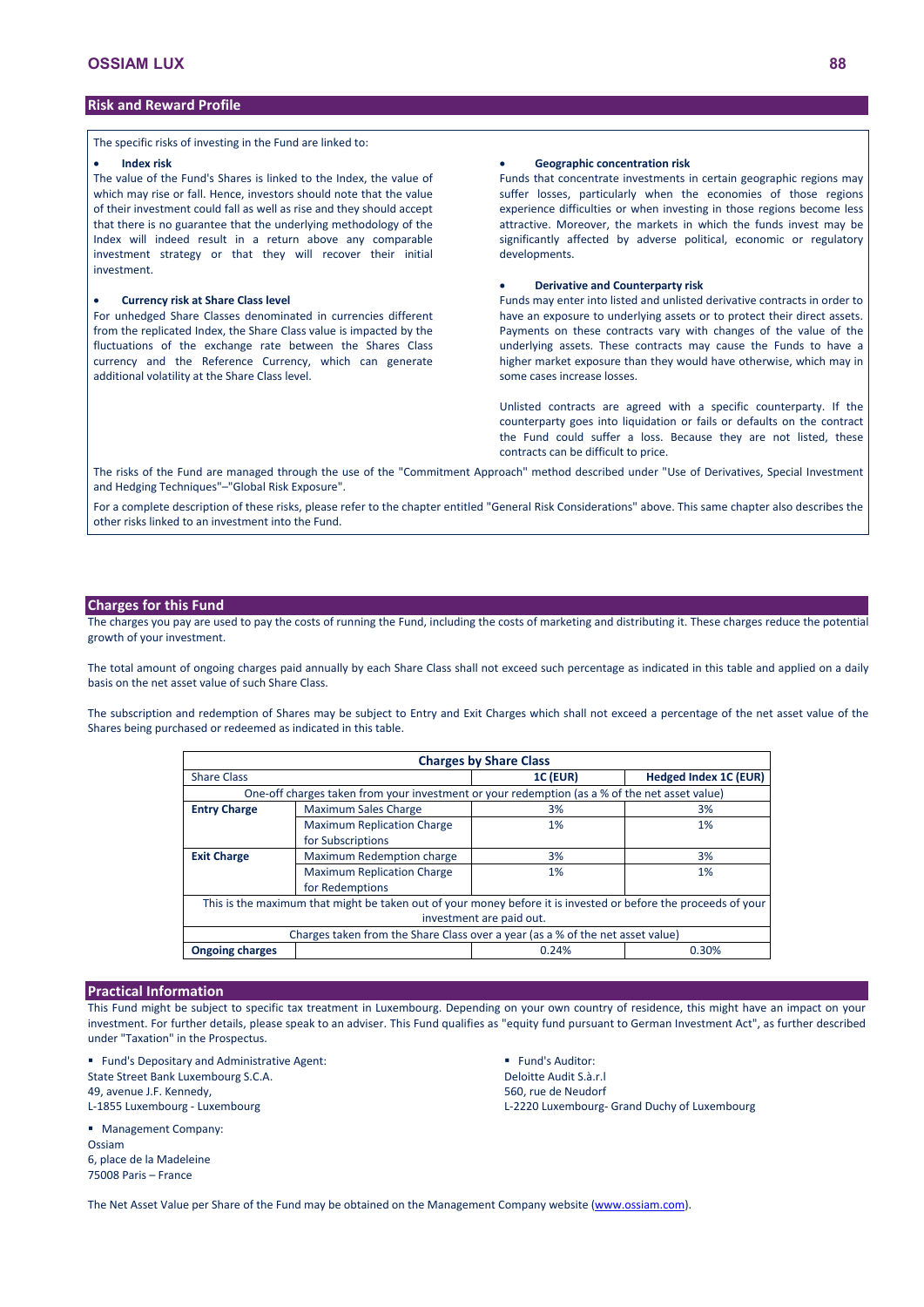## Risk and Reward Profile

The specific risks of investing in the Fund are linked to:

- **Index risk**

The value of the Fund's Shares is linked to the Index, the value of which may rise or fall. Hence, investors should note that the value of their investment could fall as well as rise and they should accept that there is no guarantee that the underlying methodology of the Index will indeed result in a return above any comparable investment strategy or that they will recover their initial investment.

- **Currency risk at Share Class level**

For unhedged Share Classes denominated in currencies different from the replicated Index, the Share Class value is impacted by the fluctuations of the exchange rate between the Shares Class currency and the Reference Currency, which can generate additional volatility at the Share Class level.

- **Geographic concentration risk**

Funds that concentrate investments in certain geographic regions may suffer losses, particularly when the economies of those regions experience difficulties or when investing in those regions become less attractive. Moreover, the markets in which the funds invest may be significantly affected by adverse political, economic or regulatory developments.

- **Derivative and Counterparty risk**

Funds may enter into listed and unlisted derivative contracts in order to have an exposure to underlying assets or to protect their direct assets. Payments on these contracts vary with changes of the value of the underlying assets. These contracts may cause the Funds to have a higher market exposure than they would have otherwise, which may in some cases increase losses.

Unlisted contracts are agreed with a specific counterparty. If the counterparty goes into liquidation or fails or defaults on the contract the Fund could suffer a loss. Because they are not listed, these contracts can be difficult to price.

The risks of the Fund are managed through the use of the "Commitment Approach" method described under "Use of Derivatives, Special Investment and Hedging Techniques"–"Global Risk Exposure".

For a complete description of these risks, please refer to the chapter entitled "General Risk Considerations" above. This same chapter also describes the other risks linked to an investment into the Fund.

## Charges for this Fund

The charges you pay are used to pay the costs of running the Fund, including the costs of marketing and distributing it. These charges reduce the potential growth of your investment.

The total amount of ongoing charges paid annually by each Share Class shall not exceed such percentage as indicated in this table and applied on a daily basis on the net asset value of such Share Class.

The subscription and redemption of Shares may be subject to Entry and Exit Charges which shall not exceed a percentage of the net asset value of the Shares being purchased or redeemed as indicated in this table.

| **Charges by Share Class** | | | |
|---|---|---|---|
| Share Class | | **1C (EUR)** | **Hedged Index 1C (EUR)** |
| One-off charges taken from your investment or your redemption (as a % of the net asset value) | | | |
| **Entry Charge** | Maximum Sales Charge | 3% | 3% |
| | Maximum Replication Charge for Subscriptions | 1% | 1% |
| **Exit Charge** | Maximum Redemption charge | 3% | 3% |
| | Maximum Replication Charge for Redemptions | 1% | 1% |
| This is the maximum that might be taken out of your money before it is invested or before the proceeds of your investment are paid out. | | | |
| Charges taken from the Share Class over a year (as a % of the net asset value) | | | |
| **Ongoing charges** | | 0.24% | 0.30% |

## Practical Information

This Fund might be subject to specific tax treatment in Luxembourg. Depending on your own country of residence, this might have an impact on your investment. For further details, please speak to an adviser. This Fund qualifies as "equity fund pursuant to German Investment Act", as further described under "Taxation" in the Prospectus.

- Fund's Depositary and Administrative Agent:
State Street Bank Luxembourg S.C.A.
49, avenue J.F. Kennedy,
L-1855 Luxembourg - Luxembourg

- Management Company:
Ossiam
6, place de la Madeleine
75008 Paris – France

- Fund's Auditor:
Deloitte Audit S.à.r.l
560, rue de Neudorf
L-2220 Luxembourg- Grand Duchy of Luxembourg

The Net Asset Value per Share of the Fund may be obtained on the Management Company website (www.ossiam.com).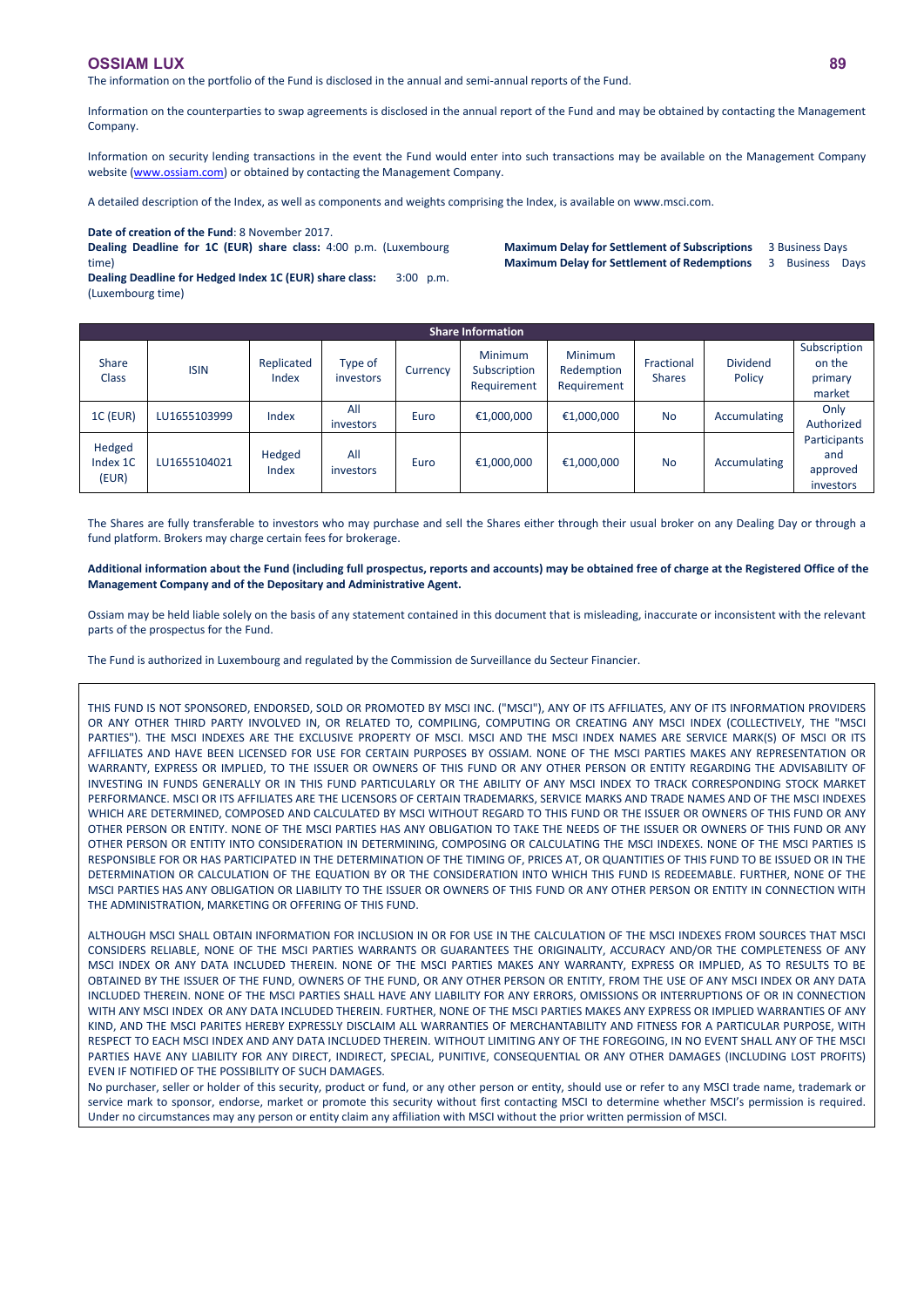The information on the portfolio of the Fund is disclosed in the annual and semi-annual reports of the Fund.

Information on the counterparties to swap agreements is disclosed in the annual report of the Fund and may be obtained by contacting the Management Company.

Information on security lending transactions in the event the Fund would enter into such transactions may be available on the Management Company website (www.ossiam.com) or obtained by contacting the Management Company.

A detailed description of the Index, as well as components and weights comprising the Index, is available on www.msci.com.

**Date of creation of the Fund**: 8 November 2017.
**Dealing Deadline for 1C (EUR) share class:** 4:00 p.m. (Luxembourg time)
**Dealing Deadline for Hedged Index 1C (EUR) share class:** 3:00 p.m. (Luxembourg time)

**Maximum Delay for Settlement of Subscriptions** 3 Business Days
**Maximum Delay for Settlement of Redemptions** 3 Business Days

| Share Information | | | | | | | | | |
|---|---|---|---|---|---|---|---|---|---|
| Share Class | ISIN | Replicated Index | Type of investors | Currency | Minimum Subscription Requirement | Minimum Redemption Requirement | Fractional Shares | Dividend Policy | Subscription on the primary market |
| 1C (EUR) | LU1655103999 | Index | All investors | Euro | €1,000,000 | €1,000,000 | No | Accumulating | Only Authorized Participants and approved investors |
| Hedged Index 1C (EUR) | LU1655104021 | Hedged Index | All investors | Euro | €1,000,000 | €1,000,000 | No | Accumulating | |

The Shares are fully transferable to investors who may purchase and sell the Shares either through their usual broker on any Dealing Day or through a fund platform. Brokers may charge certain fees for brokerage.

**Additional information about the Fund (including full prospectus, reports and accounts) may be obtained free of charge at the Registered Office of the Management Company and of the Depositary and Administrative Agent.**

Ossiam may be held liable solely on the basis of any statement contained in this document that is misleading, inaccurate or inconsistent with the relevant parts of the prospectus for the Fund.

The Fund is authorized in Luxembourg and regulated by the Commission de Surveillance du Secteur Financier.

THIS FUND IS NOT SPONSORED, ENDORSED, SOLD OR PROMOTED BY MSCI INC. ("MSCI"), ANY OF ITS AFFILIATES, ANY OF ITS INFORMATION PROVIDERS OR ANY OTHER THIRD PARTY INVOLVED IN, OR RELATED TO, COMPILING, COMPUTING OR CREATING ANY MSCI INDEX (COLLECTIVELY, THE "MSCI PARTIES"). THE MSCI INDEXES ARE THE EXCLUSIVE PROPERTY OF MSCI. MSCI AND THE MSCI INDEX NAMES ARE SERVICE MARK(S) OF MSCI OR ITS AFFILIATES AND HAVE BEEN LICENSED FOR USE FOR CERTAIN PURPOSES BY OSSIAM. NONE OF THE MSCI PARTIES MAKES ANY REPRESENTATION OR WARRANTY, EXPRESS OR IMPLIED, TO THE ISSUER OR OWNERS OF THIS FUND OR ANY OTHER PERSON OR ENTITY REGARDING THE ADVISABILITY OF INVESTING IN FUNDS GENERALLY OR IN THIS FUND PARTICULARLY OR THE ABILITY OF ANY MSCI INDEX TO TRACK CORRESPONDING STOCK MARKET PERFORMANCE. MSCI OR ITS AFFILIATES ARE THE LICENSORS OF CERTAIN TRADEMARKS, SERVICE MARKS AND TRADE NAMES AND OF THE MSCI INDEXES WHICH ARE DETERMINED, COMPOSED AND CALCULATED BY MSCI WITHOUT REGARD TO THIS FUND OR THE ISSUER OR OWNERS OF THIS FUND OR ANY OTHER PERSON OR ENTITY. NONE OF THE MSCI PARTIES HAS ANY OBLIGATION TO TAKE THE NEEDS OF THE ISSUER OR OWNERS OF THIS FUND OR ANY OTHER PERSON OR ENTITY INTO CONSIDERATION IN DETERMINING, COMPOSING OR CALCULATING THE MSCI INDEXES. NONE OF THE MSCI PARTIES IS RESPONSIBLE FOR OR HAS PARTICIPATED IN THE DETERMINATION OF THE TIMING OF, PRICES AT, OR QUANTITIES OF THIS FUND TO BE ISSUED OR IN THE DETERMINATION OR CALCULATION OF THE EQUATION BY OR THE CONSIDERATION INTO WHICH THIS FUND IS REDEEMABLE. FURTHER, NONE OF THE MSCI PARTIES HAS ANY OBLIGATION OR LIABILITY TO THE ISSUER OR OWNERS OF THIS FUND OR ANY OTHER PERSON OR ENTITY IN CONNECTION WITH THE ADMINISTRATION, MARKETING OR OFFERING OF THIS FUND.

ALTHOUGH MSCI SHALL OBTAIN INFORMATION FOR INCLUSION IN OR FOR USE IN THE CALCULATION OF THE MSCI INDEXES FROM SOURCES THAT MSCI CONSIDERS RELIABLE, NONE OF THE MSCI PARTIES WARRANTS OR GUARANTEES THE ORIGINALITY, ACCURACY AND/OR THE COMPLETENESS OF ANY MSCI INDEX OR ANY DATA INCLUDED THEREIN. NONE OF THE MSCI PARTIES MAKES ANY WARRANTY, EXPRESS OR IMPLIED, AS TO RESULTS TO BE OBTAINED BY THE ISSUER OF THE FUND, OWNERS OF THE FUND, OR ANY OTHER PERSON OR ENTITY, FROM THE USE OF ANY MSCI INDEX OR ANY DATA INCLUDED THEREIN. NONE OF THE MSCI PARTIES SHALL HAVE ANY LIABILITY FOR ANY ERRORS, OMISSIONS OR INTERRUPTIONS OF OR IN CONNECTION WITH ANY MSCI INDEX OR ANY DATA INCLUDED THEREIN. FURTHER, NONE OF THE MSCI PARTIES MAKES ANY EXPRESS OR IMPLIED WARRANTIES OF ANY KIND, AND THE MSCI PARITES HEREBY EXPRESSLY DISCLAIM ALL WARRANTIES OF MERCHANTABILITY AND FITNESS FOR A PARTICULAR PURPOSE, WITH RESPECT TO EACH MSCI INDEX AND ANY DATA INCLUDED THEREIN. WITHOUT LIMITING ANY OF THE FOREGOING, IN NO EVENT SHALL ANY OF THE MSCI PARTIES HAVE ANY LIABILITY FOR ANY DIRECT, INDIRECT, SPECIAL, PUNITIVE, CONSEQUENTIAL OR ANY OTHER DAMAGES (INCLUDING LOST PROFITS) EVEN IF NOTIFIED OF THE POSSIBILITY OF SUCH DAMAGES.
No purchaser, seller or holder of this security, product or fund, or any other person or entity, should use or refer to any MSCI trade name, trademark or service mark to sponsor, endorse, market or promote this security without first contacting MSCI to determine whether MSCI's permission is required. Under no circumstances may any person or entity claim any affiliation with MSCI without the prior written permission of MSCI.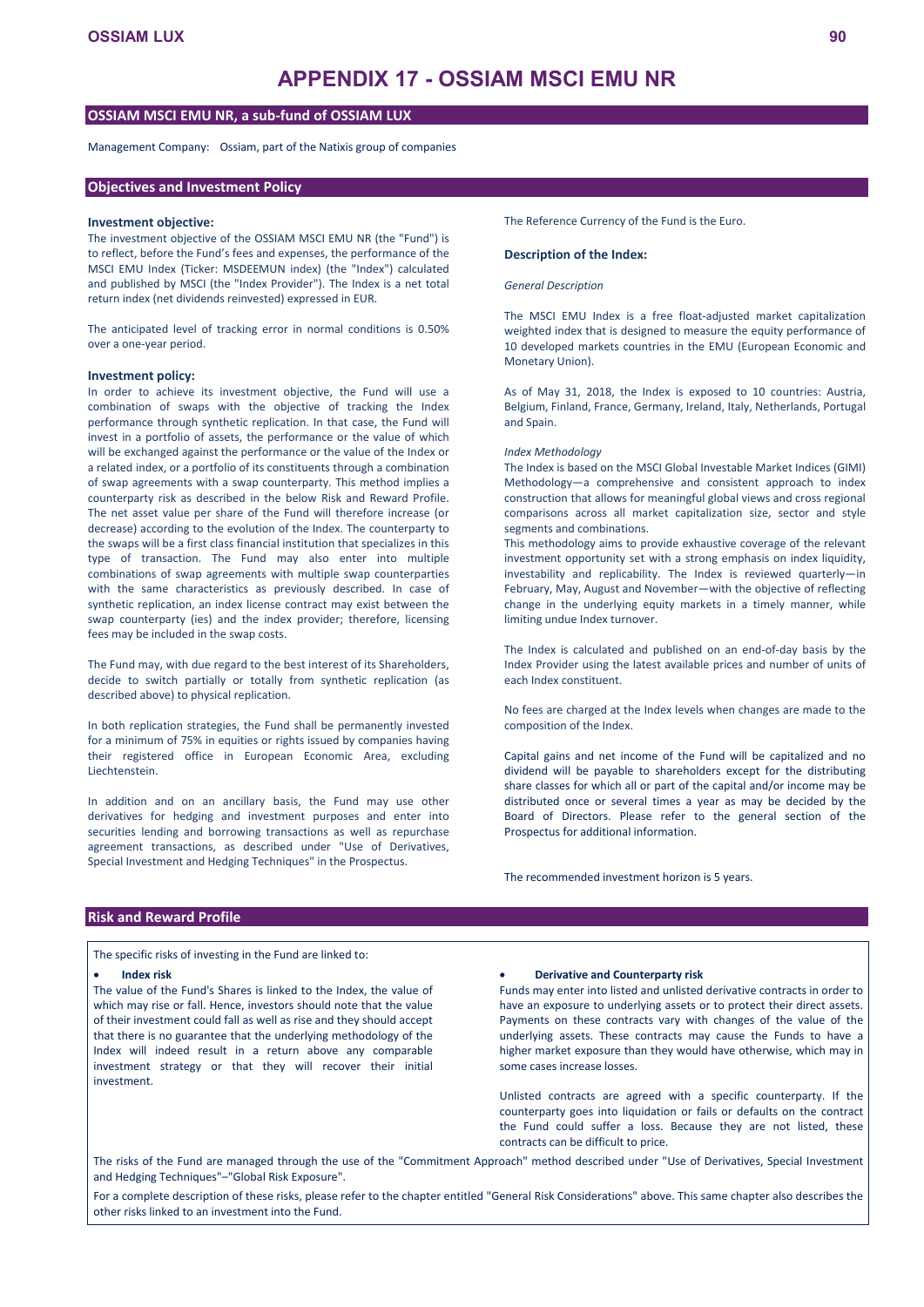# APPENDIX 17 - OSSIAM MSCI EMU NR

## OSSIAM MSCI EMU NR, a sub-fund of OSSIAM LUX

Management Company: Ossiam, part of the Natixis group of companies

## Objectives and Investment Policy

### Investment objective:

The investment objective of the OSSIAM MSCI EMU NR (the "Fund") is to reflect, before the Fund's fees and expenses, the performance of the MSCI EMU Index (Ticker: MSDEEMUN index) (the "Index") calculated and published by MSCI (the "Index Provider"). The Index is a net total return index (net dividends reinvested) expressed in EUR.

The anticipated level of tracking error in normal conditions is 0.50% over a one-year period.

### Investment policy:

In order to achieve its investment objective, the Fund will use a combination of swaps with the objective of tracking the Index performance through synthetic replication. In that case, the Fund will invest in a portfolio of assets, the performance or the value of which will be exchanged against the performance or the value of the Index or a related index, or a portfolio of its constituents through a combination of swap agreements with a swap counterparty. This method implies a counterparty risk as described in the below Risk and Reward Profile. The net asset value per share of the Fund will therefore increase (or decrease) according to the evolution of the Index. The counterparty to the swaps will be a first class financial institution that specializes in this type of transaction. The Fund may also enter into multiple combinations of swap agreements with multiple swap counterparties with the same characteristics as previously described. In case of synthetic replication, an index license contract may exist between the swap counterparty (ies) and the index provider; therefore, licensing fees may be included in the swap costs.

The Fund may, with due regard to the best interest of its Shareholders, decide to switch partially or totally from synthetic replication (as described above) to physical replication.

In both replication strategies, the Fund shall be permanently invested for a minimum of 75% in equities or rights issued by companies having their registered office in European Economic Area, excluding Liechtenstein.

In addition and on an ancillary basis, the Fund may use other derivatives for hedging and investment purposes and enter into securities lending and borrowing transactions as well as repurchase agreement transactions, as described under "Use of Derivatives, Special Investment and Hedging Techniques" in the Prospectus.

The Reference Currency of the Fund is the Euro.

### Description of the Index:

*General Description*

The MSCI EMU Index is a free float-adjusted market capitalization weighted index that is designed to measure the equity performance of 10 developed markets countries in the EMU (European Economic and Monetary Union).

As of May 31, 2018, the Index is exposed to 10 countries: Austria, Belgium, Finland, France, Germany, Ireland, Italy, Netherlands, Portugal and Spain.

*Index Methodology*

The Index is based on the MSCI Global Investable Market Indices (GIMI) Methodology—a comprehensive and consistent approach to index construction that allows for meaningful global views and cross regional comparisons across all market capitalization size, sector and style segments and combinations.

This methodology aims to provide exhaustive coverage of the relevant investment opportunity set with a strong emphasis on index liquidity, investability and replicability. The Index is reviewed quarterly—in February, May, August and November—with the objective of reflecting change in the underlying equity markets in a timely manner, while limiting undue Index turnover.

The Index is calculated and published on an end-of-day basis by the Index Provider using the latest available prices and number of units of each Index constituent.

No fees are charged at the Index levels when changes are made to the composition of the Index.

Capital gains and net income of the Fund will be capitalized and no dividend will be payable to shareholders except for the distributing share classes for which all or part of the capital and/or income may be distributed once or several times a year as may be decided by the Board of Directors. Please refer to the general section of the Prospectus for additional information.

The recommended investment horizon is 5 years.

## Risk and Reward Profile

The specific risks of investing in the Fund are linked to:

- **Index risk**

The value of the Fund's Shares is linked to the Index, the value of which may rise or fall. Hence, investors should note that the value of their investment could fall as well as rise and they should accept that there is no guarantee that the underlying methodology of the Index will indeed result in a return above any comparable investment strategy or that they will recover their initial investment.

- **Derivative and Counterparty risk**

Funds may enter into listed and unlisted derivative contracts in order to have an exposure to underlying assets or to protect their direct assets. Payments on these contracts vary with changes of the value of the underlying assets. These contracts may cause the Funds to have a higher market exposure than they would have otherwise, which may in some cases increase losses.

Unlisted contracts are agreed with a specific counterparty. If the counterparty goes into liquidation or fails or defaults on the contract the Fund could suffer a loss. Because they are not listed, these contracts can be difficult to price.

The risks of the Fund are managed through the use of the "Commitment Approach" method described under "Use of Derivatives, Special Investment and Hedging Techniques"–"Global Risk Exposure".

For a complete description of these risks, please refer to the chapter entitled "General Risk Considerations" above. This same chapter also describes the other risks linked to an investment into the Fund.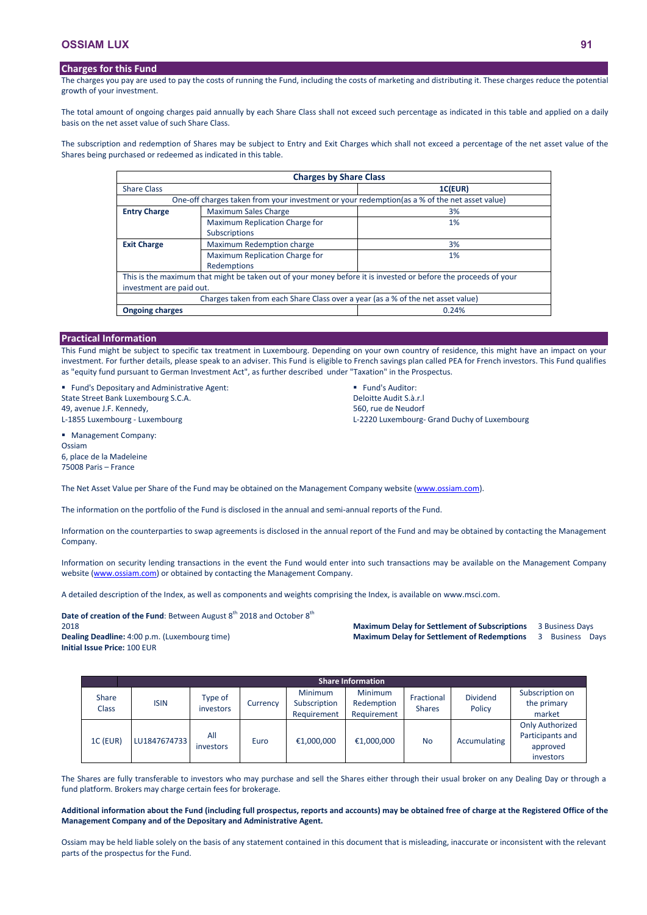## Charges for this Fund

The charges you pay are used to pay the costs of running the Fund, including the costs of marketing and distributing it. These charges reduce the potential growth of your investment.

The total amount of ongoing charges paid annually by each Share Class shall not exceed such percentage as indicated in this table and applied on a daily basis on the net asset value of such Share Class.

The subscription and redemption of Shares may be subject to Entry and Exit Charges which shall not exceed a percentage of the net asset value of the Shares being purchased or redeemed as indicated in this table.

| **Charges by Share Class** | | |
|---|---|---|
| Share Class | | **1C(EUR)** |
| One-off charges taken from your investment or your redemption(as a % of the net asset value) | | |
| **Entry Charge** | Maximum Sales Charge | 3% |
| | Maximum Replication Charge for Subscriptions | 1% |
| **Exit Charge** | Maximum Redemption charge | 3% |
| | Maximum Replication Charge for Redemptions | 1% |
| This is the maximum that might be taken out of your money before it is invested or before the proceeds of your investment are paid out. | | |
| Charges taken from each Share Class over a year (as a % of the net asset value) | | |
| **Ongoing charges** | | 0.24% |

## Practical Information

This Fund might be subject to specific tax treatment in Luxembourg. Depending on your own country of residence, this might have an impact on your investment. For further details, please speak to an adviser. This Fund is eligible to French savings plan called PEA for French investors. This Fund qualifies as "equity fund pursuant to German Investment Act", as further described under "Taxation" in the Prospectus.

- Fund's Depositary and Administrative Agent:
State Street Bank Luxembourg S.C.A.
49, avenue J.F. Kennedy,
L-1855 Luxembourg - Luxembourg

- Fund's Auditor:
Deloitte Audit S.à.r.l
560, rue de Neudorf
L-2220 Luxembourg- Grand Duchy of Luxembourg

- Management Company:
Ossiam
6, place de la Madeleine
75008 Paris – France

The Net Asset Value per Share of the Fund may be obtained on the Management Company website (www.ossiam.com).

The information on the portfolio of the Fund is disclosed in the annual and semi-annual reports of the Fund.

Information on the counterparties to swap agreements is disclosed in the annual report of the Fund and may be obtained by contacting the Management Company.

Information on security lending transactions in the event the Fund would enter into such transactions may be available on the Management Company website (www.ossiam.com) or obtained by contacting the Management Company.

A detailed description of the Index, as well as components and weights comprising the Index, is available on www.msci.com.

**Date of creation of the Fund**: Between August 8th 2018 and October 8th 2018
**Dealing Deadline:** 4:00 p.m. (Luxembourg time)
**Initial Issue Price:** 100 EUR

**Maximum Delay for Settlement of Subscriptions** 3 Business Days
**Maximum Delay for Settlement of Redemptions** 3 Business Days

| Share Class | ISIN | Type of investors | Currency | Minimum Subscription Requirement | Minimum Redemption Requirement | Fractional Shares | Dividend Policy | Subscription on the primary market |
|---|---|---|---|---|---|---|---|---|
| 1C (EUR) | LU1847674733 | All investors | Euro | €1,000,000 | €1,000,000 | No | Accumulating | Only Authorized Participants and approved investors |

The Shares are fully transferable to investors who may purchase and sell the Shares either through their usual broker on any Dealing Day or through a fund platform. Brokers may charge certain fees for brokerage.

**Additional information about the Fund (including full prospectus, reports and accounts) may be obtained free of charge at the Registered Office of the Management Company and of the Depositary and Administrative Agent.**

Ossiam may be held liable solely on the basis of any statement contained in this document that is misleading, inaccurate or inconsistent with the relevant parts of the prospectus for the Fund.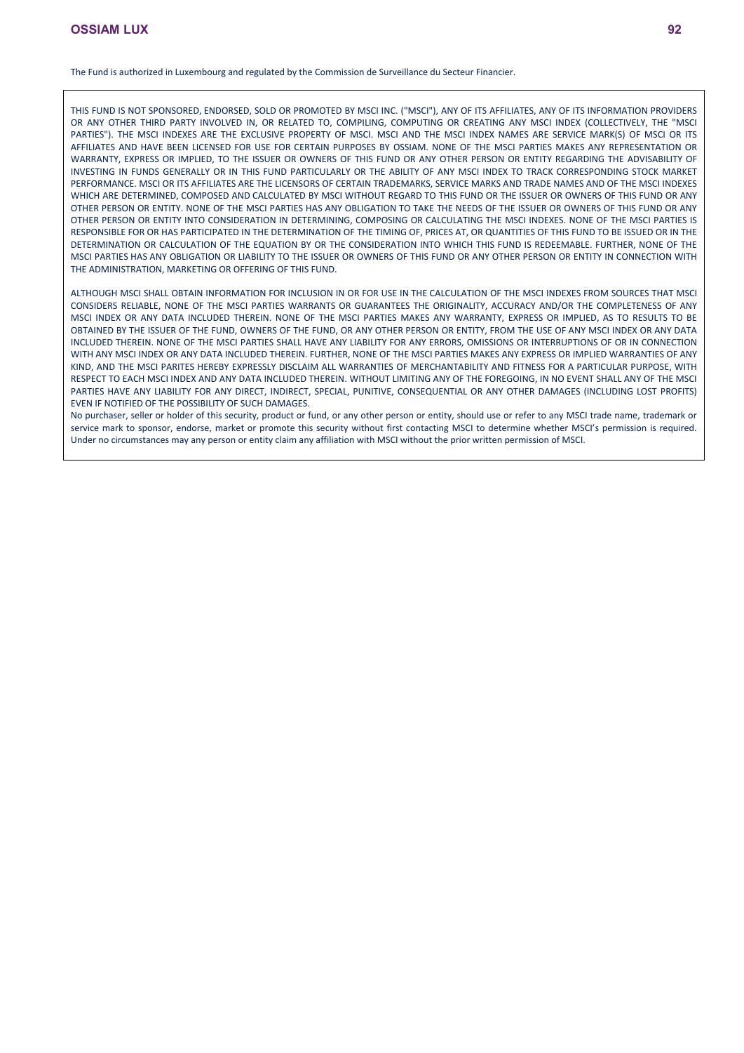The Fund is authorized in Luxembourg and regulated by the Commission de Surveillance du Secteur Financier.

THIS FUND IS NOT SPONSORED, ENDORSED, SOLD OR PROMOTED BY MSCI INC. ("MSCI"), ANY OF ITS AFFILIATES, ANY OF ITS INFORMATION PROVIDERS OR ANY OTHER THIRD PARTY INVOLVED IN, OR RELATED TO, COMPILING, COMPUTING OR CREATING ANY MSCI INDEX (COLLECTIVELY, THE "MSCI PARTIES"). THE MSCI INDEXES ARE THE EXCLUSIVE PROPERTY OF MSCI. MSCI AND THE MSCI INDEX NAMES ARE SERVICE MARK(S) OF MSCI OR ITS AFFILIATES AND HAVE BEEN LICENSED FOR USE FOR CERTAIN PURPOSES BY OSSIAM. NONE OF THE MSCI PARTIES MAKES ANY REPRESENTATION OR WARRANTY, EXPRESS OR IMPLIED, TO THE ISSUER OR OWNERS OF THIS FUND OR ANY OTHER PERSON OR ENTITY REGARDING THE ADVISABILITY OF INVESTING IN FUNDS GENERALLY OR IN THIS FUND PARTICULARLY OR THE ABILITY OF ANY MSCI INDEX TO TRACK CORRESPONDING STOCK MARKET PERFORMANCE. MSCI OR ITS AFFILIATES ARE THE LICENSORS OF CERTAIN TRADEMARKS, SERVICE MARKS AND TRADE NAMES AND OF THE MSCI INDEXES WHICH ARE DETERMINED, COMPOSED AND CALCULATED BY MSCI WITHOUT REGARD TO THIS FUND OR THE ISSUER OR OWNERS OF THIS FUND OR ANY OTHER PERSON OR ENTITY. NONE OF THE MSCI PARTIES HAS ANY OBLIGATION TO TAKE THE NEEDS OF THE ISSUER OR OWNERS OF THIS FUND OR ANY OTHER PERSON OR ENTITY INTO CONSIDERATION IN DETERMINING, COMPOSING OR CALCULATING THE MSCI INDEXES. NONE OF THE MSCI PARTIES IS RESPONSIBLE FOR OR HAS PARTICIPATED IN THE DETERMINATION OF THE TIMING OF, PRICES AT, OR QUANTITIES OF THIS FUND TO BE ISSUED OR IN THE DETERMINATION OR CALCULATION OF THE EQUATION BY OR THE CONSIDERATION INTO WHICH THIS FUND IS REDEEMABLE. FURTHER, NONE OF THE MSCI PARTIES HAS ANY OBLIGATION OR LIABILITY TO THE ISSUER OR OWNERS OF THIS FUND OR ANY OTHER PERSON OR ENTITY IN CONNECTION WITH THE ADMINISTRATION, MARKETING OR OFFERING OF THIS FUND.

ALTHOUGH MSCI SHALL OBTAIN INFORMATION FOR INCLUSION IN OR FOR USE IN THE CALCULATION OF THE MSCI INDEXES FROM SOURCES THAT MSCI CONSIDERS RELIABLE, NONE OF THE MSCI PARTIES WARRANTS OR GUARANTEES THE ORIGINALITY, ACCURACY AND/OR THE COMPLETENESS OF ANY MSCI INDEX OR ANY DATA INCLUDED THEREIN. NONE OF THE MSCI PARTIES MAKES ANY WARRANTY, EXPRESS OR IMPLIED, AS TO RESULTS TO BE OBTAINED BY THE ISSUER OF THE FUND, OWNERS OF THE FUND, OR ANY OTHER PERSON OR ENTITY, FROM THE USE OF ANY MSCI INDEX OR ANY DATA INCLUDED THEREIN. NONE OF THE MSCI PARTIES SHALL HAVE ANY LIABILITY FOR ANY ERRORS, OMISSIONS OR INTERRUPTIONS OF OR IN CONNECTION WITH ANY MSCI INDEX OR ANY DATA INCLUDED THEREIN. FURTHER, NONE OF THE MSCI PARTIES MAKES ANY EXPRESS OR IMPLIED WARRANTIES OF ANY KIND, AND THE MSCI PARITES HEREBY EXPRESSLY DISCLAIM ALL WARRANTIES OF MERCHANTABILITY AND FITNESS FOR A PARTICULAR PURPOSE, WITH RESPECT TO EACH MSCI INDEX AND ANY DATA INCLUDED THEREIN. WITHOUT LIMITING ANY OF THE FOREGOING, IN NO EVENT SHALL ANY OF THE MSCI PARTIES HAVE ANY LIABILITY FOR ANY DIRECT, INDIRECT, SPECIAL, PUNITIVE, CONSEQUENTIAL OR ANY OTHER DAMAGES (INCLUDING LOST PROFITS) EVEN IF NOTIFIED OF THE POSSIBILITY OF SUCH DAMAGES.

No purchaser, seller or holder of this security, product or fund, or any other person or entity, should use or refer to any MSCI trade name, trademark or service mark to sponsor, endorse, market or promote this security without first contacting MSCI to determine whether MSCI's permission is required. Under no circumstances may any person or entity claim any affiliation with MSCI without the prior written permission of MSCI.